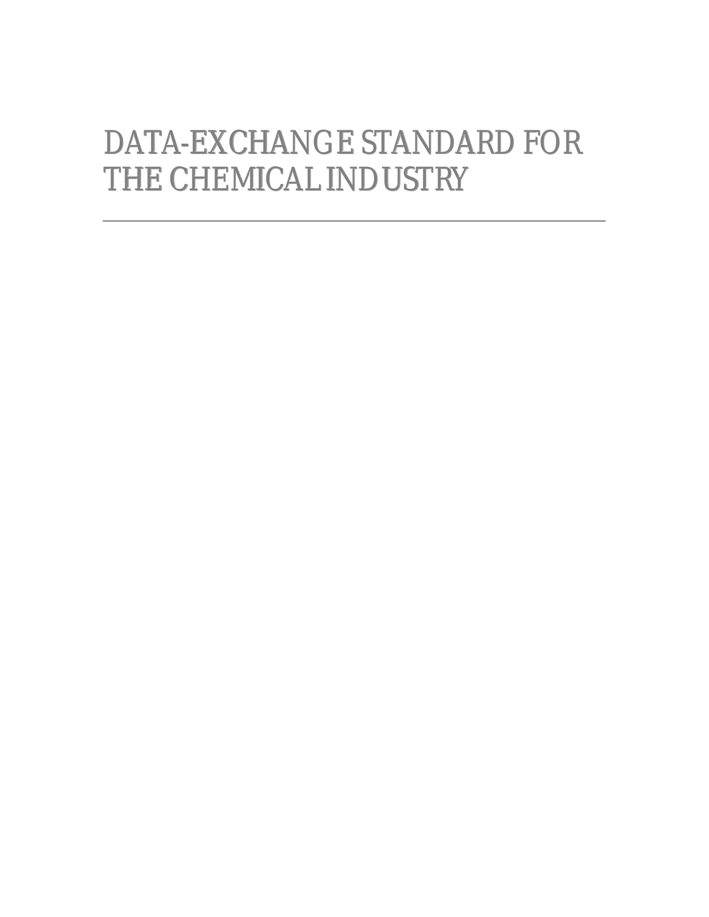# DATA-EXCHANGE STANDARD FOR THE CHEMICAL INDUSTRY

---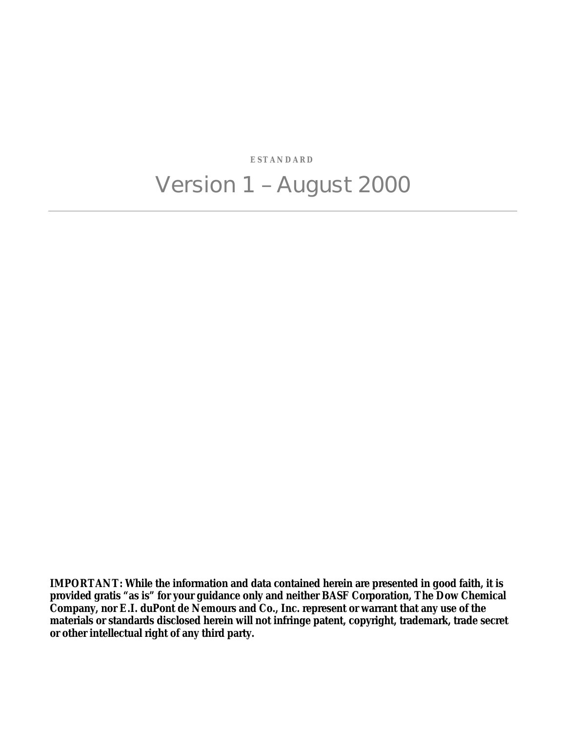**ESTANDARD**

# Version 1 – August 2000

---

**IMPORTANT: While the information and data contained herein are presented in good faith, it is provided gratis "as is" for your guidance only and neither BASF Corporation, The Dow Chemical Company, nor E.I. duPont de Nemours and Co., Inc. represent or warrant that any use of the materials or standards disclosed herein will not infringe patent, copyright, trademark, trade secret or other intellectual right of any third party.**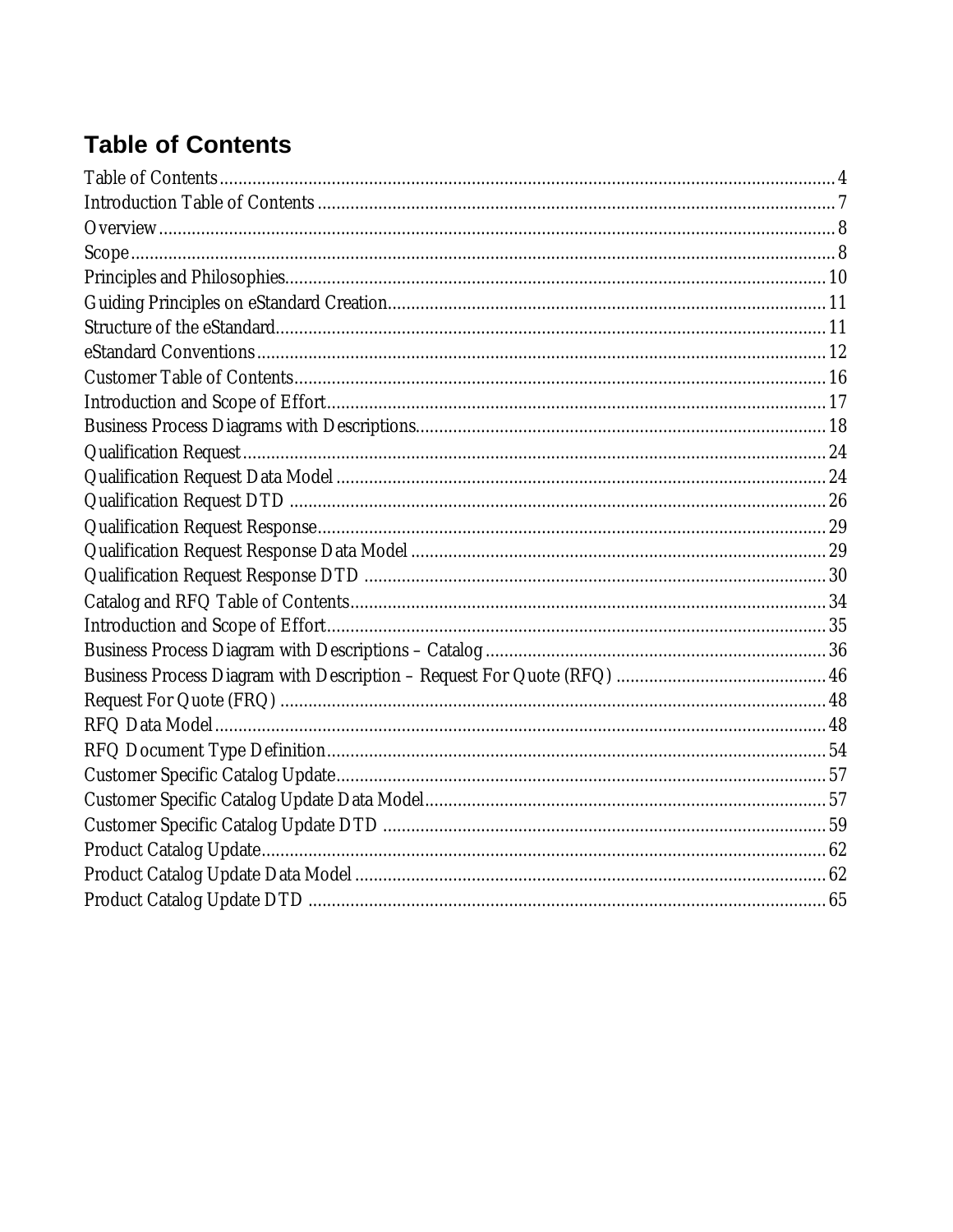# Table of Contents

Table of Contents ........ 4
Introduction Table of Contents ........ 7
Overview ........ 8
Scope ........ 8
Principles and Philosophies ........ 10
Guiding Principles on eStandard Creation ........ 11
Structure of the eStandard ........ 11
eStandard Conventions ........ 12
Customer Table of Contents ........ 16
Introduction and Scope of Effort ........ 17
Business Process Diagrams with Descriptions ........ 18
Qualification Request ........ 24
Qualification Request Data Model ........ 24
Qualification Request DTD ........ 26
Qualification Request Response ........ 29
Qualification Request Response Data Model ........ 29
Qualification Request Response DTD ........ 30
Catalog and RFQ Table of Contents ........ 34
Introduction and Scope of Effort ........ 35
Business Process Diagram with Descriptions – Catalog ........ 36
Business Process Diagram with Description – Request For Quote (RFQ) ........ 46
Request For Quote (FRQ) ........ 48
RFQ Data Model ........ 48
RFQ Document Type Definition ........ 54
Customer Specific Catalog Update ........ 57
Customer Specific Catalog Update Data Model ........ 57
Customer Specific Catalog Update DTD ........ 59
Product Catalog Update ........ 62
Product Catalog Update Data Model ........ 62
Product Catalog Update DTD ........ 65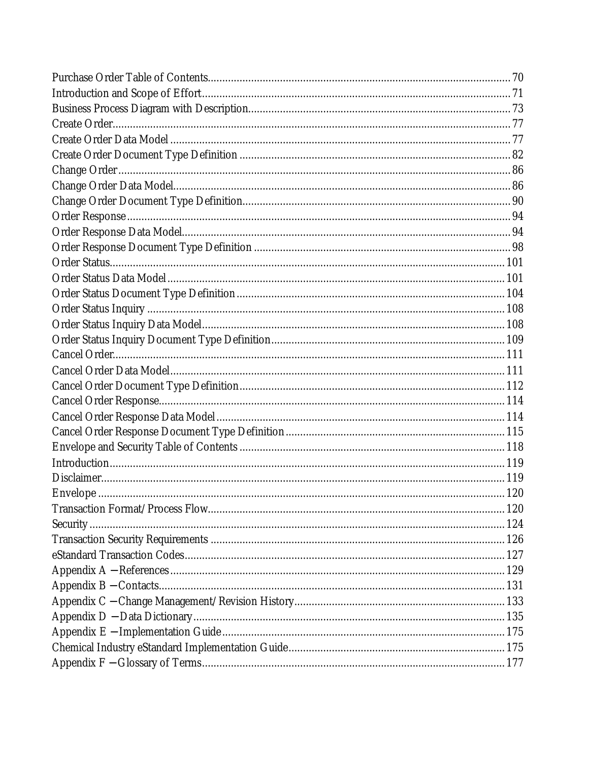Purchase Order Table of Contents........................................................................................................70
Introduction and Scope of Effort..........................................................................................................71
Business Process Diagram with Description.........................................................................................73
Create Order.........................................................................................................................................77
Create Order Data Model.....................................................................................................................77
Create Order Document Type Definition .............................................................................................82
Change Order ......................................................................................................................................86
Change Order Data Model...................................................................................................................86
Change Order Document Type Definition............................................................................................90
Order Response....................................................................................................................................94
Order Response Data Model................................................................................................................94
Order Response Document Type Definition ........................................................................................98
Order Status.......................................................................................................................................101
Order Status Data Model ...................................................................................................................101
Order Status Document Type Definition ...........................................................................................104
Order Status Inquiry ..........................................................................................................................108
Order Status Inquiry Data Model.......................................................................................................108
Order Status Inquiry Document Type Definition...............................................................................109
Cancel Order......................................................................................................................................111
Cancel Order Data Model..................................................................................................................111
Cancel Order Document Type Definition...........................................................................................112
Cancel Order Response......................................................................................................................114
Cancel Order Response Data Model..................................................................................................114
Cancel Order Response Document Type Definition..........................................................................115
Envelope and Security Table of Contents ..........................................................................................118
Introduction.......................................................................................................................................119
Disclaimer..........................................................................................................................................119
Envelope ............................................................................................................................................120
Transaction Format/Process Flow......................................................................................................120
Security ..............................................................................................................................................124
Transaction Security Requirements ...................................................................................................126
eStandard Transaction Codes.............................................................................................................127
Appendix A – References..................................................................................................................129
Appendix B – Contacts......................................................................................................................131
Appendix C – Change Management/Revision History......................................................................133
Appendix D – Data Dictionary..........................................................................................................135
Appendix E – Implementation Guide.................................................................................................175
Chemical Industry eStandard Implementation Guide.........................................................................175
Appendix F – Glossary of Terms........................................................................................................177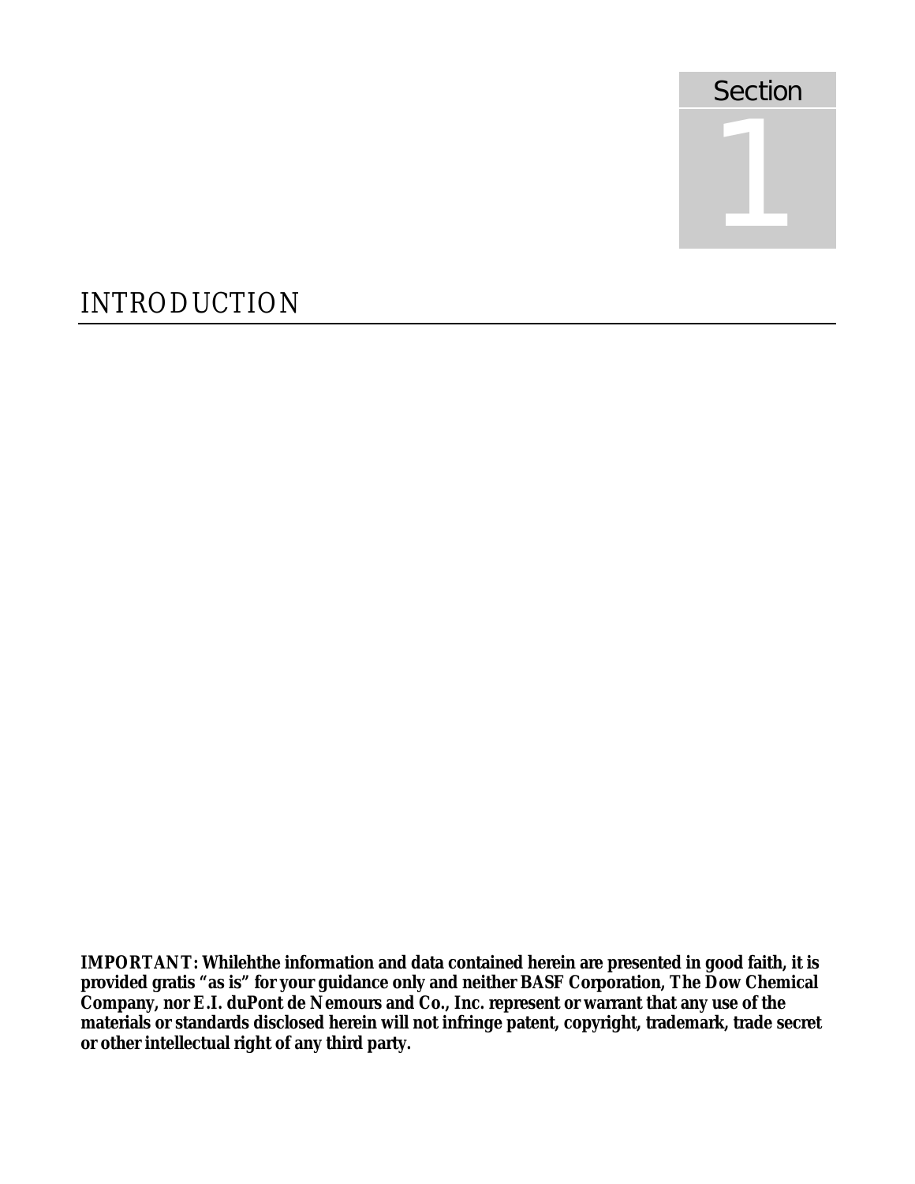# Section 1

## INTRODUCTION

**IMPORTANT: Whilehthe information and data contained herein are presented in good faith, it is provided gratis "as is" for your guidance only and neither BASF Corporation, The Dow Chemical Company, nor E.I. duPont de Nemours and Co., Inc. represent or warrant that any use of the materials or standards disclosed herein will not infringe patent, copyright, trademark, trade secret or other intellectual right of any third party.**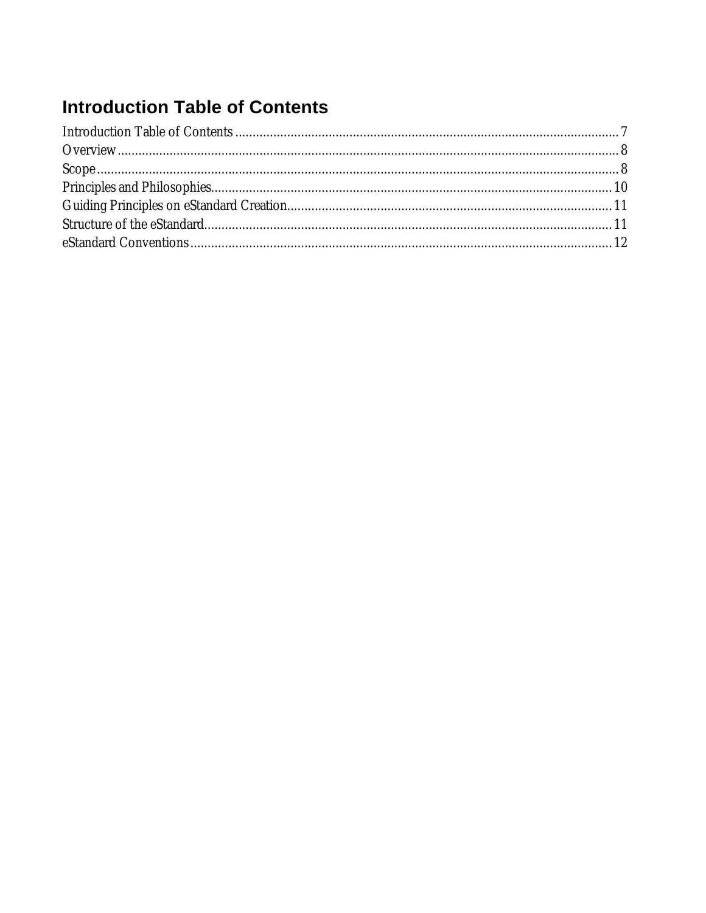## Introduction Table of Contents

Introduction Table of Contents ........................................................................................................... 7
Overview ............................................................................................................................................ 8
Scope ................................................................................................................................................. 8
Principles and Philosophies ............................................................................................................. 10
Guiding Principles on eStandard Creation ........................................................................................ 11
Structure of the eStandard ................................................................................................................ 11
eStandard Conventions ..................................................................................................................... 12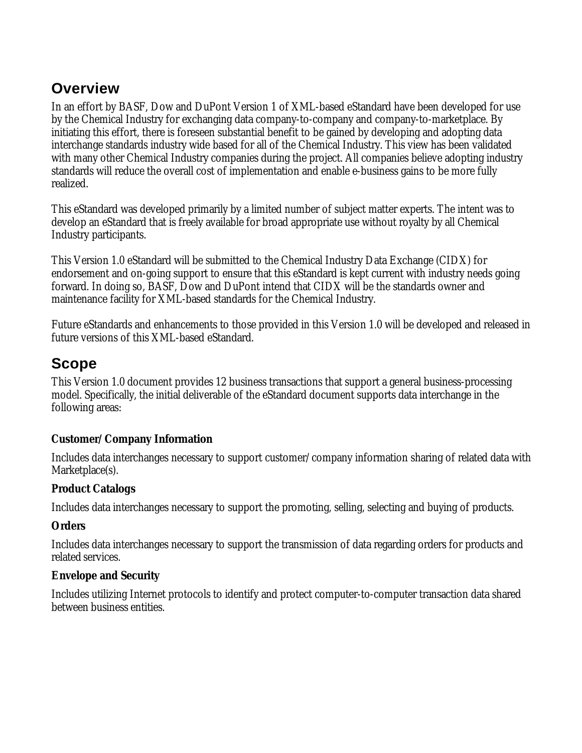## Overview

In an effort by BASF, Dow and DuPont Version 1 of XML-based eStandard have been developed for use by the Chemical Industry for exchanging data company-to-company and company-to-marketplace. By initiating this effort, there is foreseen substantial benefit to be gained by developing and adopting data interchange standards industry wide based for all of the Chemical Industry. This view has been validated with many other Chemical Industry companies during the project. All companies believe adopting industry standards will reduce the overall cost of implementation and enable e-business gains to be more fully realized.

This eStandard was developed primarily by a limited number of subject matter experts. The intent was to develop an eStandard that is freely available for broad appropriate use without royalty by all Chemical Industry participants.

This Version 1.0 eStandard will be submitted to the Chemical Industry Data Exchange (CIDX) for endorsement and on-going support to ensure that this eStandard is kept current with industry needs going forward. In doing so, BASF, Dow and DuPont intend that CIDX will be the standards owner and maintenance facility for XML-based standards for the Chemical Industry.

Future eStandards and enhancements to those provided in this Version 1.0 will be developed and released in future versions of this XML-based eStandard.

## Scope

This Version 1.0 document provides 12 business transactions that support a general business-processing model. Specifically, the initial deliverable of the eStandard document supports data interchange in the following areas:

**Customer/Company Information**

Includes data interchanges necessary to support customer/company information sharing of related data with Marketplace(s).

**Product Catalogs**

Includes data interchanges necessary to support the promoting, selling, selecting and buying of products.

**Orders**

Includes data interchanges necessary to support the transmission of data regarding orders for products and related services.

**Envelope and Security**

Includes utilizing Internet protocols to identify and protect computer-to-computer transaction data shared between business entities.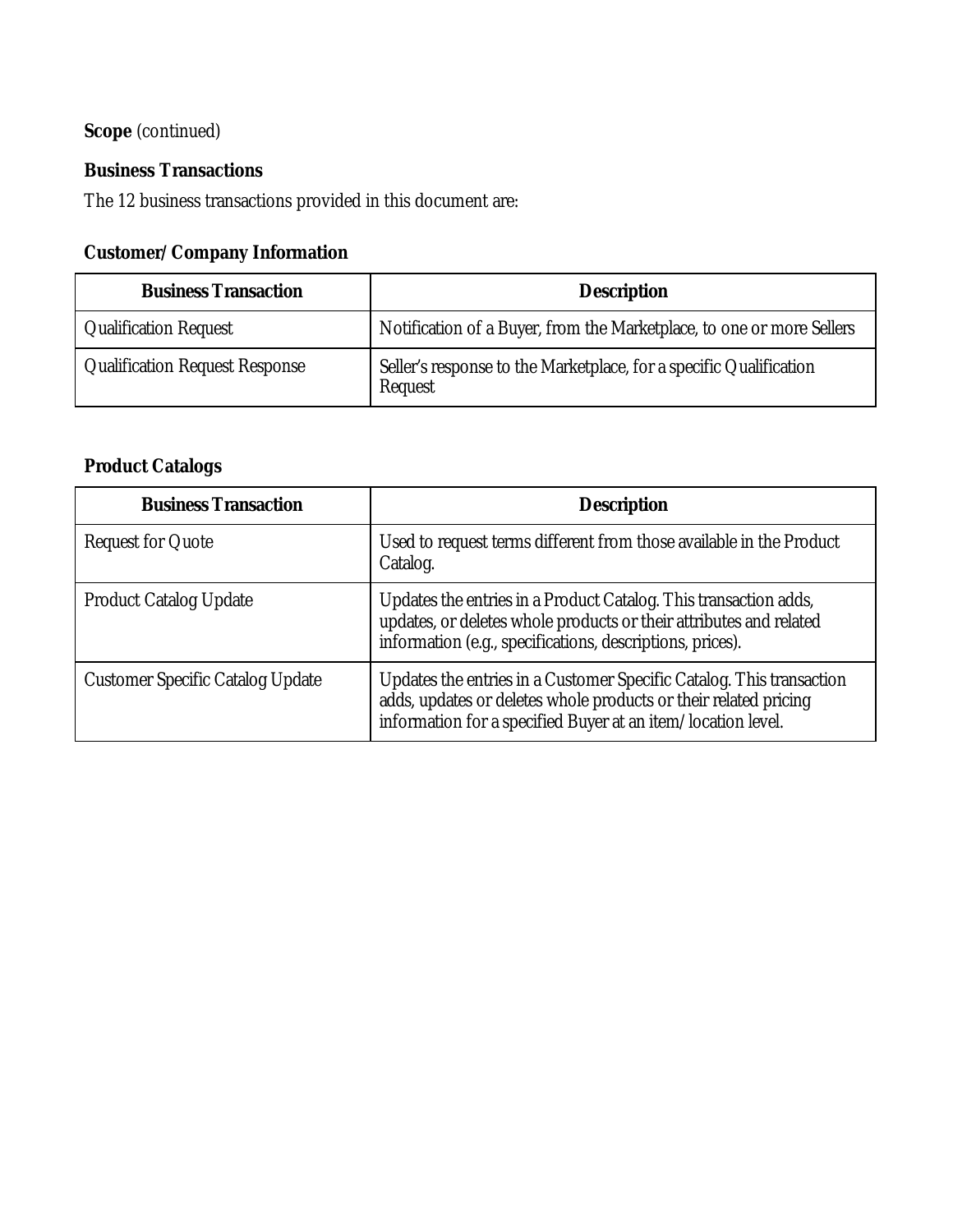**Scope** *(continued)*

### Business Transactions

The 12 business transactions provided in this document are:

#### Customer/Company Information

| Business Transaction | Description |
|---|---|
| Qualification Request | Notification of a Buyer, from the Marketplace, to one or more Sellers |
| Qualification Request Response | Seller's response to the Marketplace, for a specific Qualification Request |

#### Product Catalogs

| Business Transaction | Description |
|---|---|
| Request for Quote | Used to request terms different from those available in the Product Catalog. |
| Product Catalog Update | Updates the entries in a Product Catalog. This transaction adds, updates, or deletes whole products or their attributes and related information (e.g., specifications, descriptions, prices). |
| Customer Specific Catalog Update | Updates the entries in a Customer Specific Catalog. This transaction adds, updates or deletes whole products or their related pricing information for a specified Buyer at an item/location level. |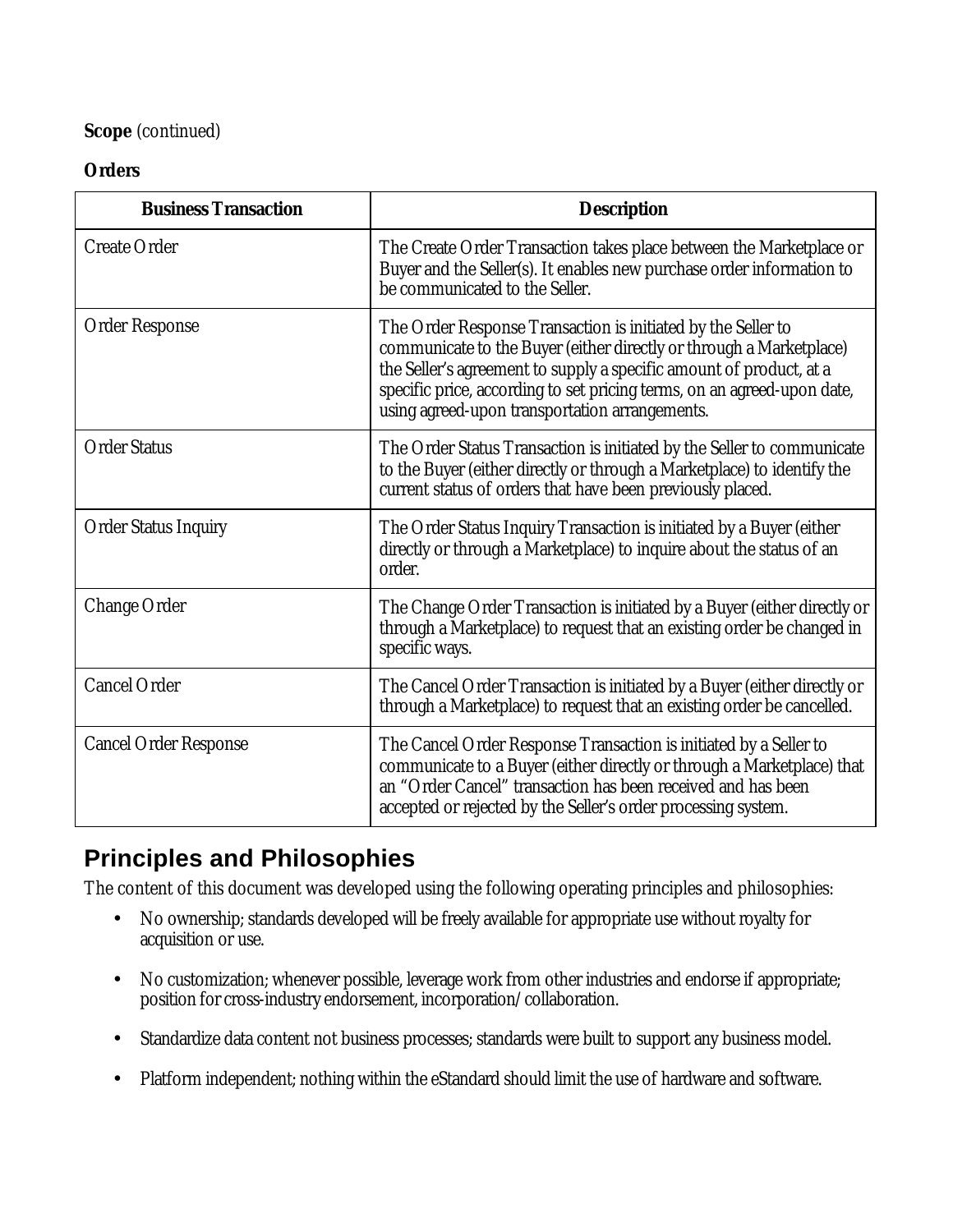**Scope** *(continued)*

**Orders**

| Business Transaction | Description |
|---|---|
| Create Order | The Create Order Transaction takes place between the Marketplace or Buyer and the Seller(s). It enables new purchase order information to be communicated to the Seller. |
| Order Response | The Order Response Transaction is initiated by the Seller to communicate to the Buyer (either directly or through a Marketplace) the Seller's agreement to supply a specific amount of product, at a specific price, according to set pricing terms, on an agreed-upon date, using agreed-upon transportation arrangements. |
| Order Status | The Order Status Transaction is initiated by the Seller to communicate to the Buyer (either directly or through a Marketplace) to identify the current status of orders that have been previously placed. |
| Order Status Inquiry | The Order Status Inquiry Transaction is initiated by a Buyer (either directly or through a Marketplace) to inquire about the status of an order. |
| Change Order | The Change Order Transaction is initiated by a Buyer (either directly or through a Marketplace) to request that an existing order be changed in specific ways. |
| Cancel Order | The Cancel Order Transaction is initiated by a Buyer (either directly or through a Marketplace) to request that an existing order be cancelled. |
| Cancel Order Response | The Cancel Order Response Transaction is initiated by a Seller to communicate to a Buyer (either directly or through a Marketplace) that an "Order Cancel" transaction has been received and has been accepted or rejected by the Seller's order processing system. |

## Principles and Philosophies

The content of this document was developed using the following operating principles and philosophies:

- No ownership; standards developed will be freely available for appropriate use without royalty for acquisition or use.
- No customization; whenever possible, leverage work from other industries and endorse if appropriate; position for cross-industry endorsement, incorporation/collaboration.
- Standardize data content not business processes; standards were built to support any business model.
- Platform independent; nothing within the eStandard should limit the use of hardware and software.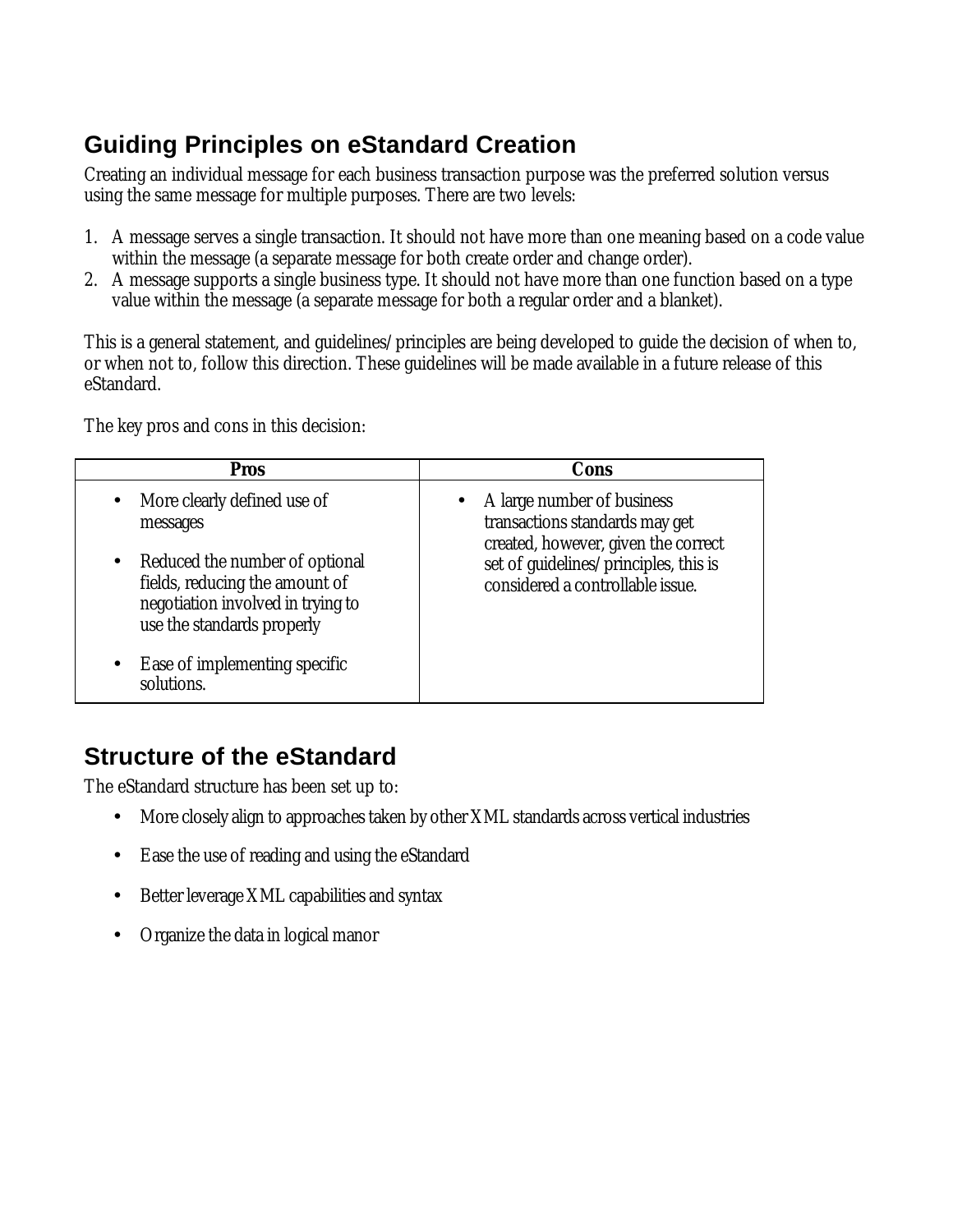## Guiding Principles on eStandard Creation

Creating an individual message for each business transaction purpose was the preferred solution versus using the same message for multiple purposes. There are two levels:

1. A message serves a single transaction. It should not have more than one meaning based on a code value within the message (a separate message for both create order and change order).
2. A message supports a single business type. It should not have more than one function based on a type value within the message (a separate message for both a regular order and a blanket).

This is a general statement, and guidelines/principles are being developed to guide the decision of when to, or when not to, follow this direction. These guidelines will be made available in a future release of this eStandard.

The key pros and cons in this decision:

| Pros | Cons |
|---|---|
| • More clearly defined use of messages<br>• Reduced the number of optional fields, reducing the amount of negotiation involved in trying to use the standards properly<br>• Ease of implementing specific solutions. | • A large number of business transactions standards may get created, however, given the correct set of guidelines/principles, this is considered a controllable issue. |

## Structure of the eStandard

The eStandard structure has been set up to:

- More closely align to approaches taken by other XML standards across vertical industries
- Ease the use of reading and using the eStandard
- Better leverage XML capabilities and syntax
- Organize the data in logical manor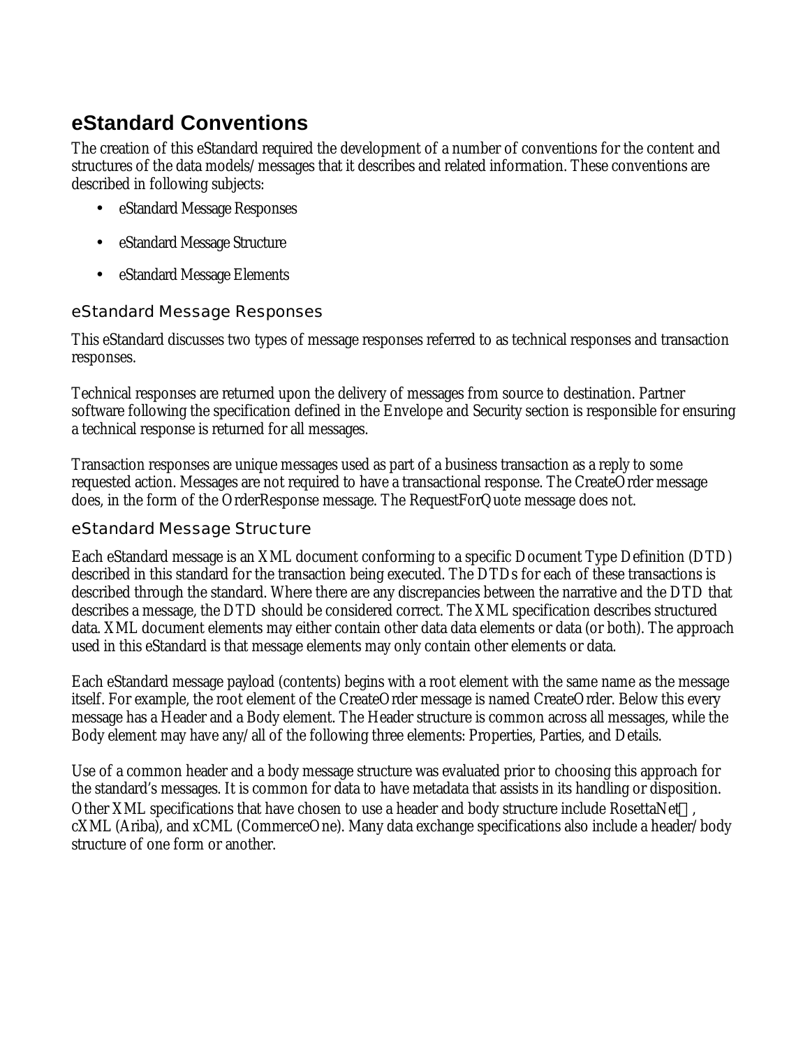# eStandard Conventions

The creation of this eStandard required the development of a number of conventions for the content and structures of the data models/messages that it describes and related information. These conventions are described in following subjects:

- eStandard Message Responses
- eStandard Message Structure
- eStandard Message Elements

## eStandard Message Responses

This eStandard discusses two types of message responses referred to as technical responses and transaction responses.

Technical responses are returned upon the delivery of messages from source to destination. Partner software following the specification defined in the Envelope and Security section is responsible for ensuring a technical response is returned for all messages.

Transaction responses are unique messages used as part of a business transaction as a reply to some requested action. Messages are not required to have a transactional response. The CreateOrder message does, in the form of the OrderResponse message. The RequestForQuote message does not.

## eStandard Message Structure

Each eStandard message is an XML document conforming to a specific Document Type Definition (DTD) described in this standard for the transaction being executed. The DTDs for each of these transactions is described through the standard. Where there are any discrepancies between the narrative and the DTD that describes a message, the DTD should be considered correct. The XML specification describes structured data. XML document elements may either contain other data data elements or data (or both). The approach used in this eStandard is that message elements may only contain other elements or data.

Each eStandard message payload (contents) begins with a root element with the same name as the message itself. For example, the root element of the CreateOrder message is named CreateOrder. Below this every message has a Header and a Body element. The Header structure is common across all messages, while the Body element may have any/all of the following three elements: Properties, Parties, and Details.

Use of a common header and a body message structure was evaluated prior to choosing this approach for the standard's messages. It is common for data to have metadata that assists in its handling or disposition. Other XML specifications that have chosen to use a header and body structure include RosettaNet™, cXML (Ariba), and xCML (CommerceOne). Many data exchange specifications also include a header/body structure of one form or another.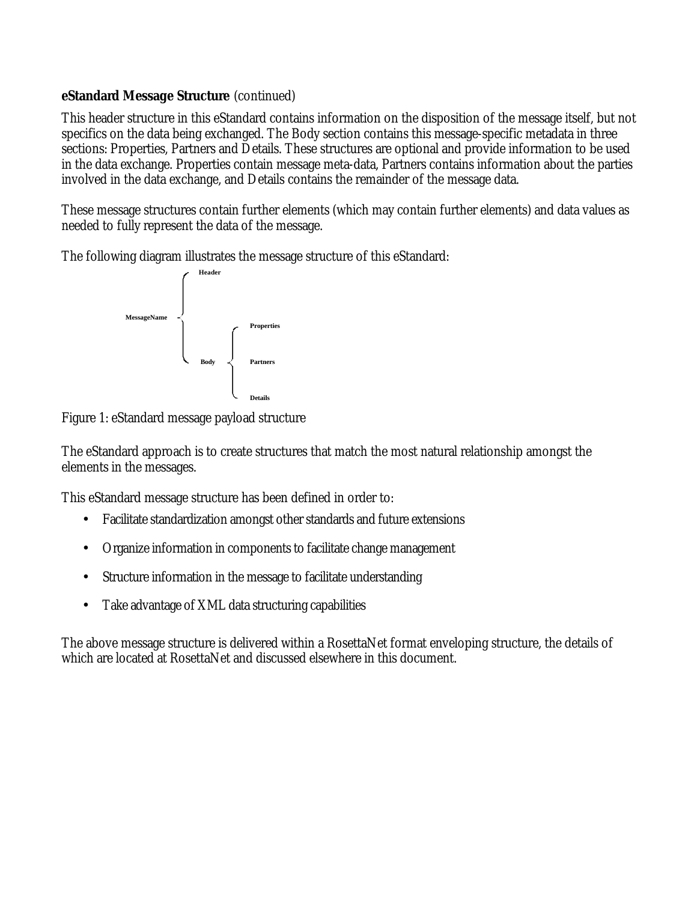**eStandard Message Structure** (continued)

This header structure in this eStandard contains information on the disposition of the message itself, but not specifics on the data being exchanged. The Body section contains this message-specific metadata in three sections: Properties, Partners and Details. These structures are optional and provide information to be used in the data exchange. Properties contain message meta-data, Partners contains information about the parties involved in the data exchange, and Details contains the remainder of the message data.

These message structures contain further elements (which may contain further elements) and data values as needed to fully represent the data of the message.

The following diagram illustrates the message structure of this eStandard:

```
                  Header
MessageName  -{
                  Body  -{  Properties
                            Partners
                            Details
```

Figure 1: eStandard message payload structure

The eStandard approach is to create structures that match the most natural relationship amongst the elements in the messages.

This eStandard message structure has been defined in order to:

- Facilitate standardization amongst other standards and future extensions
- Organize information in components to facilitate change management
- Structure information in the message to facilitate understanding
- Take advantage of XML data structuring capabilities

The above message structure is delivered within a RosettaNet format enveloping structure, the details of which are located at RosettaNet and discussed elsewhere in this document.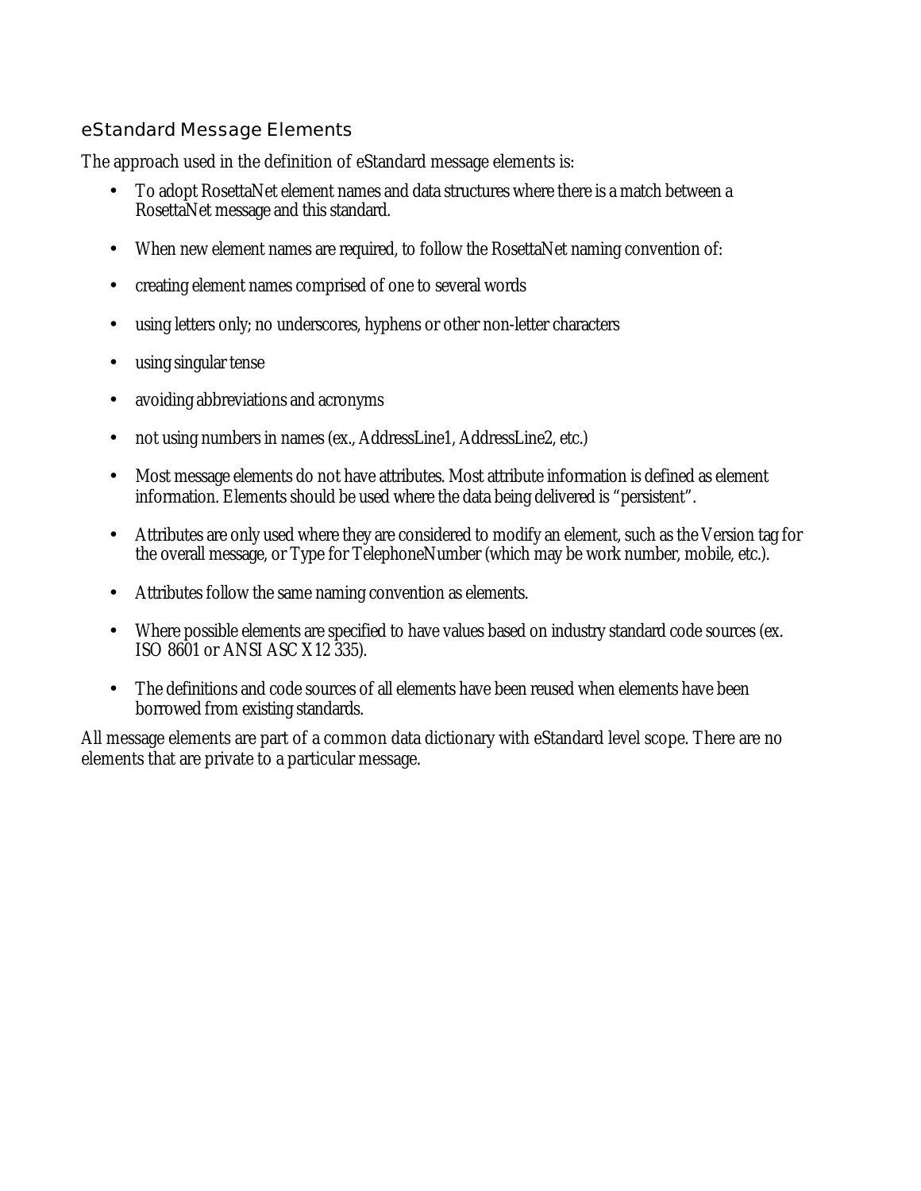## eStandard Message Elements

The approach used in the definition of eStandard message elements is:

- To adopt RosettaNet element names and data structures where there is a match between a RosettaNet message and this standard.
- When new element names are required, to follow the RosettaNet naming convention of:
- creating element names comprised of one to several words
- using letters only; no underscores, hyphens or other non-letter characters
- using singular tense
- avoiding abbreviations and acronyms
- not using numbers in names (ex., AddressLine1, AddressLine2, etc.)
- Most message elements do not have attributes. Most attribute information is defined as element information. Elements should be used where the data being delivered is "persistent".
- Attributes are only used where they are considered to modify an element, such as the Version tag for the overall message, or Type for TelephoneNumber (which may be work number, mobile, etc.).
- Attributes follow the same naming convention as elements.
- Where possible elements are specified to have values based on industry standard code sources (ex. ISO 8601 or ANSI ASC X12 335).
- The definitions and code sources of all elements have been reused when elements have been borrowed from existing standards.

All message elements are part of a common data dictionary with eStandard level scope. There are no elements that are private to a particular message.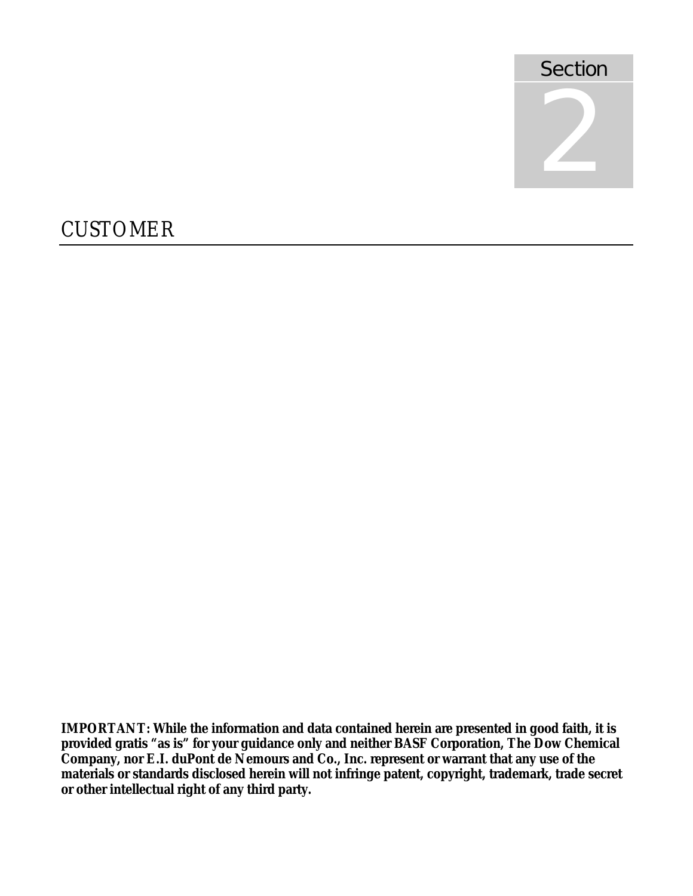Section

2

# CUSTOMER

**IMPORTANT: While the information and data contained herein are presented in good faith, it is provided gratis "as is" for your guidance only and neither BASF Corporation, The Dow Chemical Company, nor E.I. duPont de Nemours and Co., Inc. represent or warrant that any use of the materials or standards disclosed herein will not infringe patent, copyright, trademark, trade secret or other intellectual right of any third party.**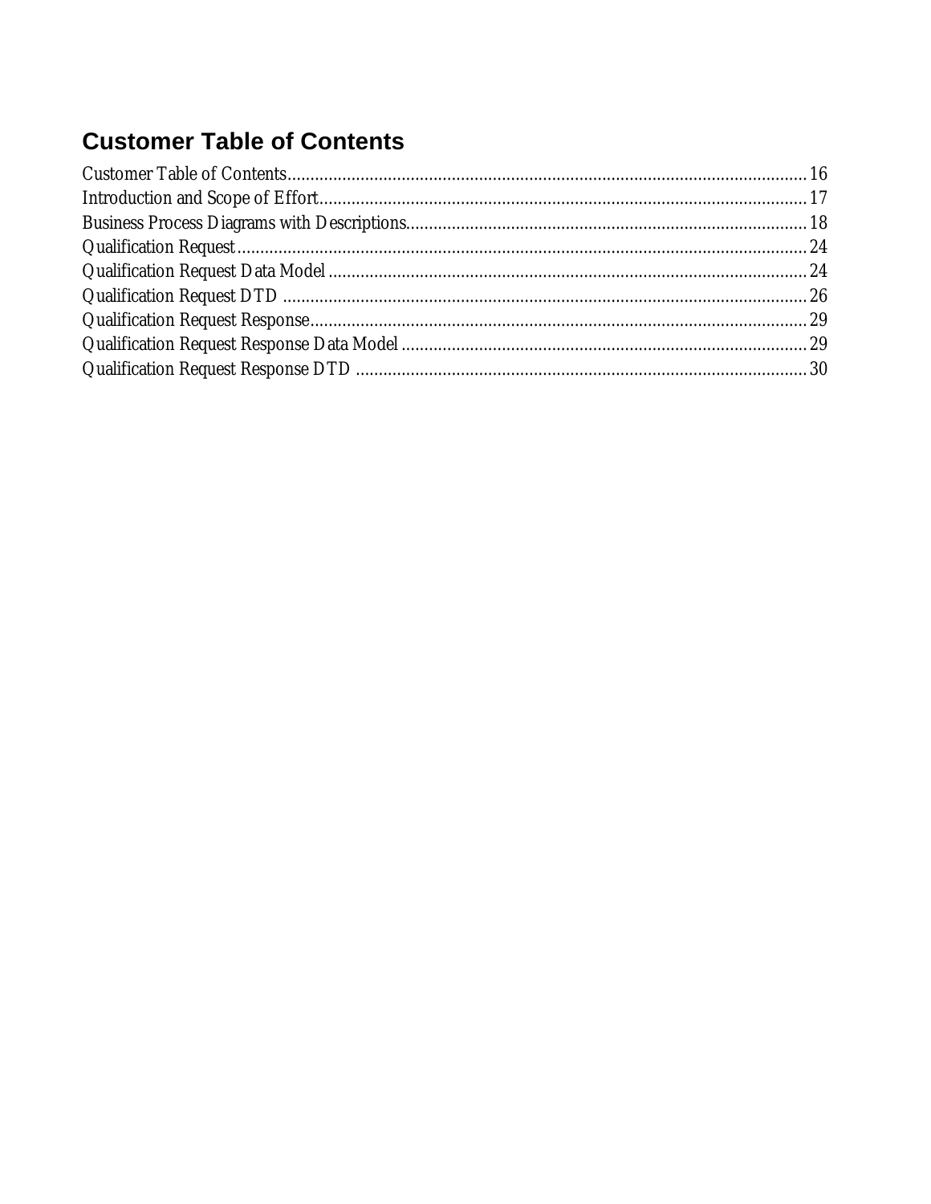# Customer Table of Contents

Customer Table of Contents.................................................................................................................16
Introduction and Scope of Effort..........................................................................................................17
Business Process Diagrams with Descriptions......................................................................................18
Qualification Request............................................................................................................................24
Qualification Request Data Model ........................................................................................................24
Qualification Request DTD ..................................................................................................................26
Qualification Request Response............................................................................................................29
Qualification Request Response Data Model ........................................................................................29
Qualification Request Response DTD ..................................................................................................30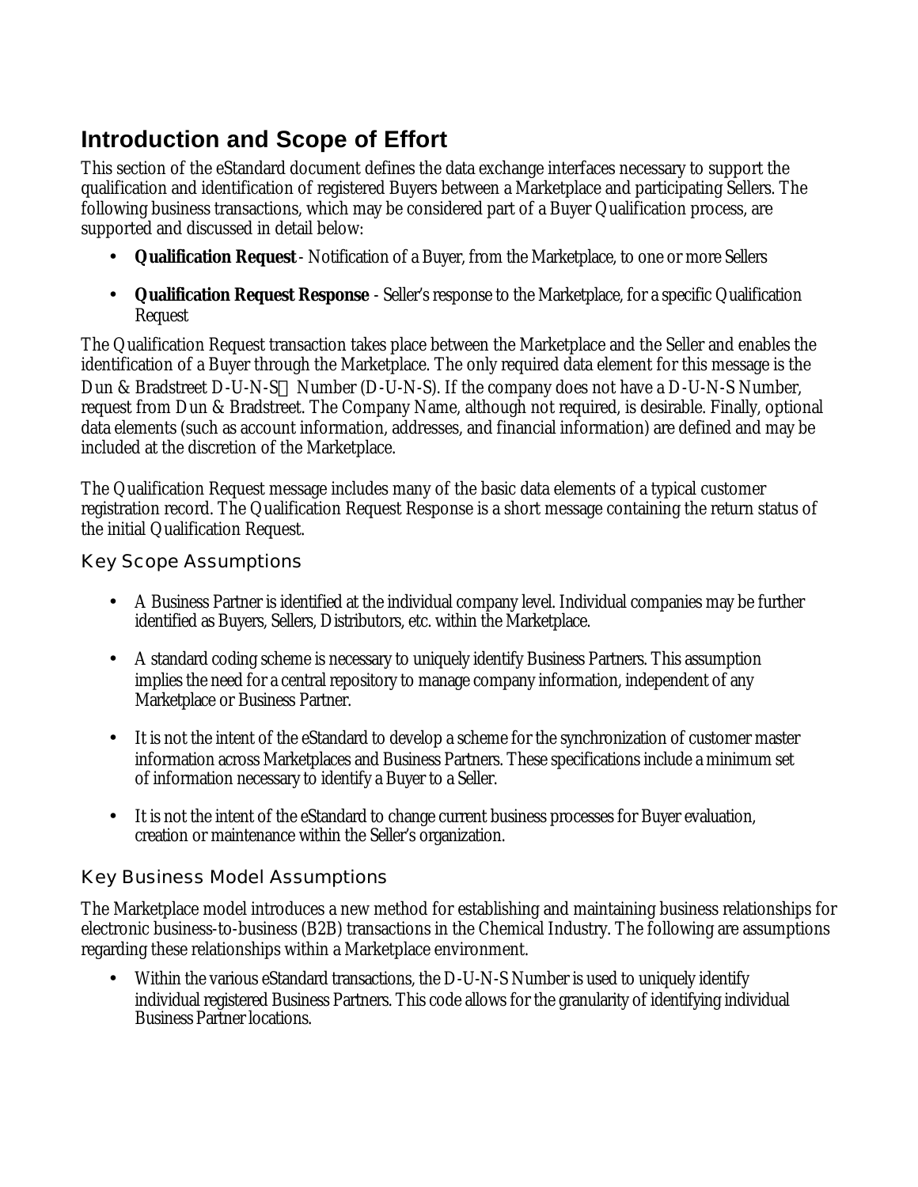## Introduction and Scope of Effort

This section of the eStandard document defines the data exchange interfaces necessary to support the qualification and identification of registered Buyers between a Marketplace and participating Sellers. The following business transactions, which may be considered part of a Buyer Qualification process, are supported and discussed in detail below:

- **Qualification Request** - Notification of a Buyer, from the Marketplace, to one or more Sellers
- **Qualification Request Response** - Seller's response to the Marketplace, for a specific Qualification Request

The Qualification Request transaction takes place between the Marketplace and the Seller and enables the identification of a Buyer through the Marketplace. The only required data element for this message is the Dun & Bradstreet D-U-N-S Number (D-U-N-S). If the company does not have a D-U-N-S Number, request from Dun & Bradstreet. The Company Name, although not required, is desirable. Finally, optional data elements (such as account information, addresses, and financial information) are defined and may be included at the discretion of the Marketplace.

The Qualification Request message includes many of the basic data elements of a typical customer registration record. The Qualification Request Response is a short message containing the return status of the initial Qualification Request.

### Key Scope Assumptions

- A Business Partner is identified at the individual company level. Individual companies may be further identified as Buyers, Sellers, Distributors, etc. within the Marketplace.
- A standard coding scheme is necessary to uniquely identify Business Partners. This assumption implies the need for a central repository to manage company information, independent of any Marketplace or Business Partner.
- It is not the intent of the eStandard to develop a scheme for the synchronization of customer master information across Marketplaces and Business Partners. These specifications include a minimum set of information necessary to identify a Buyer to a Seller.
- It is not the intent of the eStandard to change current business processes for Buyer evaluation, creation or maintenance within the Seller's organization.

### Key Business Model Assumptions

The Marketplace model introduces a new method for establishing and maintaining business relationships for electronic business-to-business (B2B) transactions in the Chemical Industry. The following are assumptions regarding these relationships within a Marketplace environment.

- Within the various eStandard transactions, the D-U-N-S Number is used to uniquely identify individual registered Business Partners. This code allows for the granularity of identifying individual Business Partner locations.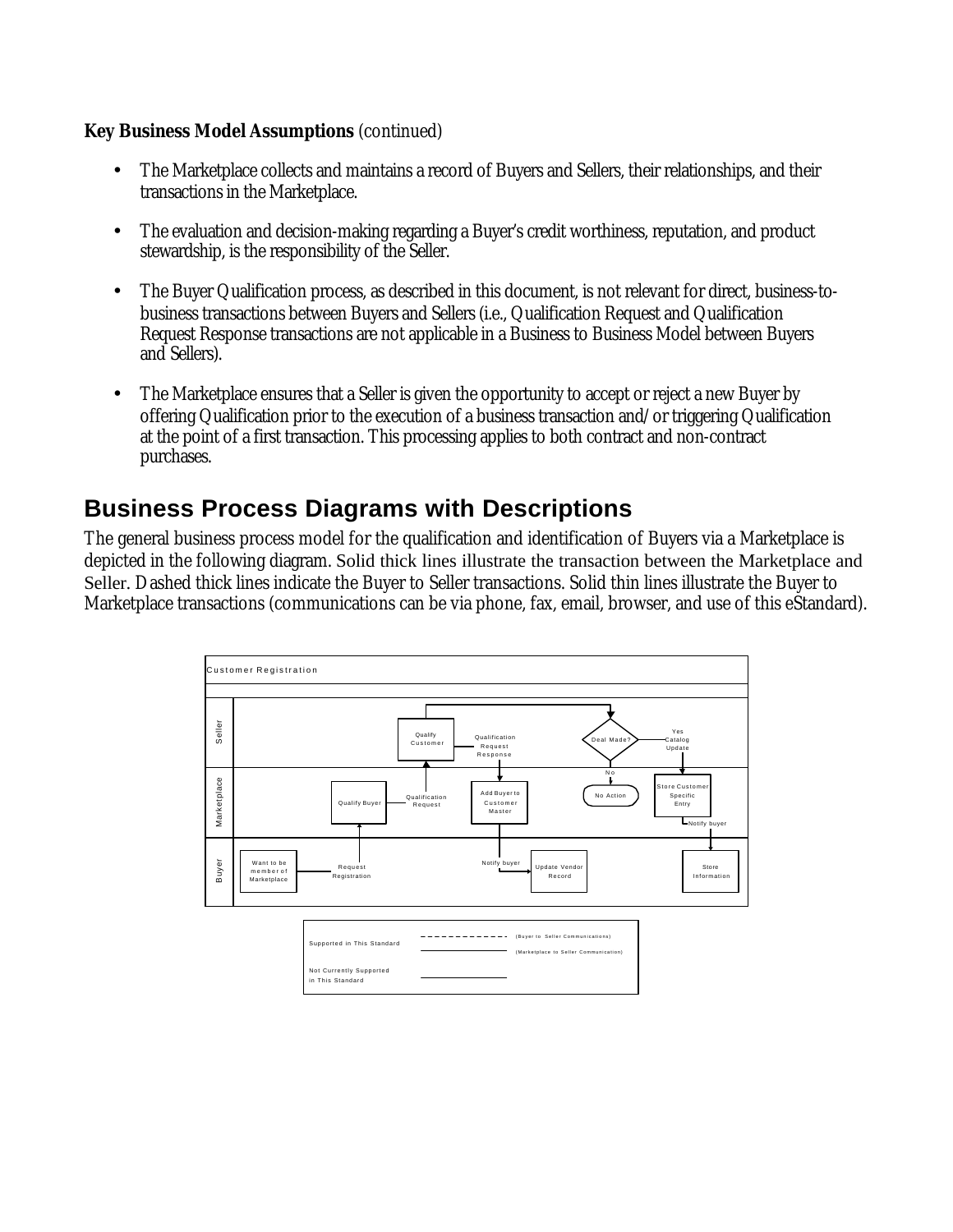**Key Business Model Assumptions** (continued)

- The Marketplace collects and maintains a record of Buyers and Sellers, their relationships, and their transactions in the Marketplace.
- The evaluation and decision-making regarding a Buyer's credit worthiness, reputation, and product stewardship, is the responsibility of the Seller.
- The Buyer Qualification process, as described in this document, is not relevant for direct, business-to-business transactions between Buyers and Sellers (i.e., Qualification Request and Qualification Request Response transactions are not applicable in a Business to Business Model between Buyers and Sellers).
- The Marketplace ensures that a Seller is given the opportunity to accept or reject a new Buyer by offering Qualification prior to the execution of a business transaction and/or triggering Qualification at the point of a first transaction. This processing applies to both contract and non-contract purchases.

## Business Process Diagrams with Descriptions

The general business process model for the qualification and identification of Buyers via a Marketplace is depicted in the following diagram. Solid thick lines illustrate the transaction between the Marketplace and Seller. Dashed thick lines indicate the Buyer to Seller transactions. Solid thin lines illustrate the Buyer to Marketplace transactions (communications can be via phone, fax, email, browser, and use of this eStandard).

Customer Registration

Seller: Qualify Customer; Qualification Request Response; Deal Made?; Yes – Catalog Update; No

Marketplace: Qualify Buyer; Qualification Request; Add Buyer to Customer Master; No Action; Store Customer Specific Entry; Notify buyer

Buyer: Want to be member of Marketplace; Request Registration; Notify buyer; Update Vendor Record; Store Information

| | | |
|---|---|---|
| Supported in This Standard | - - - - - - - - - - | (Buyer to Seller Communications) |
| | ―――――――― | (Marketplace to Seller Communication) |
| Not Currently Supported in This Standard | ―――――――― | |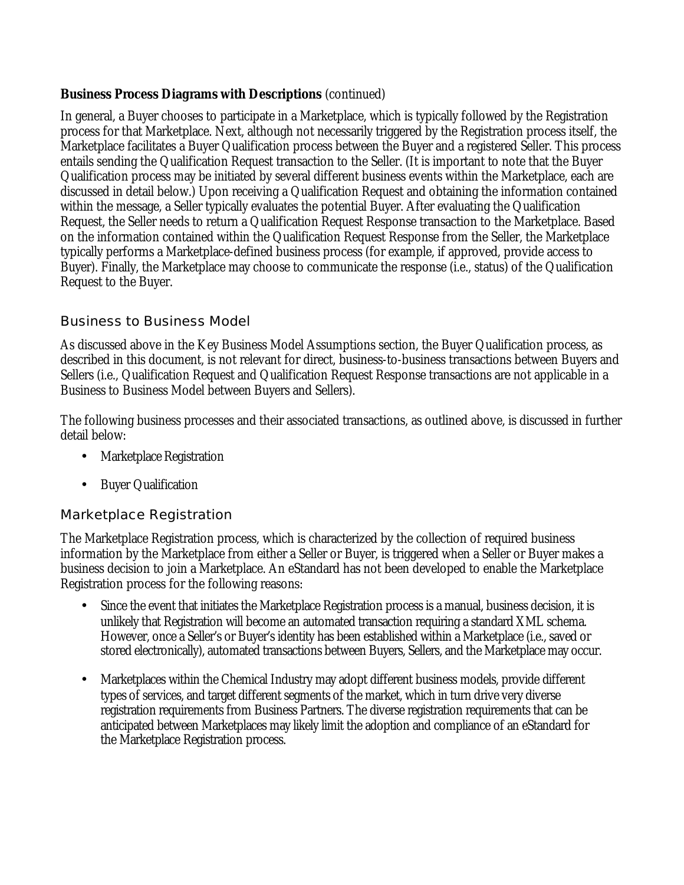**Business Process Diagrams with Descriptions** (continued)

In general, a Buyer chooses to participate in a Marketplace, which is typically followed by the Registration process for that Marketplace. Next, although not necessarily triggered by the Registration process itself, the Marketplace facilitates a Buyer Qualification process between the Buyer and a registered Seller. This process entails sending the Qualification Request transaction to the Seller. (It is important to note that the Buyer Qualification process may be initiated by several different business events within the Marketplace, each are discussed in detail below.) Upon receiving a Qualification Request and obtaining the information contained within the message, a Seller typically evaluates the potential Buyer. After evaluating the Qualification Request, the Seller needs to return a Qualification Request Response transaction to the Marketplace. Based on the information contained within the Qualification Request Response from the Seller, the Marketplace typically performs a Marketplace-defined business process (for example, if approved, provide access to Buyer). Finally, the Marketplace may choose to communicate the response (i.e., status) of the Qualification Request to the Buyer.

## Business to Business Model

As discussed above in the Key Business Model Assumptions section, the Buyer Qualification process, as described in this document, is not relevant for direct, business-to-business transactions between Buyers and Sellers (i.e., Qualification Request and Qualification Request Response transactions are not applicable in a Business to Business Model between Buyers and Sellers).

The following business processes and their associated transactions, as outlined above, is discussed in further detail below:

- Marketplace Registration
- Buyer Qualification

## Marketplace Registration

The Marketplace Registration process, which is characterized by the collection of required business information by the Marketplace from either a Seller or Buyer, is triggered when a Seller or Buyer makes a business decision to join a Marketplace. An eStandard has not been developed to enable the Marketplace Registration process for the following reasons:

- Since the event that initiates the Marketplace Registration process is a manual, business decision, it is unlikely that Registration will become an automated transaction requiring a standard XML schema. However, once a Seller's or Buyer's identity has been established within a Marketplace (i.e., saved or stored electronically), automated transactions between Buyers, Sellers, and the Marketplace may occur.
- Marketplaces within the Chemical Industry may adopt different business models, provide different types of services, and target different segments of the market, which in turn drive very diverse registration requirements from Business Partners. The diverse registration requirements that can be anticipated between Marketplaces may likely limit the adoption and compliance of an eStandard for the Marketplace Registration process.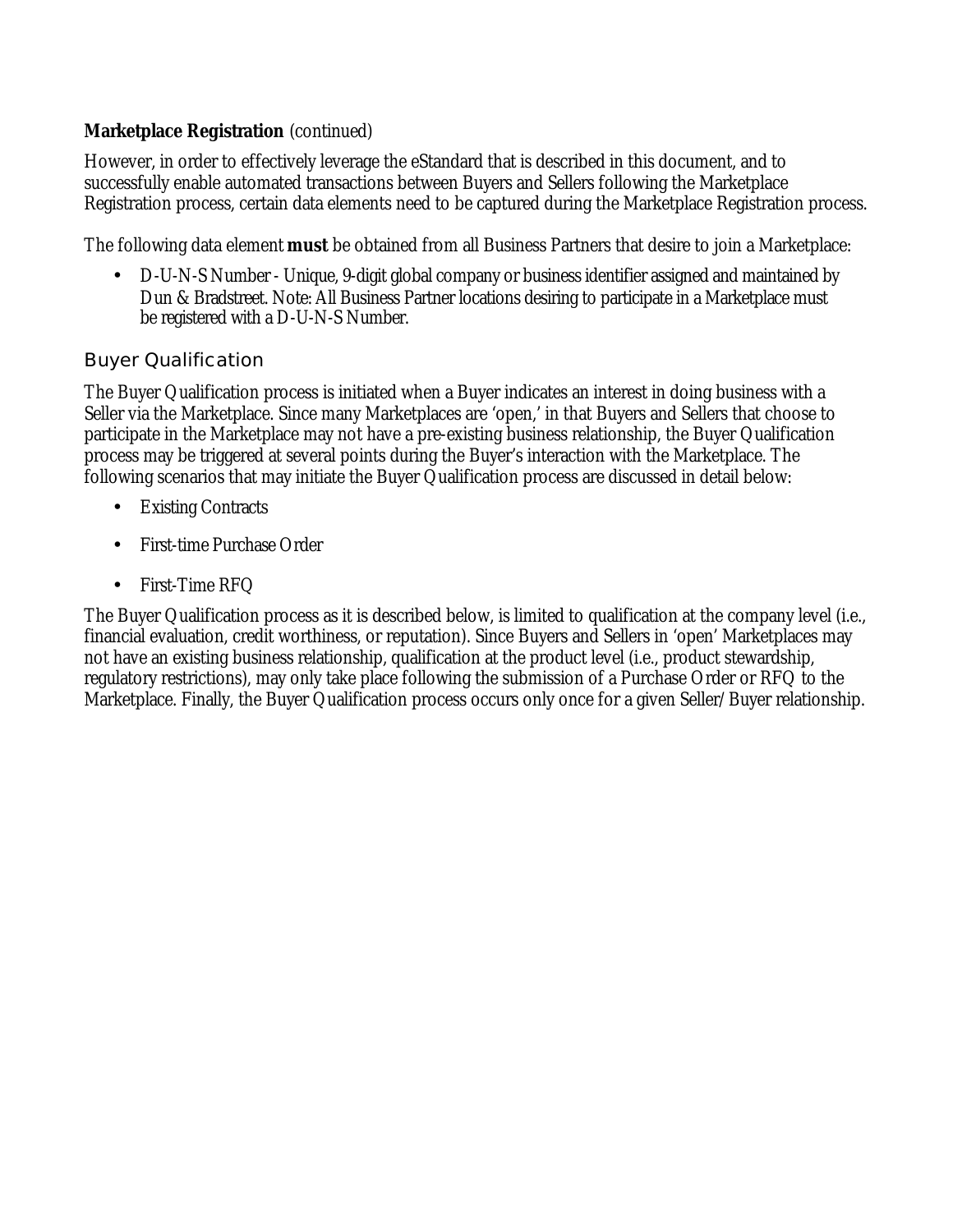**Marketplace Registration** (continued)

However, in order to effectively leverage the eStandard that is described in this document, and to successfully enable automated transactions between Buyers and Sellers following the Marketplace Registration process, certain data elements need to be captured during the Marketplace Registration process.

The following data element **must** be obtained from all Business Partners that desire to join a Marketplace:

- D-U-N-S Number - Unique, 9-digit global company or business identifier assigned and maintained by Dun & Bradstreet. Note: All Business Partner locations desiring to participate in a Marketplace must be registered with a D-U-N-S Number.

## Buyer Qualification

The Buyer Qualification process is initiated when a Buyer indicates an interest in doing business with a Seller via the Marketplace. Since many Marketplaces are 'open,' in that Buyers and Sellers that choose to participate in the Marketplace may not have a pre-existing business relationship, the Buyer Qualification process may be triggered at several points during the Buyer's interaction with the Marketplace. The following scenarios that may initiate the Buyer Qualification process are discussed in detail below:

- Existing Contracts
- First-time Purchase Order
- First-Time RFQ

The Buyer Qualification process as it is described below, is limited to qualification at the company level (i.e., financial evaluation, credit worthiness, or reputation). Since Buyers and Sellers in 'open' Marketplaces may not have an existing business relationship, qualification at the product level (i.e., product stewardship, regulatory restrictions), may only take place following the submission of a Purchase Order or RFQ to the Marketplace. Finally, the Buyer Qualification process occurs only once for a given Seller/Buyer relationship.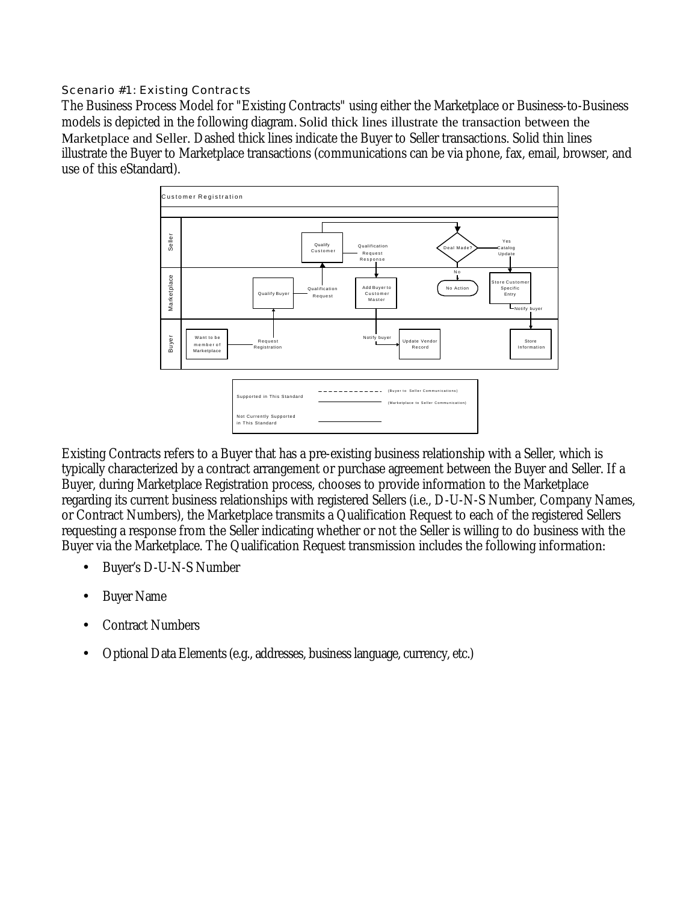### Scenario #1: Existing Contracts

The Business Process Model for "Existing Contracts" using either the Marketplace or Business-to-Business models is depicted in the following diagram. Solid thick lines illustrate the transaction between the Marketplace and Seller. Dashed thick lines indicate the Buyer to Seller transactions. Solid thin lines illustrate the Buyer to Marketplace transactions (communications can be via phone, fax, email, browser, and use of this eStandard).

Existing Contracts refers to a Buyer that has a pre-existing business relationship with a Seller, which is typically characterized by a contract arrangement or purchase agreement between the Buyer and Seller. If a Buyer, during Marketplace Registration process, chooses to provide information to the Marketplace regarding its current business relationships with registered Sellers (i.e., D-U-N-S Number, Company Names, or Contract Numbers), the Marketplace transmits a Qualification Request to each of the registered Sellers requesting a response from the Seller indicating whether or not the Seller is willing to do business with the Buyer via the Marketplace. The Qualification Request transmission includes the following information:

- Buyer's D-U-N-S Number
- Buyer Name
- Contract Numbers
- Optional Data Elements (e.g., addresses, business language, currency, etc.)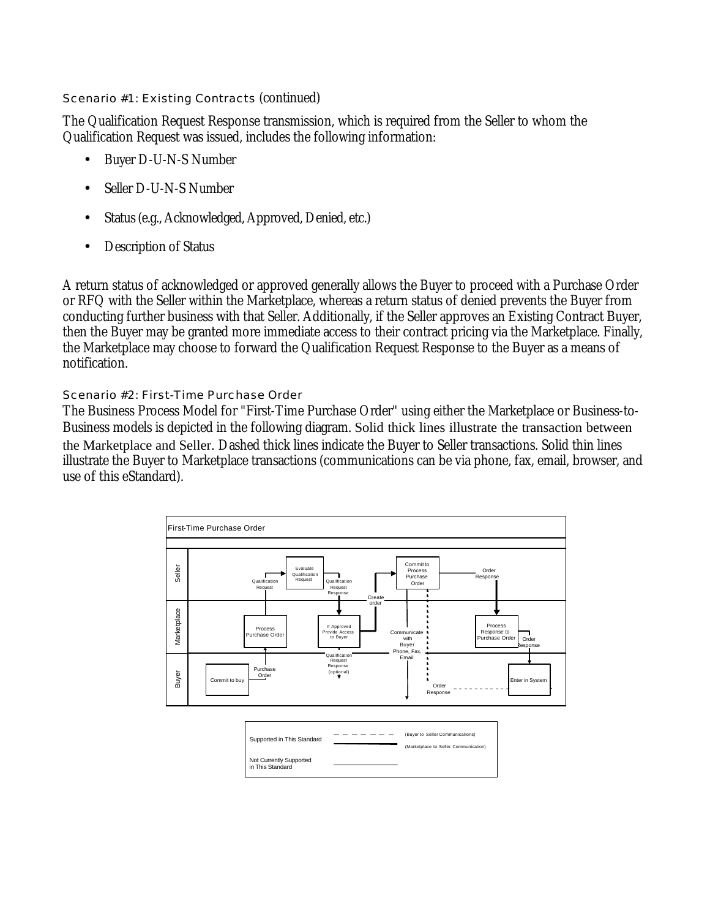### Scenario #1: Existing Contracts (continued)

The Qualification Request Response transmission, which is required from the Seller to whom the Qualification Request was issued, includes the following information:

- Buyer D-U-N-S Number
- Seller D-U-N-S Number
- Status (e.g., Acknowledged, Approved, Denied, etc.)
- Description of Status

A return status of acknowledged or approved generally allows the Buyer to proceed with a Purchase Order or RFQ with the Seller within the Marketplace, whereas a return status of denied prevents the Buyer from conducting further business with that Seller. Additionally, if the Seller approves an Existing Contract Buyer, then the Buyer may be granted more immediate access to their contract pricing via the Marketplace. Finally, the Marketplace may choose to forward the Qualification Request Response to the Buyer as a means of notification.

### Scenario #2: First-Time Purchase Order

The Business Process Model for "First-Time Purchase Order" using either the Marketplace or Business-to-Business models is depicted in the following diagram. Solid thick lines illustrate the transaction between the Marketplace and Seller. Dashed thick lines indicate the Buyer to Seller transactions. Solid thin lines illustrate the Buyer to Marketplace transactions (communications can be via phone, fax, email, browser, and use of this eStandard).

First-Time Purchase Order

Seller: Evaluate Qualification Request; Commit to Process Purchase Order; Order Response

Marketplace: Process Purchase Order; Qualification Request; Qualification Request Response; If Approved Provide Access to Buyer; Create order; Communicate with Buyer Phone, Fax, Email; Process Response to Purchase Order; Order Response

Buyer: Commit to buy; Purchase Order; Qualification Request Response (optional); Order Response; Enter in System

| Supported in This Standard | (Buyer to Seller Communications) |
| --- | --- |
| | (Marketplace to Seller Communication) |
| Not Currently Supported in This Standard | |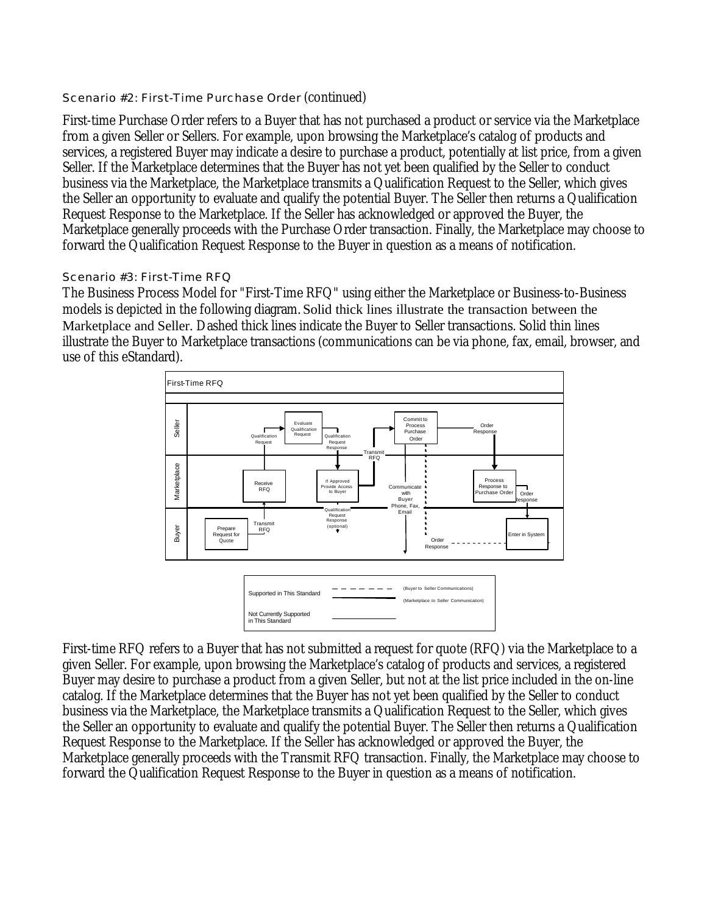### Scenario #2: First-Time Purchase Order (continued)

First-time Purchase Order refers to a Buyer that has not purchased a product or service via the Marketplace from a given Seller or Sellers. For example, upon browsing the Marketplace's catalog of products and services, a registered Buyer may indicate a desire to purchase a product, potentially at list price, from a given Seller. If the Marketplace determines that the Buyer has not yet been qualified by the Seller to conduct business via the Marketplace, the Marketplace transmits a Qualification Request to the Seller, which gives the Seller an opportunity to evaluate and qualify the potential Buyer. The Seller then returns a Qualification Request Response to the Marketplace. If the Seller has acknowledged or approved the Buyer, the Marketplace generally proceeds with the Purchase Order transaction. Finally, the Marketplace may choose to forward the Qualification Request Response to the Buyer in question as a means of notification.

### Scenario #3: First-Time RFQ

The Business Process Model for "First-Time RFQ" using either the Marketplace or Business-to-Business models is depicted in the following diagram. Solid thick lines illustrate the transaction between the Marketplace and Seller. Dashed thick lines indicate the Buyer to Seller transactions. Solid thin lines illustrate the Buyer to Marketplace transactions (communications can be via phone, fax, email, browser, and use of this eStandard).

First-Time RFQ

Seller: Evaluate Qualification Request; Commit to Process Purchase Order

Marketplace: Receive RFQ; If Approved Provide Access to Buyer; Communicate with Buyer Phone, Fax, Email; Process Response to Purchase Order

Buyer: Prepare Request for Quote; Enter in System

Flows: Transmit RFQ; Qualification Request; Qualification Request Response; Transmit RFQ; Qualification Request Response (optional); Order Response; Order Response; Order Response

| | | |
|---|---|---|
| Supported in This Standard | – – – – – – – | (Buyer to Seller Communications) |
| | ———— (thick) | (Marketplace to Seller Communication) |
| Not Currently Supported in This Standard | ———— (thin) | |

First-time RFQ refers to a Buyer that has not submitted a request for quote (RFQ) via the Marketplace to a given Seller. For example, upon browsing the Marketplace's catalog of products and services, a registered Buyer may desire to purchase a product from a given Seller, but not at the list price included in the on-line catalog. If the Marketplace determines that the Buyer has not yet been qualified by the Seller to conduct business via the Marketplace, the Marketplace transmits a Qualification Request to the Seller, which gives the Seller an opportunity to evaluate and qualify the potential Buyer. The Seller then returns a Qualification Request Response to the Marketplace. If the Seller has acknowledged or approved the Buyer, the Marketplace generally proceeds with the Transmit RFQ transaction. Finally, the Marketplace may choose to forward the Qualification Request Response to the Buyer in question as a means of notification.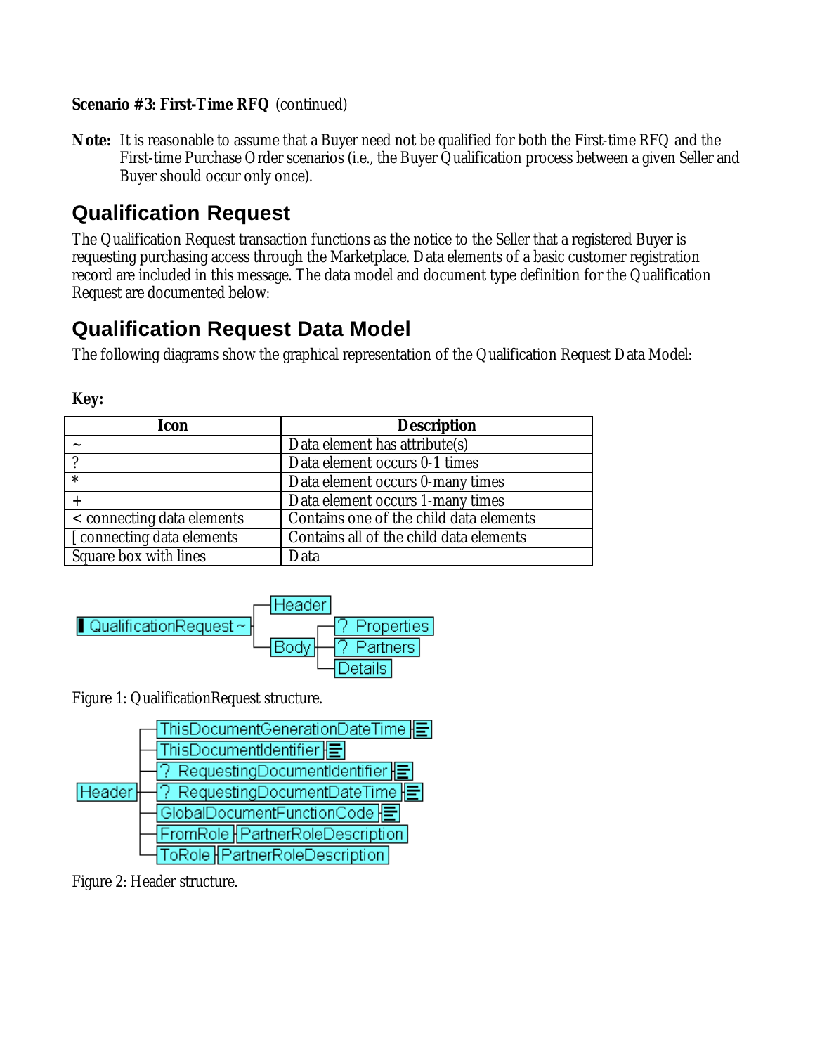**Scenario #3: First-Time RFQ** (continued)

**Note:** It is reasonable to assume that a Buyer need not be qualified for both the First-time RFQ and the First-time Purchase Order scenarios (i.e., the Buyer Qualification process between a given Seller and Buyer should occur only once).

## Qualification Request

The Qualification Request transaction functions as the notice to the Seller that a registered Buyer is requesting purchasing access through the Marketplace. Data elements of a basic customer registration record are included in this message. The data model and document type definition for the Qualification Request are documented below:

## Qualification Request Data Model

The following diagrams show the graphical representation of the Qualification Request Data Model:

**Key:**

| Icon | Description |
|---|---|
| ~ | Data element has attribute(s) |
| ? | Data element occurs 0-1 times |
| * | Data element occurs 0-many times |
| + | Data element occurs 1-many times |
| < connecting data elements | Contains one of the child data elements |
| [ connecting data elements | Contains all of the child data elements |
| Square box with lines | Data |

```
QualificationRequest ~ ─┬─ Header
                        └─ Body ─┬─ ? Properties
                                 ├─ ? Partners
                                 └─ Details
```

Figure 1: QualificationRequest structure.

```
Header ─┬─ ThisDocumentGenerationDateTime
        ├─ ThisDocumentIdentifier
        ├─ ? RequestingDocumentIdentifier
        ├─ ? RequestingDocumentDateTime
        ├─ GlobalDocumentFunctionCode
        ├─ FromRole ─ PartnerRoleDescription
        └─ ToRole ─ PartnerRoleDescription
```

Figure 2: Header structure.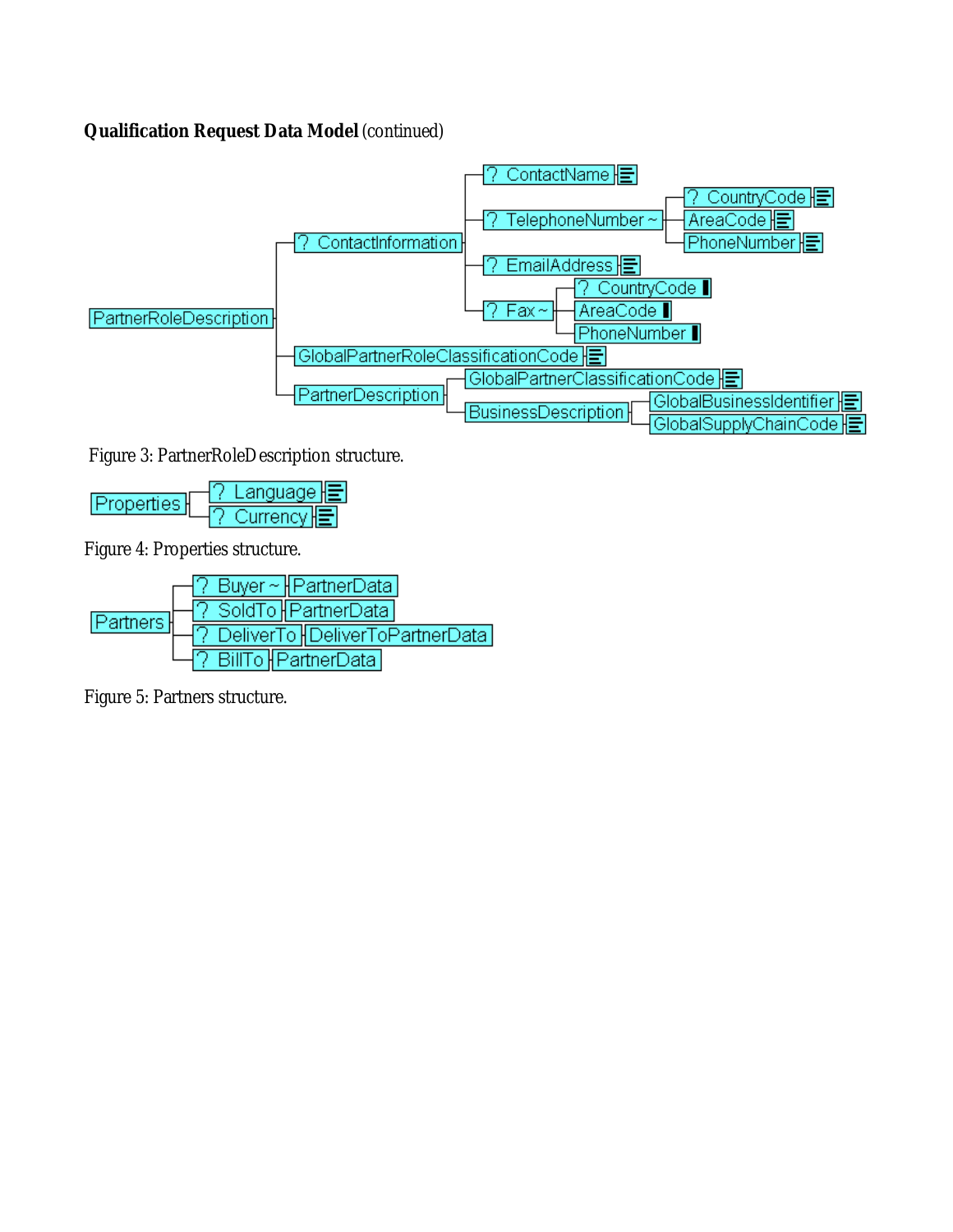**Qualification Request Data Model** (continued)

```
PartnerRoleDescription
├── ? ContactInformation
│   ├── ? ContactName
│   ├── ? TelephoneNumber ~
│   │   ├── ? CountryCode
│   │   ├── AreaCode
│   │   └── PhoneNumber
│   ├── ? EmailAddress
│   └── ? Fax ~
│       ├── ? CountryCode
│       ├── AreaCode
│       └── PhoneNumber
├── GlobalPartnerRoleClassificationCode
└── PartnerDescription
    ├── GlobalPartnerClassificationCode
    └── BusinessDescription
        ├── GlobalBusinessIdentifier
        └── GlobalSupplyChainCode
```

Figure 3: PartnerRoleDescription structure.

```
Properties
├── ? Language
└── ? Currency
```

Figure 4: Properties structure.

```
Partners
├── ? Buyer ~ — PartnerData
├── ? SoldTo — PartnerData
├── ? DeliverTo — DeliverToPartnerData
└── ? BillTo — PartnerData
```

Figure 5: Partners structure.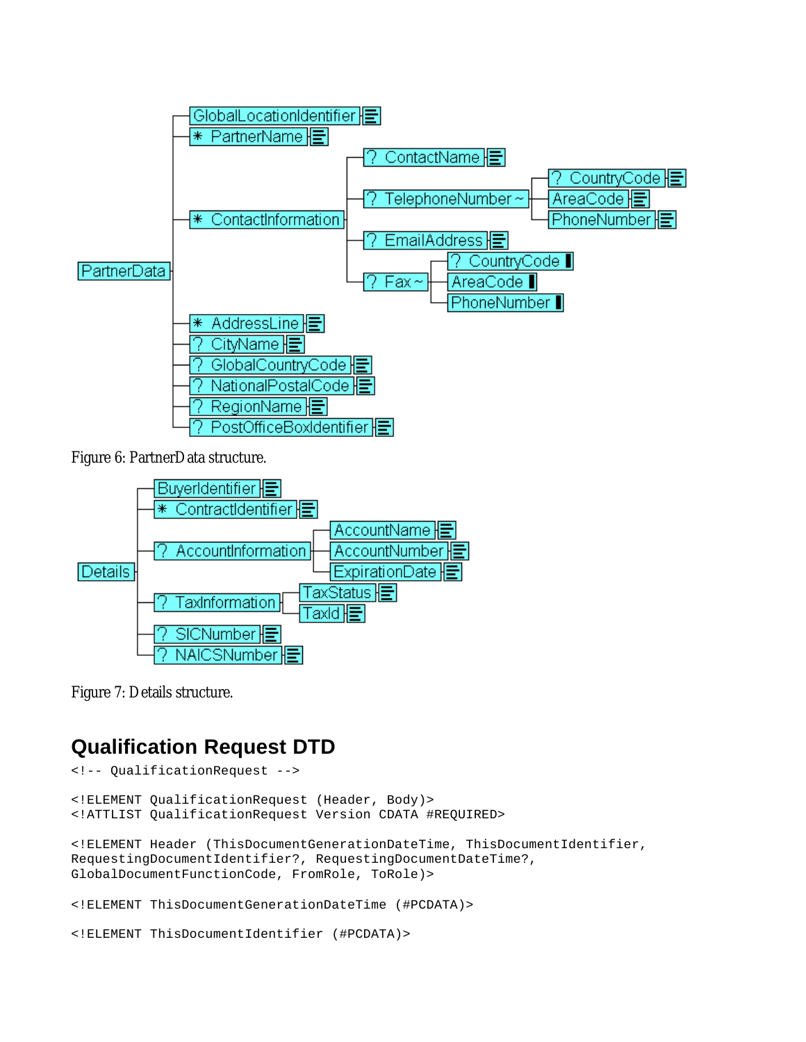Figure 6: PartnerData structure.

Figure 7: Details structure.

## Qualification Request DTD

```
<!-- QualificationRequest -->

<!ELEMENT QualificationRequest (Header, Body)>
<!ATTLIST QualificationRequest Version CDATA #REQUIRED>

<!ELEMENT Header (ThisDocumentGenerationDateTime, ThisDocumentIdentifier,
RequestingDocumentIdentifier?, RequestingDocumentDateTime?,
GlobalDocumentFunctionCode, FromRole, ToRole)>

<!ELEMENT ThisDocumentGenerationDateTime (#PCDATA)>

<!ELEMENT ThisDocumentIdentifier (#PCDATA)>
```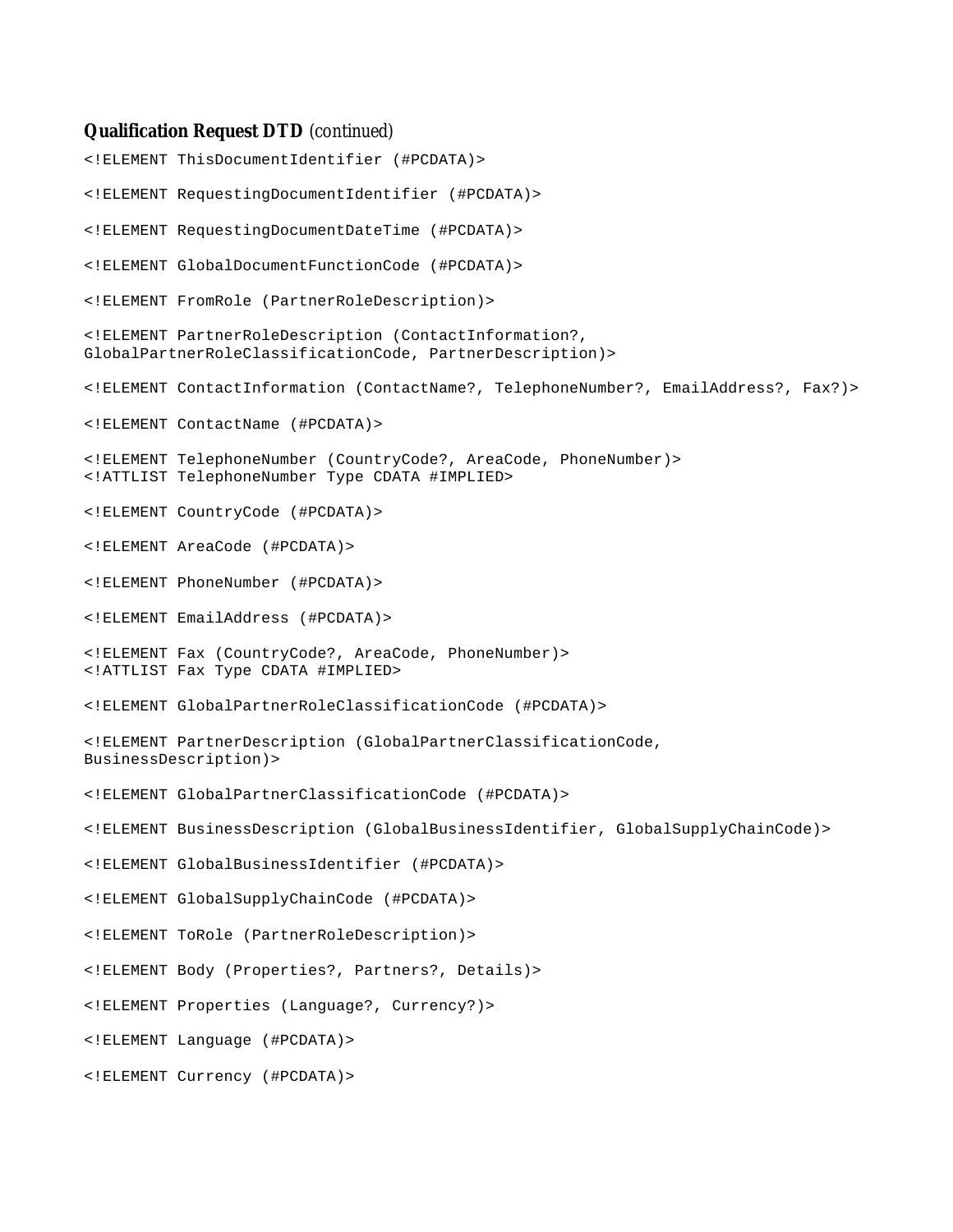**Qualification Request DTD** *(continued)*

```
<!ELEMENT ThisDocumentIdentifier (#PCDATA)>

<!ELEMENT RequestingDocumentIdentifier (#PCDATA)>

<!ELEMENT RequestingDocumentDateTime (#PCDATA)>

<!ELEMENT GlobalDocumentFunctionCode (#PCDATA)>

<!ELEMENT FromRole (PartnerRoleDescription)>

<!ELEMENT PartnerRoleDescription (ContactInformation?,
GlobalPartnerRoleClassificationCode, PartnerDescription)>

<!ELEMENT ContactInformation (ContactName?, TelephoneNumber?, EmailAddress?, Fax?)>

<!ELEMENT ContactName (#PCDATA)>

<!ELEMENT TelephoneNumber (CountryCode?, AreaCode, PhoneNumber)>
<!ATTLIST TelephoneNumber Type CDATA #IMPLIED>

<!ELEMENT CountryCode (#PCDATA)>

<!ELEMENT AreaCode (#PCDATA)>

<!ELEMENT PhoneNumber (#PCDATA)>

<!ELEMENT EmailAddress (#PCDATA)>

<!ELEMENT Fax (CountryCode?, AreaCode, PhoneNumber)>
<!ATTLIST Fax Type CDATA #IMPLIED>

<!ELEMENT GlobalPartnerRoleClassificationCode (#PCDATA)>

<!ELEMENT PartnerDescription (GlobalPartnerClassificationCode,
BusinessDescription)>

<!ELEMENT GlobalPartnerClassificationCode (#PCDATA)>

<!ELEMENT BusinessDescription (GlobalBusinessIdentifier, GlobalSupplyChainCode)>

<!ELEMENT GlobalBusinessIdentifier (#PCDATA)>

<!ELEMENT GlobalSupplyChainCode (#PCDATA)>

<!ELEMENT ToRole (PartnerRoleDescription)>

<!ELEMENT Body (Properties?, Partners?, Details)>

<!ELEMENT Properties (Language?, Currency?)>

<!ELEMENT Language (#PCDATA)>

<!ELEMENT Currency (#PCDATA)>
```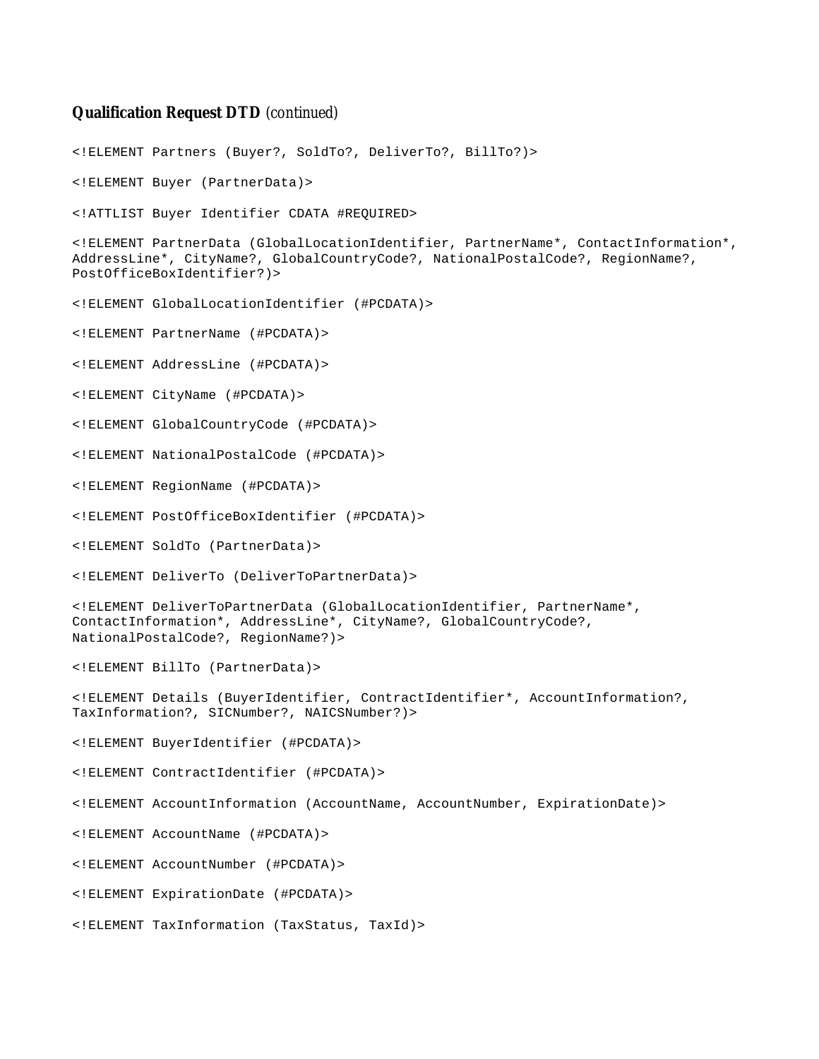**Qualification Request DTD** *(continued)*

```
<!ELEMENT Partners (Buyer?, SoldTo?, DeliverTo?, BillTo?)>

<!ELEMENT Buyer (PartnerData)>

<!ATTLIST Buyer Identifier CDATA #REQUIRED>

<!ELEMENT PartnerData (GlobalLocationIdentifier, PartnerName*, ContactInformation*,
AddressLine*, CityName?, GlobalCountryCode?, NationalPostalCode?, RegionName?,
PostOfficeBoxIdentifier?)>

<!ELEMENT GlobalLocationIdentifier (#PCDATA)>

<!ELEMENT PartnerName (#PCDATA)>

<!ELEMENT AddressLine (#PCDATA)>

<!ELEMENT CityName (#PCDATA)>

<!ELEMENT GlobalCountryCode (#PCDATA)>

<!ELEMENT NationalPostalCode (#PCDATA)>

<!ELEMENT RegionName (#PCDATA)>

<!ELEMENT PostOfficeBoxIdentifier (#PCDATA)>

<!ELEMENT SoldTo (PartnerData)>

<!ELEMENT DeliverTo (DeliverToPartnerData)>

<!ELEMENT DeliverToPartnerData (GlobalLocationIdentifier, PartnerName*,
ContactInformation*, AddressLine*, CityName?, GlobalCountryCode?,
NationalPostalCode?, RegionName?)>

<!ELEMENT BillTo (PartnerData)>

<!ELEMENT Details (BuyerIdentifier, ContractIdentifier*, AccountInformation?,
TaxInformation?, SICNumber?, NAICSNumber?)>

<!ELEMENT BuyerIdentifier (#PCDATA)>

<!ELEMENT ContractIdentifier (#PCDATA)>

<!ELEMENT AccountInformation (AccountName, AccountNumber, ExpirationDate)>

<!ELEMENT AccountName (#PCDATA)>

<!ELEMENT AccountNumber (#PCDATA)>

<!ELEMENT ExpirationDate (#PCDATA)>

<!ELEMENT TaxInformation (TaxStatus, TaxId)>
```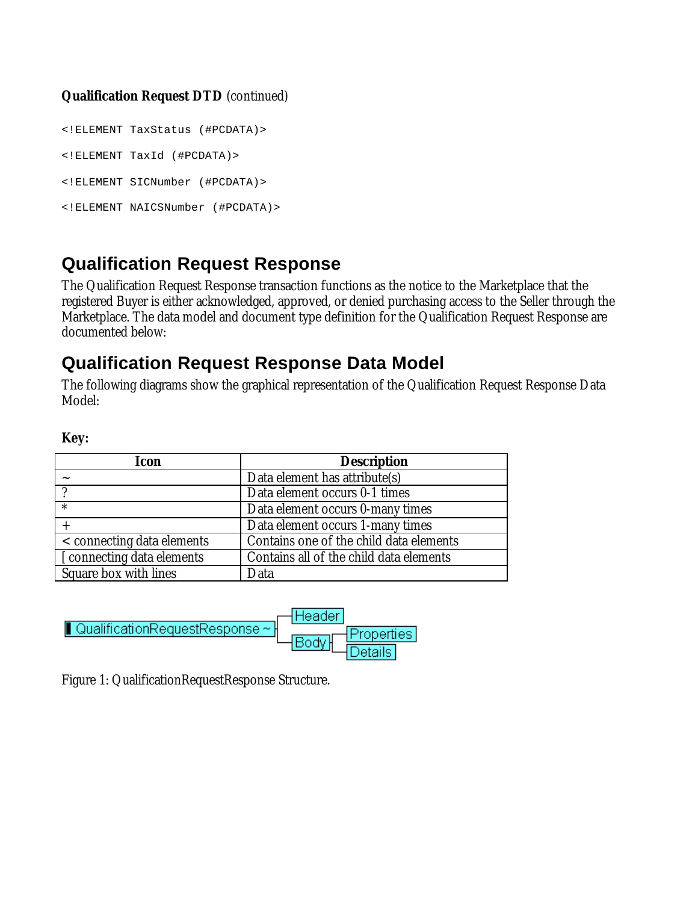**Qualification Request DTD** (continued)

```
<!ELEMENT TaxStatus (#PCDATA)>

<!ELEMENT TaxId (#PCDATA)>

<!ELEMENT SICNumber (#PCDATA)>

<!ELEMENT NAICSNumber (#PCDATA)>
```

## Qualification Request Response

The Qualification Request Response transaction functions as the notice to the Marketplace that the registered Buyer is either acknowledged, approved, or denied purchasing access to the Seller through the Marketplace. The data model and document type definition for the Qualification Request Response are documented below:

## Qualification Request Response Data Model

The following diagrams show the graphical representation of the Qualification Request Response Data Model:

**Key:**

| Icon | Description |
|---|---|
| ~ | Data element has attribute(s) |
| ? | Data element occurs 0-1 times |
| * | Data element occurs 0-many times |
| + | Data element occurs 1-many times |
| < connecting data elements | Contains one of the child data elements |
| [ connecting data elements | Contains all of the child data elements |
| Square box with lines | Data |

```
QualificationRequestResponse ~ ─┬─ Header
                                 └─ Body ─┬─ Properties
                                          └─ Details
```

Figure 1: QualificationRequestResponse Structure.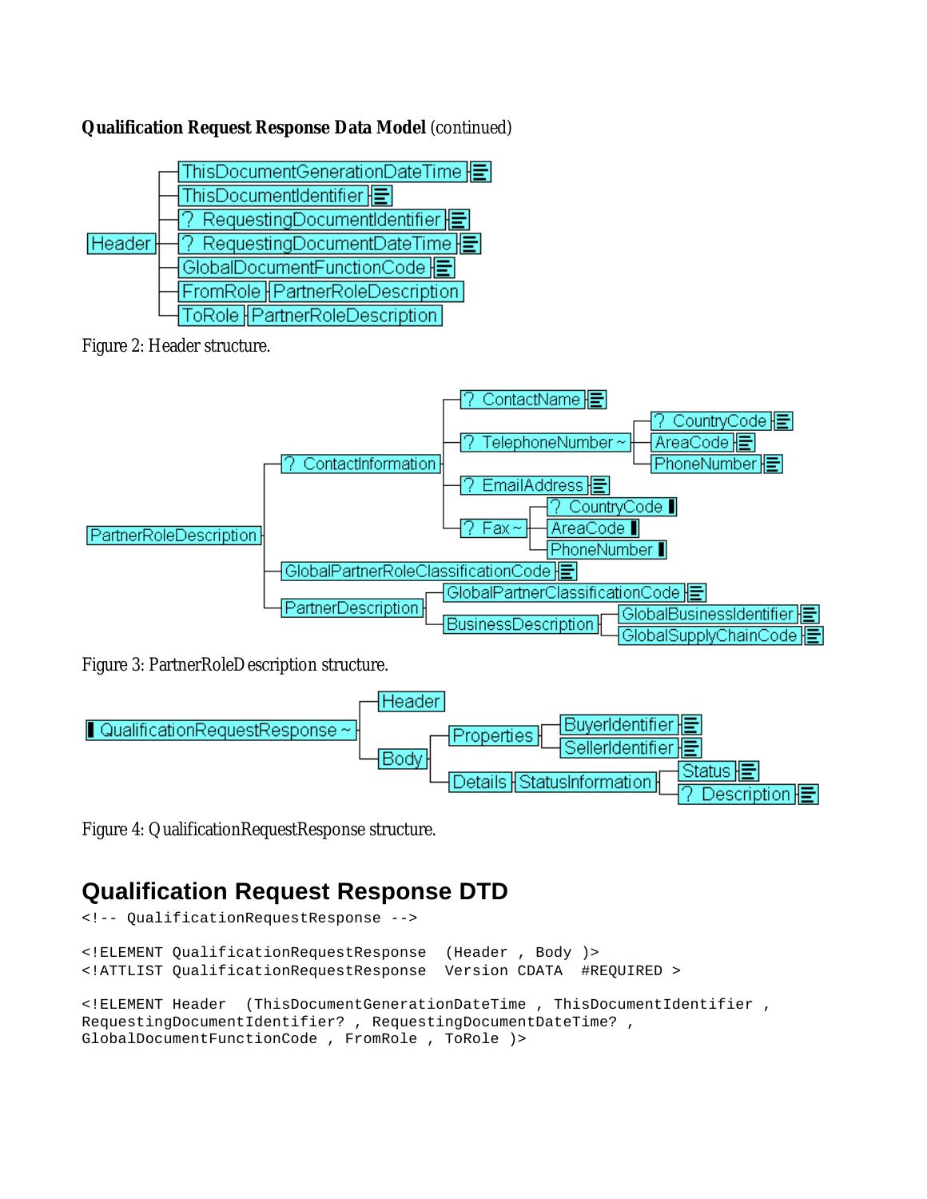**Qualification Request Response Data Model** (continued)

Figure 2: Header structure.

Figure 3: PartnerRoleDescription structure.

Figure 4: QualificationRequestResponse structure.

## Qualification Request Response DTD

```
<!-- QualificationRequestResponse -->

<!ELEMENT QualificationRequestResponse  (Header , Body )>
<!ATTLIST QualificationRequestResponse  Version CDATA  #REQUIRED >

<!ELEMENT Header  (ThisDocumentGenerationDateTime , ThisDocumentIdentifier ,
RequestingDocumentIdentifier? , RequestingDocumentDateTime? ,
GlobalDocumentFunctionCode , FromRole , ToRole )>
```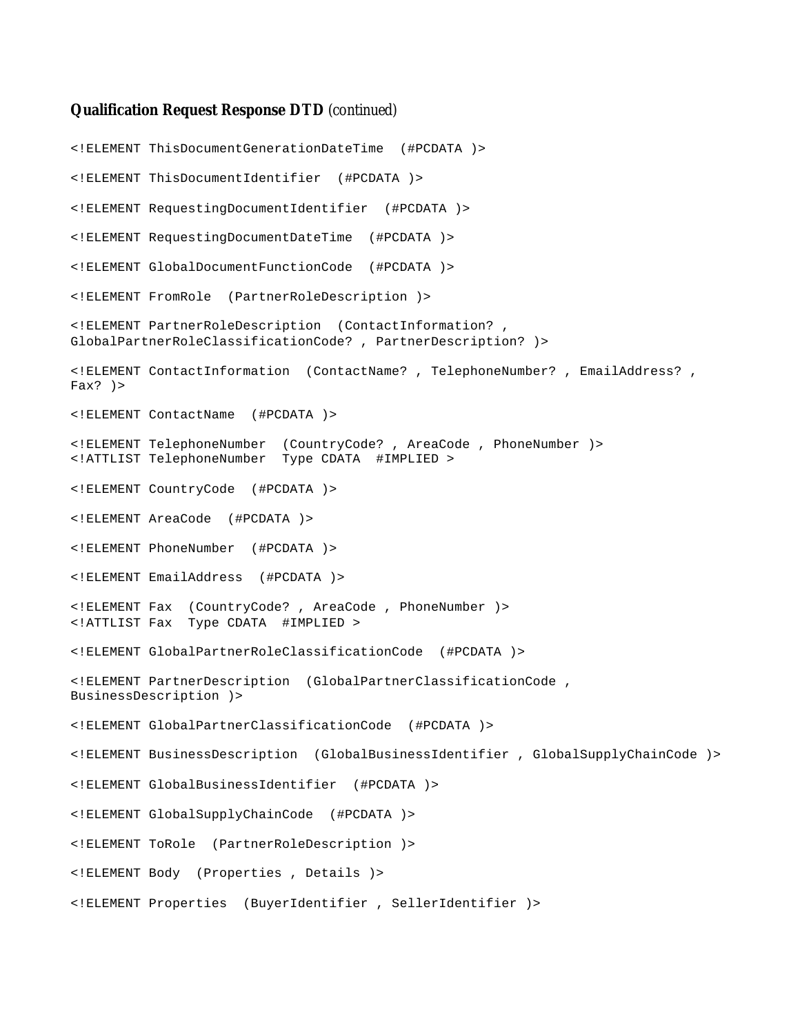**Qualification Request Response DTD** *(continued)*

```
<!ELEMENT ThisDocumentGenerationDateTime  (#PCDATA )>

<!ELEMENT ThisDocumentIdentifier  (#PCDATA )>

<!ELEMENT RequestingDocumentIdentifier  (#PCDATA )>

<!ELEMENT RequestingDocumentDateTime  (#PCDATA )>

<!ELEMENT GlobalDocumentFunctionCode  (#PCDATA )>

<!ELEMENT FromRole  (PartnerRoleDescription )>

<!ELEMENT PartnerRoleDescription  (ContactInformation? ,
GlobalPartnerRoleClassificationCode? , PartnerDescription? )>

<!ELEMENT ContactInformation  (ContactName? , TelephoneNumber? , EmailAddress? ,
Fax? )>

<!ELEMENT ContactName  (#PCDATA )>

<!ELEMENT TelephoneNumber  (CountryCode? , AreaCode , PhoneNumber )>
<!ATTLIST TelephoneNumber  Type CDATA  #IMPLIED >

<!ELEMENT CountryCode  (#PCDATA )>

<!ELEMENT AreaCode  (#PCDATA )>

<!ELEMENT PhoneNumber  (#PCDATA )>

<!ELEMENT EmailAddress  (#PCDATA )>

<!ELEMENT Fax  (CountryCode? , AreaCode , PhoneNumber )>
<!ATTLIST Fax  Type CDATA  #IMPLIED >

<!ELEMENT GlobalPartnerRoleClassificationCode  (#PCDATA )>

<!ELEMENT PartnerDescription  (GlobalPartnerClassificationCode ,
BusinessDescription )>

<!ELEMENT GlobalPartnerClassificationCode  (#PCDATA )>

<!ELEMENT BusinessDescription  (GlobalBusinessIdentifier , GlobalSupplyChainCode )>

<!ELEMENT GlobalBusinessIdentifier  (#PCDATA )>

<!ELEMENT GlobalSupplyChainCode  (#PCDATA )>

<!ELEMENT ToRole  (PartnerRoleDescription )>

<!ELEMENT Body  (Properties , Details )>

<!ELEMENT Properties  (BuyerIdentifier , SellerIdentifier )>
```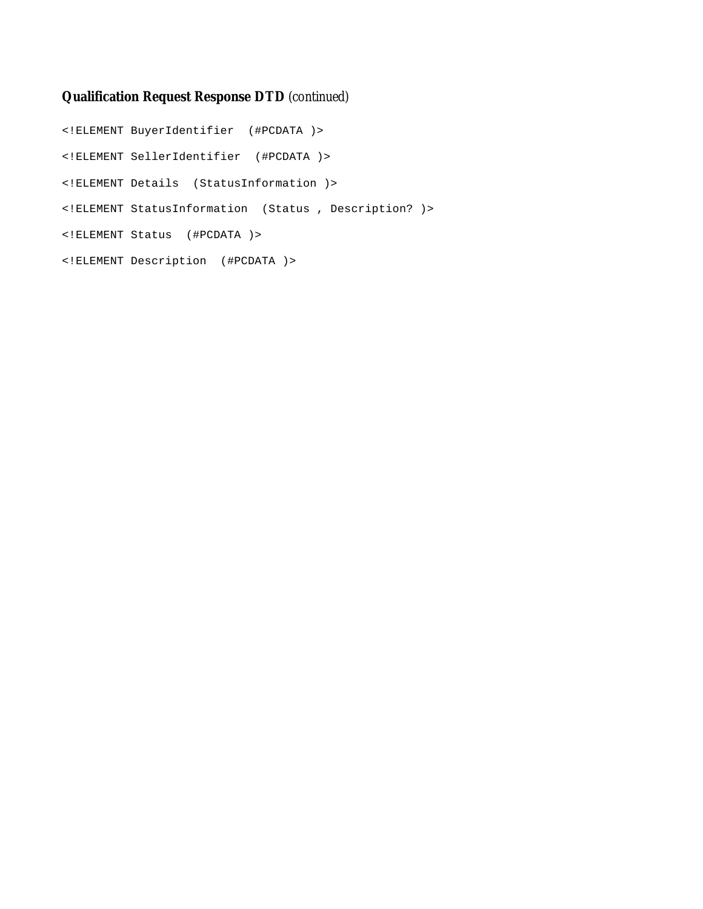**Qualification Request Response DTD** *(continued)*

```
<!ELEMENT BuyerIdentifier  (#PCDATA )>

<!ELEMENT SellerIdentifier  (#PCDATA )>

<!ELEMENT Details  (StatusInformation )>

<!ELEMENT StatusInformation  (Status , Description? )>

<!ELEMENT Status  (#PCDATA )>

<!ELEMENT Description  (#PCDATA )>
```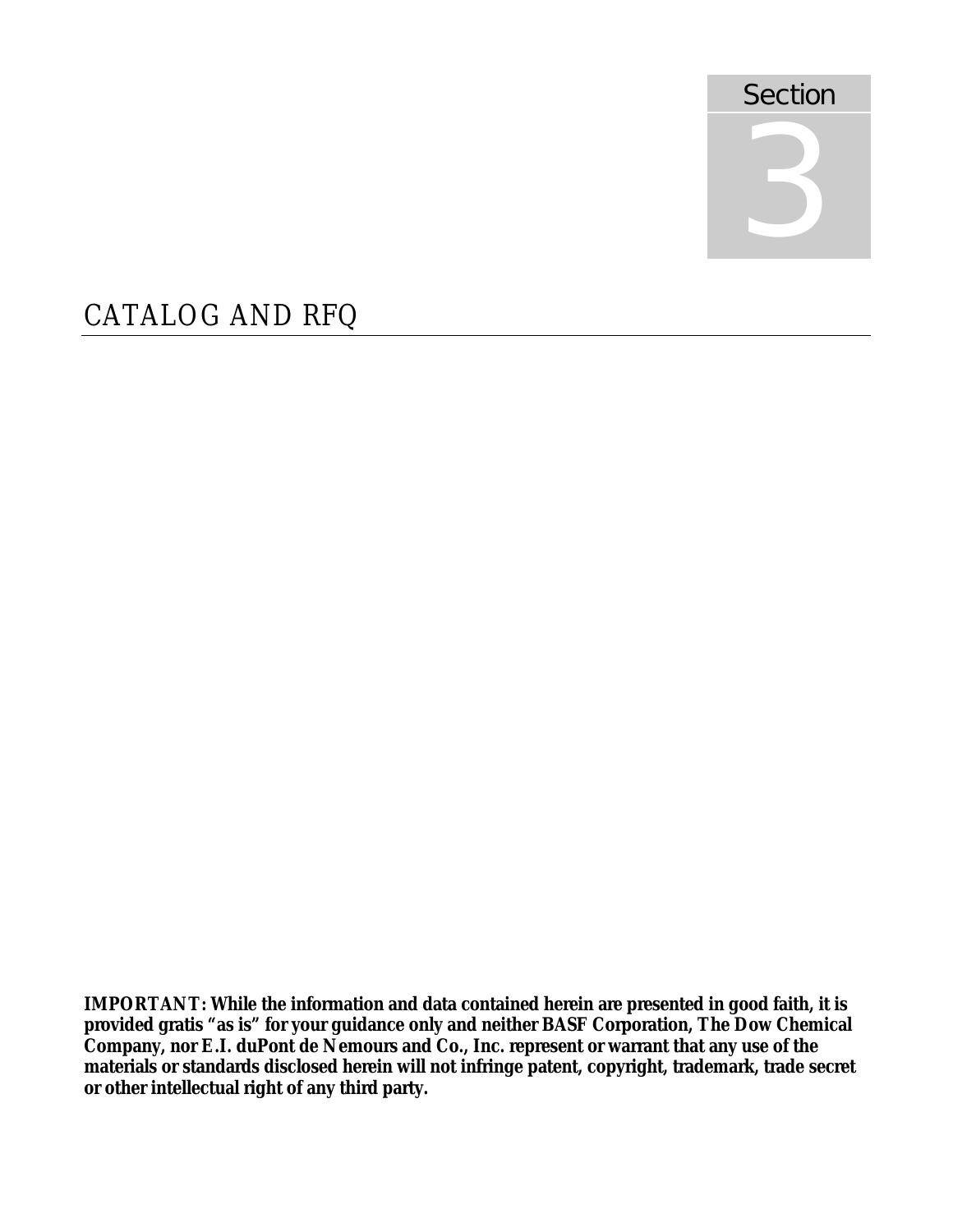Section

3

# CATALOG AND RFQ

**IMPORTANT: While the information and data contained herein are presented in good faith, it is provided gratis "as is" for your guidance only and neither BASF Corporation, The Dow Chemical Company, nor E.I. duPont de Nemours and Co., Inc. represent or warrant that any use of the materials or standards disclosed herein will not infringe patent, copyright, trademark, trade secret or other intellectual right of any third party.**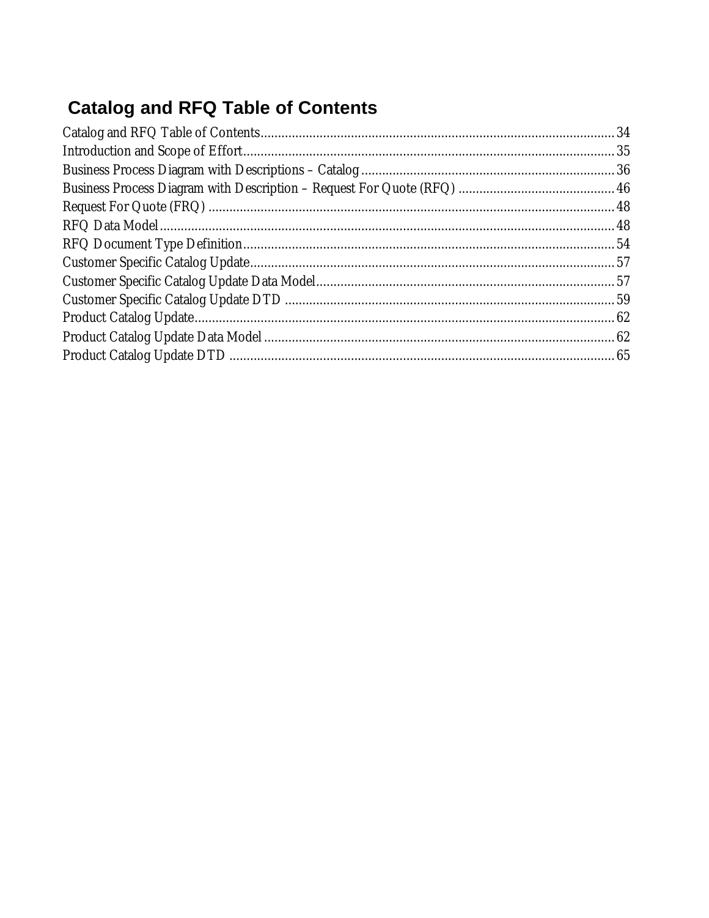# Catalog and RFQ Table of Contents

Catalog and RFQ Table of Contents ........ 34
Introduction and Scope of Effort ........ 35
Business Process Diagram with Descriptions – Catalog ........ 36
Business Process Diagram with Description – Request For Quote (RFQ) ........ 46
Request For Quote (FRQ) ........ 48
RFQ Data Model ........ 48
RFQ Document Type Definition ........ 54
Customer Specific Catalog Update ........ 57
Customer Specific Catalog Update Data Model ........ 57
Customer Specific Catalog Update DTD ........ 59
Product Catalog Update ........ 62
Product Catalog Update Data Model ........ 62
Product Catalog Update DTD ........ 65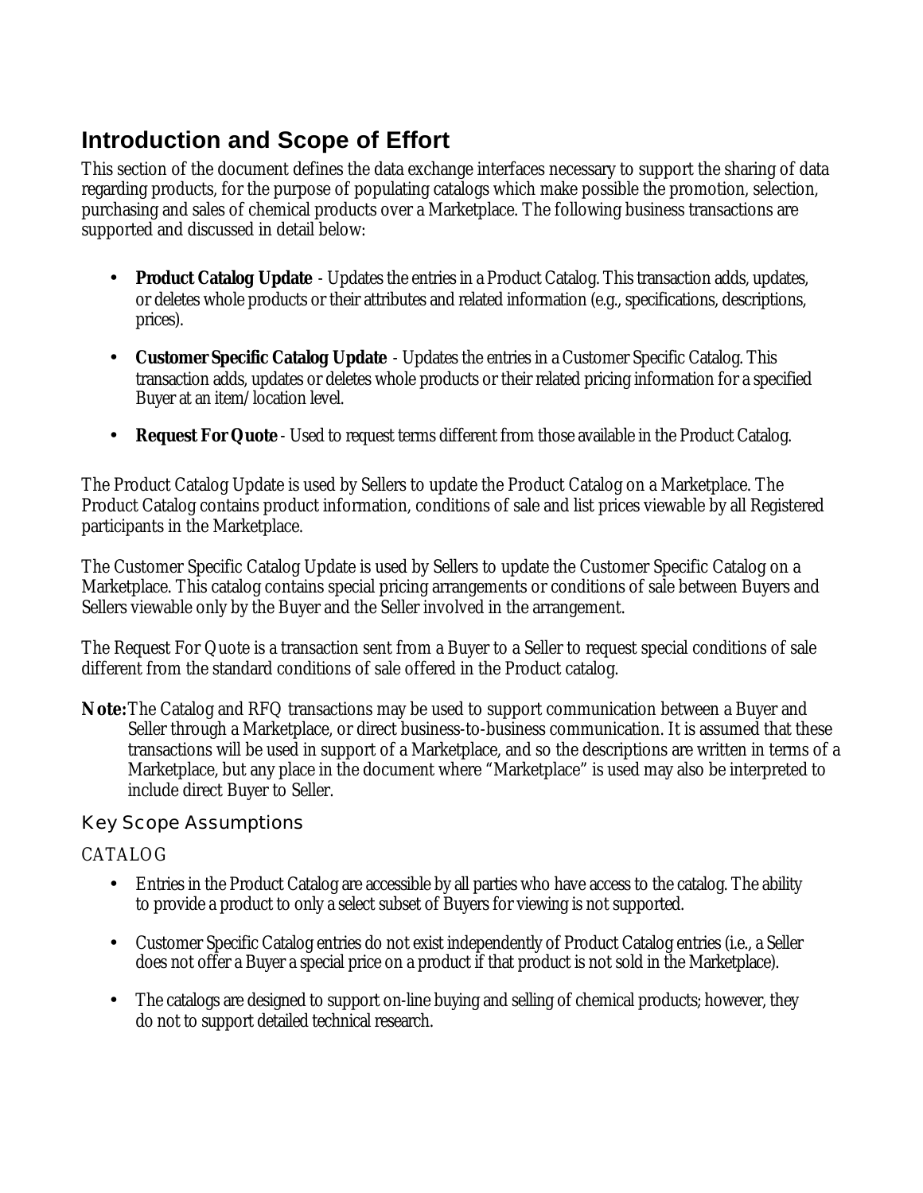## Introduction and Scope of Effort

This section of the document defines the data exchange interfaces necessary to support the sharing of data regarding products, for the purpose of populating catalogs which make possible the promotion, selection, purchasing and sales of chemical products over a Marketplace. The following business transactions are supported and discussed in detail below:

- **Product Catalog Update** - Updates the entries in a Product Catalog. This transaction adds, updates, or deletes whole products or their attributes and related information (e.g., specifications, descriptions, prices).
- **Customer Specific Catalog Update** - Updates the entries in a Customer Specific Catalog. This transaction adds, updates or deletes whole products or their related pricing information for a specified Buyer at an item/location level.
- **Request For Quote** - Used to request terms different from those available in the Product Catalog.

The Product Catalog Update is used by Sellers to update the Product Catalog on a Marketplace. The Product Catalog contains product information, conditions of sale and list prices viewable by all Registered participants in the Marketplace.

The Customer Specific Catalog Update is used by Sellers to update the Customer Specific Catalog on a Marketplace. This catalog contains special pricing arrangements or conditions of sale between Buyers and Sellers viewable only by the Buyer and the Seller involved in the arrangement.

The Request For Quote is a transaction sent from a Buyer to a Seller to request special conditions of sale different from the standard conditions of sale offered in the Product catalog.

**Note:** The Catalog and RFQ transactions may be used to support communication between a Buyer and Seller through a Marketplace, or direct business-to-business communication. It is assumed that these transactions will be used in support of a Marketplace, and so the descriptions are written in terms of a Marketplace, but any place in the document where "Marketplace" is used may also be interpreted to include direct Buyer to Seller.

### Key Scope Assumptions

#### CATALOG

- Entries in the Product Catalog are accessible by all parties who have access to the catalog. The ability to provide a product to only a select subset of Buyers for viewing is not supported.
- Customer Specific Catalog entries do not exist independently of Product Catalog entries (i.e., a Seller does not offer a Buyer a special price on a product if that product is not sold in the Marketplace).
- The catalogs are designed to support on-line buying and selling of chemical products; however, they do not to support detailed technical research.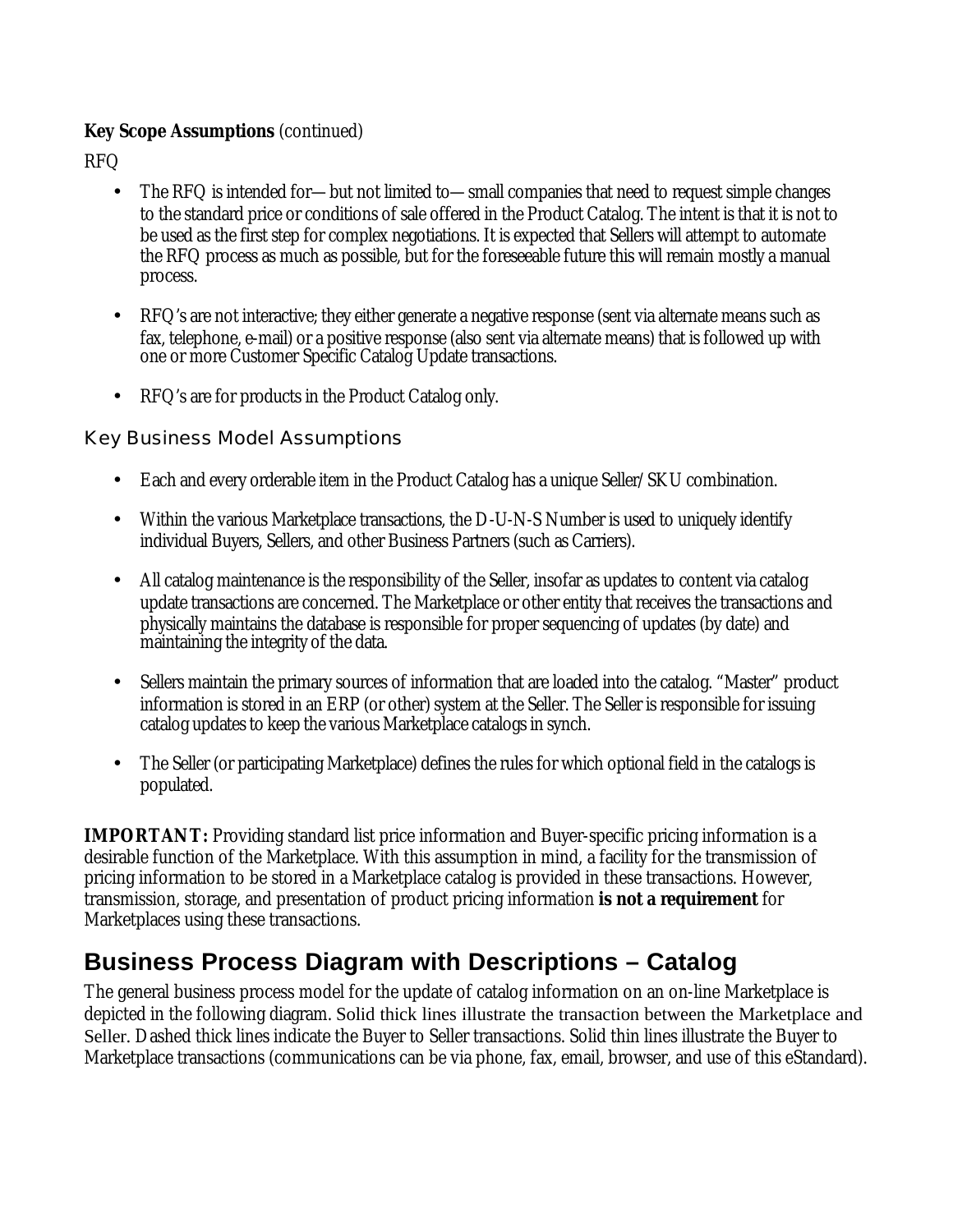**Key Scope Assumptions** *(continued)*

RFQ

- The RFQ is intended for—but not limited to—small companies that need to request simple changes to the standard price or conditions of sale offered in the Product Catalog. The intent is that it is not to be used as the first step for complex negotiations. It is expected that Sellers will attempt to automate the RFQ process as much as possible, but for the foreseeable future this will remain mostly a manual process.

- RFQ's are not interactive; they either generate a negative response (sent via alternate means such as fax, telephone, e-mail) or a positive response (also sent via alternate means) that is followed up with one or more Customer Specific Catalog Update transactions.

- RFQ's are for products in the Product Catalog only.

### Key Business Model Assumptions

- Each and every orderable item in the Product Catalog has a unique Seller/SKU combination.

- Within the various Marketplace transactions, the D-U-N-S Number is used to uniquely identify individual Buyers, Sellers, and other Business Partners (such as Carriers).

- All catalog maintenance is the responsibility of the Seller, insofar as updates to content via catalog update transactions are concerned. The Marketplace or other entity that receives the transactions and physically maintains the database is responsible for proper sequencing of updates (by date) and maintaining the integrity of the data.

- Sellers maintain the primary sources of information that are loaded into the catalog. "Master" product information is stored in an ERP (or other) system at the Seller. The Seller is responsible for issuing catalog updates to keep the various Marketplace catalogs in synch.

- The Seller (or participating Marketplace) defines the rules for which optional field in the catalogs is populated.

**IMPORTANT:** Providing standard list price information and Buyer-specific pricing information is a desirable function of the Marketplace. With this assumption in mind, a facility for the transmission of pricing information to be stored in a Marketplace catalog is provided in these transactions. However, transmission, storage, and presentation of product pricing information **is not a requirement** for Marketplaces using these transactions.

## Business Process Diagram with Descriptions – Catalog

The general business process model for the update of catalog information on an on-line Marketplace is depicted in the following diagram. Solid thick lines illustrate the transaction between the Marketplace and Seller. Dashed thick lines indicate the Buyer to Seller transactions. Solid thin lines illustrate the Buyer to Marketplace transactions (communications can be via phone, fax, email, browser, and use of this eStandard).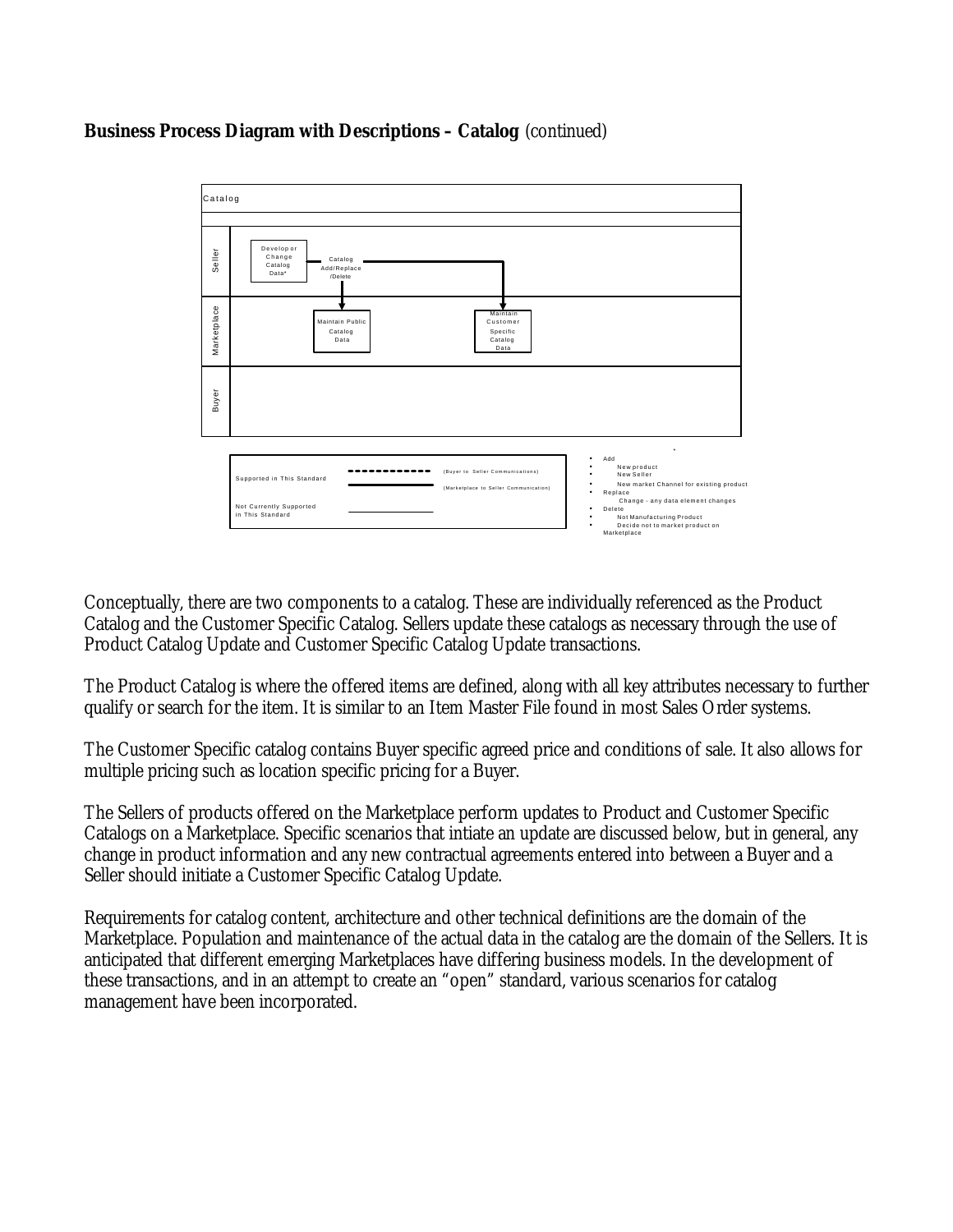**Business Process Diagram with Descriptions – Catalog** (continued)

Catalog

Seller | Marketplace | Buyer

Develop or Change Catalog Data*

Catalog Add/Replace /Delete

Maintain Public Catalog Data

Maintain Customer Specific Catalog Data

| | | |
|---|---|---|
| Supported in This Standard | - - - - - - - - | (Buyer to Seller Communications) |
| | ———— | (Marketplace to Seller Communication) |
| Not Currently Supported in This Standard | ———— | |

\*

- Add
  - New product
  - New Seller
  - New market Channel for existing product
- Replace
  - Change - any data element changes
- Delete
  - Not Manufacturing Product
  - Decide not to market product on Marketplace

Conceptually, there are two components to a catalog. These are individually referenced as the Product Catalog and the Customer Specific Catalog. Sellers update these catalogs as necessary through the use of Product Catalog Update and Customer Specific Catalog Update transactions.

The Product Catalog is where the offered items are defined, along with all key attributes necessary to further qualify or search for the item. It is similar to an Item Master File found in most Sales Order systems.

The Customer Specific catalog contains Buyer specific agreed price and conditions of sale. It also allows for multiple pricing such as location specific pricing for a Buyer.

The Sellers of products offered on the Marketplace perform updates to Product and Customer Specific Catalogs on a Marketplace. Specific scenarios that intiate an update are discussed below, but in general, any change in product information and any new contractual agreements entered into between a Buyer and a Seller should initiate a Customer Specific Catalog Update.

Requirements for catalog content, architecture and other technical definitions are the domain of the Marketplace. Population and maintenance of the actual data in the catalog are the domain of the Sellers. It is anticipated that different emerging Marketplaces have differing business models. In the development of these transactions, and in an attempt to create an "open" standard, various scenarios for catalog management have been incorporated.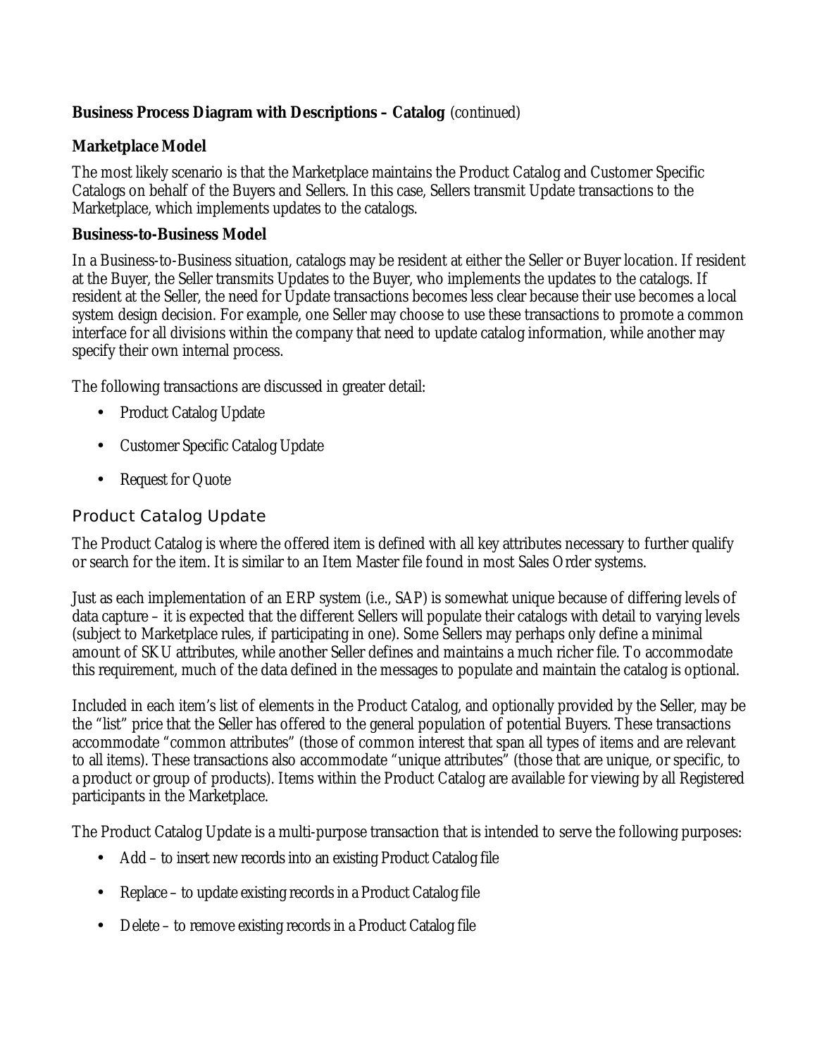**Business Process Diagram with Descriptions – Catalog** (continued)

**Marketplace Model**

The most likely scenario is that the Marketplace maintains the Product Catalog and Customer Specific Catalogs on behalf of the Buyers and Sellers. In this case, Sellers transmit Update transactions to the Marketplace, which implements updates to the catalogs.

**Business-to-Business Model**

In a Business-to-Business situation, catalogs may be resident at either the Seller or Buyer location. If resident at the Buyer, the Seller transmits Updates to the Buyer, who implements the updates to the catalogs. If resident at the Seller, the need for Update transactions becomes less clear because their use becomes a local system design decision. For example, one Seller may choose to use these transactions to promote a common interface for all divisions within the company that need to update catalog information, while another may specify their own internal process.

The following transactions are discussed in greater detail:

- Product Catalog Update
- Customer Specific Catalog Update
- Request for Quote

## Product Catalog Update

The Product Catalog is where the offered item is defined with all key attributes necessary to further qualify or search for the item. It is similar to an Item Master file found in most Sales Order systems.

Just as each implementation of an ERP system (i.e., SAP) is somewhat unique because of differing levels of data capture – it is expected that the different Sellers will populate their catalogs with detail to varying levels (subject to Marketplace rules, if participating in one). Some Sellers may perhaps only define a minimal amount of SKU attributes, while another Seller defines and maintains a much richer file. To accommodate this requirement, much of the data defined in the messages to populate and maintain the catalog is optional.

Included in each item's list of elements in the Product Catalog, and optionally provided by the Seller, may be the "list" price that the Seller has offered to the general population of potential Buyers. These transactions accommodate "common attributes" (those of common interest that span all types of items and are relevant to all items). These transactions also accommodate "unique attributes" (those that are unique, or specific, to a product or group of products). Items within the Product Catalog are available for viewing by all Registered participants in the Marketplace.

The Product Catalog Update is a multi-purpose transaction that is intended to serve the following purposes:

- Add – to insert new records into an existing Product Catalog file
- Replace – to update existing records in a Product Catalog file
- Delete – to remove existing records in a Product Catalog file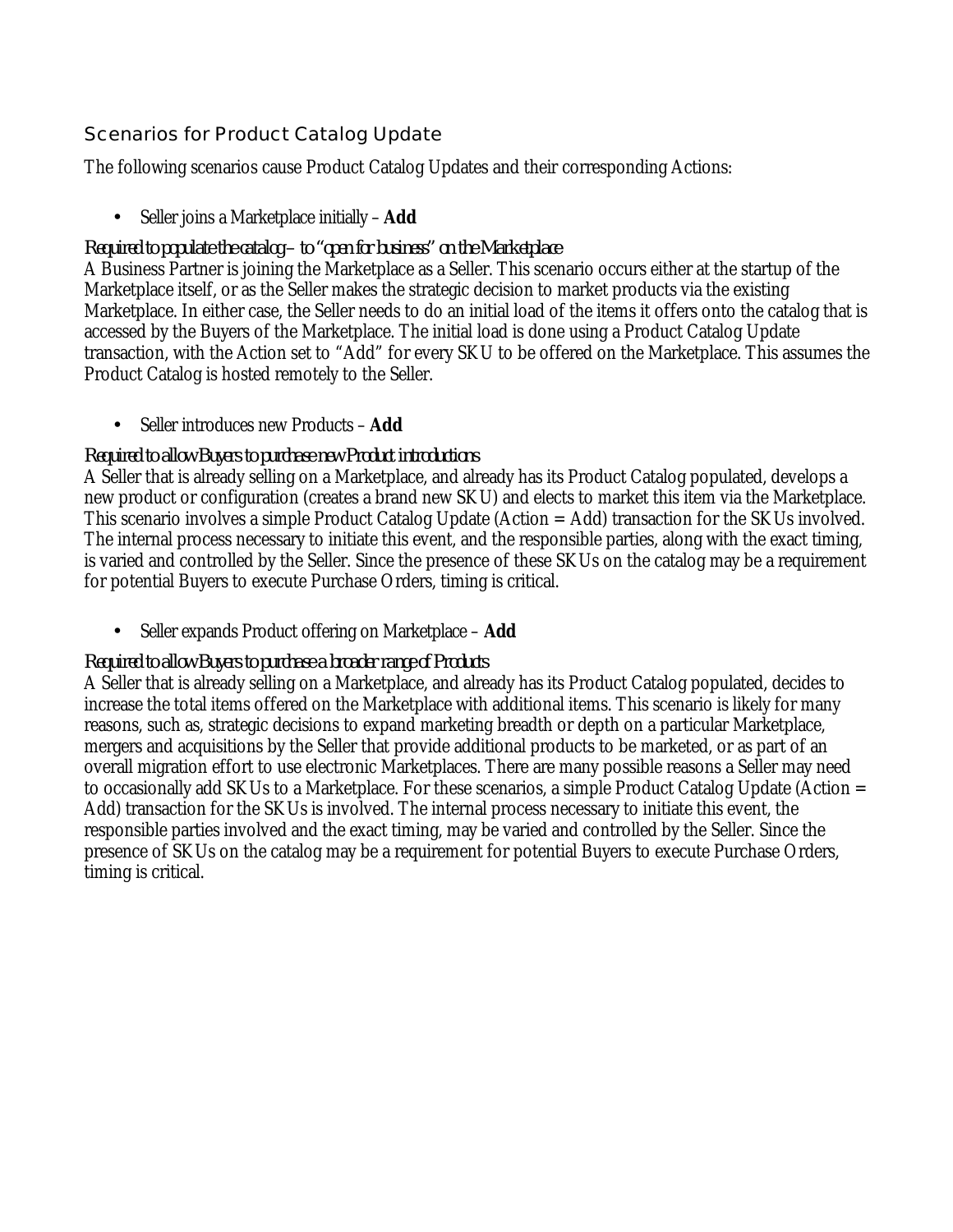## Scenarios for Product Catalog Update

The following scenarios cause Product Catalog Updates and their corresponding Actions:

- Seller joins a Marketplace initially – **Add**

*Required to populate the catalog – to "open for business" on the Marketplace*

A Business Partner is joining the Marketplace as a Seller. This scenario occurs either at the startup of the Marketplace itself, or as the Seller makes the strategic decision to market products via the existing Marketplace. In either case, the Seller needs to do an initial load of the items it offers onto the catalog that is accessed by the Buyers of the Marketplace. The initial load is done using a Product Catalog Update transaction, with the Action set to "Add" for every SKU to be offered on the Marketplace. This assumes the Product Catalog is hosted remotely to the Seller.

- Seller introduces new Products – **Add**

*Required to allow Buyers to purchase new Product introductions*

A Seller that is already selling on a Marketplace, and already has its Product Catalog populated, develops a new product or configuration (creates a brand new SKU) and elects to market this item via the Marketplace. This scenario involves a simple Product Catalog Update (Action = Add) transaction for the SKUs involved. The internal process necessary to initiate this event, and the responsible parties, along with the exact timing, is varied and controlled by the Seller. Since the presence of these SKUs on the catalog may be a requirement for potential Buyers to execute Purchase Orders, timing is critical.

- Seller expands Product offering on Marketplace – **Add**

*Required to allow Buyers to purchase a broader range of Products*

A Seller that is already selling on a Marketplace, and already has its Product Catalog populated, decides to increase the total items offered on the Marketplace with additional items. This scenario is likely for many reasons, such as, strategic decisions to expand marketing breadth or depth on a particular Marketplace, mergers and acquisitions by the Seller that provide additional products to be marketed, or as part of an overall migration effort to use electronic Marketplaces. There are many possible reasons a Seller may need to occasionally add SKUs to a Marketplace. For these scenarios, a simple Product Catalog Update (Action = Add) transaction for the SKUs is involved. The internal process necessary to initiate this event, the responsible parties involved and the exact timing, may be varied and controlled by the Seller. Since the presence of SKUs on the catalog may be a requirement for potential Buyers to execute Purchase Orders, timing is critical.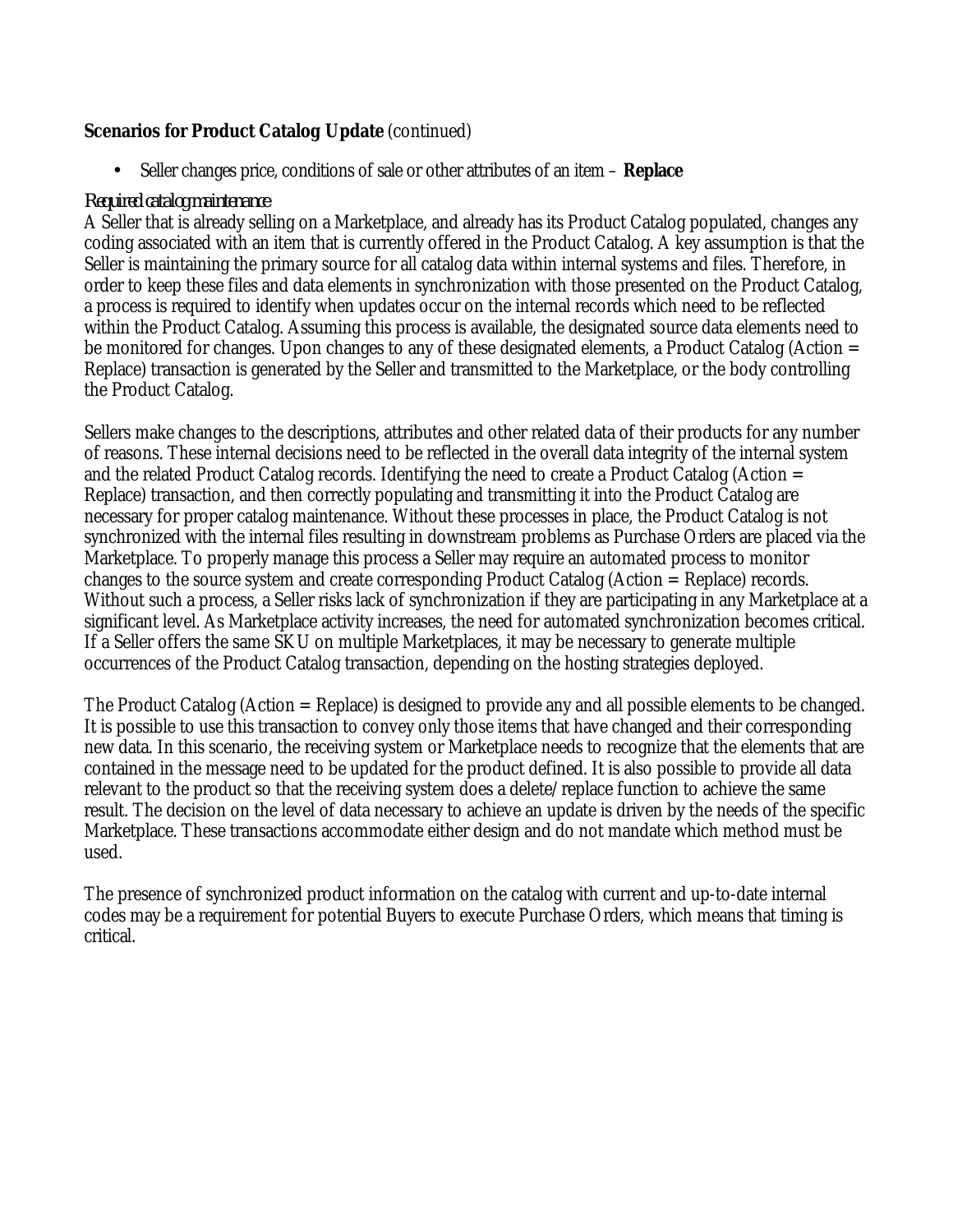**Scenarios for Product Catalog Update** (continued)

- Seller changes price, conditions of sale or other attributes of an item – **Replace**

*Required catalog maintenance*

A Seller that is already selling on a Marketplace, and already has its Product Catalog populated, changes any coding associated with an item that is currently offered in the Product Catalog. A key assumption is that the Seller is maintaining the primary source for all catalog data within internal systems and files. Therefore, in order to keep these files and data elements in synchronization with those presented on the Product Catalog, a process is required to identify when updates occur on the internal records which need to be reflected within the Product Catalog. Assuming this process is available, the designated source data elements need to be monitored for changes. Upon changes to any of these designated elements, a Product Catalog (Action = Replace) transaction is generated by the Seller and transmitted to the Marketplace, or the body controlling the Product Catalog.

Sellers make changes to the descriptions, attributes and other related data of their products for any number of reasons. These internal decisions need to be reflected in the overall data integrity of the internal system and the related Product Catalog records. Identifying the need to create a Product Catalog (Action = Replace) transaction, and then correctly populating and transmitting it into the Product Catalog are necessary for proper catalog maintenance. Without these processes in place, the Product Catalog is not synchronized with the internal files resulting in downstream problems as Purchase Orders are placed via the Marketplace. To properly manage this process a Seller may require an automated process to monitor changes to the source system and create corresponding Product Catalog (Action = Replace) records. Without such a process, a Seller risks lack of synchronization if they are participating in any Marketplace at a significant level. As Marketplace activity increases, the need for automated synchronization becomes critical. If a Seller offers the same SKU on multiple Marketplaces, it may be necessary to generate multiple occurrences of the Product Catalog transaction, depending on the hosting strategies deployed.

The Product Catalog (Action = Replace) is designed to provide any and all possible elements to be changed. It is possible to use this transaction to convey only those items that have changed and their corresponding new data. In this scenario, the receiving system or Marketplace needs to recognize that the elements that are contained in the message need to be updated for the product defined. It is also possible to provide all data relevant to the product so that the receiving system does a delete/replace function to achieve the same result. The decision on the level of data necessary to achieve an update is driven by the needs of the specific Marketplace. These transactions accommodate either design and do not mandate which method must be used.

The presence of synchronized product information on the catalog with current and up-to-date internal codes may be a requirement for potential Buyers to execute Purchase Orders, which means that timing is critical.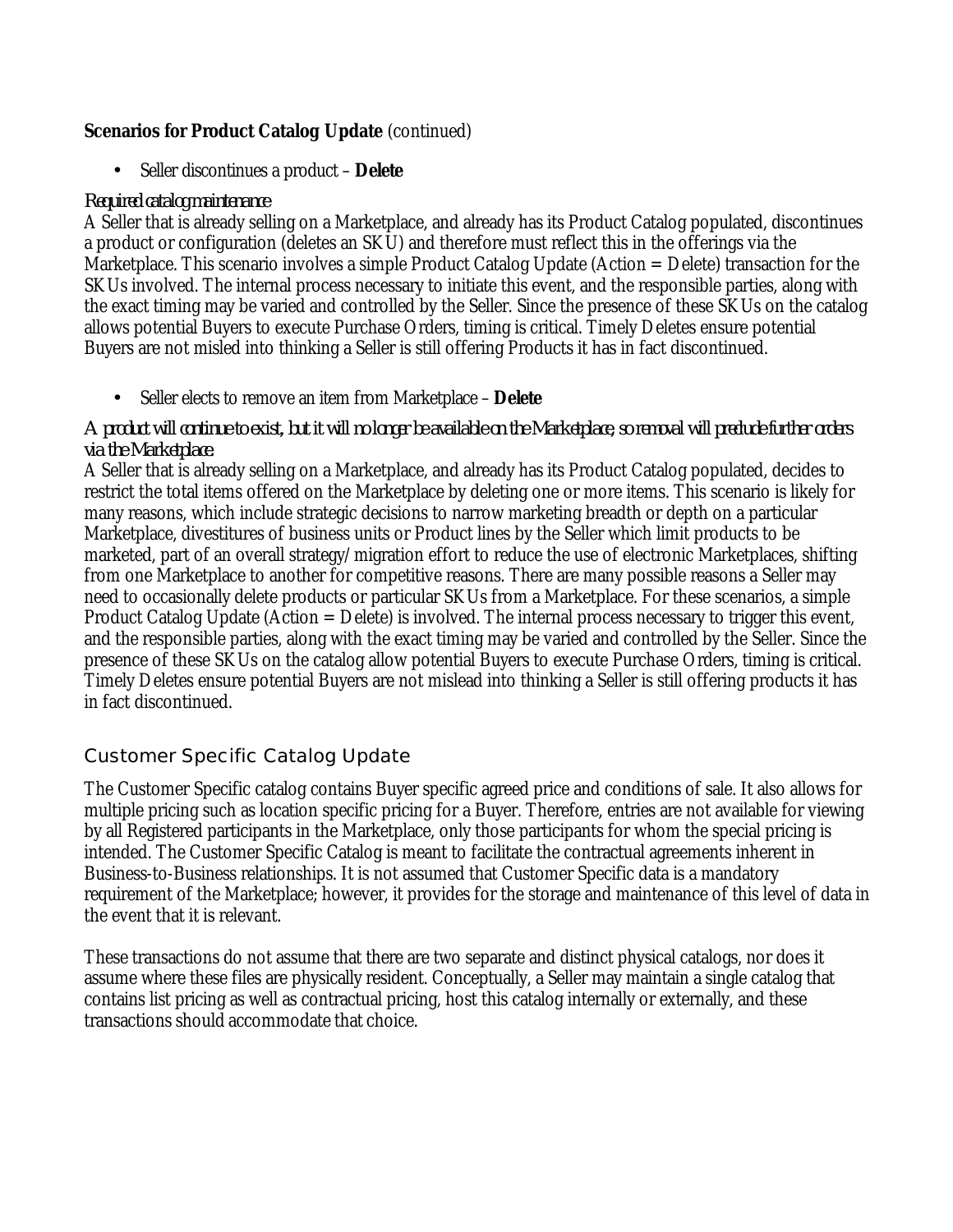**Scenarios for Product Catalog Update** (continued)

- Seller discontinues a product – **Delete**

*Required catalog maintenance*

A Seller that is already selling on a Marketplace, and already has its Product Catalog populated, discontinues a product or configuration (deletes an SKU) and therefore must reflect this in the offerings via the Marketplace. This scenario involves a simple Product Catalog Update (Action = Delete) transaction for the SKUs involved. The internal process necessary to initiate this event, and the responsible parties, along with the exact timing may be varied and controlled by the Seller. Since the presence of these SKUs on the catalog allows potential Buyers to execute Purchase Orders, timing is critical. Timely Deletes ensure potential Buyers are not misled into thinking a Seller is still offering Products it has in fact discontinued.

- Seller elects to remove an item from Marketplace – **Delete**

*A product will continue to exist, but it will no longer be available on the Marketplace, so removal will preclude further orders via the Marketplace.*

A Seller that is already selling on a Marketplace, and already has its Product Catalog populated, decides to restrict the total items offered on the Marketplace by deleting one or more items. This scenario is likely for many reasons, which include strategic decisions to narrow marketing breadth or depth on a particular Marketplace, divestitures of business units or Product lines by the Seller which limit products to be marketed, part of an overall strategy/migration effort to reduce the use of electronic Marketplaces, shifting from one Marketplace to another for competitive reasons. There are many possible reasons a Seller may need to occasionally delete products or particular SKUs from a Marketplace. For these scenarios, a simple Product Catalog Update (Action = Delete) is involved. The internal process necessary to trigger this event, and the responsible parties, along with the exact timing may be varied and controlled by the Seller. Since the presence of these SKUs on the catalog allow potential Buyers to execute Purchase Orders, timing is critical. Timely Deletes ensure potential Buyers are not mislead into thinking a Seller is still offering products it has in fact discontinued.

## Customer Specific Catalog Update

The Customer Specific catalog contains Buyer specific agreed price and conditions of sale. It also allows for multiple pricing such as location specific pricing for a Buyer. Therefore, entries are not available for viewing by all Registered participants in the Marketplace, only those participants for whom the special pricing is intended. The Customer Specific Catalog is meant to facilitate the contractual agreements inherent in Business-to-Business relationships. It is not assumed that Customer Specific data is a mandatory requirement of the Marketplace; however, it provides for the storage and maintenance of this level of data in the event that it is relevant.

These transactions do not assume that there are two separate and distinct physical catalogs, nor does it assume where these files are physically resident. Conceptually, a Seller may maintain a single catalog that contains list pricing as well as contractual pricing, host this catalog internally or externally, and these transactions should accommodate that choice.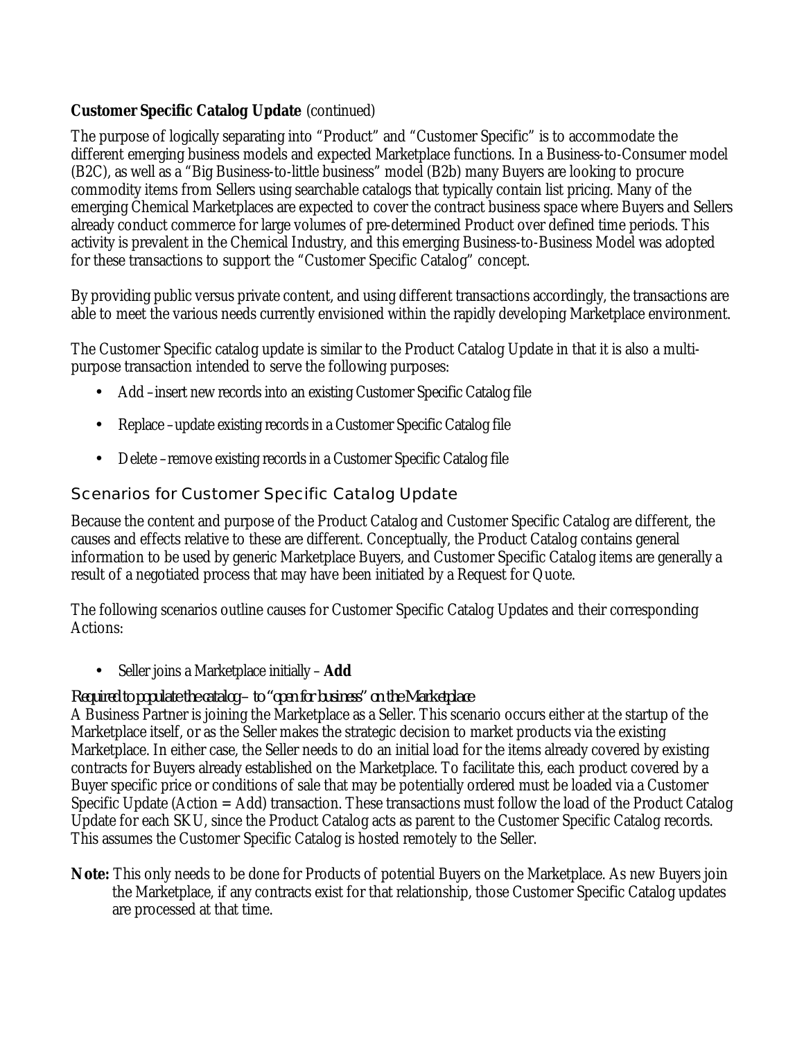**Customer Specific Catalog Update** (continued)

The purpose of logically separating into "Product" and "Customer Specific" is to accommodate the different emerging business models and expected Marketplace functions. In a Business-to-Consumer model (B2C), as well as a "Big Business-to-little business" model (B2b) many Buyers are looking to procure commodity items from Sellers using searchable catalogs that typically contain list pricing. Many of the emerging Chemical Marketplaces are expected to cover the contract business space where Buyers and Sellers already conduct commerce for large volumes of pre-determined Product over defined time periods. This activity is prevalent in the Chemical Industry, and this emerging Business-to-Business Model was adopted for these transactions to support the "Customer Specific Catalog" concept.

By providing public versus private content, and using different transactions accordingly, the transactions are able to meet the various needs currently envisioned within the rapidly developing Marketplace environment.

The Customer Specific catalog update is similar to the Product Catalog Update in that it is also a multi-purpose transaction intended to serve the following purposes:

- Add – insert new records into an existing Customer Specific Catalog file
- Replace – update existing records in a Customer Specific Catalog file
- Delete – remove existing records in a Customer Specific Catalog file

## Scenarios for Customer Specific Catalog Update

Because the content and purpose of the Product Catalog and Customer Specific Catalog are different, the causes and effects relative to these are different. Conceptually, the Product Catalog contains general information to be used by generic Marketplace Buyers, and Customer Specific Catalog items are generally a result of a negotiated process that may have been initiated by a Request for Quote.

The following scenarios outline causes for Customer Specific Catalog Updates and their corresponding Actions:

- Seller joins a Marketplace initially – **Add**

*Required to populate the catalog – to "open for business" on the Marketplace*

A Business Partner is joining the Marketplace as a Seller. This scenario occurs either at the startup of the Marketplace itself, or as the Seller makes the strategic decision to market products via the existing Marketplace. In either case, the Seller needs to do an initial load for the items already covered by existing contracts for Buyers already established on the Marketplace. To facilitate this, each product covered by a Buyer specific price or conditions of sale that may be potentially ordered must be loaded via a Customer Specific Update (Action = Add) transaction. These transactions must follow the load of the Product Catalog Update for each SKU, since the Product Catalog acts as parent to the Customer Specific Catalog records. This assumes the Customer Specific Catalog is hosted remotely to the Seller.

**Note:** This only needs to be done for Products of potential Buyers on the Marketplace. As new Buyers join the Marketplace, if any contracts exist for that relationship, those Customer Specific Catalog updates are processed at that time.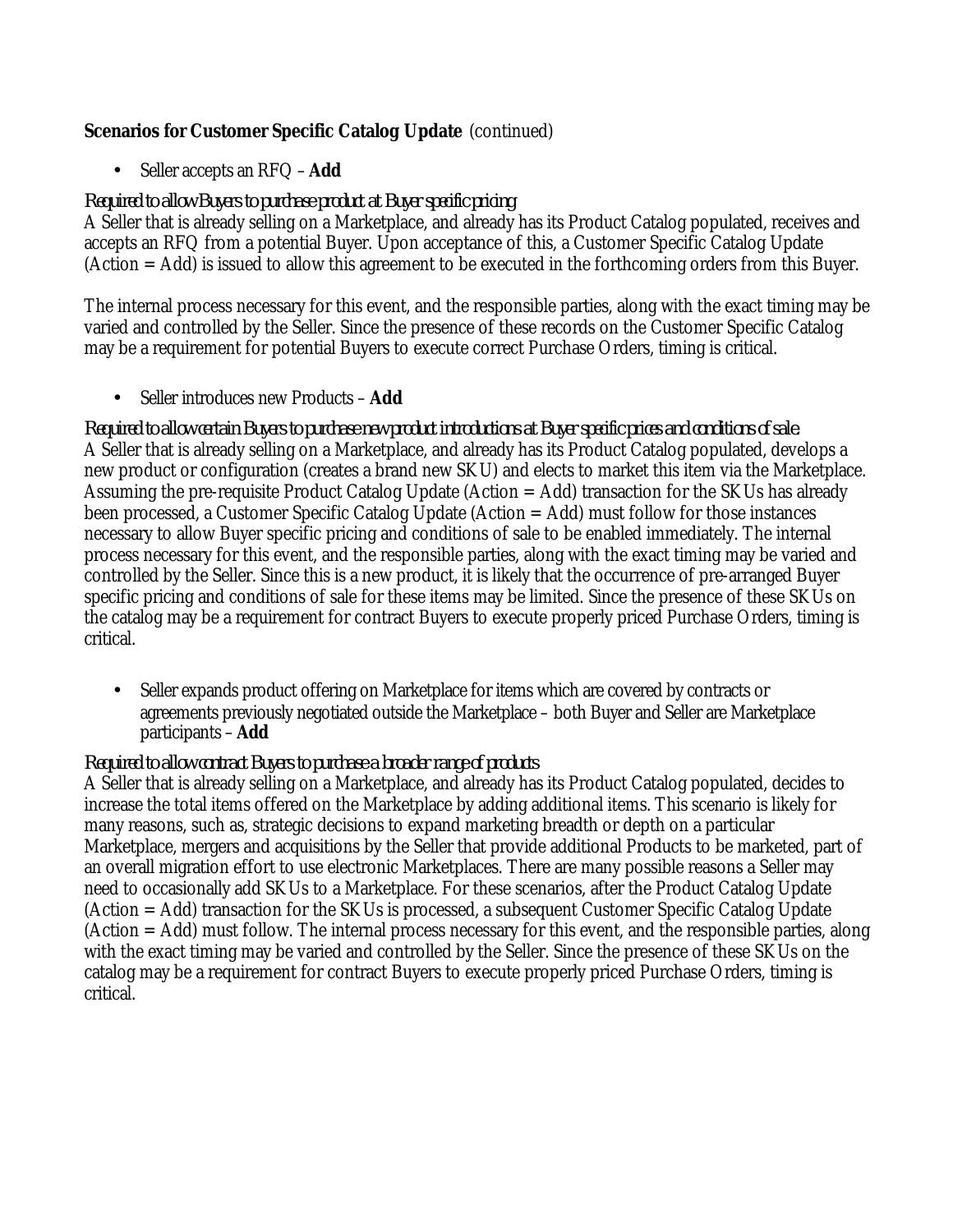**Scenarios for Customer Specific Catalog Update** (continued)

- Seller accepts an RFQ – **Add**

*Required to allow Buyers to purchase product at Buyer specific pricing*

A Seller that is already selling on a Marketplace, and already has its Product Catalog populated, receives and accepts an RFQ from a potential Buyer. Upon acceptance of this, a Customer Specific Catalog Update (Action = Add) is issued to allow this agreement to be executed in the forthcoming orders from this Buyer.

The internal process necessary for this event, and the responsible parties, along with the exact timing may be varied and controlled by the Seller. Since the presence of these records on the Customer Specific Catalog may be a requirement for potential Buyers to execute correct Purchase Orders, timing is critical.

- Seller introduces new Products – **Add**

*Required to allow certain Buyers to purchase new product introductions at Buyer specific prices and conditions of sale.*

A Seller that is already selling on a Marketplace, and already has its Product Catalog populated, develops a new product or configuration (creates a brand new SKU) and elects to market this item via the Marketplace. Assuming the pre-requisite Product Catalog Update (Action = Add) transaction for the SKUs has already been processed, a Customer Specific Catalog Update (Action = Add) must follow for those instances necessary to allow Buyer specific pricing and conditions of sale to be enabled immediately. The internal process necessary for this event, and the responsible parties, along with the exact timing may be varied and controlled by the Seller. Since this is a new product, it is likely that the occurrence of pre-arranged Buyer specific pricing and conditions of sale for these items may be limited. Since the presence of these SKUs on the catalog may be a requirement for contract Buyers to execute properly priced Purchase Orders, timing is critical.

- Seller expands product offering on Marketplace for items which are covered by contracts or agreements previously negotiated outside the Marketplace – both Buyer and Seller are Marketplace participants – **Add**

*Required to allow contract Buyers to purchase a broader range of products*

A Seller that is already selling on a Marketplace, and already has its Product Catalog populated, decides to increase the total items offered on the Marketplace by adding additional items. This scenario is likely for many reasons, such as, strategic decisions to expand marketing breadth or depth on a particular Marketplace, mergers and acquisitions by the Seller that provide additional Products to be marketed, part of an overall migration effort to use electronic Marketplaces. There are many possible reasons a Seller may need to occasionally add SKUs to a Marketplace. For these scenarios, after the Product Catalog Update (Action = Add) transaction for the SKUs is processed, a subsequent Customer Specific Catalog Update (Action = Add) must follow. The internal process necessary for this event, and the responsible parties, along with the exact timing may be varied and controlled by the Seller. Since the presence of these SKUs on the catalog may be a requirement for contract Buyers to execute properly priced Purchase Orders, timing is critical.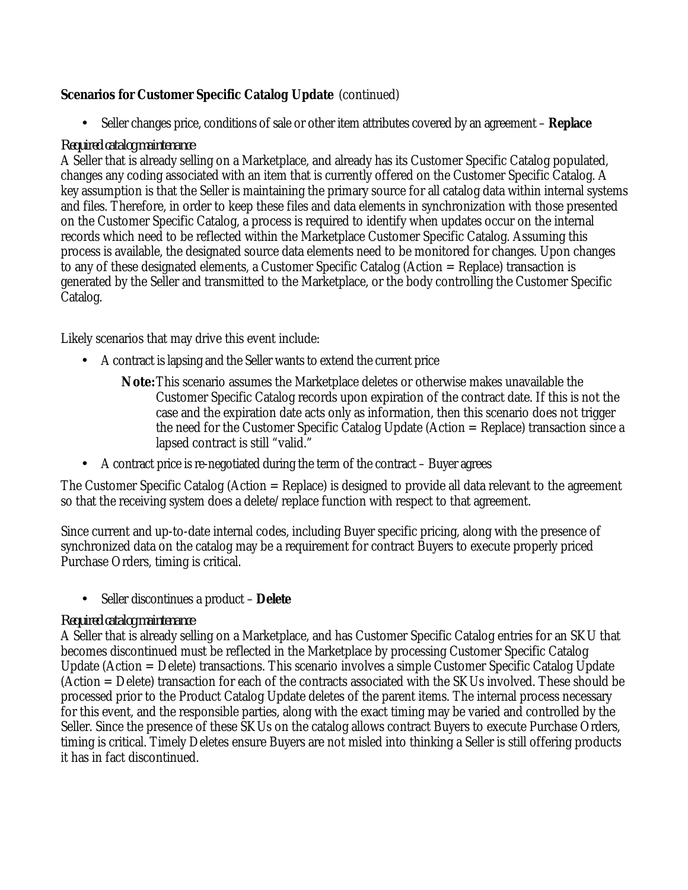**Scenarios for Customer Specific Catalog Update** (continued)

- Seller changes price, conditions of sale or other item attributes covered by an agreement – **Replace**

*Required catalog maintenance*

A Seller that is already selling on a Marketplace, and already has its Customer Specific Catalog populated, changes any coding associated with an item that is currently offered on the Customer Specific Catalog. A key assumption is that the Seller is maintaining the primary source for all catalog data within internal systems and files. Therefore, in order to keep these files and data elements in synchronization with those presented on the Customer Specific Catalog, a process is required to identify when updates occur on the internal records which need to be reflected within the Marketplace Customer Specific Catalog. Assuming this process is available, the designated source data elements need to be monitored for changes. Upon changes to any of these designated elements, a Customer Specific Catalog (Action = Replace) transaction is generated by the Seller and transmitted to the Marketplace, or the body controlling the Customer Specific Catalog.

Likely scenarios that may drive this event include:

- A contract is lapsing and the Seller wants to extend the current price

  **Note:** This scenario assumes the Marketplace deletes or otherwise makes unavailable the Customer Specific Catalog records upon expiration of the contract date. If this is not the case and the expiration date acts only as information, then this scenario does not trigger the need for the Customer Specific Catalog Update (Action = Replace) transaction since a lapsed contract is still "valid."

- A contract price is re-negotiated during the term of the contract – Buyer agrees

The Customer Specific Catalog (Action = Replace) is designed to provide all data relevant to the agreement so that the receiving system does a delete/replace function with respect to that agreement.

Since current and up-to-date internal codes, including Buyer specific pricing, along with the presence of synchronized data on the catalog may be a requirement for contract Buyers to execute properly priced Purchase Orders, timing is critical.

- Seller discontinues a product – **Delete**

*Required catalog maintenance*

A Seller that is already selling on a Marketplace, and has Customer Specific Catalog entries for an SKU that becomes discontinued must be reflected in the Marketplace by processing Customer Specific Catalog Update (Action = Delete) transactions. This scenario involves a simple Customer Specific Catalog Update (Action = Delete) transaction for each of the contracts associated with the SKUs involved. These should be processed prior to the Product Catalog Update deletes of the parent items. The internal process necessary for this event, and the responsible parties, along with the exact timing may be varied and controlled by the Seller. Since the presence of these SKUs on the catalog allows contract Buyers to execute Purchase Orders, timing is critical. Timely Deletes ensure Buyers are not misled into thinking a Seller is still offering products it has in fact discontinued.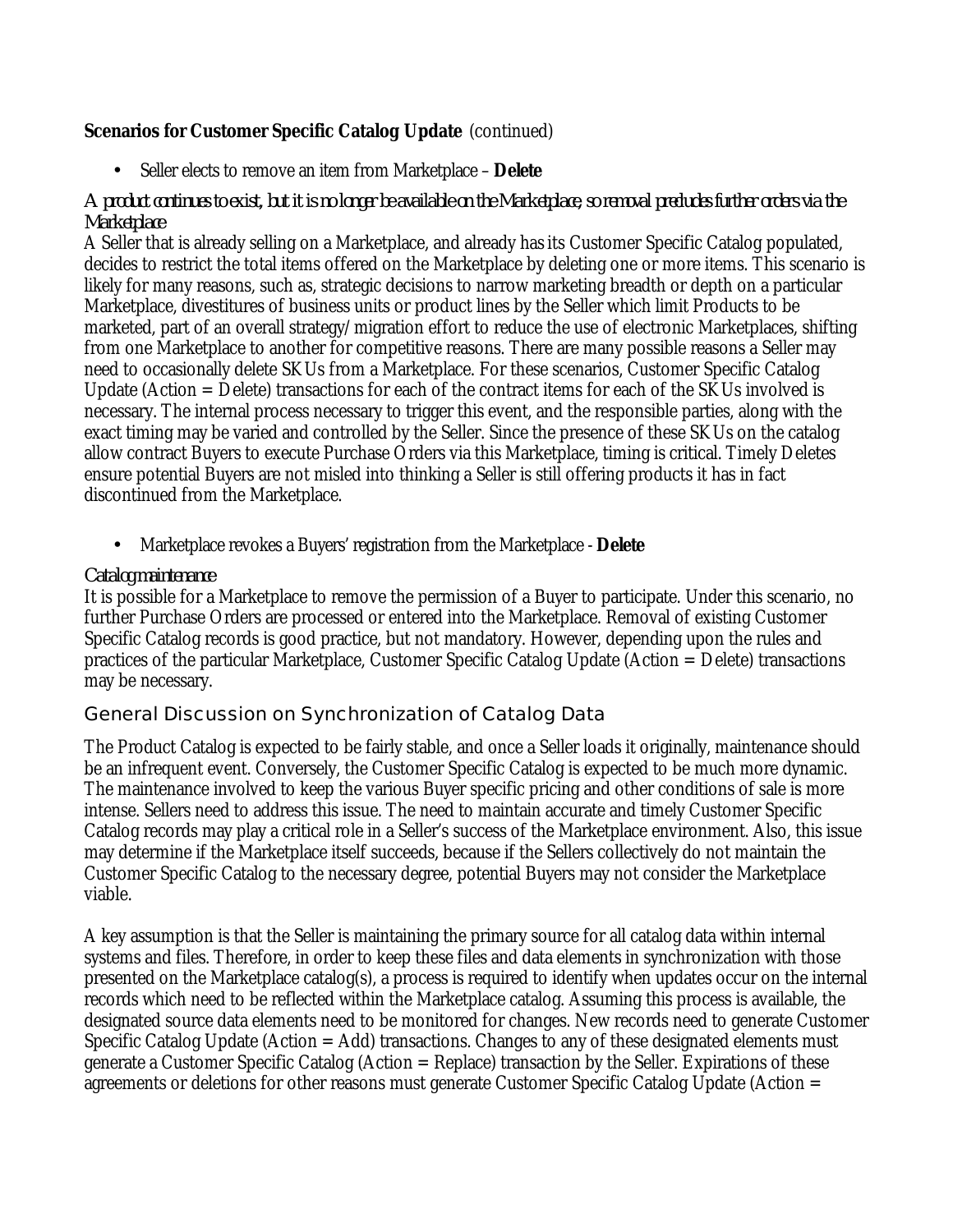**Scenarios for Customer Specific Catalog Update** (continued)

- Seller elects to remove an item from Marketplace – **Delete**

*A product continues to exist, but it is no longer be available on the Marketplace, so removal precludes further orders via the Marketplace*

A Seller that is already selling on a Marketplace, and already has its Customer Specific Catalog populated, decides to restrict the total items offered on the Marketplace by deleting one or more items. This scenario is likely for many reasons, such as, strategic decisions to narrow marketing breadth or depth on a particular Marketplace, divestitures of business units or product lines by the Seller which limit Products to be marketed, part of an overall strategy/migration effort to reduce the use of electronic Marketplaces, shifting from one Marketplace to another for competitive reasons. There are many possible reasons a Seller may need to occasionally delete SKUs from a Marketplace. For these scenarios, Customer Specific Catalog Update (Action = Delete) transactions for each of the contract items for each of the SKUs involved is necessary. The internal process necessary to trigger this event, and the responsible parties, along with the exact timing may be varied and controlled by the Seller. Since the presence of these SKUs on the catalog allow contract Buyers to execute Purchase Orders via this Marketplace, timing is critical. Timely Deletes ensure potential Buyers are not misled into thinking a Seller is still offering products it has in fact discontinued from the Marketplace.

- Marketplace revokes a Buyers' registration from the Marketplace - **Delete**

*Catalog maintenance*

It is possible for a Marketplace to remove the permission of a Buyer to participate. Under this scenario, no further Purchase Orders are processed or entered into the Marketplace. Removal of existing Customer Specific Catalog records is good practice, but not mandatory. However, depending upon the rules and practices of the particular Marketplace, Customer Specific Catalog Update (Action = Delete) transactions may be necessary.

## General Discussion on Synchronization of Catalog Data

The Product Catalog is expected to be fairly stable, and once a Seller loads it originally, maintenance should be an infrequent event. Conversely, the Customer Specific Catalog is expected to be much more dynamic. The maintenance involved to keep the various Buyer specific pricing and other conditions of sale is more intense. Sellers need to address this issue. The need to maintain accurate and timely Customer Specific Catalog records may play a critical role in a Seller's success of the Marketplace environment. Also, this issue may determine if the Marketplace itself succeeds, because if the Sellers collectively do not maintain the Customer Specific Catalog to the necessary degree, potential Buyers may not consider the Marketplace viable.

A key assumption is that the Seller is maintaining the primary source for all catalog data within internal systems and files. Therefore, in order to keep these files and data elements in synchronization with those presented on the Marketplace catalog(s), a process is required to identify when updates occur on the internal records which need to be reflected within the Marketplace catalog. Assuming this process is available, the designated source data elements need to be monitored for changes. New records need to generate Customer Specific Catalog Update (Action = Add) transactions. Changes to any of these designated elements must generate a Customer Specific Catalog (Action = Replace) transaction by the Seller. Expirations of these agreements or deletions for other reasons must generate Customer Specific Catalog Update (Action =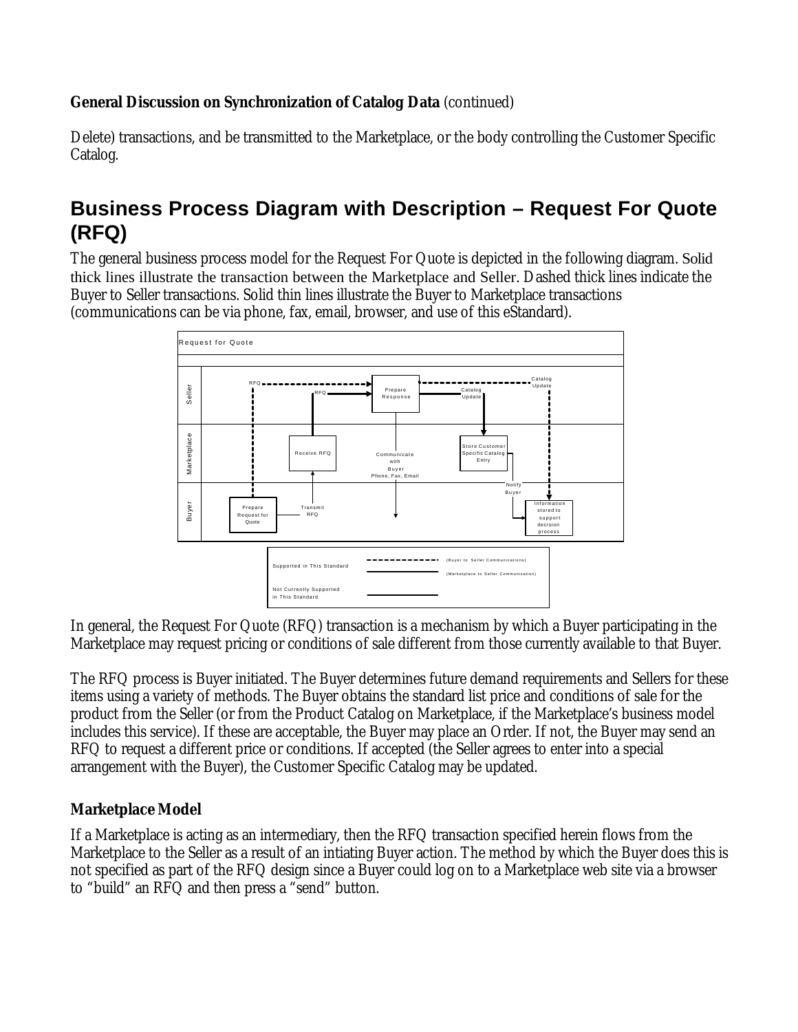**General Discussion on Synchronization of Catalog Data** (continued)

Delete) transactions, and be transmitted to the Marketplace, or the body controlling the Customer Specific Catalog.

## Business Process Diagram with Description – Request For Quote (RFQ)

The general business process model for the Request For Quote is depicted in the following diagram. Solid thick lines illustrate the transaction between the Marketplace and Seller. Dashed thick lines indicate the Buyer to Seller transactions. Solid thin lines illustrate the Buyer to Marketplace transactions (communications can be via phone, fax, email, browser, and use of this eStandard).

In general, the Request For Quote (RFQ) transaction is a mechanism by which a Buyer participating in the Marketplace may request pricing or conditions of sale different from those currently available to that Buyer.

The RFQ process is Buyer initiated. The Buyer determines future demand requirements and Sellers for these items using a variety of methods. The Buyer obtains the standard list price and conditions of sale for the product from the Seller (or from the Product Catalog on Marketplace, if the Marketplace's business model includes this service). If these are acceptable, the Buyer may place an Order. If not, the Buyer may send an RFQ to request a different price or conditions. If accepted (the Seller agrees to enter into a special arrangement with the Buyer), the Customer Specific Catalog may be updated.

### Marketplace Model

If a Marketplace is acting as an intermediary, then the RFQ transaction specified herein flows from the Marketplace to the Seller as a result of an intiating Buyer action. The method by which the Buyer does this is not specified as part of the RFQ design since a Buyer could log on to a Marketplace web site via a browser to "build" an RFQ and then press a "send" button.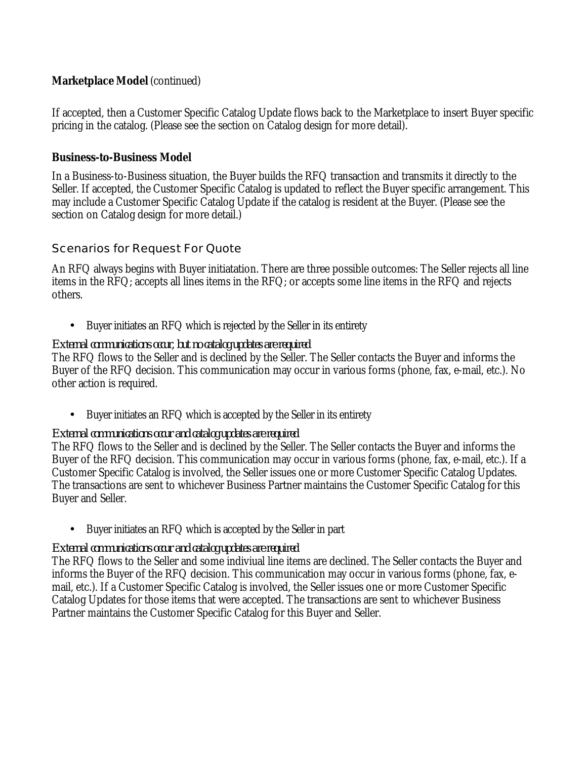**Marketplace Model** (continued)

If accepted, then a Customer Specific Catalog Update flows back to the Marketplace to insert Buyer specific pricing in the catalog. (Please see the section on Catalog design for more detail).

**Business-to-Business Model**

In a Business-to-Business situation, the Buyer builds the RFQ transaction and transmits it directly to the Seller. If accepted, the Customer Specific Catalog is updated to reflect the Buyer specific arrangement. This may include a Customer Specific Catalog Update if the catalog is resident at the Buyer. (Please see the section on Catalog design for more detail.)

## Scenarios for Request For Quote

An RFQ always begins with Buyer initiatation. There are three possible outcomes: The Seller rejects all line items in the RFQ; accepts all lines items in the RFQ; or accepts some line items in the RFQ and rejects others.

- Buyer initiates an RFQ which is rejected by the Seller in its entirety

*External communications occur, but no catalog updates are required*

The RFQ flows to the Seller and is declined by the Seller. The Seller contacts the Buyer and informs the Buyer of the RFQ decision. This communication may occur in various forms (phone, fax, e-mail, etc.). No other action is required.

- Buyer initiates an RFQ which is accepted by the Seller in its entirety

*External communications occur and catalog updates are required*

The RFQ flows to the Seller and is declined by the Seller. The Seller contacts the Buyer and informs the Buyer of the RFQ decision. This communication may occur in various forms (phone, fax, e-mail, etc.). If a Customer Specific Catalog is involved, the Seller issues one or more Customer Specific Catalog Updates. The transactions are sent to whichever Business Partner maintains the Customer Specific Catalog for this Buyer and Seller.

- Buyer initiates an RFQ which is accepted by the Seller in part

*External communications occur and catalog updates are required*

The RFQ flows to the Seller and some indiviual line items are declined. The Seller contacts the Buyer and informs the Buyer of the RFQ decision. This communication may occur in various forms (phone, fax, e-mail, etc.). If a Customer Specific Catalog is involved, the Seller issues one or more Customer Specific Catalog Updates for those items that were accepted. The transactions are sent to whichever Business Partner maintains the Customer Specific Catalog for this Buyer and Seller.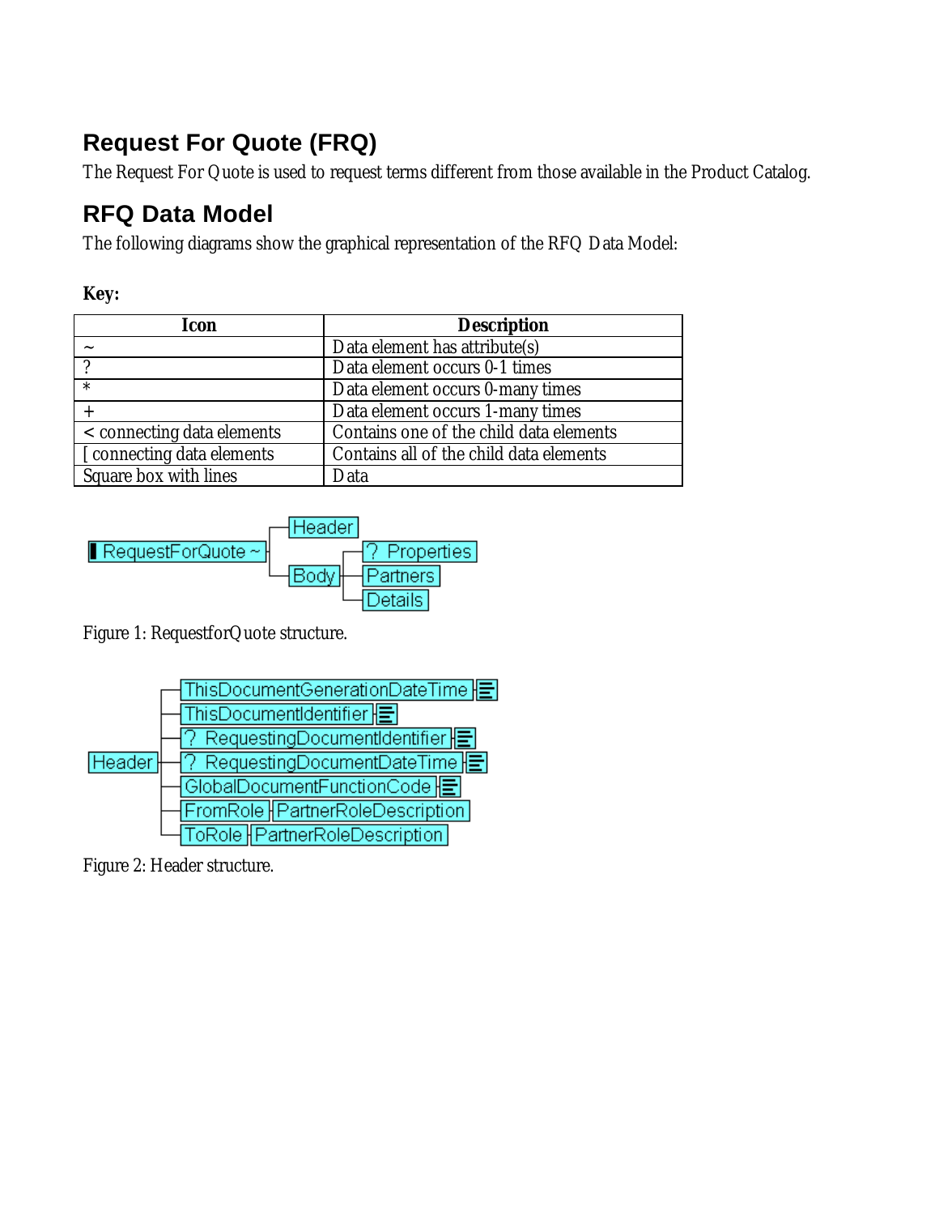## Request For Quote (FRQ)

The Request For Quote is used to request terms different from those available in the Product Catalog.

## RFQ Data Model

The following diagrams show the graphical representation of the RFQ Data Model:

**Key:**

| Icon | Description |
|---|---|
| ~ | Data element has attribute(s) |
| ? | Data element occurs 0-1 times |
| * | Data element occurs 0-many times |
| + | Data element occurs 1-many times |
| < connecting data elements | Contains one of the child data elements |
| [ connecting data elements | Contains all of the child data elements |
| Square box with lines | Data |

RequestForQuote ~
- Header
- Body
  - ? Properties
  - Partners
  - Details

Figure 1: RequestforQuote structure.

Header
- ThisDocumentGenerationDateTime
- ThisDocumentIdentifier
- ? RequestingDocumentIdentifier
- ? RequestingDocumentDateTime
- GlobalDocumentFunctionCode
- FromRole — PartnerRoleDescription
- ToRole — PartnerRoleDescription

Figure 2: Header structure.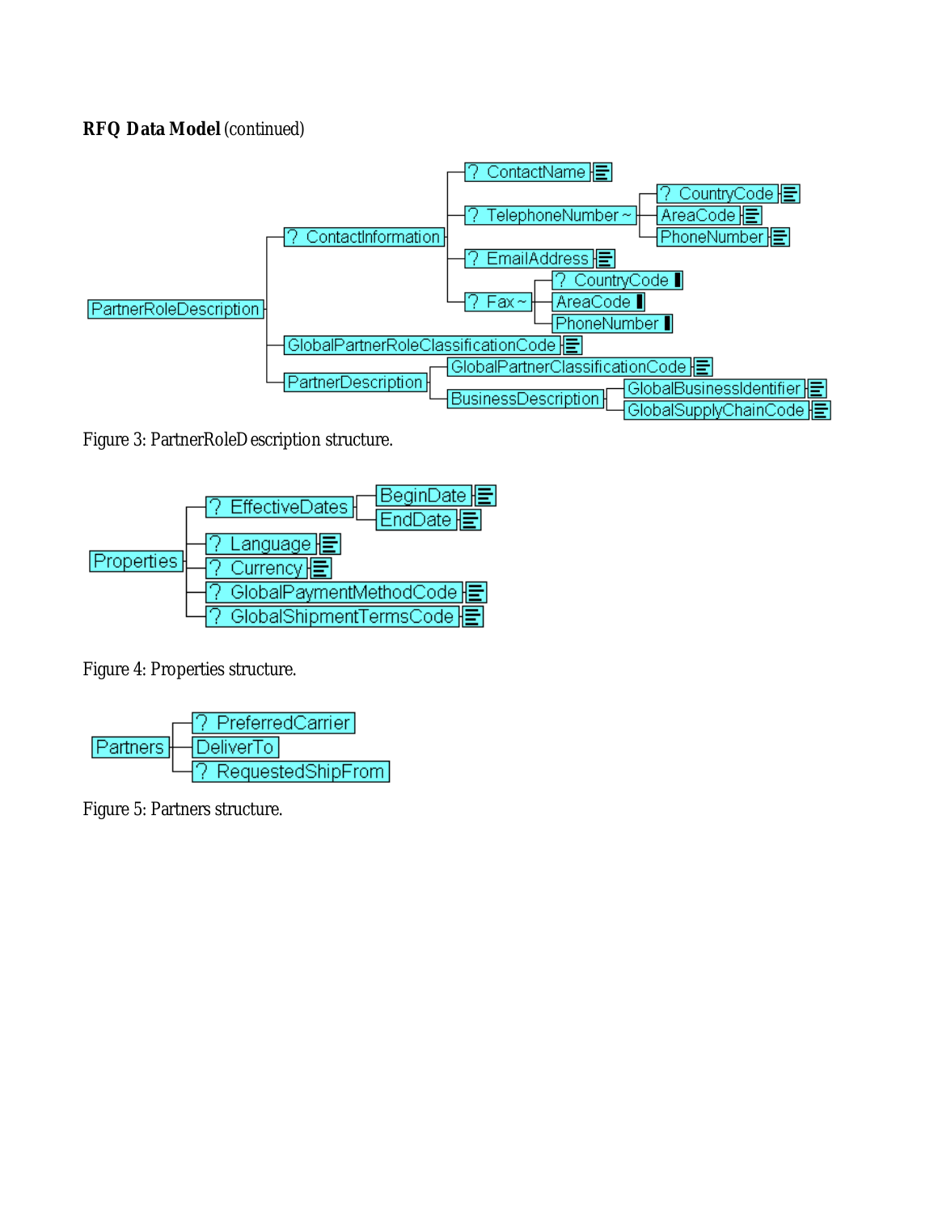**RFQ Data Model** (continued)

```
PartnerRoleDescription
├── ? ContactInformation
│   ├── ? ContactName
│   ├── ? TelephoneNumber ~
│   │   ├── ? CountryCode
│   │   ├── AreaCode
│   │   └── PhoneNumber
│   ├── ? EmailAddress
│   └── ? Fax ~
│       ├── ? CountryCode
│       ├── AreaCode
│       └── PhoneNumber
├── GlobalPartnerRoleClassificationCode
└── PartnerDescription
    ├── GlobalPartnerClassificationCode
    └── BusinessDescription
        ├── GlobalBusinessIdentifier
        └── GlobalSupplyChainCode
```

Figure 3: PartnerRoleDescription structure.

```
Properties
├── ? EffectiveDates
│   ├── BeginDate
│   └── EndDate
├── ? Language
├── ? Currency
├── ? GlobalPaymentMethodCode
└── ? GlobalShipmentTermsCode
```

Figure 4: Properties structure.

```
Partners
├── ? PreferredCarrier
├── DeliverTo
└── ? RequestedShipFrom
```

Figure 5: Partners structure.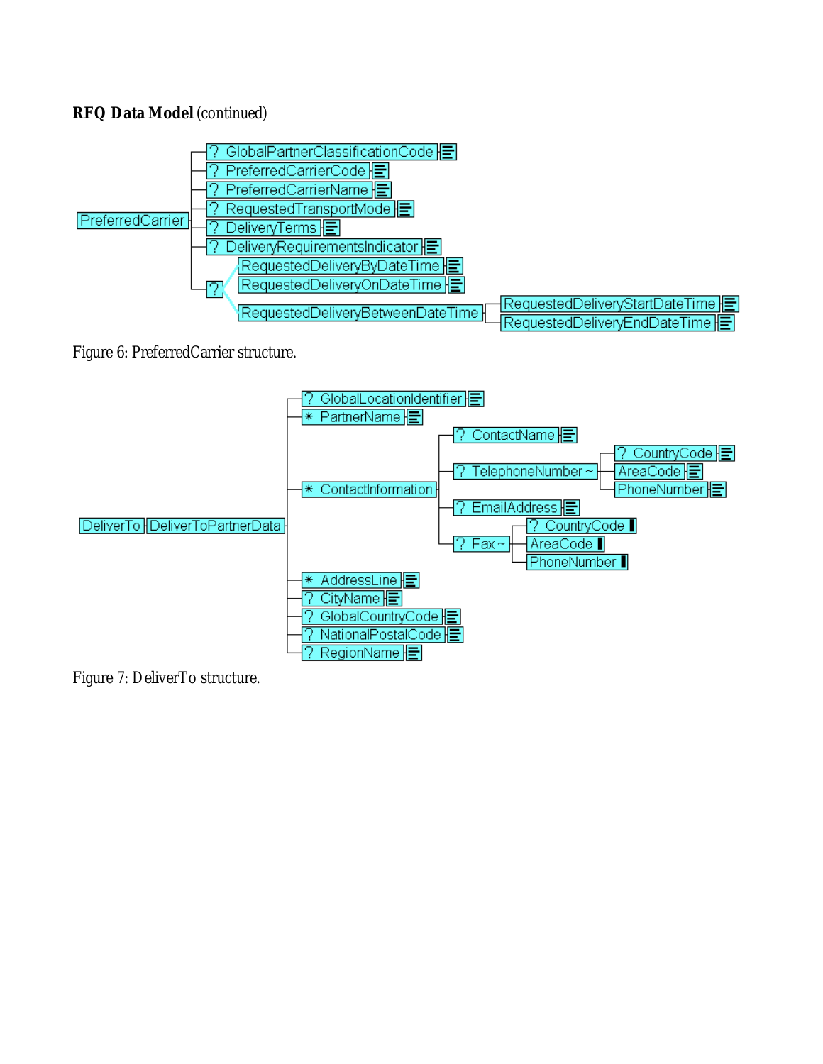**RFQ Data Model** (continued)

```
PreferredCarrier
├── ? GlobalPartnerClassificationCode
├── ? PreferredCarrierCode
├── ? PreferredCarrierName
├── ? RequestedTransportMode
├── ? DeliveryTerms
├── ? DeliveryRequirementsIndicator
└── ? (choice)
    ├── RequestedDeliveryByDateTime
    ├── RequestedDeliveryOnDateTime
    └── RequestedDeliveryBetweenDateTime
        ├── RequestedDeliveryStartDateTime
        └── RequestedDeliveryEndDateTime
```

Figure 6: PreferredCarrier structure.

```
DeliverTo
└── DeliverToPartnerData
    ├── ? GlobalLocationIdentifier
    ├── * PartnerName
    ├── * ContactInformation
    │   ├── ? ContactName
    │   ├── ? TelephoneNumber ~
    │   │   ├── ? CountryCode
    │   │   ├── AreaCode
    │   │   └── PhoneNumber
    │   ├── ? EmailAddress
    │   └── ? Fax ~
    │       ├── ? CountryCode
    │       ├── AreaCode
    │       └── PhoneNumber
    ├── * AddressLine
    ├── ? CityName
    ├── ? GlobalCountryCode
    ├── ? NationalPostalCode
    └── ? RegionName
```

Figure 7: DeliverTo structure.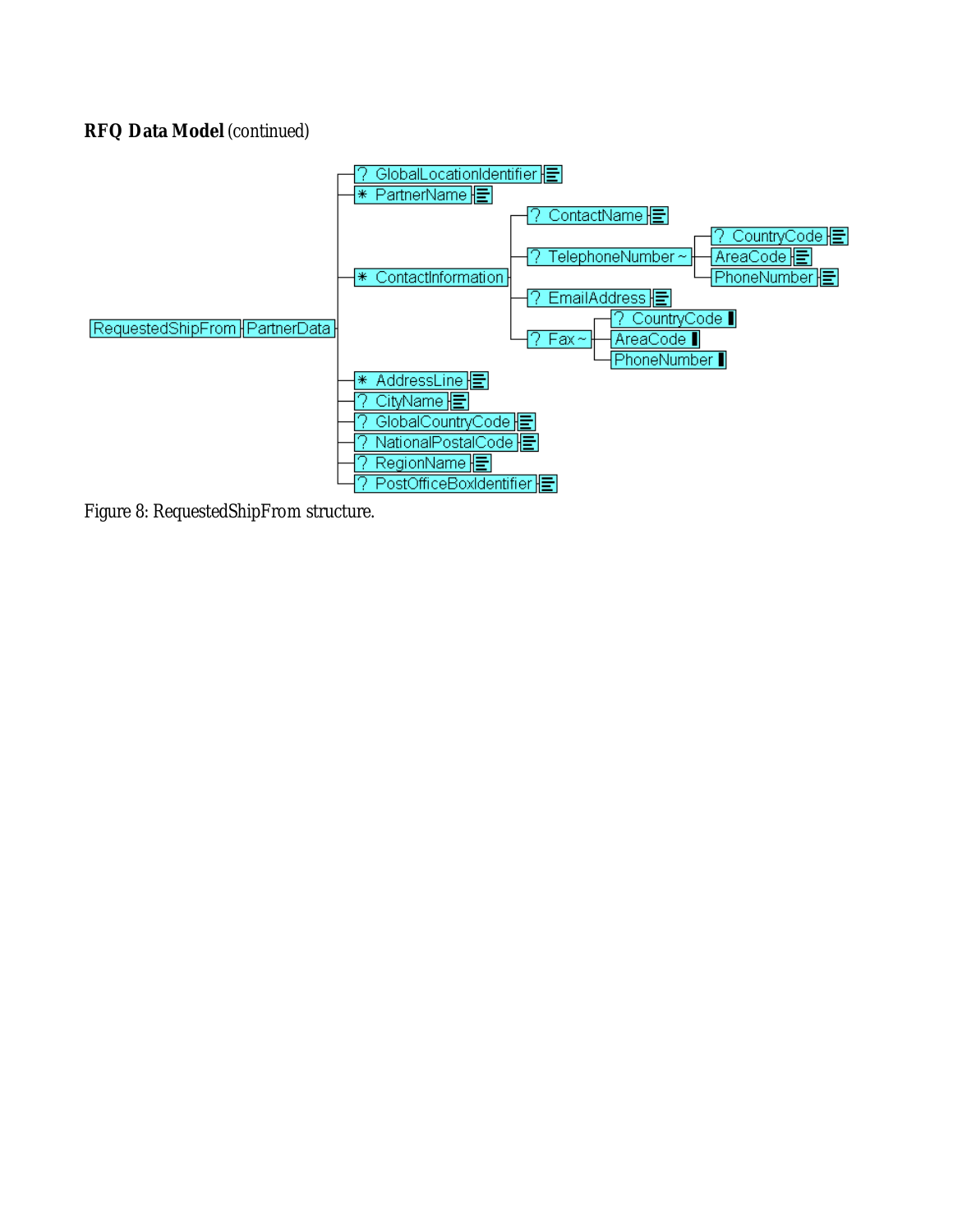**RFQ Data Model** (continued)

```
RequestedShipFrom ─ PartnerData ─┬─ ? GlobalLocationIdentifier
                                 ├─ * PartnerName
                                 ├─ * ContactInformation ─┬─ ? ContactName
                                 │                        ├─ ? TelephoneNumber ~ ─┬─ ? CountryCode
                                 │                        │                       ├─ AreaCode
                                 │                        │                       └─ PhoneNumber
                                 │                        ├─ ? EmailAddress
                                 │                        └─ ? Fax ~ ─┬─ ? CountryCode
                                 │                                    ├─ AreaCode
                                 │                                    └─ PhoneNumber
                                 ├─ * AddressLine
                                 ├─ ? CityName
                                 ├─ ? GlobalCountryCode
                                 ├─ ? NationalPostalCode
                                 ├─ ? RegionName
                                 └─ ? PostOfficeBoxIdentifier
```

Figure 8: RequestedShipFrom structure.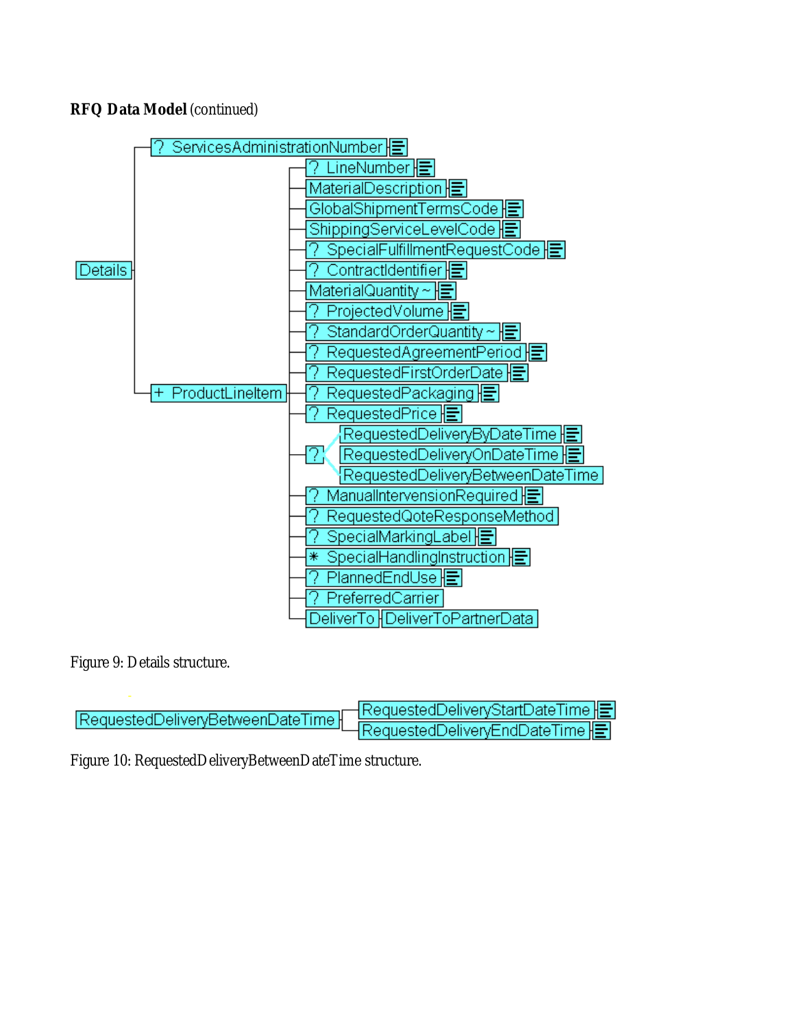**RFQ Data Model** (continued)

```
Details
├── ? ServicesAdministrationNumber
└── + ProductLineItem
    ├── ? LineNumber
    ├── MaterialDescription
    ├── GlobalShipmentTermsCode
    ├── ShippingServiceLevelCode
    ├── ? SpecialFulfillmentRequestCode
    ├── ? ContractIdentifier
    ├── MaterialQuantity ~
    ├── ? ProjectedVolume
    ├── ? StandardOrderQuantity ~
    ├── ? RequestedAgreementPeriod
    ├── ? RequestedFirstOrderDate
    ├── ? RequestedPackaging
    ├── ? RequestedPrice
    ├── ? (choice)
    │   ├── RequestedDeliveryByDateTime
    │   ├── RequestedDeliveryOnDateTime
    │   └── RequestedDeliveryBetweenDateTime
    ├── ? ManualIntervensionRequired
    ├── ? RequestedQoteResponseMethod
    ├── ? SpecialMarkingLabel
    ├── * SpecialHandlingInstruction
    ├── ? PlannedEndUse
    ├── ? PreferredCarrier
    └── DeliverTo ── DeliverToPartnerData
```

Figure 9: Details structure.

```
RequestedDeliveryBetweenDateTime
├── RequestedDeliveryStartDateTime
└── RequestedDeliveryEndDateTime
```

Figure 10: RequestedDeliveryBetweenDateTime structure.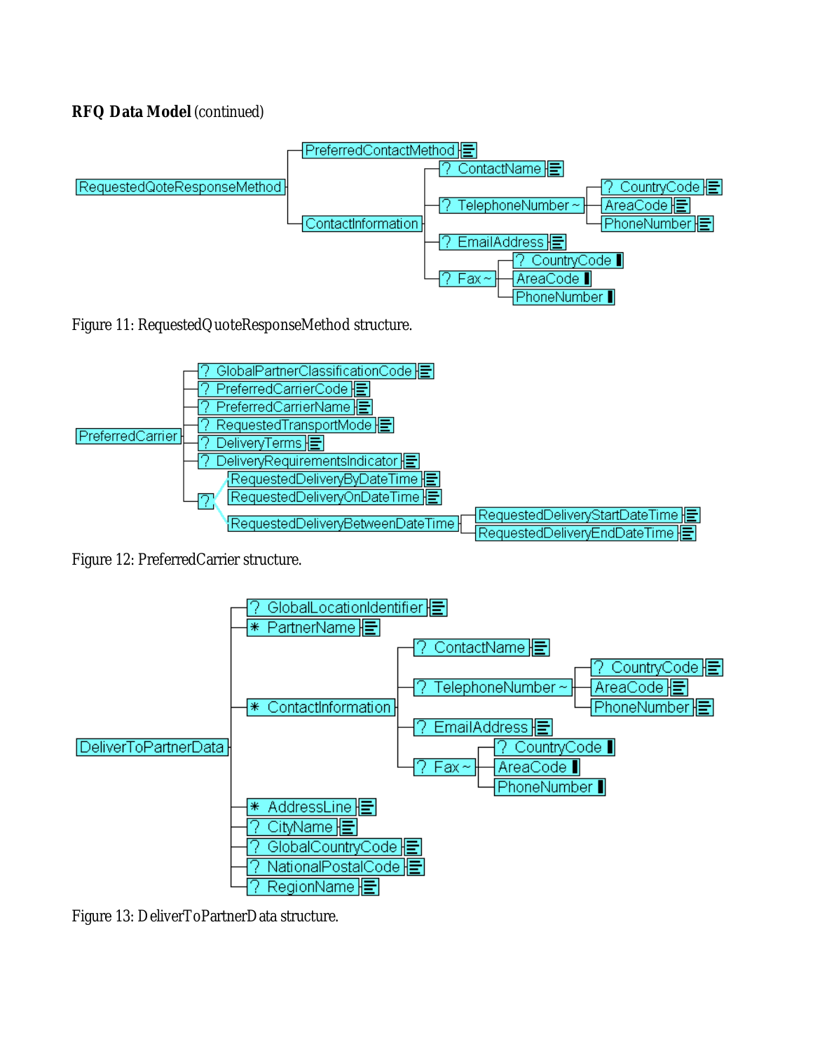**RFQ Data Model** (continued)

```
RequestedQoteResponseMethod
├── PreferredContactMethod
└── ContactInformation
    ├── ? ContactName
    ├── ? TelephoneNumber ~
    │   ├── ? CountryCode
    │   ├── AreaCode
    │   └── PhoneNumber
    ├── ? EmailAddress
    └── ? Fax ~
        ├── ? CountryCode
        ├── AreaCode
        └── PhoneNumber
```

Figure 11: RequestedQuoteResponseMethod structure.

```
PreferredCarrier
├── ? GlobalPartnerClassificationCode
├── ? PreferredCarrierCode
├── ? PreferredCarrierName
├── ? RequestedTransportMode
├── ? DeliveryTerms
├── ? DeliveryRequirementsIndicator
└── ?
    ├── RequestedDeliveryByDateTime
    ├── RequestedDeliveryOnDateTime
    └── RequestedDeliveryBetweenDateTime
        ├── RequestedDeliveryStartDateTime
        └── RequestedDeliveryEndDateTime
```

Figure 12: PreferredCarrier structure.

```
DeliverToPartnerData
├── ? GlobalLocationIdentifier
├── * PartnerName
├── * ContactInformation
│   ├── ? ContactName
│   ├── ? TelephoneNumber ~
│   │   ├── ? CountryCode
│   │   ├── AreaCode
│   │   └── PhoneNumber
│   ├── ? EmailAddress
│   └── ? Fax ~
│       ├── ? CountryCode
│       ├── AreaCode
│       └── PhoneNumber
├── * AddressLine
├── ? CityName
├── ? GlobalCountryCode
├── ? NationalPostalCode
└── ? RegionName
```

Figure 13: DeliverToPartnerData structure.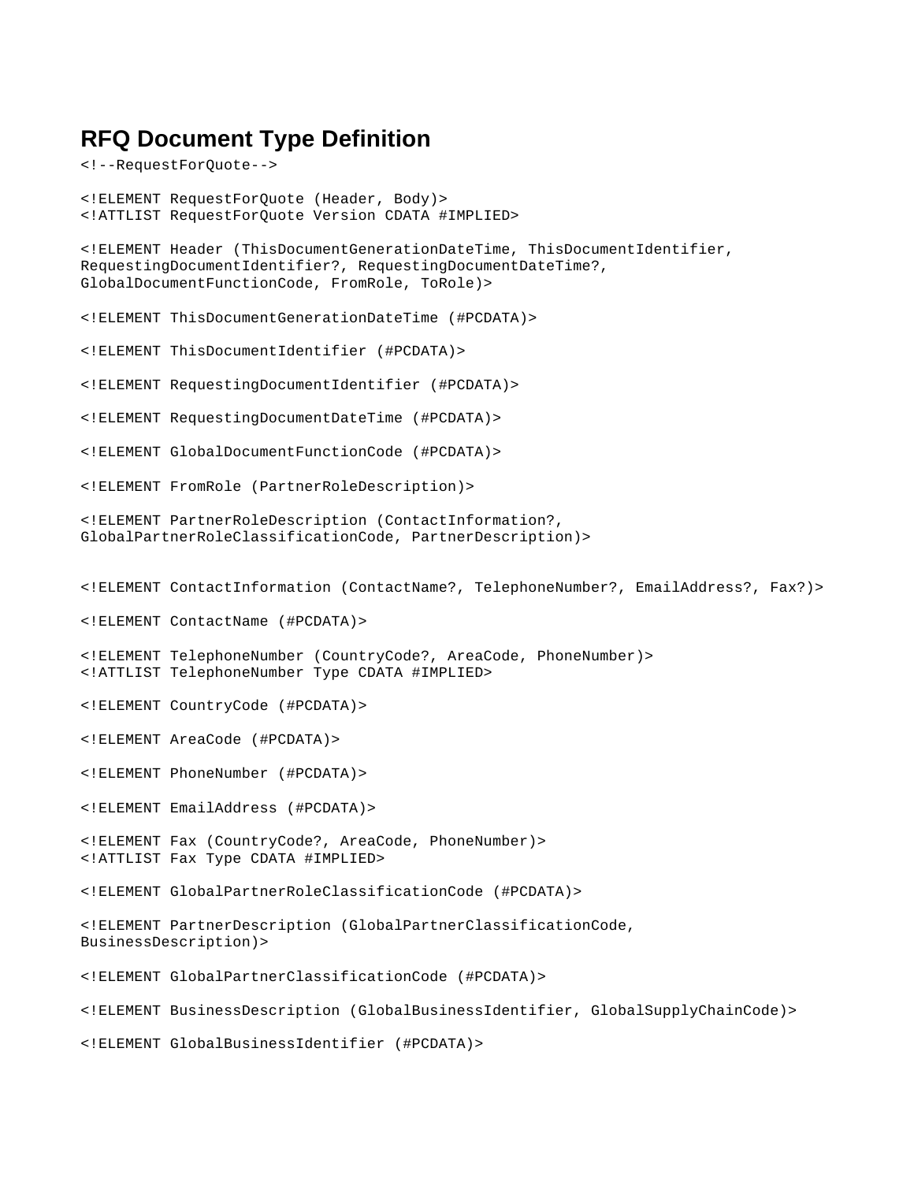## RFQ Document Type Definition

```
<!--RequestForQuote-->

<!ELEMENT RequestForQuote (Header, Body)>
<!ATTLIST RequestForQuote Version CDATA #IMPLIED>

<!ELEMENT Header (ThisDocumentGenerationDateTime, ThisDocumentIdentifier,
RequestingDocumentIdentifier?, RequestingDocumentDateTime?,
GlobalDocumentFunctionCode, FromRole, ToRole)>

<!ELEMENT ThisDocumentGenerationDateTime (#PCDATA)>

<!ELEMENT ThisDocumentIdentifier (#PCDATA)>

<!ELEMENT RequestingDocumentIdentifier (#PCDATA)>

<!ELEMENT RequestingDocumentDateTime (#PCDATA)>

<!ELEMENT GlobalDocumentFunctionCode (#PCDATA)>

<!ELEMENT FromRole (PartnerRoleDescription)>

<!ELEMENT PartnerRoleDescription (ContactInformation?,
GlobalPartnerRoleClassificationCode, PartnerDescription)>


<!ELEMENT ContactInformation (ContactName?, TelephoneNumber?, EmailAddress?, Fax?)>

<!ELEMENT ContactName (#PCDATA)>

<!ELEMENT TelephoneNumber (CountryCode?, AreaCode, PhoneNumber)>
<!ATTLIST TelephoneNumber Type CDATA #IMPLIED>

<!ELEMENT CountryCode (#PCDATA)>

<!ELEMENT AreaCode (#PCDATA)>

<!ELEMENT PhoneNumber (#PCDATA)>

<!ELEMENT EmailAddress (#PCDATA)>

<!ELEMENT Fax (CountryCode?, AreaCode, PhoneNumber)>
<!ATTLIST Fax Type CDATA #IMPLIED>

<!ELEMENT GlobalPartnerRoleClassificationCode (#PCDATA)>

<!ELEMENT PartnerDescription (GlobalPartnerClassificationCode,
BusinessDescription)>

<!ELEMENT GlobalPartnerClassificationCode (#PCDATA)>

<!ELEMENT BusinessDescription (GlobalBusinessIdentifier, GlobalSupplyChainCode)>

<!ELEMENT GlobalBusinessIdentifier (#PCDATA)>
```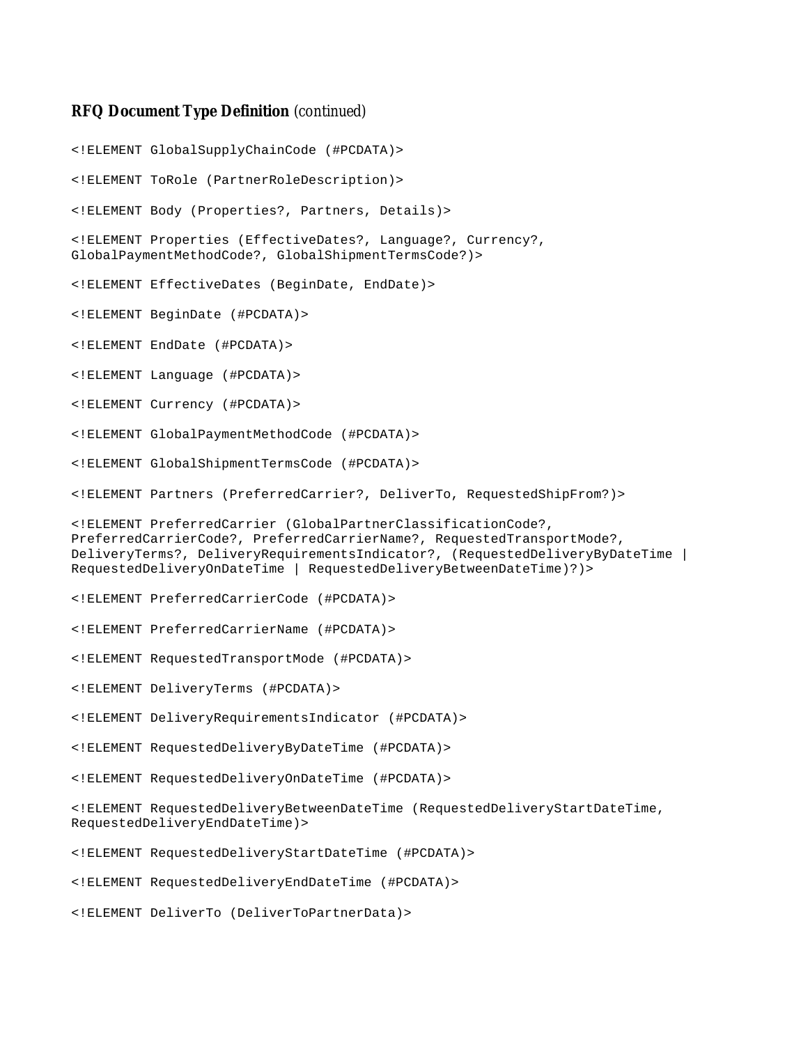**RFQ Document Type Definition** *(continued)*

```
<!ELEMENT GlobalSupplyChainCode (#PCDATA)>

<!ELEMENT ToRole (PartnerRoleDescription)>

<!ELEMENT Body (Properties?, Partners, Details)>

<!ELEMENT Properties (EffectiveDates?, Language?, Currency?,
GlobalPaymentMethodCode?, GlobalShipmentTermsCode?)>

<!ELEMENT EffectiveDates (BeginDate, EndDate)>

<!ELEMENT BeginDate (#PCDATA)>

<!ELEMENT EndDate (#PCDATA)>

<!ELEMENT Language (#PCDATA)>

<!ELEMENT Currency (#PCDATA)>

<!ELEMENT GlobalPaymentMethodCode (#PCDATA)>

<!ELEMENT GlobalShipmentTermsCode (#PCDATA)>

<!ELEMENT Partners (PreferredCarrier?, DeliverTo, RequestedShipFrom?)>

<!ELEMENT PreferredCarrier (GlobalPartnerClassificationCode?,
PreferredCarrierCode?, PreferredCarrierName?, RequestedTransportMode?,
DeliveryTerms?, DeliveryRequirementsIndicator?, (RequestedDeliveryByDateTime |
RequestedDeliveryOnDateTime | RequestedDeliveryBetweenDateTime)?)>

<!ELEMENT PreferredCarrierCode (#PCDATA)>

<!ELEMENT PreferredCarrierName (#PCDATA)>

<!ELEMENT RequestedTransportMode (#PCDATA)>

<!ELEMENT DeliveryTerms (#PCDATA)>

<!ELEMENT DeliveryRequirementsIndicator (#PCDATA)>

<!ELEMENT RequestedDeliveryByDateTime (#PCDATA)>

<!ELEMENT RequestedDeliveryOnDateTime (#PCDATA)>

<!ELEMENT RequestedDeliveryBetweenDateTime (RequestedDeliveryStartDateTime,
RequestedDeliveryEndDateTime)>

<!ELEMENT RequestedDeliveryStartDateTime (#PCDATA)>

<!ELEMENT RequestedDeliveryEndDateTime (#PCDATA)>

<!ELEMENT DeliverTo (DeliverToPartnerData)>
```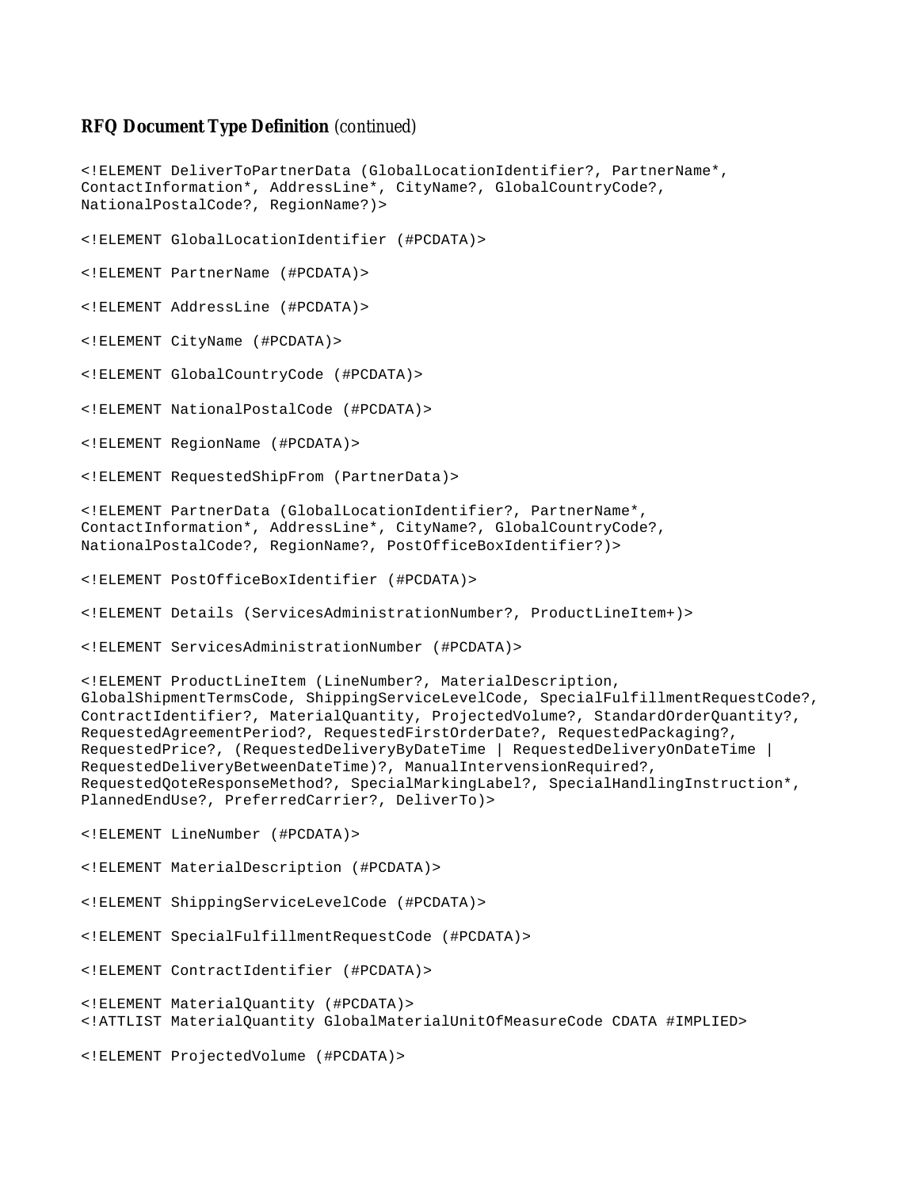**RFQ Document Type Definition** (continued)

```
<!ELEMENT DeliverToPartnerData (GlobalLocationIdentifier?, PartnerName*,
ContactInformation*, AddressLine*, CityName?, GlobalCountryCode?,
NationalPostalCode?, RegionName?)>

<!ELEMENT GlobalLocationIdentifier (#PCDATA)>

<!ELEMENT PartnerName (#PCDATA)>

<!ELEMENT AddressLine (#PCDATA)>

<!ELEMENT CityName (#PCDATA)>

<!ELEMENT GlobalCountryCode (#PCDATA)>

<!ELEMENT NationalPostalCode (#PCDATA)>

<!ELEMENT RegionName (#PCDATA)>

<!ELEMENT RequestedShipFrom (PartnerData)>

<!ELEMENT PartnerData (GlobalLocationIdentifier?, PartnerName*,
ContactInformation*, AddressLine*, CityName?, GlobalCountryCode?,
NationalPostalCode?, RegionName?, PostOfficeBoxIdentifier?)>

<!ELEMENT PostOfficeBoxIdentifier (#PCDATA)>

<!ELEMENT Details (ServicesAdministrationNumber?, ProductLineItem+)>

<!ELEMENT ServicesAdministrationNumber (#PCDATA)>

<!ELEMENT ProductLineItem (LineNumber?, MaterialDescription,
GlobalShipmentTermsCode, ShippingServiceLevelCode, SpecialFulfillmentRequestCode?,
ContractIdentifier?, MaterialQuantity, ProjectedVolume?, StandardOrderQuantity?,
RequestedAgreementPeriod?, RequestedFirstOrderDate?, RequestedPackaging?,
RequestedPrice?, (RequestedDeliveryByDateTime | RequestedDeliveryOnDateTime |
RequestedDeliveryBetweenDateTime)?, ManualInterventionRequired?,
RequestedQoteResponseMethod?, SpecialMarkingLabel?, SpecialHandlingInstruction*,
PlannedEndUse?, PreferredCarrier?, DeliverTo)>

<!ELEMENT LineNumber (#PCDATA)>

<!ELEMENT MaterialDescription (#PCDATA)>

<!ELEMENT ShippingServiceLevelCode (#PCDATA)>

<!ELEMENT SpecialFulfillmentRequestCode (#PCDATA)>

<!ELEMENT ContractIdentifier (#PCDATA)>

<!ELEMENT MaterialQuantity (#PCDATA)>
<!ATTLIST MaterialQuantity GlobalMaterialUnitOfMeasureCode CDATA #IMPLIED>

<!ELEMENT ProjectedVolume (#PCDATA)>
```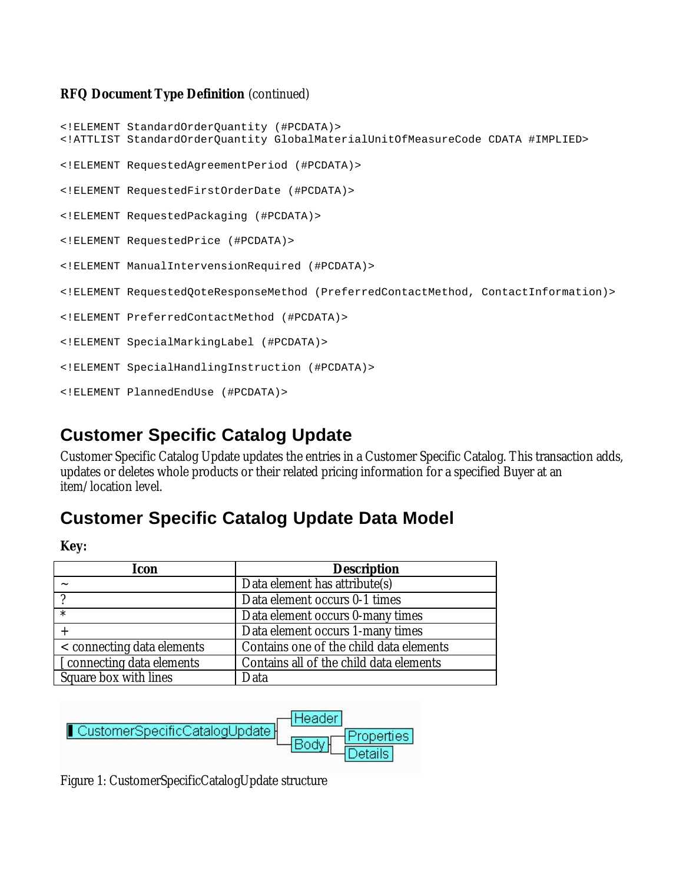**RFQ Document Type Definition** (continued)

```
<!ELEMENT StandardOrderQuantity (#PCDATA)>
<!ATTLIST StandardOrderQuantity GlobalMaterialUnitOfMeasureCode CDATA #IMPLIED>

<!ELEMENT RequestedAgreementPeriod (#PCDATA)>

<!ELEMENT RequestedFirstOrderDate (#PCDATA)>

<!ELEMENT RequestedPackaging (#PCDATA)>

<!ELEMENT RequestedPrice (#PCDATA)>

<!ELEMENT ManualIntervensionRequired (#PCDATA)>

<!ELEMENT RequestedQoteResponseMethod (PreferredContactMethod, ContactInformation)>

<!ELEMENT PreferredContactMethod (#PCDATA)>

<!ELEMENT SpecialMarkingLabel (#PCDATA)>

<!ELEMENT SpecialHandlingInstruction (#PCDATA)>

<!ELEMENT PlannedEndUse (#PCDATA)>
```

## Customer Specific Catalog Update

Customer Specific Catalog Update updates the entries in a Customer Specific Catalog. This transaction adds, updates or deletes whole products or their related pricing information for a specified Buyer at an item/location level.

## Customer Specific Catalog Update Data Model

**Key:**

| Icon | Description |
|---|---|
| ~ | Data element has attribute(s) |
| ? | Data element occurs 0-1 times |
| * | Data element occurs 0-many times |
| + | Data element occurs 1-many times |
| < connecting data elements | Contains one of the child data elements |
| [ connecting data elements | Contains all of the child data elements |
| Square box with lines | Data |

CustomerSpecificCatalogUpdate → Header, Body → Properties, Details

Figure 1: CustomerSpecificCatalogUpdate structure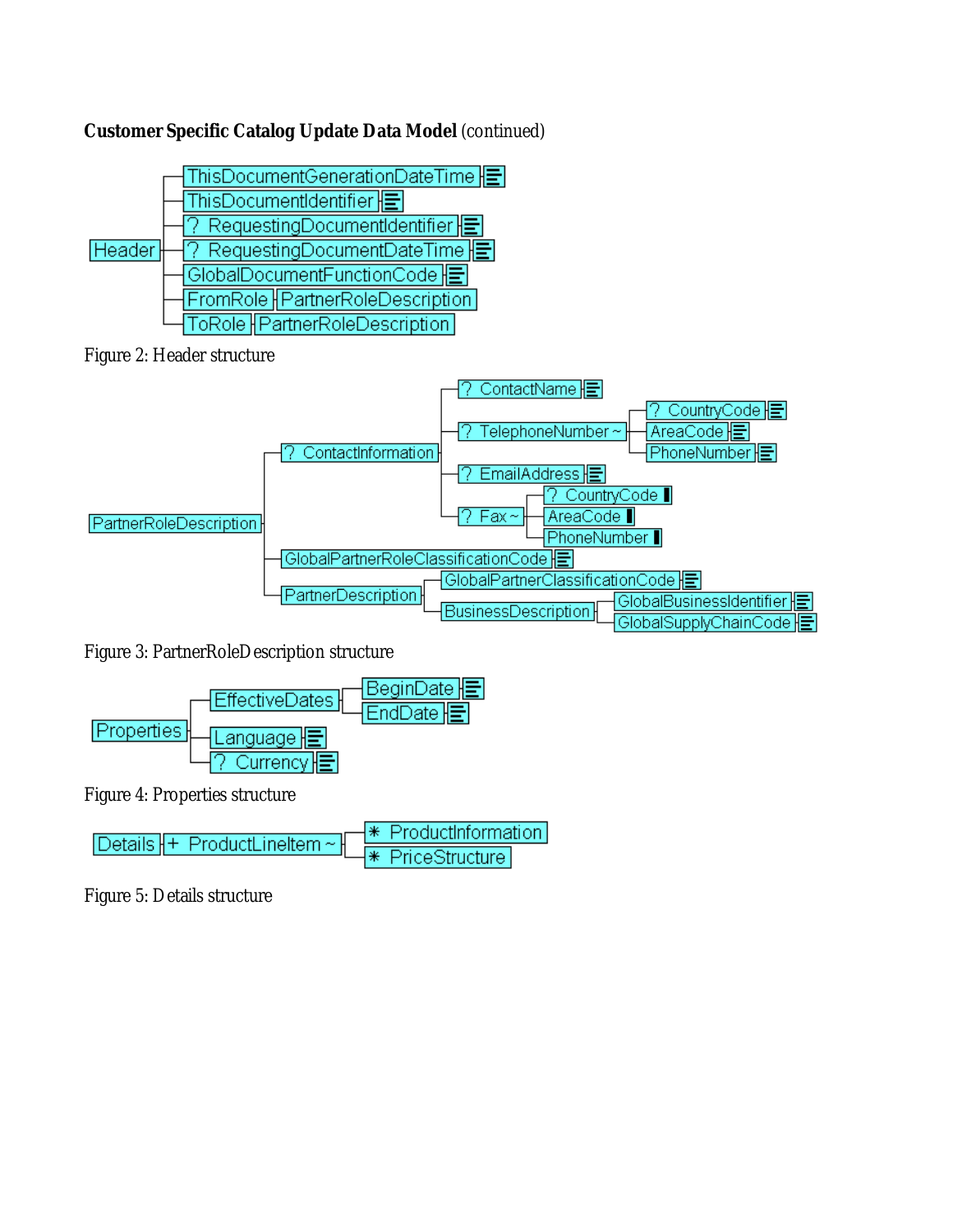**Customer Specific Catalog Update Data Model** (continued)

```
Header
├── ThisDocumentGenerationDateTime
├── ThisDocumentIdentifier
├── ? RequestingDocumentIdentifier
├── ? RequestingDocumentDateTime
├── GlobalDocumentFunctionCode
├── FromRole ── PartnerRoleDescription
└── ToRole ── PartnerRoleDescription
```

Figure 2: Header structure

```
PartnerRoleDescription
├── ? ContactInformation
│   ├── ? ContactName
│   ├── ? TelephoneNumber ~
│   │   ├── ? CountryCode
│   │   ├── AreaCode
│   │   └── PhoneNumber
│   ├── ? EmailAddress
│   └── ? Fax ~
│       ├── ? CountryCode
│       ├── AreaCode
│       └── PhoneNumber
├── GlobalPartnerRoleClassificationCode
└── PartnerDescription
    ├── GlobalPartnerClassificationCode
    └── BusinessDescription
        ├── GlobalBusinessIdentifier
        └── GlobalSupplyChainCode
```

Figure 3: PartnerRoleDescription structure

```
Properties
├── EffectiveDates
│   ├── BeginDate
│   └── EndDate
├── Language
└── ? Currency
```

Figure 4: Properties structure

```
Details ── + ProductLineItem ~
           ├── * ProductInformation
           └── * PriceStructure
```

Figure 5: Details structure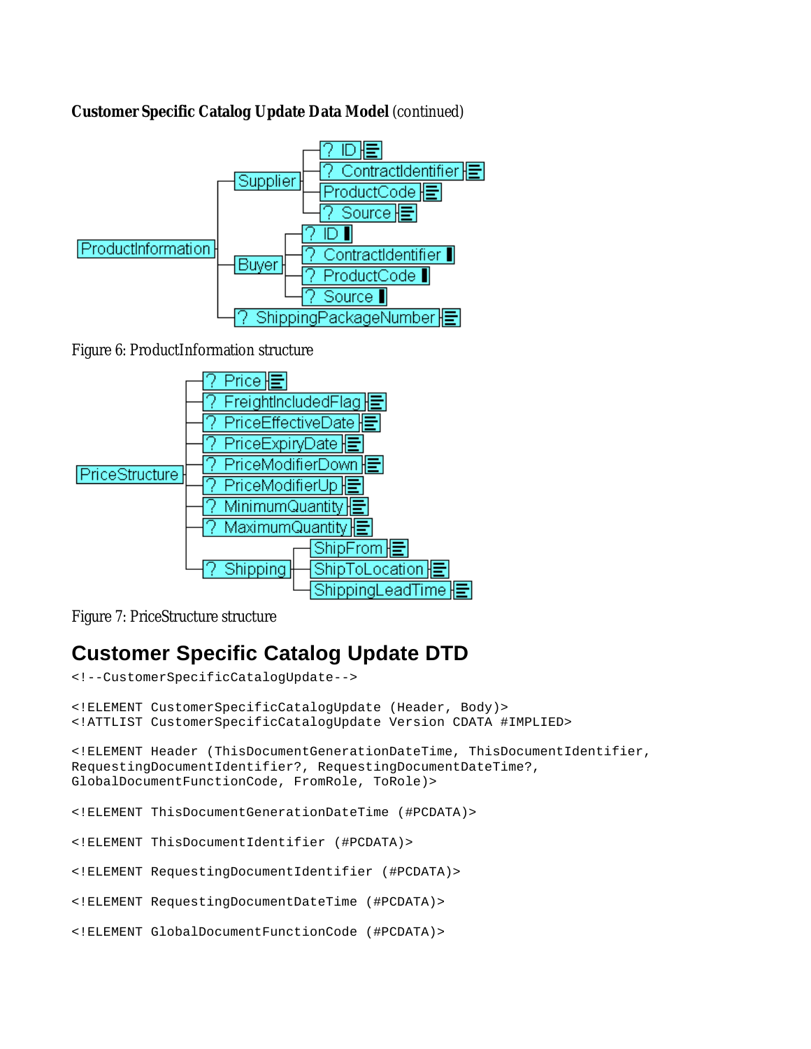**Customer Specific Catalog Update Data Model** (continued)

Figure 6: ProductInformation structure

Figure 7: PriceStructure structure

# Customer Specific Catalog Update DTD

```
<!--CustomerSpecificCatalogUpdate-->

<!ELEMENT CustomerSpecificCatalogUpdate (Header, Body)>
<!ATTLIST CustomerSpecificCatalogUpdate Version CDATA #IMPLIED>

<!ELEMENT Header (ThisDocumentGenerationDateTime, ThisDocumentIdentifier,
RequestingDocumentIdentifier?, RequestingDocumentDateTime?,
GlobalDocumentFunctionCode, FromRole, ToRole)>

<!ELEMENT ThisDocumentGenerationDateTime (#PCDATA)>

<!ELEMENT ThisDocumentIdentifier (#PCDATA)>

<!ELEMENT RequestingDocumentIdentifier (#PCDATA)>

<!ELEMENT RequestingDocumentDateTime (#PCDATA)>

<!ELEMENT GlobalDocumentFunctionCode (#PCDATA)>
```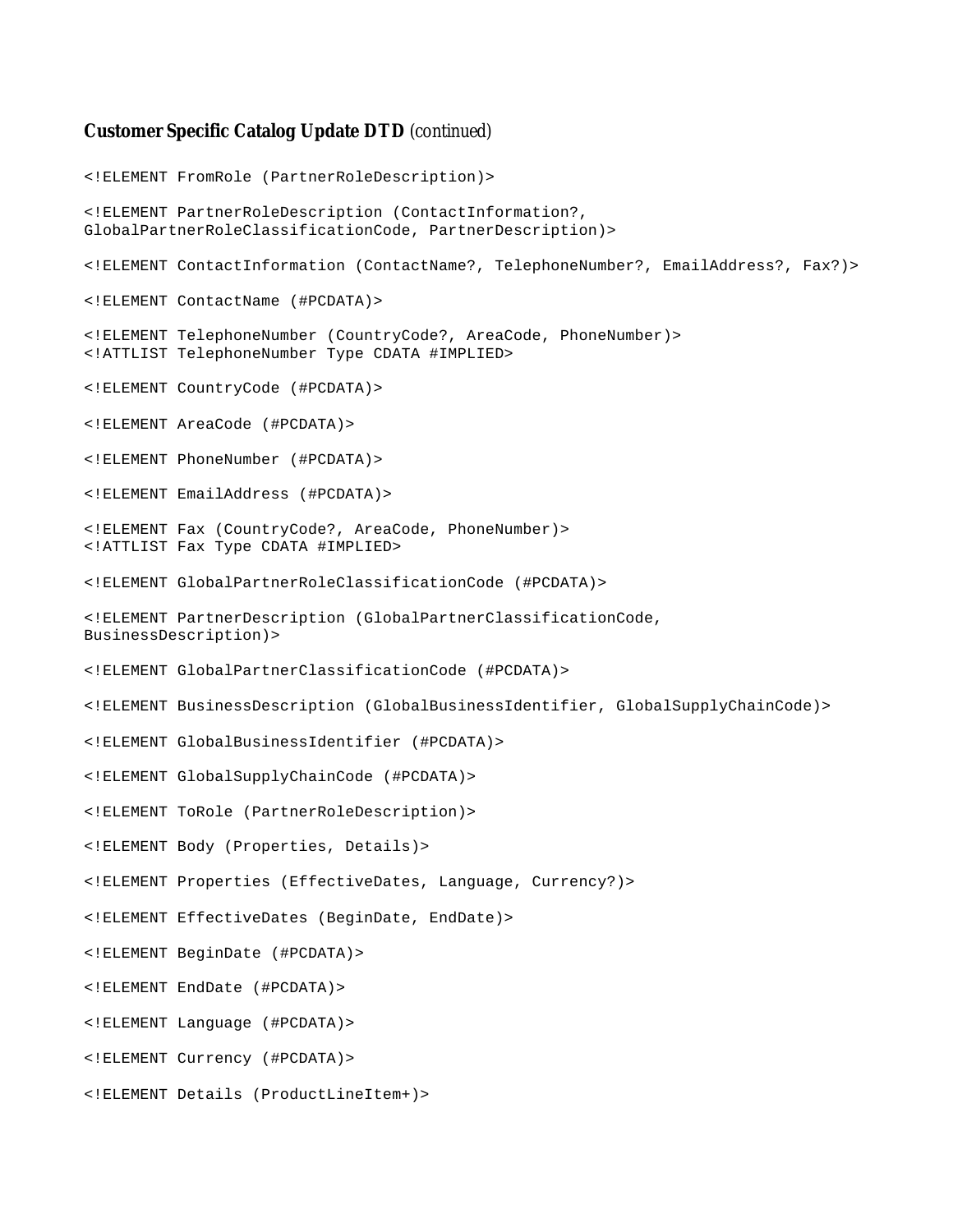**Customer Specific Catalog Update DTD** *(continued)*

```
<!ELEMENT FromRole (PartnerRoleDescription)>

<!ELEMENT PartnerRoleDescription (ContactInformation?,
GlobalPartnerRoleClassificationCode, PartnerDescription)>

<!ELEMENT ContactInformation (ContactName?, TelephoneNumber?, EmailAddress?, Fax?)>

<!ELEMENT ContactName (#PCDATA)>

<!ELEMENT TelephoneNumber (CountryCode?, AreaCode, PhoneNumber)>
<!ATTLIST TelephoneNumber Type CDATA #IMPLIED>

<!ELEMENT CountryCode (#PCDATA)>

<!ELEMENT AreaCode (#PCDATA)>

<!ELEMENT PhoneNumber (#PCDATA)>

<!ELEMENT EmailAddress (#PCDATA)>

<!ELEMENT Fax (CountryCode?, AreaCode, PhoneNumber)>
<!ATTLIST Fax Type CDATA #IMPLIED>

<!ELEMENT GlobalPartnerRoleClassificationCode (#PCDATA)>

<!ELEMENT PartnerDescription (GlobalPartnerClassificationCode,
BusinessDescription)>

<!ELEMENT GlobalPartnerClassificationCode (#PCDATA)>

<!ELEMENT BusinessDescription (GlobalBusinessIdentifier, GlobalSupplyChainCode)>

<!ELEMENT GlobalBusinessIdentifier (#PCDATA)>

<!ELEMENT GlobalSupplyChainCode (#PCDATA)>

<!ELEMENT ToRole (PartnerRoleDescription)>

<!ELEMENT Body (Properties, Details)>

<!ELEMENT Properties (EffectiveDates, Language, Currency?)>

<!ELEMENT EffectiveDates (BeginDate, EndDate)>

<!ELEMENT BeginDate (#PCDATA)>

<!ELEMENT EndDate (#PCDATA)>

<!ELEMENT Language (#PCDATA)>

<!ELEMENT Currency (#PCDATA)>

<!ELEMENT Details (ProductLineItem+)>
```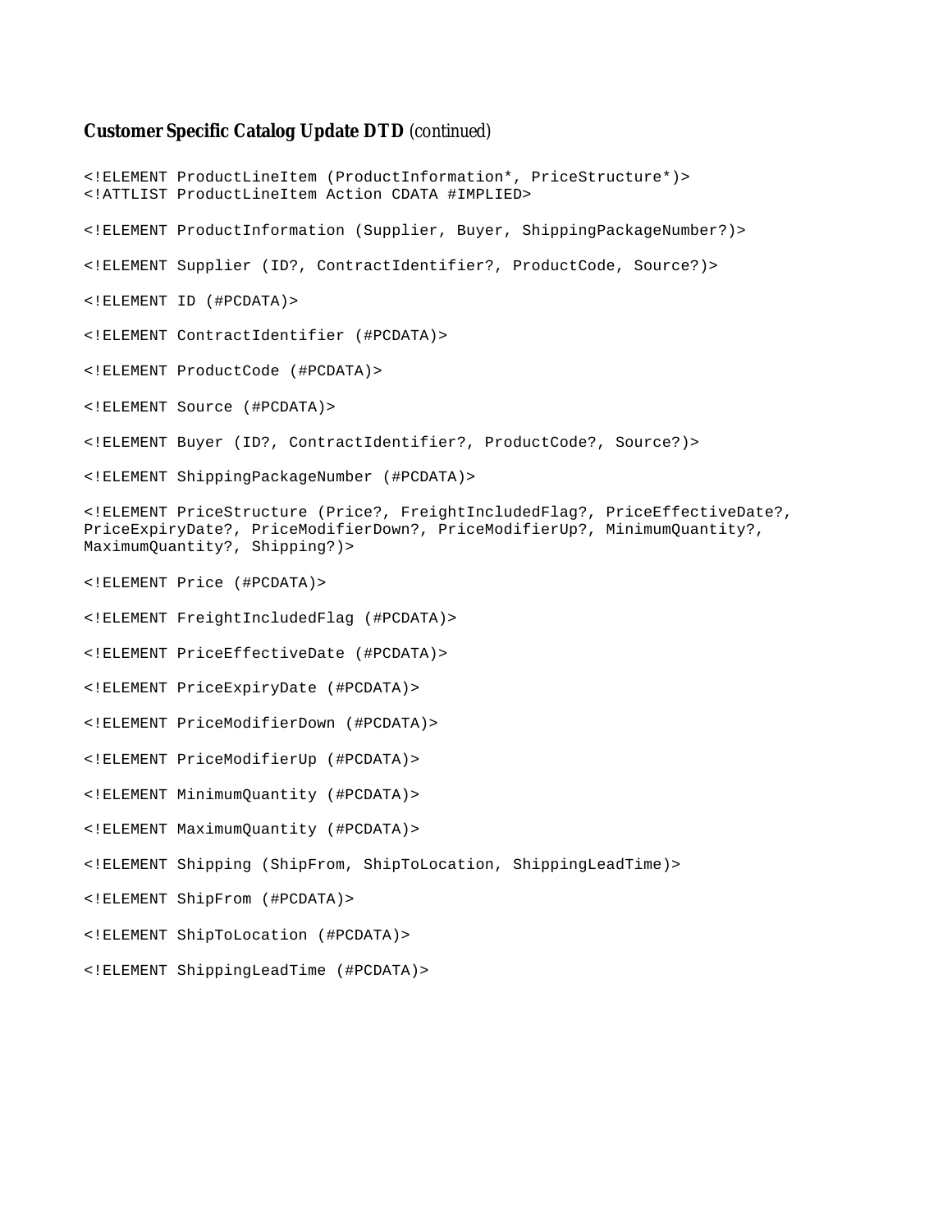**Customer Specific Catalog Update DTD** *(continued)*

```
<!ELEMENT ProductLineItem (ProductInformation*, PriceStructure*)>
<!ATTLIST ProductLineItem Action CDATA #IMPLIED>

<!ELEMENT ProductInformation (Supplier, Buyer, ShippingPackageNumber?)>

<!ELEMENT Supplier (ID?, ContractIdentifier?, ProductCode, Source?)>

<!ELEMENT ID (#PCDATA)>

<!ELEMENT ContractIdentifier (#PCDATA)>

<!ELEMENT ProductCode (#PCDATA)>

<!ELEMENT Source (#PCDATA)>

<!ELEMENT Buyer (ID?, ContractIdentifier?, ProductCode?, Source?)>

<!ELEMENT ShippingPackageNumber (#PCDATA)>

<!ELEMENT PriceStructure (Price?, FreightIncludedFlag?, PriceEffectiveDate?,
PriceExpiryDate?, PriceModifierDown?, PriceModifierUp?, MinimumQuantity?,
MaximumQuantity?, Shipping?)>

<!ELEMENT Price (#PCDATA)>

<!ELEMENT FreightIncludedFlag (#PCDATA)>

<!ELEMENT PriceEffectiveDate (#PCDATA)>

<!ELEMENT PriceExpiryDate (#PCDATA)>

<!ELEMENT PriceModifierDown (#PCDATA)>

<!ELEMENT PriceModifierUp (#PCDATA)>

<!ELEMENT MinimumQuantity (#PCDATA)>

<!ELEMENT MaximumQuantity (#PCDATA)>

<!ELEMENT Shipping (ShipFrom, ShipToLocation, ShippingLeadTime)>

<!ELEMENT ShipFrom (#PCDATA)>

<!ELEMENT ShipToLocation (#PCDATA)>

<!ELEMENT ShippingLeadTime (#PCDATA)>
```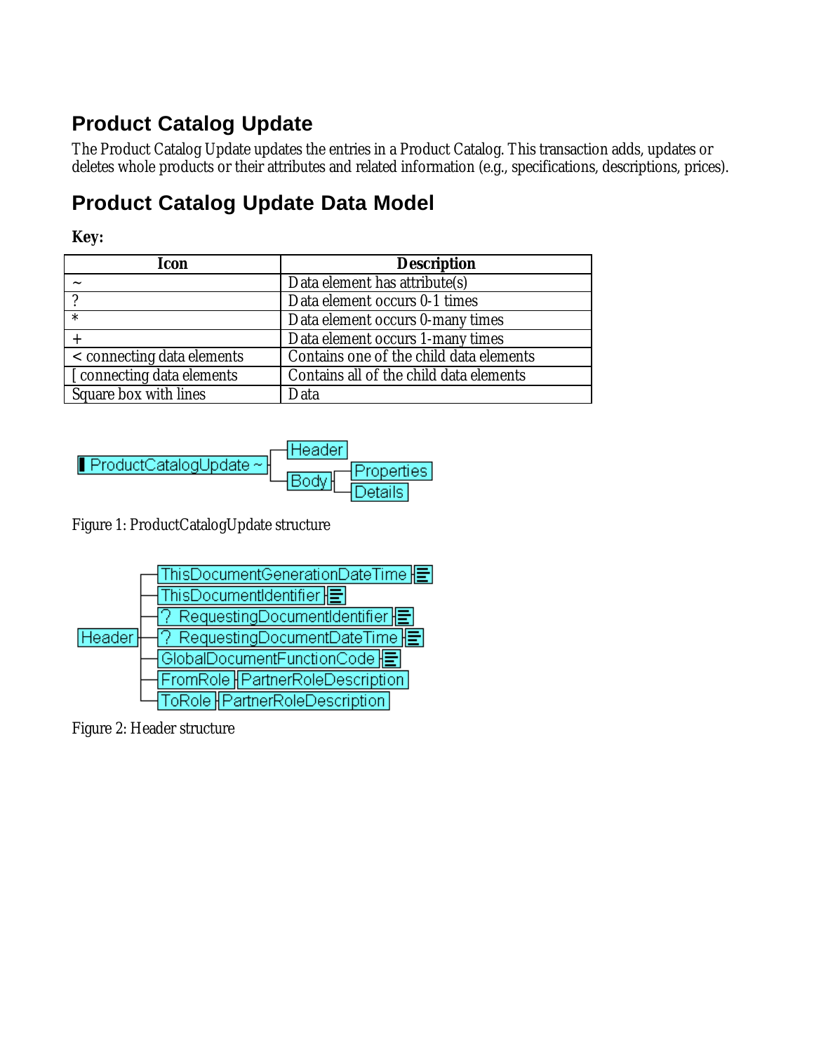## Product Catalog Update

The Product Catalog Update updates the entries in a Product Catalog. This transaction adds, updates or deletes whole products or their attributes and related information (e.g., specifications, descriptions, prices).

## Product Catalog Update Data Model

**Key:**

| Icon | Description |
|---|---|
| ~ | Data element has attribute(s) |
| ? | Data element occurs 0-1 times |
| * | Data element occurs 0-many times |
| + | Data element occurs 1-many times |
| < connecting data elements | Contains one of the child data elements |
| [ connecting data elements | Contains all of the child data elements |
| Square box with lines | Data |

```
ProductCatalogUpdate ~
├── Header
└── Body
    ├── Properties
    └── Details
```

Figure 1: ProductCatalogUpdate structure

```
Header
├── ThisDocumentGenerationDateTime
├── ThisDocumentIdentifier
├── ? RequestingDocumentIdentifier
├── ? RequestingDocumentDateTime
├── GlobalDocumentFunctionCode
├── FromRole ── PartnerRoleDescription
└── ToRole ── PartnerRoleDescription
```

Figure 2: Header structure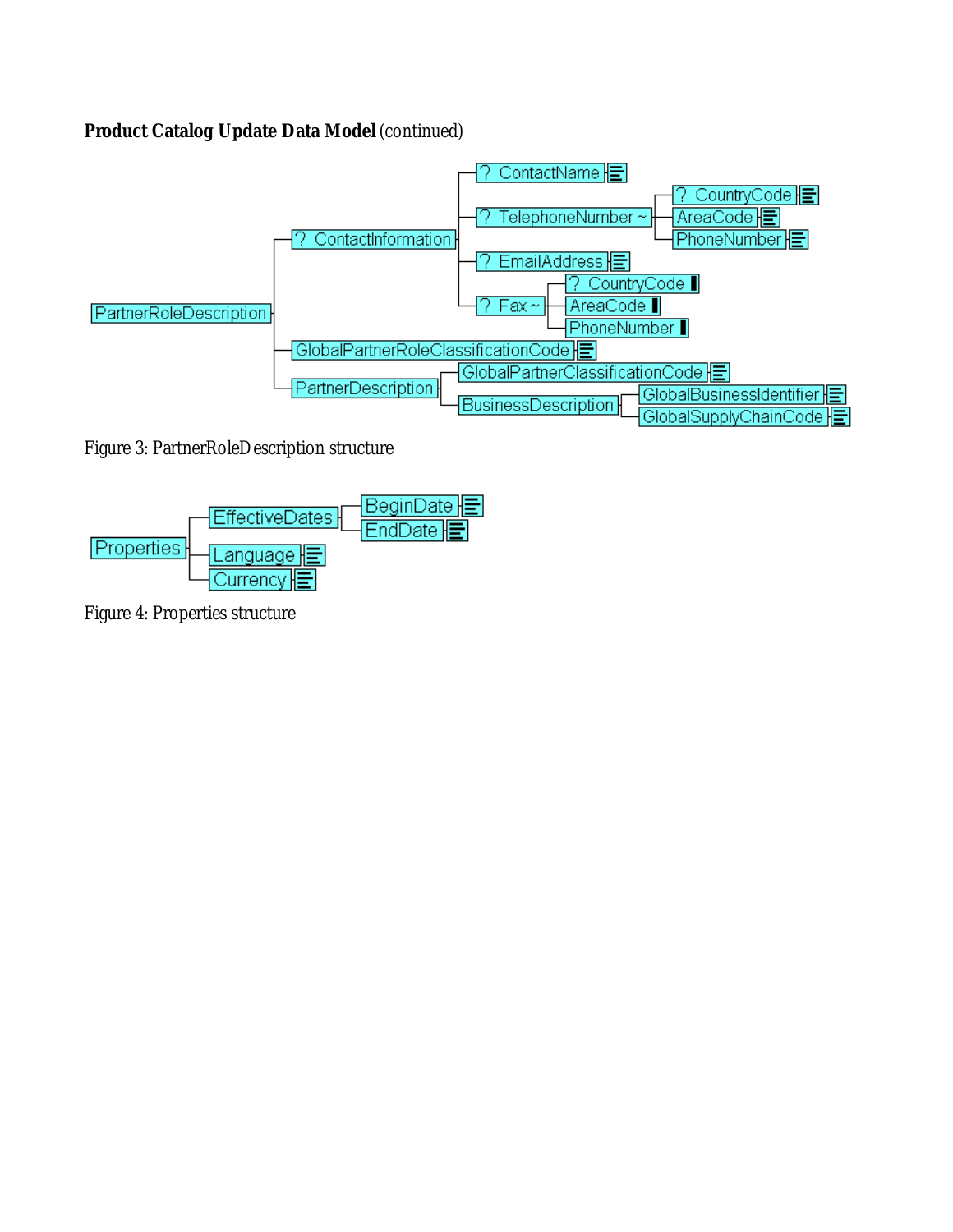**Product Catalog Update Data Model** (continued)

```
PartnerRoleDescription
├── ? ContactInformation
│   ├── ? ContactName
│   ├── ? TelephoneNumber ~
│   │   ├── ? CountryCode
│   │   ├── AreaCode
│   │   └── PhoneNumber
│   ├── ? EmailAddress
│   └── ? Fax ~
│       ├── ? CountryCode
│       ├── AreaCode
│       └── PhoneNumber
├── GlobalPartnerRoleClassificationCode
└── PartnerDescription
    ├── GlobalPartnerClassificationCode
    └── BusinessDescription
        ├── GlobalBusinessIdentifier
        └── GlobalSupplyChainCode
```

Figure 3: PartnerRoleDescription structure

```
Properties
├── EffectiveDates
│   ├── BeginDate
│   └── EndDate
├── Language
└── Currency
```

Figure 4: Properties structure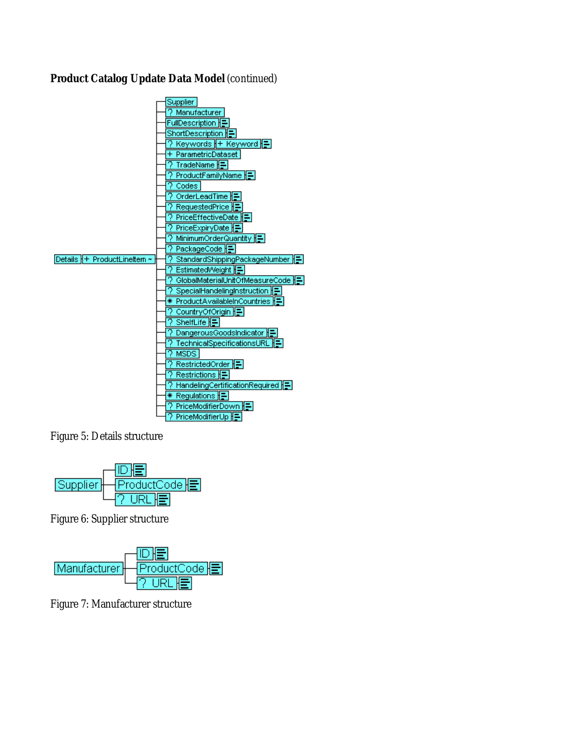**Product Catalog Update Data Model** (continued)

```
Details ─ + ProductLineItem ~ ─┬─ Supplier
                               ├─ ? Manufacturer
                               ├─ FullDescription
                               ├─ ShortDescription
                               ├─ ? Keywords ─ + Keyword
                               ├─ + ParametricDataset
                               ├─ ? TradeName
                               ├─ ? ProductFamilyName
                               ├─ ? Codes
                               ├─ ? OrderLeadTime
                               ├─ ? RequestedPrice
                               ├─ ? PriceEffectiveDate
                               ├─ ? PriceExpiryDate
                               ├─ ? MinimumOrderQuantity
                               ├─ ? PackageCode
                               ├─ ? StandardShippingPackageNumber
                               ├─ ? EstimatedWeight
                               ├─ ? GlobalMaterialUnitOfMeasureCode
                               ├─ ? SpecialHandelingInstruction
                               ├─ * ProductAvailableInCountries
                               ├─ ? CountryOfOrigin
                               ├─ ? ShelfLife
                               ├─ ? DangerousGoodsIndicator
                               ├─ ? TechnicalSpecificationsURL
                               ├─ ? MSDS
                               ├─ ? RestrictedOrder
                               ├─ ? Restrictions
                               ├─ ? HandelingCertificationRequired
                               ├─ * Regulations
                               ├─ ? PriceModifierDown
                               └─ ? PriceModifierUp
```

Figure 5: Details structure

```
Supplier ─┬─ ID
          ├─ ProductCode
          └─ ? URL
```

Figure 6: Supplier structure

```
Manufacturer ─┬─ ID
              ├─ ProductCode
              └─ ? URL
```

Figure 7: Manufacturer structure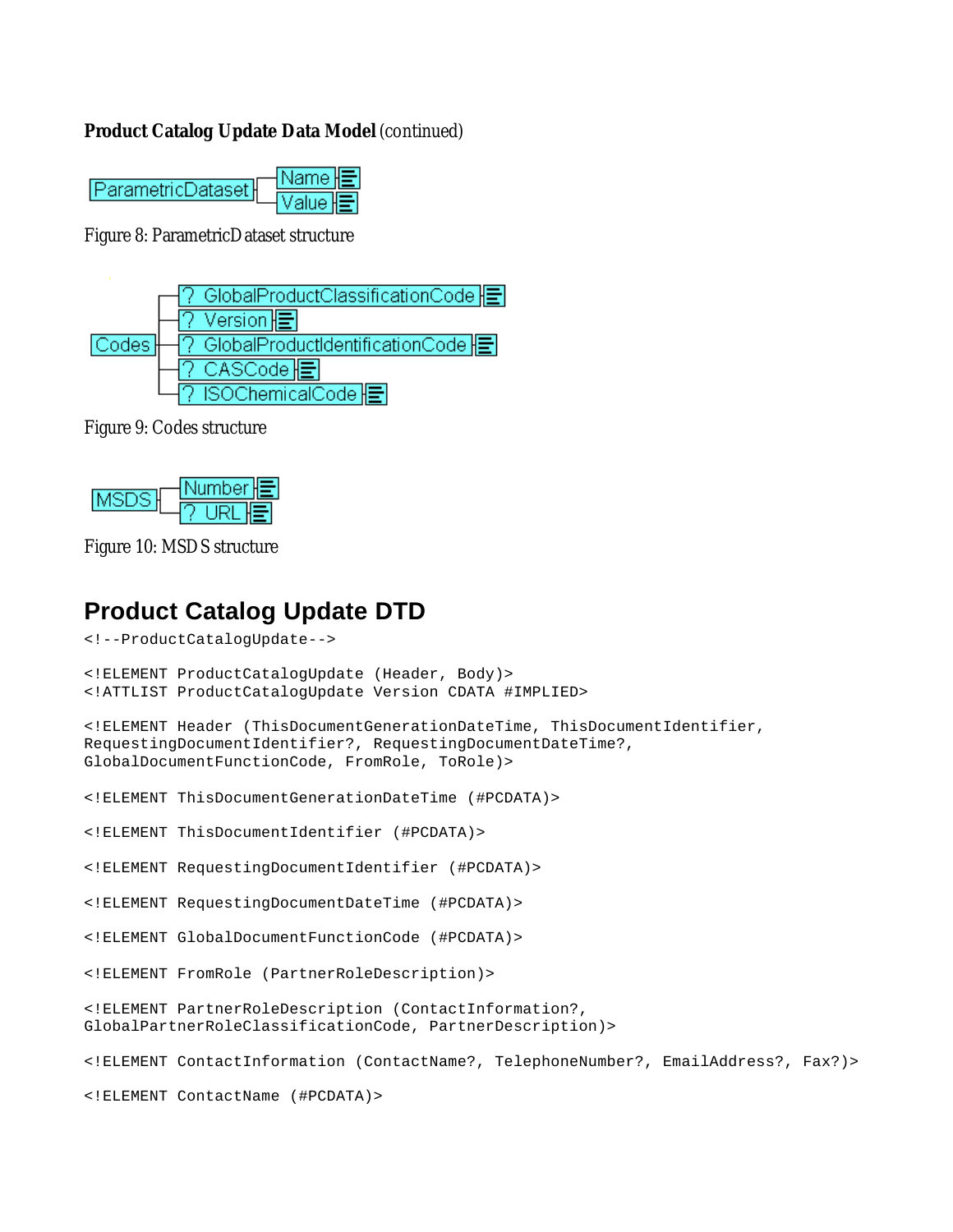**Product Catalog Update Data Model** (continued)

Figure 8: ParametricDataset structure

Figure 9: Codes structure

Figure 10: MSDS structure

## Product Catalog Update DTD

```
<!--ProductCatalogUpdate-->

<!ELEMENT ProductCatalogUpdate (Header, Body)>
<!ATTLIST ProductCatalogUpdate Version CDATA #IMPLIED>

<!ELEMENT Header (ThisDocumentGenerationDateTime, ThisDocumentIdentifier,
RequestingDocumentIdentifier?, RequestingDocumentDateTime?,
GlobalDocumentFunctionCode, FromRole, ToRole)>

<!ELEMENT ThisDocumentGenerationDateTime (#PCDATA)>

<!ELEMENT ThisDocumentIdentifier (#PCDATA)>

<!ELEMENT RequestingDocumentIdentifier (#PCDATA)>

<!ELEMENT RequestingDocumentDateTime (#PCDATA)>

<!ELEMENT GlobalDocumentFunctionCode (#PCDATA)>

<!ELEMENT FromRole (PartnerRoleDescription)>

<!ELEMENT PartnerRoleDescription (ContactInformation?,
GlobalPartnerRoleClassificationCode, PartnerDescription)>

<!ELEMENT ContactInformation (ContactName?, TelephoneNumber?, EmailAddress?, Fax?)>

<!ELEMENT ContactName (#PCDATA)>
```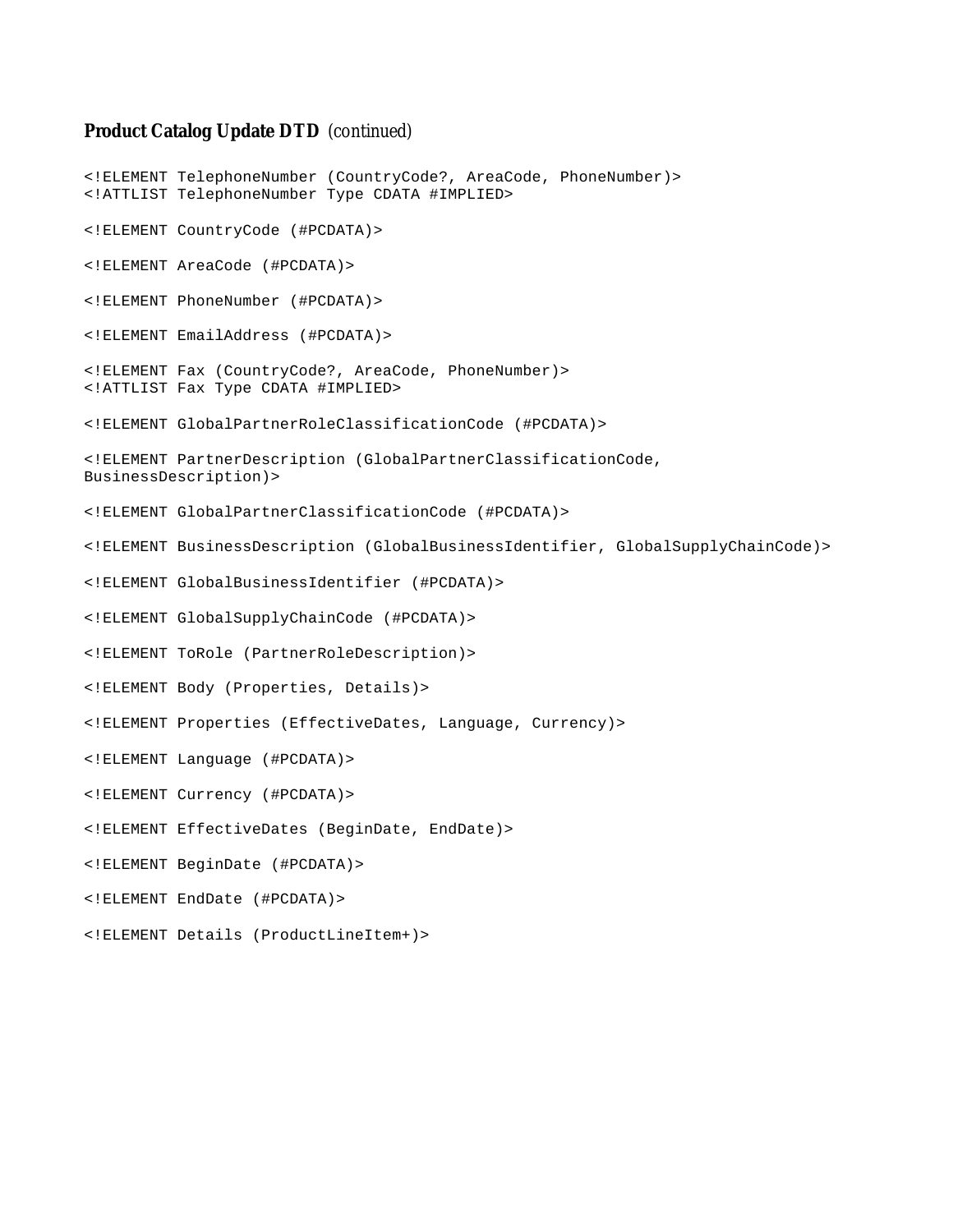**Product Catalog Update DTD** *(continued)*

```
<!ELEMENT TelephoneNumber (CountryCode?, AreaCode, PhoneNumber)>
<!ATTLIST TelephoneNumber Type CDATA #IMPLIED>

<!ELEMENT CountryCode (#PCDATA)>

<!ELEMENT AreaCode (#PCDATA)>

<!ELEMENT PhoneNumber (#PCDATA)>

<!ELEMENT EmailAddress (#PCDATA)>

<!ELEMENT Fax (CountryCode?, AreaCode, PhoneNumber)>
<!ATTLIST Fax Type CDATA #IMPLIED>

<!ELEMENT GlobalPartnerRoleClassificationCode (#PCDATA)>

<!ELEMENT PartnerDescription (GlobalPartnerClassificationCode,
BusinessDescription)>

<!ELEMENT GlobalPartnerClassificationCode (#PCDATA)>

<!ELEMENT BusinessDescription (GlobalBusinessIdentifier, GlobalSupplyChainCode)>

<!ELEMENT GlobalBusinessIdentifier (#PCDATA)>

<!ELEMENT GlobalSupplyChainCode (#PCDATA)>

<!ELEMENT ToRole (PartnerRoleDescription)>

<!ELEMENT Body (Properties, Details)>

<!ELEMENT Properties (EffectiveDates, Language, Currency)>

<!ELEMENT Language (#PCDATA)>

<!ELEMENT Currency (#PCDATA)>

<!ELEMENT EffectiveDates (BeginDate, EndDate)>

<!ELEMENT BeginDate (#PCDATA)>

<!ELEMENT EndDate (#PCDATA)>

<!ELEMENT Details (ProductLineItem+)>
```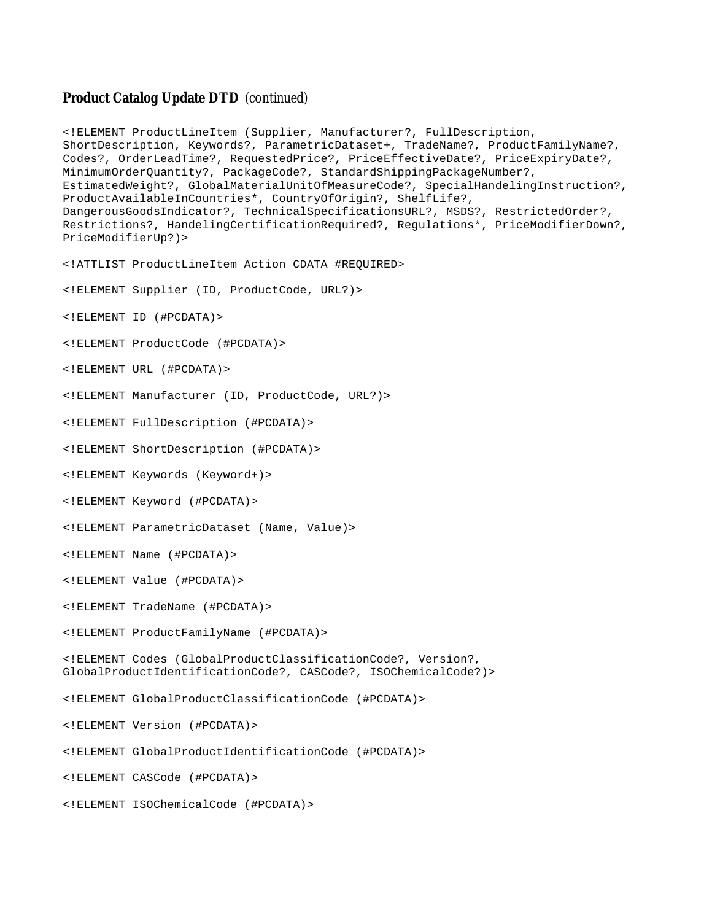**Product Catalog Update DTD** (continued)

```
<!ELEMENT ProductLineItem (Supplier, Manufacturer?, FullDescription,
ShortDescription, Keywords?, ParametricDataset+, TradeName?, ProductFamilyName?,
Codes?, OrderLeadTime?, RequestedPrice?, PriceEffectiveDate?, PriceExpiryDate?,
MinimumOrderQuantity?, PackageCode?, StandardShippingPackageNumber?,
EstimatedWeight?, GlobalMaterialUnitOfMeasureCode?, SpecialHandelingInstruction?,
ProductAvailableInCountries*, CountryOfOrigin?, ShelfLife?,
DangerousGoodsIndicator?, TechnicalSpecificationsURL?, MSDS?, RestrictedOrder?,
Restrictions?, HandelingCertificationRequired?, Regulations*, PriceModifierDown?,
PriceModifierUp?)>

<!ATTLIST ProductLineItem Action CDATA #REQUIRED>

<!ELEMENT Supplier (ID, ProductCode, URL?)>

<!ELEMENT ID (#PCDATA)>

<!ELEMENT ProductCode (#PCDATA)>

<!ELEMENT URL (#PCDATA)>

<!ELEMENT Manufacturer (ID, ProductCode, URL?)>

<!ELEMENT FullDescription (#PCDATA)>

<!ELEMENT ShortDescription (#PCDATA)>

<!ELEMENT Keywords (Keyword+)>

<!ELEMENT Keyword (#PCDATA)>

<!ELEMENT ParametricDataset (Name, Value)>

<!ELEMENT Name (#PCDATA)>

<!ELEMENT Value (#PCDATA)>

<!ELEMENT TradeName (#PCDATA)>

<!ELEMENT ProductFamilyName (#PCDATA)>

<!ELEMENT Codes (GlobalProductClassificationCode?, Version?,
GlobalProductIdentificationCode?, CASCode?, ISOChemicalCode?)>

<!ELEMENT GlobalProductClassificationCode (#PCDATA)>

<!ELEMENT Version (#PCDATA)>

<!ELEMENT GlobalProductIdentificationCode (#PCDATA)>

<!ELEMENT CASCode (#PCDATA)>

<!ELEMENT ISOChemicalCode (#PCDATA)>
```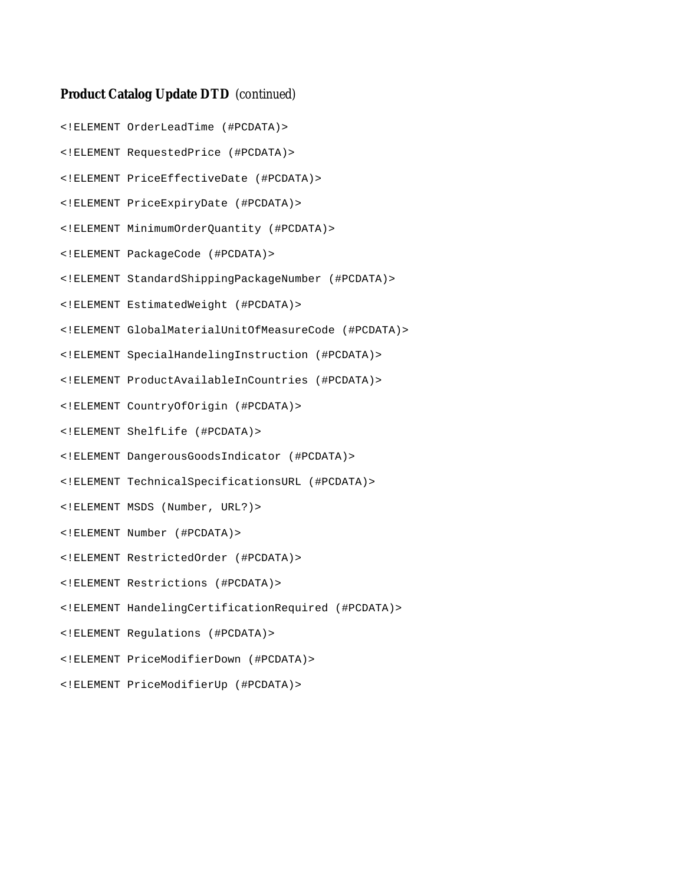**Product Catalog Update DTD** *(continued)*

```
<!ELEMENT OrderLeadTime (#PCDATA)>
<!ELEMENT RequestedPrice (#PCDATA)>
<!ELEMENT PriceEffectiveDate (#PCDATA)>
<!ELEMENT PriceExpiryDate (#PCDATA)>
<!ELEMENT MinimumOrderQuantity (#PCDATA)>
<!ELEMENT PackageCode (#PCDATA)>
<!ELEMENT StandardShippingPackageNumber (#PCDATA)>
<!ELEMENT EstimatedWeight (#PCDATA)>
<!ELEMENT GlobalMaterialUnitOfMeasureCode (#PCDATA)>
<!ELEMENT SpecialHandelingInstruction (#PCDATA)>
<!ELEMENT ProductAvailableInCountries (#PCDATA)>
<!ELEMENT CountryOfOrigin (#PCDATA)>
<!ELEMENT ShelfLife (#PCDATA)>
<!ELEMENT DangerousGoodsIndicator (#PCDATA)>
<!ELEMENT TechnicalSpecificationsURL (#PCDATA)>
<!ELEMENT MSDS (Number, URL?)>
<!ELEMENT Number (#PCDATA)>
<!ELEMENT RestrictedOrder (#PCDATA)>
<!ELEMENT Restrictions (#PCDATA)>
<!ELEMENT HandelingCertificationRequired (#PCDATA)>
<!ELEMENT Regulations (#PCDATA)>
<!ELEMENT PriceModifierDown (#PCDATA)>
<!ELEMENT PriceModifierUp (#PCDATA)>
```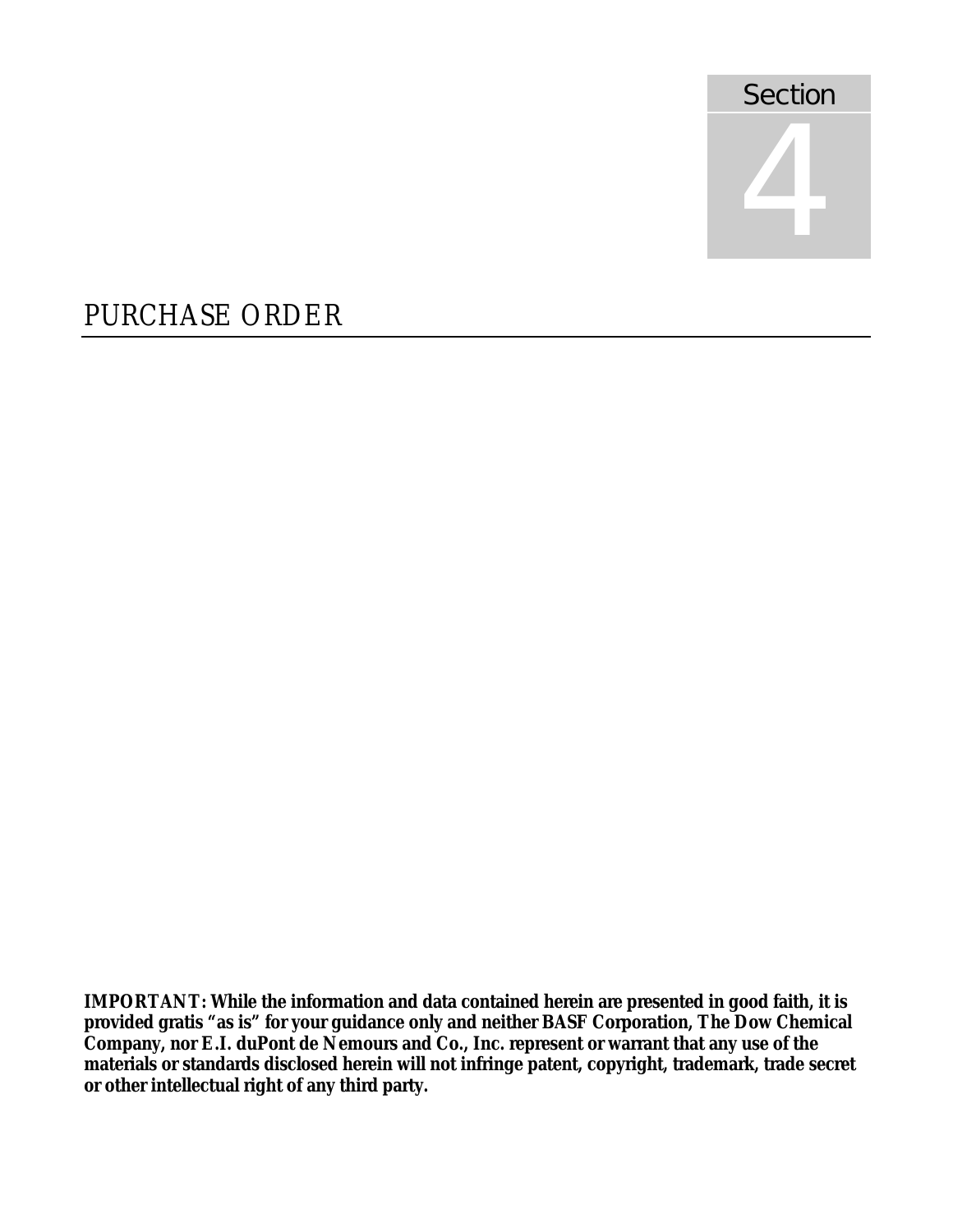# Section 4

## PURCHASE ORDER

**IMPORTANT: While the information and data contained herein are presented in good faith, it is provided gratis "as is" for your guidance only and neither BASF Corporation, The Dow Chemical Company, nor E.I. duPont de Nemours and Co., Inc. represent or warrant that any use of the materials or standards disclosed herein will not infringe patent, copyright, trademark, trade secret or other intellectual right of any third party.**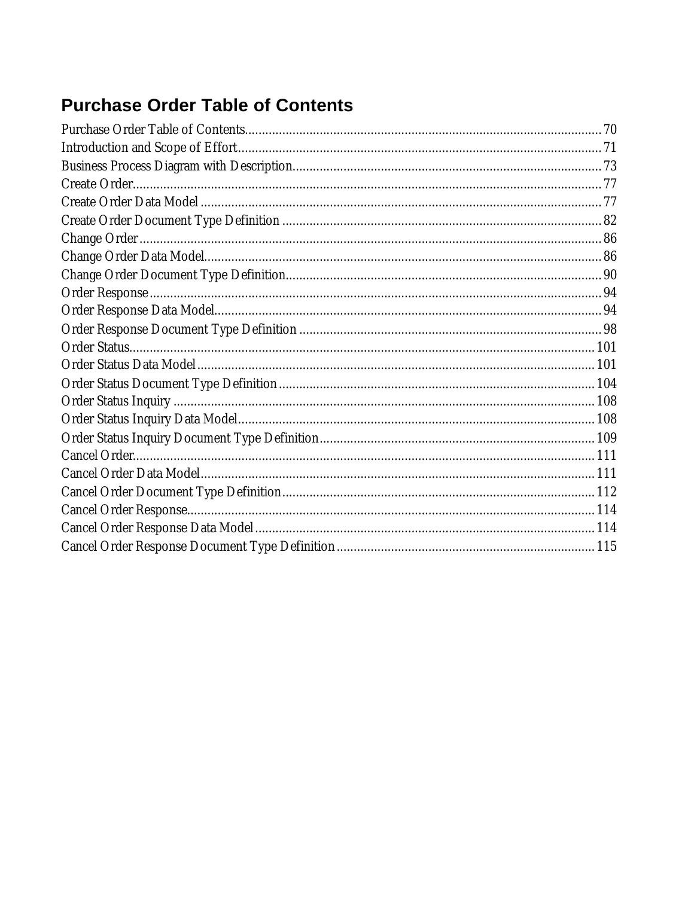# Purchase Order Table of Contents

Purchase Order Table of Contents........................................................................................................70
Introduction and Scope of Effort.........................................................................................................71
Business Process Diagram with Description.........................................................................................73
Create Order.........................................................................................................................................77
Create Order Data Model ......................................................................................................................77
Create Order Document Type Definition ..............................................................................................82
Change Order.......................................................................................................................................86
Change Order Data Model.....................................................................................................................86
Change Order Document Type Definition.............................................................................................90
Order Response....................................................................................................................................94
Order Response Data Model..................................................................................................................94
Order Response Document Type Definition .........................................................................................98
Order Status.........................................................................................................................................101
Order Status Data Model ......................................................................................................................101
Order Status Document Type Definition...............................................................................................104
Order Status Inquiry ............................................................................................................................108
Order Status Inquiry Data Model..........................................................................................................108
Order Status Inquiry Document Type Definition..................................................................................109
Cancel Order........................................................................................................................................111
Cancel Order Data Model.....................................................................................................................111
Cancel Order Document Type Definition..............................................................................................112
Cancel Order Response........................................................................................................................114
Cancel Order Response Data Model.....................................................................................................114
Cancel Order Response Document Type Definition..............................................................................115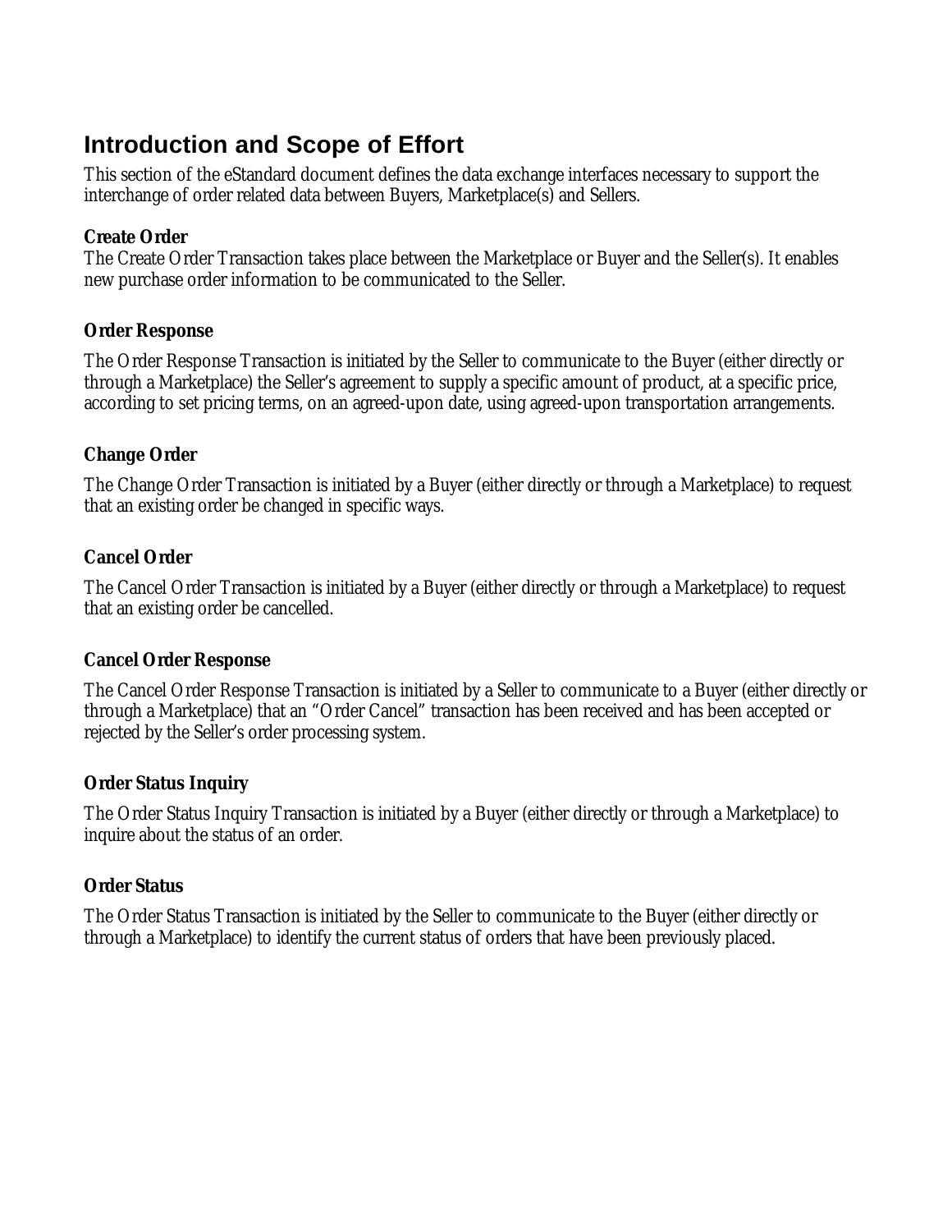## Introduction and Scope of Effort

This section of the eStandard document defines the data exchange interfaces necessary to support the interchange of order related data between Buyers, Marketplace(s) and Sellers.

**Create Order**

The Create Order Transaction takes place between the Marketplace or Buyer and the Seller(s). It enables new purchase order information to be communicated to the Seller.

**Order Response**

The Order Response Transaction is initiated by the Seller to communicate to the Buyer (either directly or through a Marketplace) the Seller's agreement to supply a specific amount of product, at a specific price, according to set pricing terms, on an agreed-upon date, using agreed-upon transportation arrangements.

**Change Order**

The Change Order Transaction is initiated by a Buyer (either directly or through a Marketplace) to request that an existing order be changed in specific ways.

**Cancel Order**

The Cancel Order Transaction is initiated by a Buyer (either directly or through a Marketplace) to request that an existing order be cancelled.

**Cancel Order Response**

The Cancel Order Response Transaction is initiated by a Seller to communicate to a Buyer (either directly or through a Marketplace) that an "Order Cancel" transaction has been received and has been accepted or rejected by the Seller's order processing system.

**Order Status Inquiry**

The Order Status Inquiry Transaction is initiated by a Buyer (either directly or through a Marketplace) to inquire about the status of an order.

**Order Status**

The Order Status Transaction is initiated by the Seller to communicate to the Buyer (either directly or through a Marketplace) to identify the current status of orders that have been previously placed.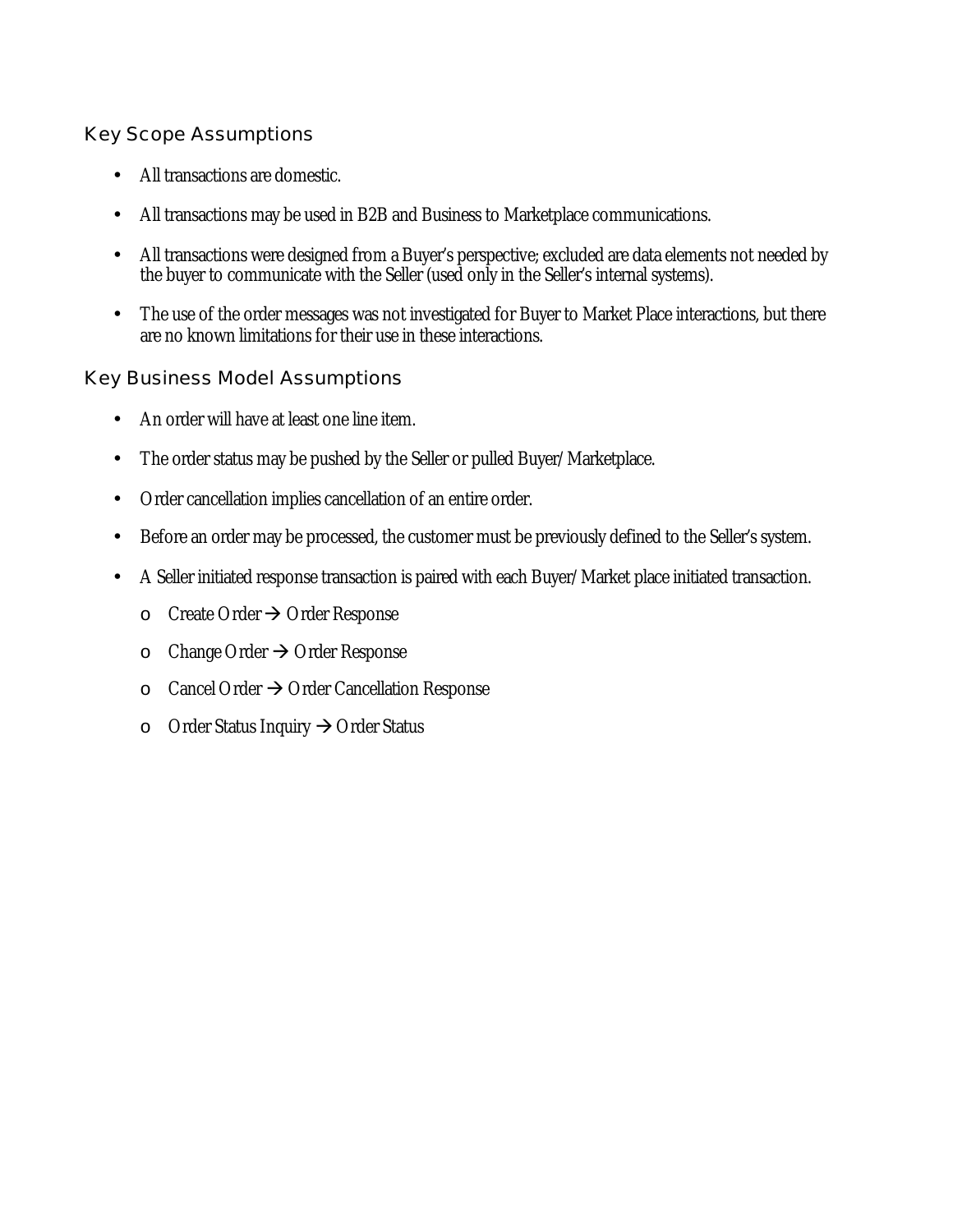### Key Scope Assumptions

- All transactions are domestic.
- All transactions may be used in B2B and Business to Marketplace communications.
- All transactions were designed from a Buyer's perspective; excluded are data elements not needed by the buyer to communicate with the Seller (used only in the Seller's internal systems).
- The use of the order messages was not investigated for Buyer to Market Place interactions, but there are no known limitations for their use in these interactions.

### Key Business Model Assumptions

- An order will have at least one line item.
- The order status may be pushed by the Seller or pulled Buyer/Marketplace.
- Order cancellation implies cancellation of an entire order.
- Before an order may be processed, the customer must be previously defined to the Seller's system.
- A Seller initiated response transaction is paired with each Buyer/Market place initiated transaction.
  - Create Order → Order Response
  - Change Order → Order Response
  - Cancel Order → Order Cancellation Response
  - Order Status Inquiry → Order Status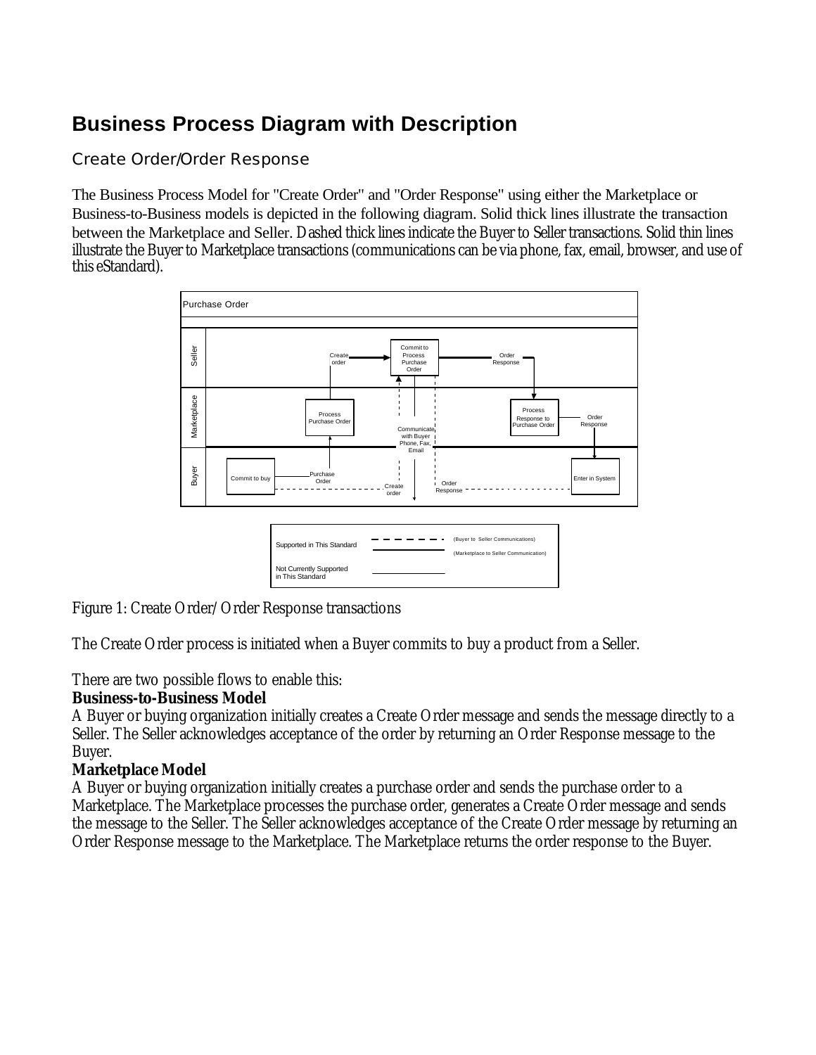# Business Process Diagram with Description

## Create Order/Order Response

The Business Process Model for "Create Order" and "Order Response" using either the Marketplace or Business-to-Business models is depicted in the following diagram. Solid thick lines illustrate the transaction between the Marketplace and Seller. Dashed thick lines indicate the Buyer to Seller transactions. Solid thin lines illustrate the Buyer to Marketplace transactions (communications can be via phone, fax, email, browser, and use of this eStandard).

Figure 1: Create Order/ Order Response transactions

The Create Order process is initiated when a Buyer commits to buy a product from a Seller.

There are two possible flows to enable this:

**Business-to-Business Model**

A Buyer or buying organization initially creates a Create Order message and sends the message directly to a Seller. The Seller acknowledges acceptance of the order by returning an Order Response message to the Buyer.

**Marketplace Model**

A Buyer or buying organization initially creates a purchase order and sends the purchase order to a Marketplace. The Marketplace processes the purchase order, generates a Create Order message and sends the message to the Seller. The Seller acknowledges acceptance of the Create Order message by returning an Order Response message to the Marketplace. The Marketplace returns the order response to the Buyer.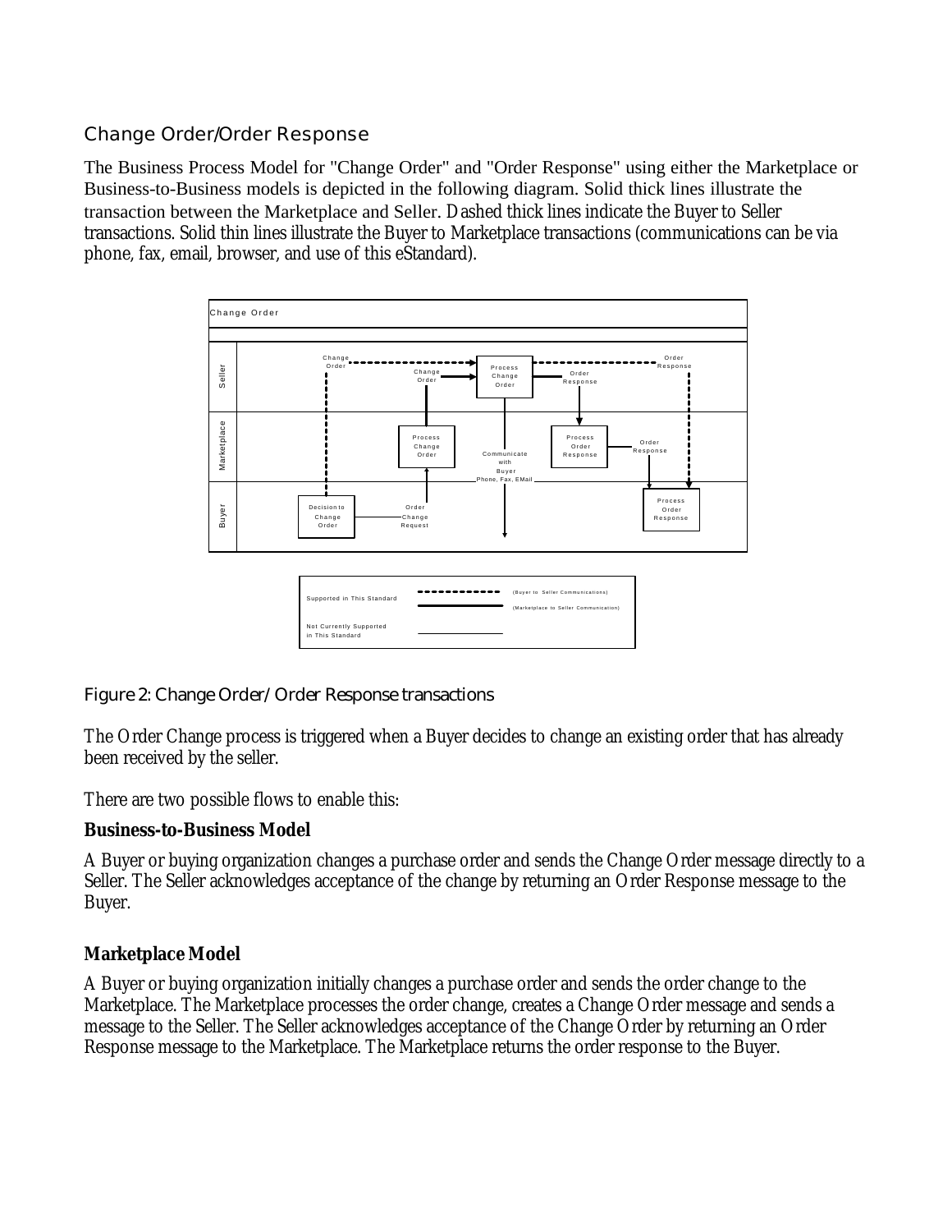## Change Order/Order Response

The Business Process Model for "Change Order" and "Order Response" using either the Marketplace or Business-to-Business models is depicted in the following diagram. Solid thick lines illustrate the transaction between the Marketplace and Seller. Dashed thick lines indicate the Buyer to Seller transactions. Solid thin lines illustrate the Buyer to Marketplace transactions (communications can be via phone, fax, email, browser, and use of this eStandard).

Figure 2: Change Order/ Order Response transactions

The Order Change process is triggered when a Buyer decides to change an existing order that has already been received by the seller.

There are two possible flows to enable this:

**Business-to-Business Model**

A Buyer or buying organization changes a purchase order and sends the Change Order message directly to a Seller. The Seller acknowledges acceptance of the change by returning an Order Response message to the Buyer.

**Marketplace Model**

A Buyer or buying organization initially changes a purchase order and sends the order change to the Marketplace. The Marketplace processes the order change, creates a Change Order message and sends a message to the Seller. The Seller acknowledges acceptance of the Change Order by returning an Order Response message to the Marketplace. The Marketplace returns the order response to the Buyer.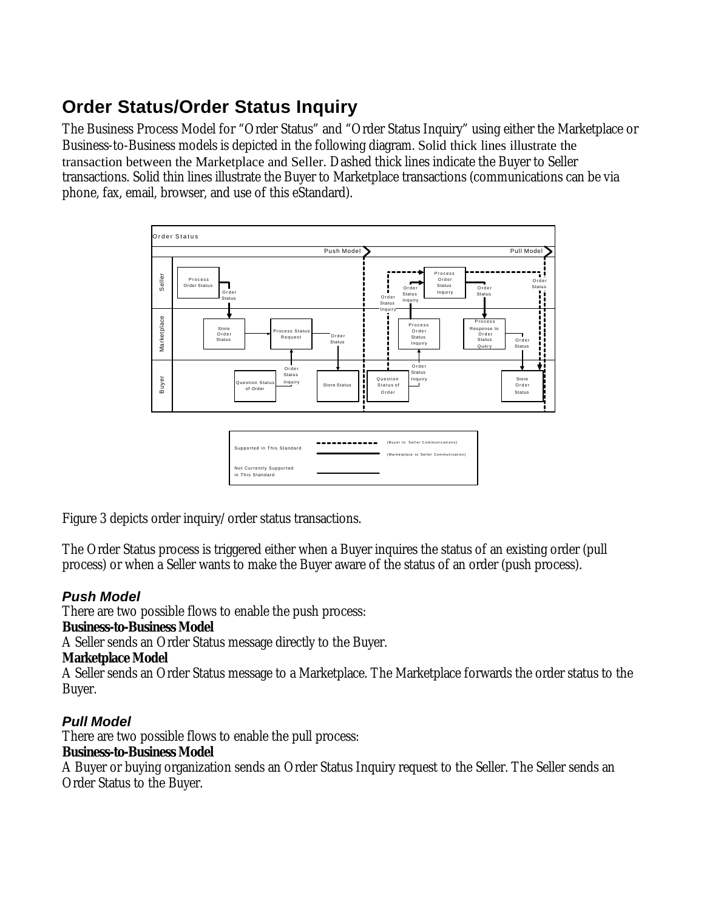## Order Status/Order Status Inquiry

The Business Process Model for "Order Status" and "Order Status Inquiry" using either the Marketplace or Business-to-Business models is depicted in the following diagram. Solid thick lines illustrate the transaction between the Marketplace and Seller. Dashed thick lines indicate the Buyer to Seller transactions. Solid thin lines illustrate the Buyer to Marketplace transactions (communications can be via phone, fax, email, browser, and use of this eStandard).

Figure 3 depicts order inquiry/order status transactions.

The Order Status process is triggered either when a Buyer inquires the status of an existing order (pull process) or when a Seller wants to make the Buyer aware of the status of an order (push process).

### *Push Model*

There are two possible flows to enable the push process:

**Business-to-Business Model**

A Seller sends an Order Status message directly to the Buyer.

**Marketplace Model**

A Seller sends an Order Status message to a Marketplace. The Marketplace forwards the order status to the Buyer.

### *Pull Model*

There are two possible flows to enable the pull process:

**Business-to-Business Model**

A Buyer or buying organization sends an Order Status Inquiry request to the Seller. The Seller sends an Order Status to the Buyer.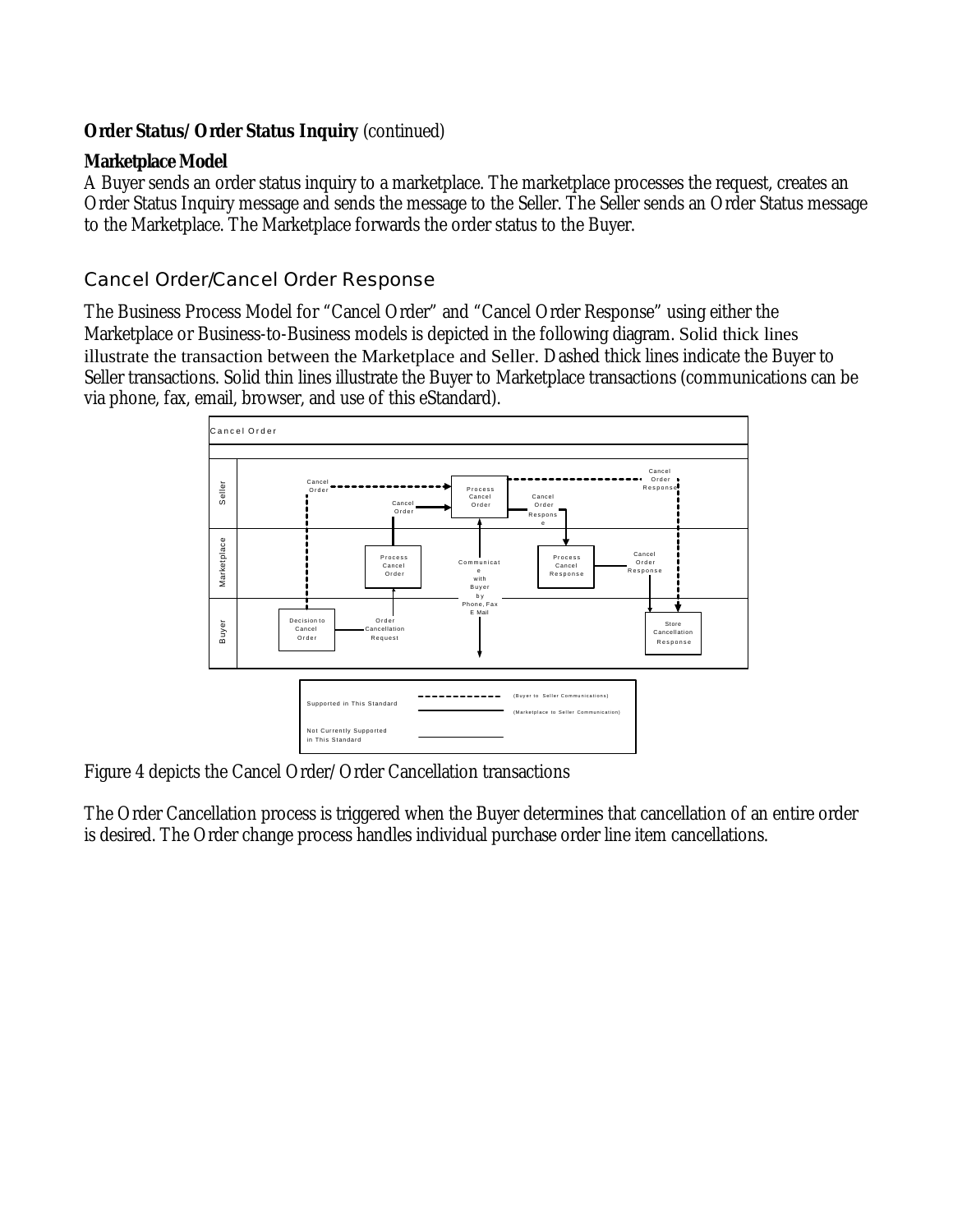**Order Status/ Order Status Inquiry** (continued)

**Marketplace Model**

A Buyer sends an order status inquiry to a marketplace. The marketplace processes the request, creates an Order Status Inquiry message and sends the message to the Seller. The Seller sends an Order Status message to the Marketplace. The Marketplace forwards the order status to the Buyer.

## Cancel Order/Cancel Order Response

The Business Process Model for "Cancel Order" and "Cancel Order Response" using either the Marketplace or Business-to-Business models is depicted in the following diagram. Solid thick lines illustrate the transaction between the Marketplace and Seller. Dashed thick lines indicate the Buyer to Seller transactions. Solid thin lines illustrate the Buyer to Marketplace transactions (communications can be via phone, fax, email, browser, and use of this eStandard).

Cancel Order

Seller: Cancel Order; Process Cancel Order; Cancel Order; Cancel Order Response; Cancel Order Response

Marketplace: Process Cancel Order; Communicate with Buyer by Phone, Fax E Mail; Process Cancel Response; Cancel Order Response

Buyer: Decision to Cancel Order; Order Cancellation Request; Store Cancellation Response

Supported in This Standard — (Buyer to Seller Communications) — (Marketplace to Seller Communication)

Not Currently Supported in This Standard

Figure 4 depicts the Cancel Order/ Order Cancellation transactions

The Order Cancellation process is triggered when the Buyer determines that cancellation of an entire order is desired. The Order change process handles individual purchase order line item cancellations.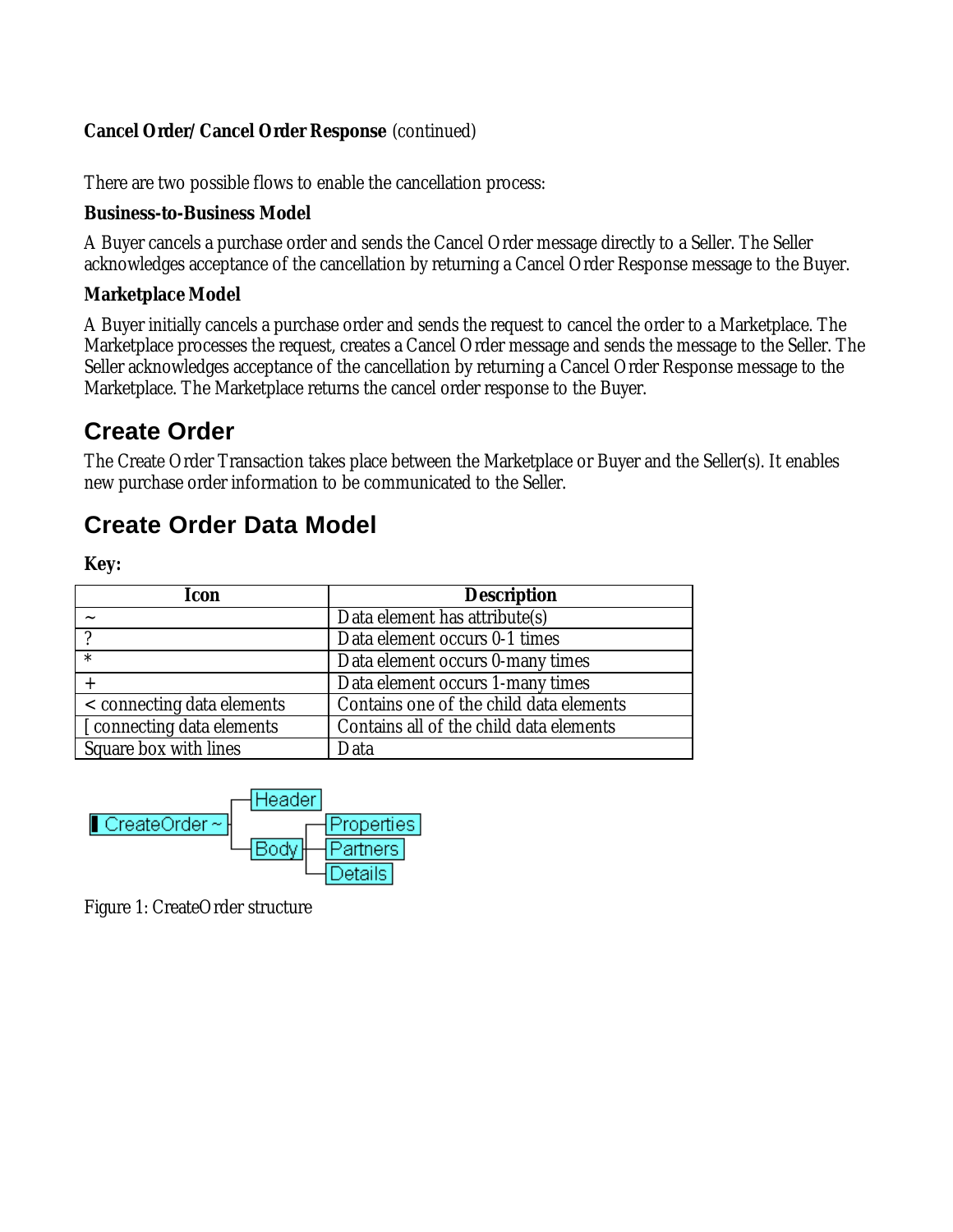**Cancel Order/ Cancel Order Response** (continued)

There are two possible flows to enable the cancellation process:

**Business-to-Business Model**

A Buyer cancels a purchase order and sends the Cancel Order message directly to a Seller. The Seller acknowledges acceptance of the cancellation by returning a Cancel Order Response message to the Buyer.

**Marketplace Model**

A Buyer initially cancels a purchase order and sends the request to cancel the order to a Marketplace. The Marketplace processes the request, creates a Cancel Order message and sends the message to the Seller. The Seller acknowledges acceptance of the cancellation by returning a Cancel Order Response message to the Marketplace. The Marketplace returns the cancel order response to the Buyer.

# Create Order

The Create Order Transaction takes place between the Marketplace or Buyer and the Seller(s). It enables new purchase order information to be communicated to the Seller.

# Create Order Data Model

**Key:**

| Icon | Description |
| --- | --- |
| ~ | Data element has attribute(s) |
| ? | Data element occurs 0-1 times |
| * | Data element occurs 0-many times |
| + | Data element occurs 1-many times |
| < connecting data elements | Contains one of the child data elements |
| [ connecting data elements | Contains all of the child data elements |
| Square box with lines | Data |

```
CreateOrder ~ ─┬─ Header
               └─ Body ─┬─ Properties
                        ├─ Partners
                        └─ Details
```

Figure 1: CreateOrder structure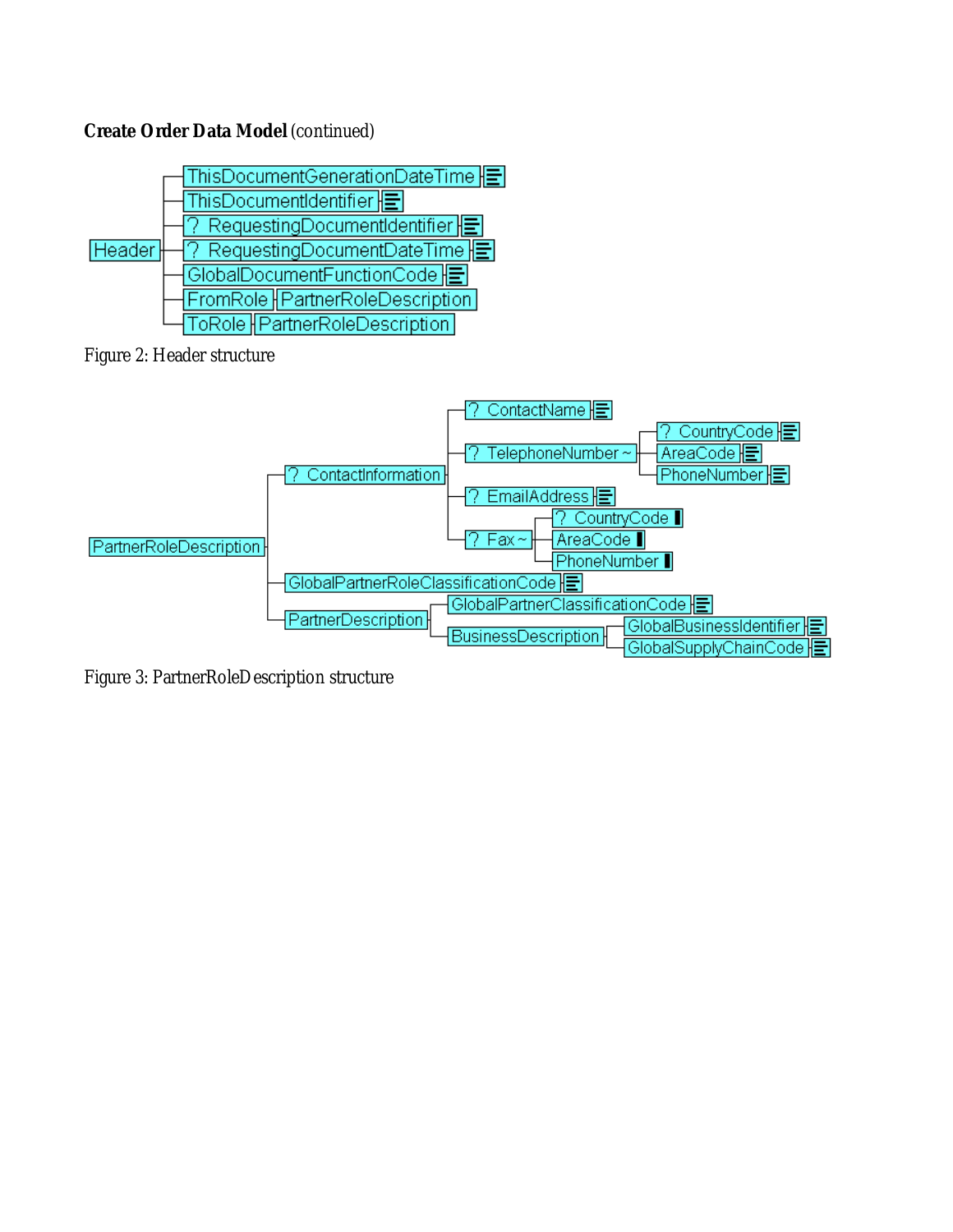**Create Order Data Model** (continued)

```
Header
├── ThisDocumentGenerationDateTime
├── ThisDocumentIdentifier
├── ? RequestingDocumentIdentifier
├── ? RequestingDocumentDateTime
├── GlobalDocumentFunctionCode
├── FromRole ── PartnerRoleDescription
└── ToRole ── PartnerRoleDescription
```

Figure 2: Header structure

```
PartnerRoleDescription
├── ? ContactInformation
│   ├── ? ContactName
│   ├── ? TelephoneNumber ~
│   │   ├── ? CountryCode
│   │   ├── AreaCode
│   │   └── PhoneNumber
│   ├── ? EmailAddress
│   └── ? Fax ~
│       ├── ? CountryCode
│       ├── AreaCode
│       └── PhoneNumber
├── GlobalPartnerRoleClassificationCode
└── PartnerDescription
    ├── GlobalPartnerClassificationCode
    └── BusinessDescription
        ├── GlobalBusinessIdentifier
        └── GlobalSupplyChainCode
```

Figure 3: PartnerRoleDescription structure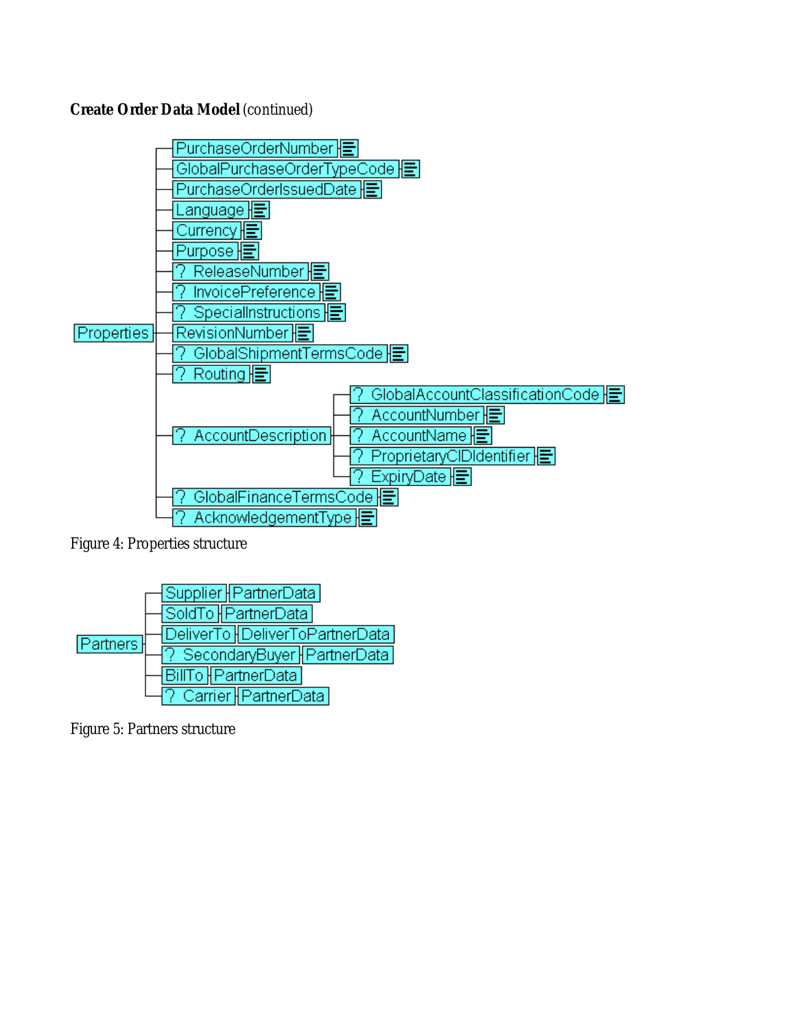**Create Order Data Model** (continued)

```
Properties
├── PurchaseOrderNumber
├── GlobalPurchaseOrderTypeCode
├── PurchaseOrderIssuedDate
├── Language
├── Currency
├── Purpose
├── ? ReleaseNumber
├── ? InvoicePreference
├── ? SpecialInstructions
├── RevisionNumber
├── ? GlobalShipmentTermsCode
├── ? Routing
├── ? AccountDescription
│   ├── ? GlobalAccountClassificationCode
│   ├── ? AccountNumber
│   ├── ? AccountName
│   ├── ? ProprietaryCIDIdentifier
│   └── ? ExpiryDate
├── ? GlobalFinanceTermsCode
└── ? AcknowledgementType
```

Figure 4: Properties structure

```
Partners
├── Supplier          PartnerData
├── SoldTo            PartnerData
├── DeliverTo         DeliverToPartnerData
├── ? SecondaryBuyer  PartnerData
├── BillTo            PartnerData
└── ? Carrier         PartnerData
```

Figure 5: Partners structure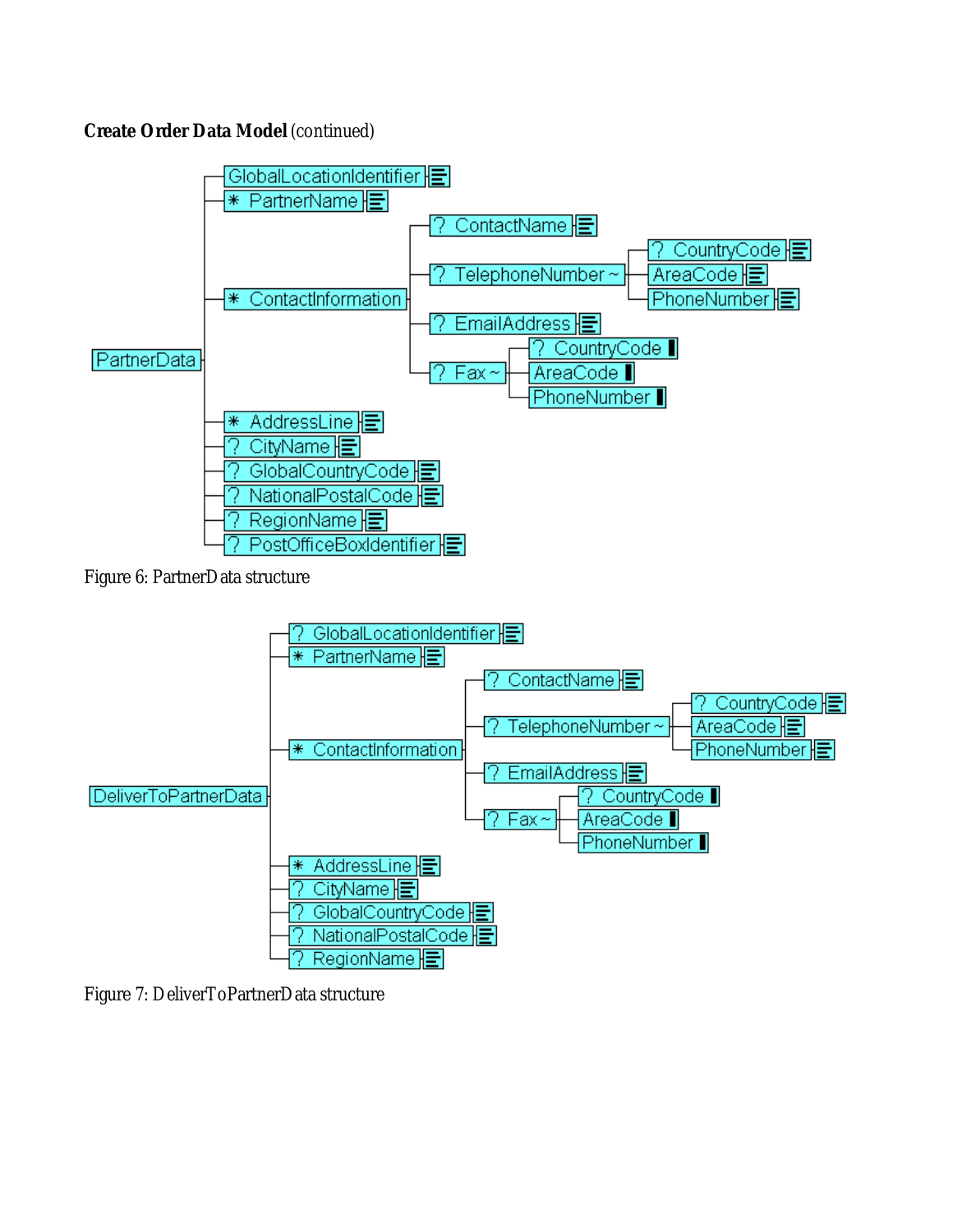**Create Order Data Model** (continued)

```
PartnerData
├── GlobalLocationIdentifier
├── * PartnerName
├── * ContactInformation
│   ├── ? ContactName
│   ├── ? TelephoneNumber ~
│   │   ├── ? CountryCode
│   │   ├── AreaCode
│   │   └── PhoneNumber
│   ├── ? EmailAddress
│   └── ? Fax ~
│       ├── ? CountryCode
│       ├── AreaCode
│       └── PhoneNumber
├── * AddressLine
├── ? CityName
├── ? GlobalCountryCode
├── ? NationalPostalCode
├── ? RegionName
└── ? PostOfficeBoxIdentifier
```

Figure 6: PartnerData structure

```
DeliverToPartnerData
├── ? GlobalLocationIdentifier
├── * PartnerName
├── * ContactInformation
│   ├── ? ContactName
│   ├── ? TelephoneNumber ~
│   │   ├── ? CountryCode
│   │   ├── AreaCode
│   │   └── PhoneNumber
│   ├── ? EmailAddress
│   └── ? Fax ~
│       ├── ? CountryCode
│       ├── AreaCode
│       └── PhoneNumber
├── * AddressLine
├── ? CityName
├── ? GlobalCountryCode
├── ? NationalPostalCode
└── ? RegionName
```

Figure 7: DeliverToPartnerData structure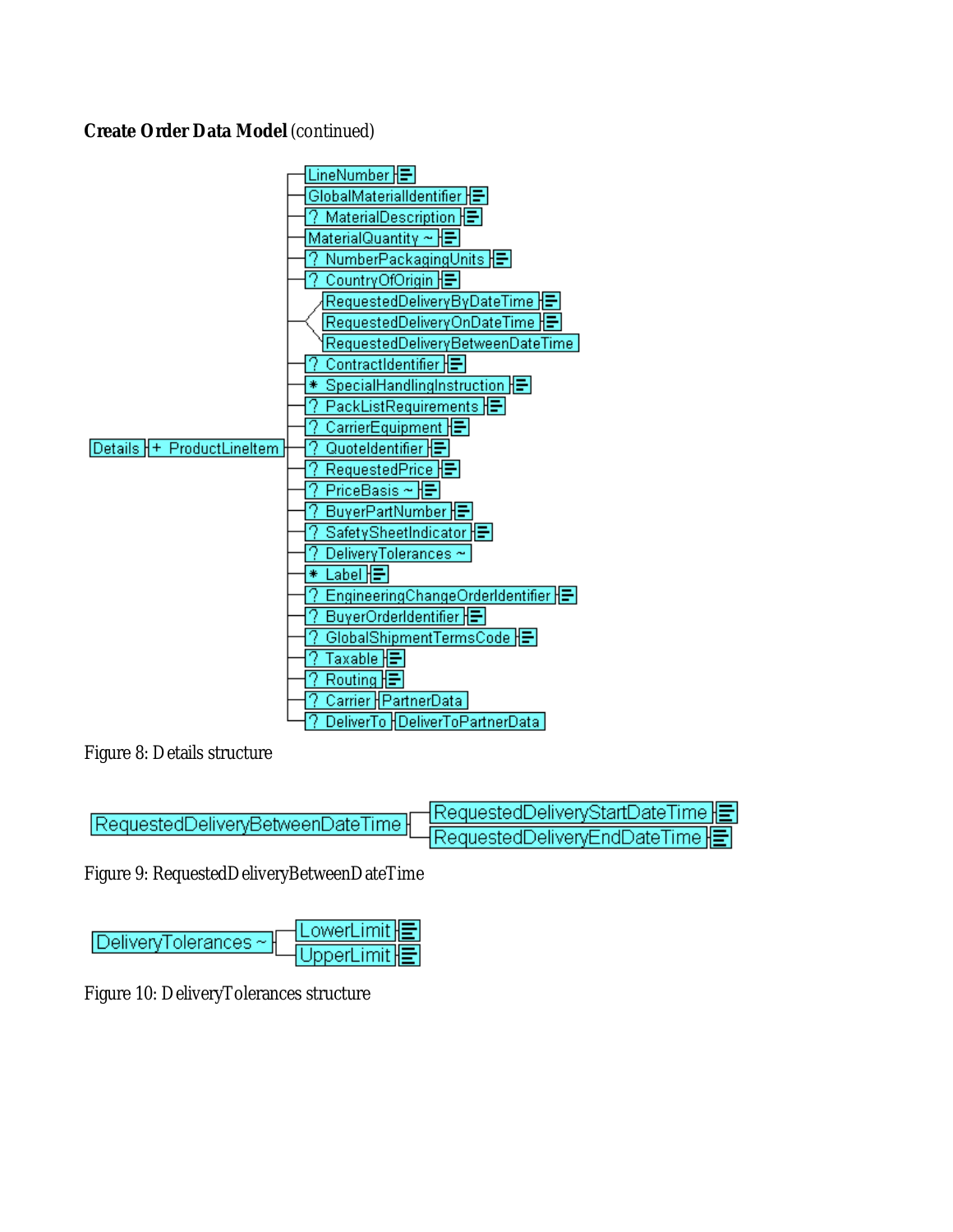**Create Order Data Model** (continued)

```
Details ─ + ProductLineItem ─┬─ LineNumber
                             ├─ GlobalMaterialIdentifier
                             ├─ ? MaterialDescription
                             ├─ MaterialQuantity ~
                             ├─ ? NumberPackagingUnits
                             ├─ ? CountryOfOrigin
                             ├─< RequestedDeliveryByDateTime
                             │  RequestedDeliveryOnDateTime
                             │  RequestedDeliveryBetweenDateTime
                             ├─ ? ContractIdentifier
                             ├─ * SpecialHandlingInstruction
                             ├─ ? PackListRequirements
                             ├─ ? CarrierEquipment
                             ├─ ? QuoteIdentifier
                             ├─ ? RequestedPrice
                             ├─ ? PriceBasis ~
                             ├─ ? BuyerPartNumber
                             ├─ ? SafetySheetIndicator
                             ├─ ? DeliveryTolerances ~
                             ├─ * Label
                             ├─ ? EngineeringChangeOrderIdentifier
                             ├─ ? BuyerOrderIdentifier
                             ├─ ? GlobalShipmentTermsCode
                             ├─ ? Taxable
                             ├─ ? Routing
                             ├─ ? Carrier ─ PartnerData
                             └─ ? DeliverTo ─ DeliverToPartnerData
```

Figure 8: Details structure

```
RequestedDeliveryBetweenDateTime ─┬─ RequestedDeliveryStartDateTime
                                  └─ RequestedDeliveryEndDateTime
```

Figure 9: RequestedDeliveryBetweenDateTime

```
DeliveryTolerances ~ ─┬─ LowerLimit
                      └─ UpperLimit
```

Figure 10: DeliveryTolerances structure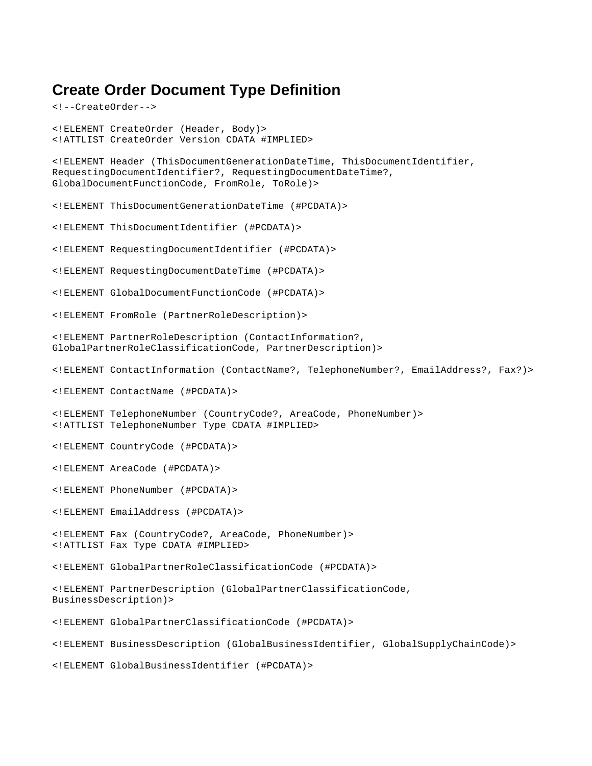## Create Order Document Type Definition

```
<!--CreateOrder-->

<!ELEMENT CreateOrder (Header, Body)>
<!ATTLIST CreateOrder Version CDATA #IMPLIED>

<!ELEMENT Header (ThisDocumentGenerationDateTime, ThisDocumentIdentifier,
RequestingDocumentIdentifier?, RequestingDocumentDateTime?,
GlobalDocumentFunctionCode, FromRole, ToRole)>

<!ELEMENT ThisDocumentGenerationDateTime (#PCDATA)>

<!ELEMENT ThisDocumentIdentifier (#PCDATA)>

<!ELEMENT RequestingDocumentIdentifier (#PCDATA)>

<!ELEMENT RequestingDocumentDateTime (#PCDATA)>

<!ELEMENT GlobalDocumentFunctionCode (#PCDATA)>

<!ELEMENT FromRole (PartnerRoleDescription)>

<!ELEMENT PartnerRoleDescription (ContactInformation?,
GlobalPartnerRoleClassificationCode, PartnerDescription)>

<!ELEMENT ContactInformation (ContactName?, TelephoneNumber?, EmailAddress?, Fax?)>

<!ELEMENT ContactName (#PCDATA)>

<!ELEMENT TelephoneNumber (CountryCode?, AreaCode, PhoneNumber)>
<!ATTLIST TelephoneNumber Type CDATA #IMPLIED>

<!ELEMENT CountryCode (#PCDATA)>

<!ELEMENT AreaCode (#PCDATA)>

<!ELEMENT PhoneNumber (#PCDATA)>

<!ELEMENT EmailAddress (#PCDATA)>

<!ELEMENT Fax (CountryCode?, AreaCode, PhoneNumber)>
<!ATTLIST Fax Type CDATA #IMPLIED>

<!ELEMENT GlobalPartnerRoleClassificationCode (#PCDATA)>

<!ELEMENT PartnerDescription (GlobalPartnerClassificationCode,
BusinessDescription)>

<!ELEMENT GlobalPartnerClassificationCode (#PCDATA)>

<!ELEMENT BusinessDescription (GlobalBusinessIdentifier, GlobalSupplyChainCode)>

<!ELEMENT GlobalBusinessIdentifier (#PCDATA)>
```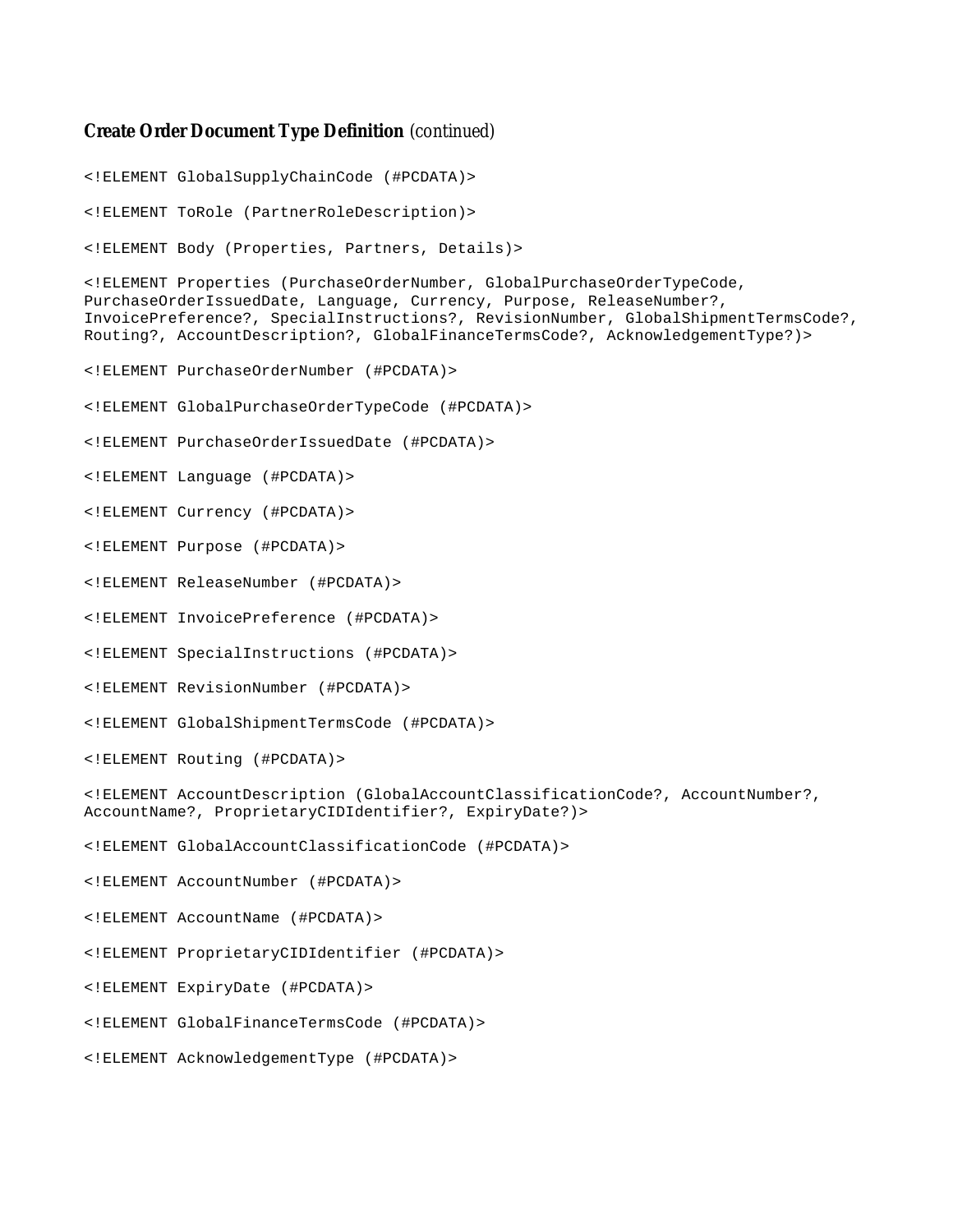**Create Order Document Type Definition** *(continued)*

```
<!ELEMENT GlobalSupplyChainCode (#PCDATA)>

<!ELEMENT ToRole (PartnerRoleDescription)>

<!ELEMENT Body (Properties, Partners, Details)>

<!ELEMENT Properties (PurchaseOrderNumber, GlobalPurchaseOrderTypeCode,
PurchaseOrderIssuedDate, Language, Currency, Purpose, ReleaseNumber?,
InvoicePreference?, SpecialInstructions?, RevisionNumber, GlobalShipmentTermsCode?,
Routing?, AccountDescription?, GlobalFinanceTermsCode?, AcknowledgementType?)>

<!ELEMENT PurchaseOrderNumber (#PCDATA)>

<!ELEMENT GlobalPurchaseOrderTypeCode (#PCDATA)>

<!ELEMENT PurchaseOrderIssuedDate (#PCDATA)>

<!ELEMENT Language (#PCDATA)>

<!ELEMENT Currency (#PCDATA)>

<!ELEMENT Purpose (#PCDATA)>

<!ELEMENT ReleaseNumber (#PCDATA)>

<!ELEMENT InvoicePreference (#PCDATA)>

<!ELEMENT SpecialInstructions (#PCDATA)>

<!ELEMENT RevisionNumber (#PCDATA)>

<!ELEMENT GlobalShipmentTermsCode (#PCDATA)>

<!ELEMENT Routing (#PCDATA)>

<!ELEMENT AccountDescription (GlobalAccountClassificationCode?, AccountNumber?,
AccountName?, ProprietaryCIDIdentifier?, ExpiryDate?)>

<!ELEMENT GlobalAccountClassificationCode (#PCDATA)>

<!ELEMENT AccountNumber (#PCDATA)>

<!ELEMENT AccountName (#PCDATA)>

<!ELEMENT ProprietaryCIDIdentifier (#PCDATA)>

<!ELEMENT ExpiryDate (#PCDATA)>

<!ELEMENT GlobalFinanceTermsCode (#PCDATA)>

<!ELEMENT AcknowledgementType (#PCDATA)>
```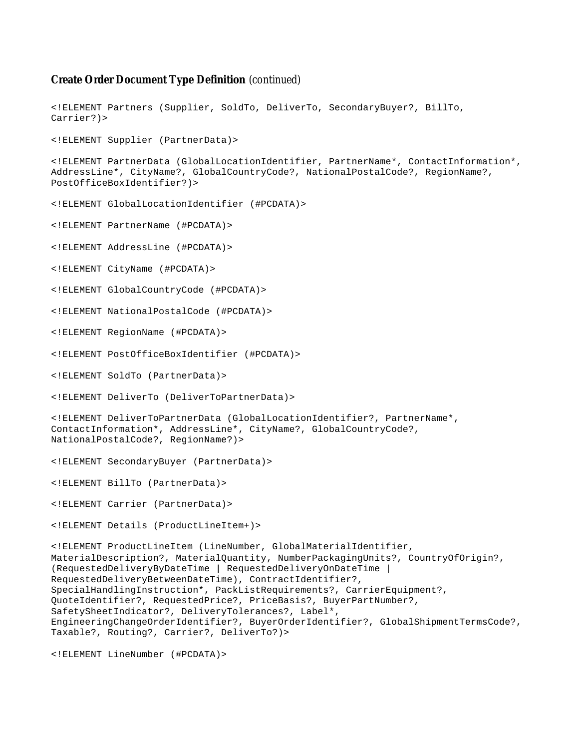**Create Order Document Type Definition** *(continued)*

```
<!ELEMENT Partners (Supplier, SoldTo, DeliverTo, SecondaryBuyer?, BillTo,
Carrier?)>

<!ELEMENT Supplier (PartnerData)>

<!ELEMENT PartnerData (GlobalLocationIdentifier, PartnerName*, ContactInformation*,
AddressLine*, CityName?, GlobalCountryCode?, NationalPostalCode?, RegionName?,
PostOfficeBoxIdentifier?)>

<!ELEMENT GlobalLocationIdentifier (#PCDATA)>

<!ELEMENT PartnerName (#PCDATA)>

<!ELEMENT AddressLine (#PCDATA)>

<!ELEMENT CityName (#PCDATA)>

<!ELEMENT GlobalCountryCode (#PCDATA)>

<!ELEMENT NationalPostalCode (#PCDATA)>

<!ELEMENT RegionName (#PCDATA)>

<!ELEMENT PostOfficeBoxIdentifier (#PCDATA)>

<!ELEMENT SoldTo (PartnerData)>

<!ELEMENT DeliverTo (DeliverToPartnerData)>

<!ELEMENT DeliverToPartnerData (GlobalLocationIdentifier?, PartnerName*,
ContactInformation*, AddressLine*, CityName?, GlobalCountryCode?,
NationalPostalCode?, RegionName?)>

<!ELEMENT SecondaryBuyer (PartnerData)>

<!ELEMENT BillTo (PartnerData)>

<!ELEMENT Carrier (PartnerData)>

<!ELEMENT Details (ProductLineItem+)>

<!ELEMENT ProductLineItem (LineNumber, GlobalMaterialIdentifier,
MaterialDescription?, MaterialQuantity, NumberPackagingUnits?, CountryOfOrigin?,
(RequestedDeliveryByDateTime | RequestedDeliveryOnDateTime |
RequestedDeliveryBetweenDateTime), ContractIdentifier?,
SpecialHandlingInstruction*, PackListRequirements?, CarrierEquipment?,
QuoteIdentifier?, RequestedPrice?, PriceBasis?, BuyerPartNumber?,
SafetySheetIndicator?, DeliveryTolerances?, Label*,
EngineeringChangeOrderIdentifier?, BuyerOrderIdentifier?, GlobalShipmentTermsCode?,
Taxable?, Routing?, Carrier?, DeliverTo?)>

<!ELEMENT LineNumber (#PCDATA)>
```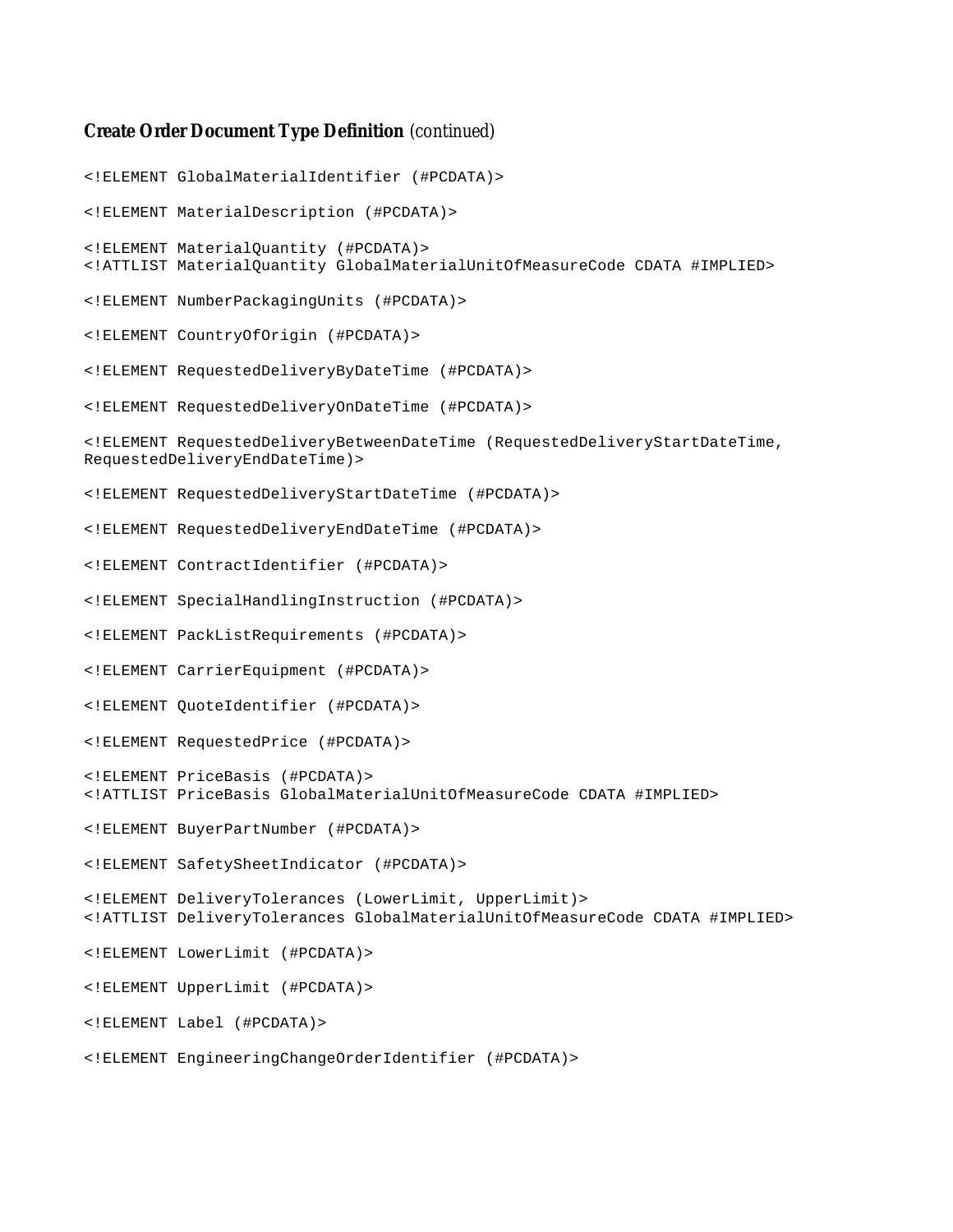**Create Order Document Type Definition** *(continued)*

```
<!ELEMENT GlobalMaterialIdentifier (#PCDATA)>

<!ELEMENT MaterialDescription (#PCDATA)>

<!ELEMENT MaterialQuantity (#PCDATA)>
<!ATTLIST MaterialQuantity GlobalMaterialUnitOfMeasureCode CDATA #IMPLIED>

<!ELEMENT NumberPackagingUnits (#PCDATA)>

<!ELEMENT CountryOfOrigin (#PCDATA)>

<!ELEMENT RequestedDeliveryByDateTime (#PCDATA)>

<!ELEMENT RequestedDeliveryOnDateTime (#PCDATA)>

<!ELEMENT RequestedDeliveryBetweenDateTime (RequestedDeliveryStartDateTime,
RequestedDeliveryEndDateTime)>

<!ELEMENT RequestedDeliveryStartDateTime (#PCDATA)>

<!ELEMENT RequestedDeliveryEndDateTime (#PCDATA)>

<!ELEMENT ContractIdentifier (#PCDATA)>

<!ELEMENT SpecialHandlingInstruction (#PCDATA)>

<!ELEMENT PackListRequirements (#PCDATA)>

<!ELEMENT CarrierEquipment (#PCDATA)>

<!ELEMENT QuoteIdentifier (#PCDATA)>

<!ELEMENT RequestedPrice (#PCDATA)>

<!ELEMENT PriceBasis (#PCDATA)>
<!ATTLIST PriceBasis GlobalMaterialUnitOfMeasureCode CDATA #IMPLIED>

<!ELEMENT BuyerPartNumber (#PCDATA)>

<!ELEMENT SafetySheetIndicator (#PCDATA)>

<!ELEMENT DeliveryTolerances (LowerLimit, UpperLimit)>
<!ATTLIST DeliveryTolerances GlobalMaterialUnitOfMeasureCode CDATA #IMPLIED>

<!ELEMENT LowerLimit (#PCDATA)>

<!ELEMENT UpperLimit (#PCDATA)>

<!ELEMENT Label (#PCDATA)>

<!ELEMENT EngineeringChangeOrderIdentifier (#PCDATA)>
```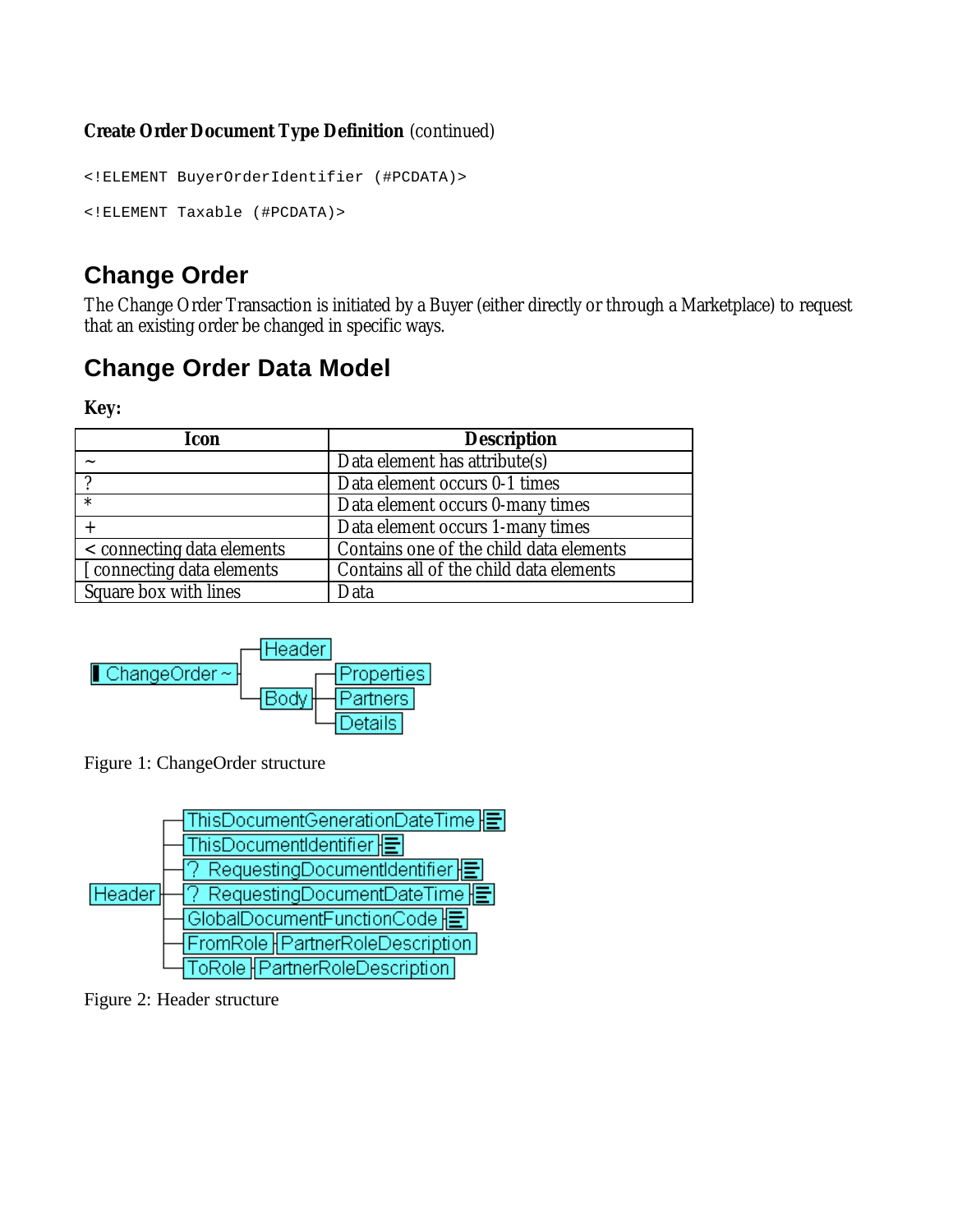**Create Order Document Type Definition** (continued)

```
<!ELEMENT BuyerOrderIdentifier (#PCDATA)>

<!ELEMENT Taxable (#PCDATA)>
```

## Change Order

The Change Order Transaction is initiated by a Buyer (either directly or through a Marketplace) to request that an existing order be changed in specific ways.

## Change Order Data Model

**Key:**

| Icon | Description |
|---|---|
| ~ | Data element has attribute(s) |
| ? | Data element occurs 0-1 times |
| * | Data element occurs 0-many times |
| + | Data element occurs 1-many times |
| < connecting data elements | Contains one of the child data elements |
| [ connecting data elements | Contains all of the child data elements |
| Square box with lines | Data |

ChangeOrder ~ — Header; Body — Properties, Partners, Details

Figure 1: ChangeOrder structure

Header — ThisDocumentGenerationDateTime; ThisDocumentIdentifier; ? RequestingDocumentIdentifier; ? RequestingDocumentDateTime; GlobalDocumentFunctionCode; FromRole — PartnerRoleDescription; ToRole — PartnerRoleDescription

Figure 2: Header structure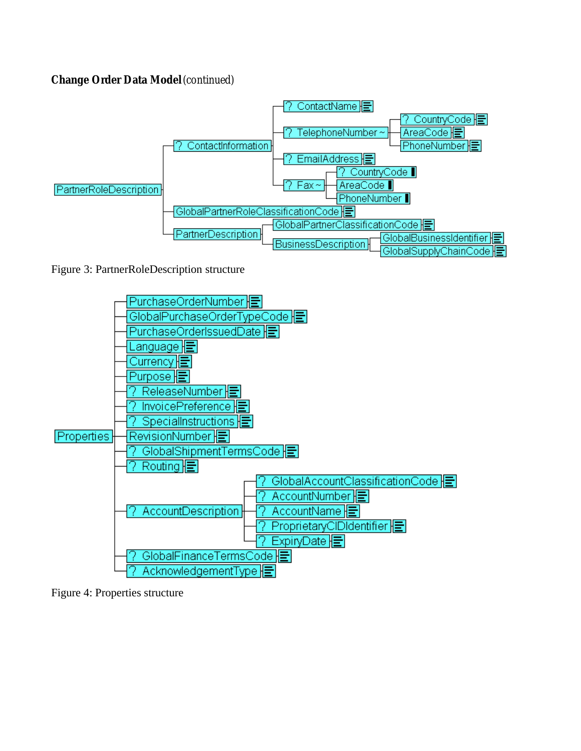**Change Order Data Model** (continued)

```
PartnerRoleDescription
├── ? ContactInformation
│   ├── ? ContactName
│   ├── ? TelephoneNumber ~
│   │   ├── ? CountryCode
│   │   ├── AreaCode
│   │   └── PhoneNumber
│   ├── ? EmailAddress
│   └── ? Fax ~
│       ├── ? CountryCode
│       ├── AreaCode
│       └── PhoneNumber
├── GlobalPartnerRoleClassificationCode
└── PartnerDescription
    ├── GlobalPartnerClassificationCode
    └── BusinessDescription
        ├── GlobalBusinessIdentifier
        └── GlobalSupplyChainCode
```

Figure 3: PartnerRoleDescription structure

```
Properties
├── PurchaseOrderNumber
├── GlobalPurchaseOrderTypeCode
├── PurchaseOrderIssuedDate
├── Language
├── Currency
├── Purpose
├── ? ReleaseNumber
├── ? InvoicePreference
├── ? SpecialInstructions
├── RevisionNumber
├── ? GlobalShipmentTermsCode
├── ? Routing
├── ? AccountDescription
│   ├── ? GlobalAccountClassificationCode
│   ├── ? AccountNumber
│   ├── ? AccountName
│   ├── ? ProprietaryCIDIdentifier
│   └── ? ExpiryDate
├── ? GlobalFinanceTermsCode
└── ? AcknowledgementType
```

Figure 4: Properties structure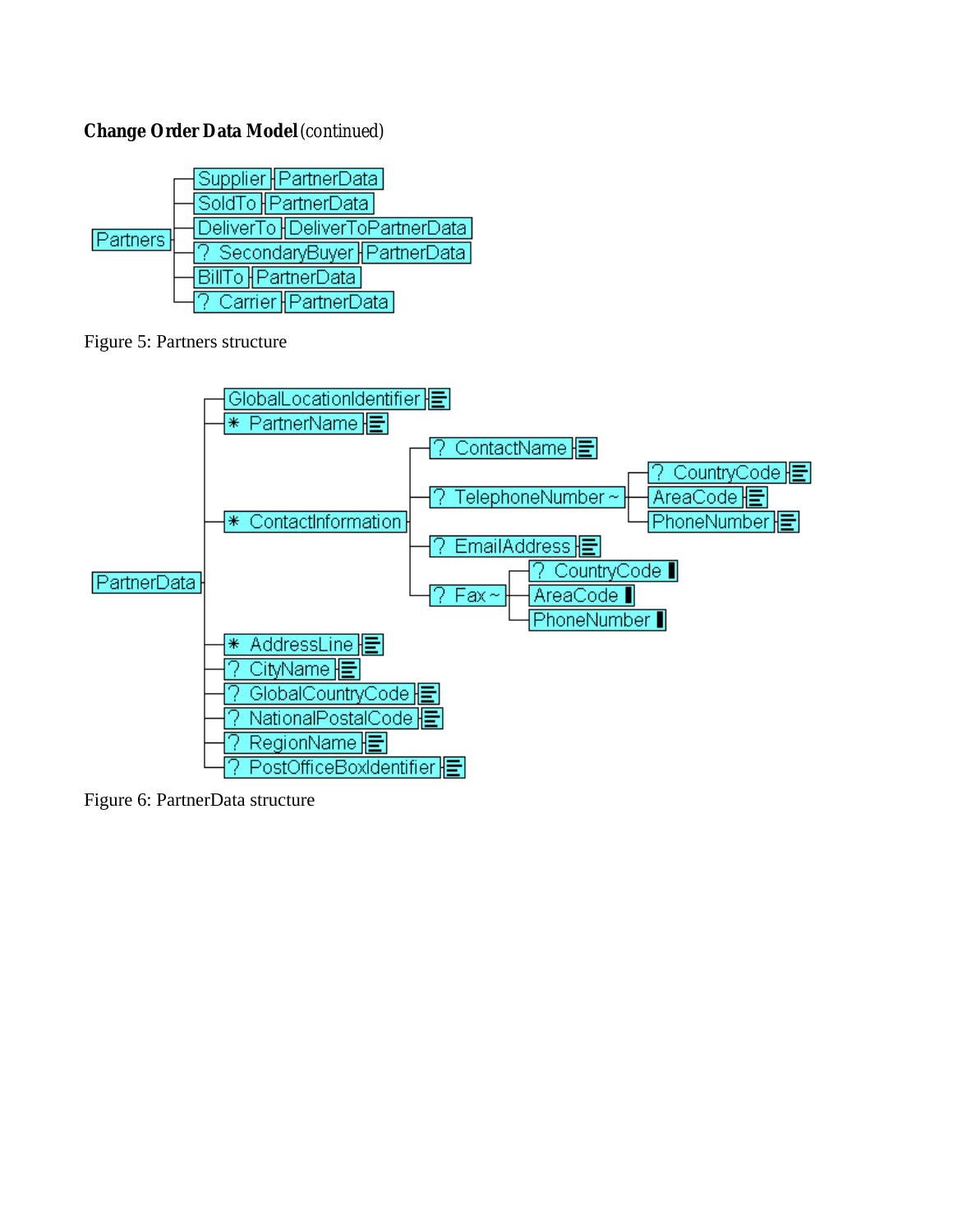**Change Order Data Model** (continued)

```
Partners
├── Supplier  PartnerData
├── SoldTo  PartnerData
├── DeliverTo  DeliverToPartnerData
├── ? SecondaryBuyer  PartnerData
├── BillTo  PartnerData
└── ? Carrier  PartnerData
```

Figure 5: Partners structure

```
PartnerData
├── GlobalLocationIdentifier
├── * PartnerName
├── * ContactInformation
│   ├── ? ContactName
│   ├── ? TelephoneNumber ~
│   │   ├── ? CountryCode
│   │   ├── AreaCode
│   │   └── PhoneNumber
│   ├── ? EmailAddress
│   └── ? Fax ~
│       ├── ? CountryCode
│       ├── AreaCode
│       └── PhoneNumber
├── * AddressLine
├── ? CityName
├── ? GlobalCountryCode
├── ? NationalPostalCode
├── ? RegionName
└── ? PostOfficeBoxIdentifier
```

Figure 6: PartnerData structure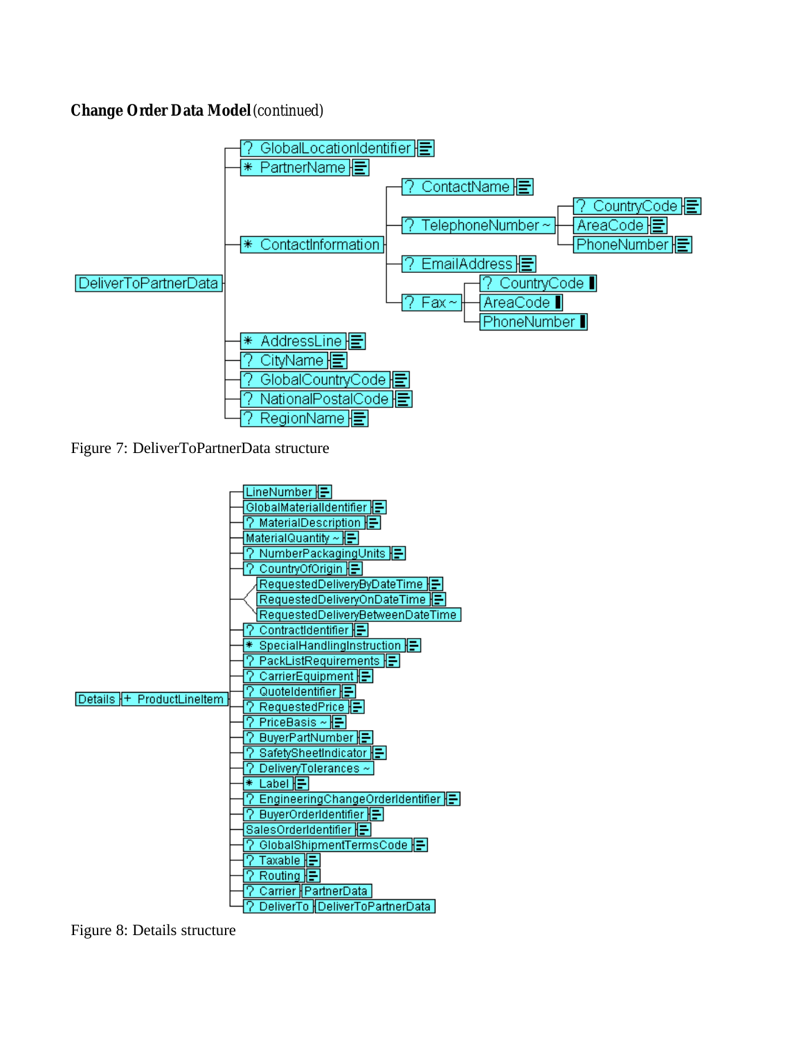**Change Order Data Model** (continued)

```
DeliverToPartnerData
├── ? GlobalLocationIdentifier
├── * PartnerName
├── * ContactInformation
│   ├── ? ContactName
│   ├── ? TelephoneNumber ~
│   │   ├── ? CountryCode
│   │   ├── AreaCode
│   │   └── PhoneNumber
│   ├── ? EmailAddress
│   └── ? Fax ~
│       ├── ? CountryCode
│       ├── AreaCode
│       └── PhoneNumber
├── * AddressLine
├── ? CityName
├── ? GlobalCountryCode
├── ? NationalPostalCode
└── ? RegionName
```

Figure 7: DeliverToPartnerData structure

```
Details + ProductLineItem
├── LineNumber
├── GlobalMaterialIdentifier
├── ? MaterialDescription
├── MaterialQuantity ~
├── ? NumberPackagingUnits
├── ? CountryOfOrigin
├── < (choice)
│   ├── RequestedDeliveryByDateTime
│   ├── RequestedDeliveryOnDateTime
│   └── RequestedDeliveryBetweenDateTime
├── ? ContractIdentifier
├── * SpecialHandlingInstruction
├── ? PackListRequirements
├── ? CarrierEquipment
├── ? QuoteIdentifier
├── ? RequestedPrice
├── ? PriceBasis ~
├── ? BuyerPartNumber
├── ? SafetySheetIndicator
├── ? DeliveryTolerances ~
├── * Label
├── ? EngineeringChangeOrderIdentifier
├── ? BuyerOrderIdentifier
├── SalesOrderIdentifier
├── ? GlobalShipmentTermsCode
├── ? Taxable
├── ? Routing
├── ? Carrier  PartnerData
└── ? DeliverTo  DeliverToPartnerData
```

Figure 8: Details structure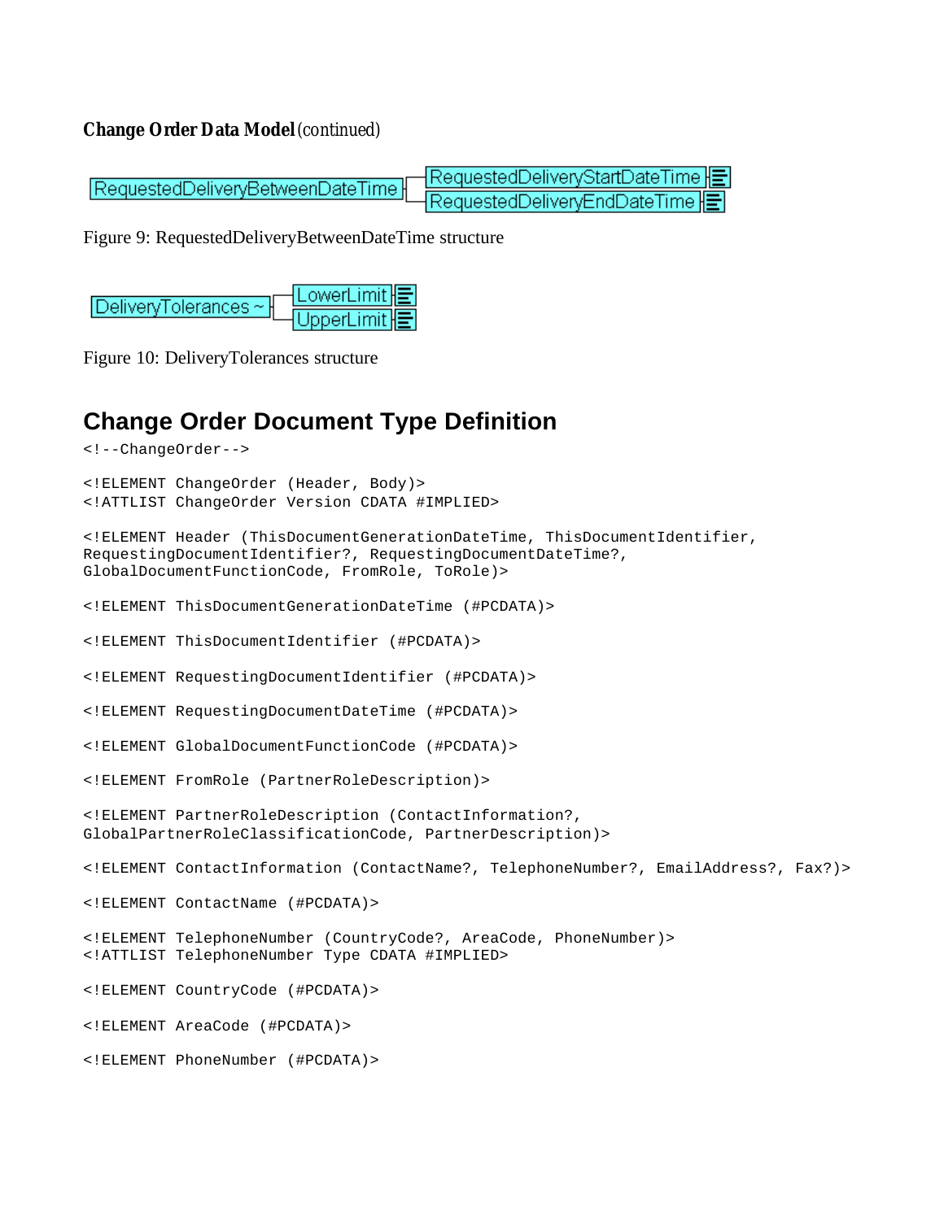**Change Order Data Model** (continued)

RequestedDeliveryBetweenDateTime — RequestedDeliveryStartDateTime, RequestedDeliveryEndDateTime

Figure 9: RequestedDeliveryBetweenDateTime structure

DeliveryTolerances ~ — LowerLimit, UpperLimit

Figure 10: DeliveryTolerances structure

## Change Order Document Type Definition

```
<!--ChangeOrder-->

<!ELEMENT ChangeOrder (Header, Body)>
<!ATTLIST ChangeOrder Version CDATA #IMPLIED>

<!ELEMENT Header (ThisDocumentGenerationDateTime, ThisDocumentIdentifier,
RequestingDocumentIdentifier?, RequestingDocumentDateTime?,
GlobalDocumentFunctionCode, FromRole, ToRole)>

<!ELEMENT ThisDocumentGenerationDateTime (#PCDATA)>

<!ELEMENT ThisDocumentIdentifier (#PCDATA)>

<!ELEMENT RequestingDocumentIdentifier (#PCDATA)>

<!ELEMENT RequestingDocumentDateTime (#PCDATA)>

<!ELEMENT GlobalDocumentFunctionCode (#PCDATA)>

<!ELEMENT FromRole (PartnerRoleDescription)>

<!ELEMENT PartnerRoleDescription (ContactInformation?,
GlobalPartnerRoleClassificationCode, PartnerDescription)>

<!ELEMENT ContactInformation (ContactName?, TelephoneNumber?, EmailAddress?, Fax?)>

<!ELEMENT ContactName (#PCDATA)>

<!ELEMENT TelephoneNumber (CountryCode?, AreaCode, PhoneNumber)>
<!ATTLIST TelephoneNumber Type CDATA #IMPLIED>

<!ELEMENT CountryCode (#PCDATA)>

<!ELEMENT AreaCode (#PCDATA)>

<!ELEMENT PhoneNumber (#PCDATA)>
```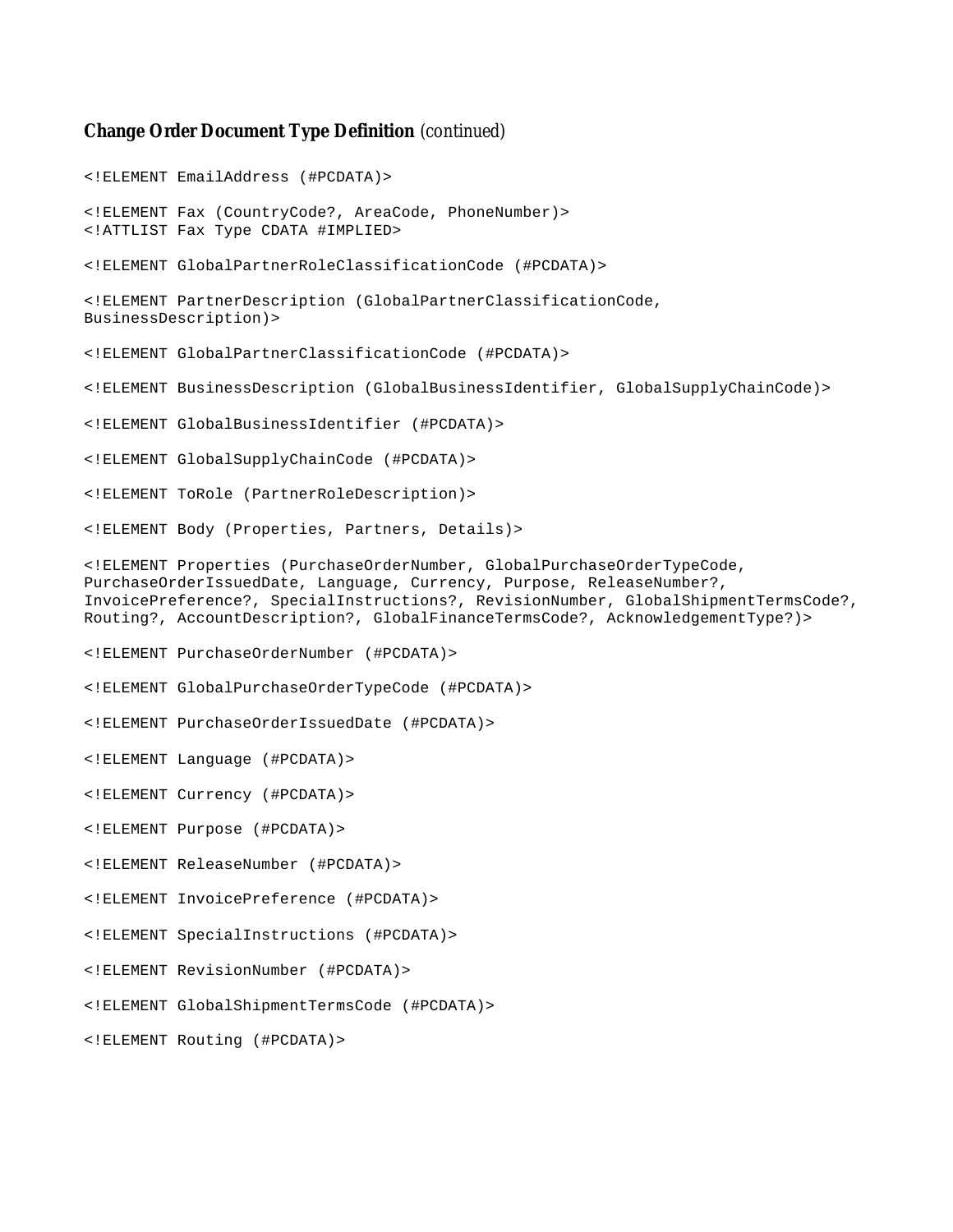**Change Order Document Type Definition** *(continued)*

```
<!ELEMENT EmailAddress (#PCDATA)>

<!ELEMENT Fax (CountryCode?, AreaCode, PhoneNumber)>
<!ATTLIST Fax Type CDATA #IMPLIED>

<!ELEMENT GlobalPartnerRoleClassificationCode (#PCDATA)>

<!ELEMENT PartnerDescription (GlobalPartnerClassificationCode,
BusinessDescription)>

<!ELEMENT GlobalPartnerClassificationCode (#PCDATA)>

<!ELEMENT BusinessDescription (GlobalBusinessIdentifier, GlobalSupplyChainCode)>

<!ELEMENT GlobalBusinessIdentifier (#PCDATA)>

<!ELEMENT GlobalSupplyChainCode (#PCDATA)>

<!ELEMENT ToRole (PartnerRoleDescription)>

<!ELEMENT Body (Properties, Partners, Details)>

<!ELEMENT Properties (PurchaseOrderNumber, GlobalPurchaseOrderTypeCode,
PurchaseOrderIssuedDate, Language, Currency, Purpose, ReleaseNumber?,
InvoicePreference?, SpecialInstructions?, RevisionNumber, GlobalShipmentTermsCode?,
Routing?, AccountDescription?, GlobalFinanceTermsCode?, AcknowledgementType?)>

<!ELEMENT PurchaseOrderNumber (#PCDATA)>

<!ELEMENT GlobalPurchaseOrderTypeCode (#PCDATA)>

<!ELEMENT PurchaseOrderIssuedDate (#PCDATA)>

<!ELEMENT Language (#PCDATA)>

<!ELEMENT Currency (#PCDATA)>

<!ELEMENT Purpose (#PCDATA)>

<!ELEMENT ReleaseNumber (#PCDATA)>

<!ELEMENT InvoicePreference (#PCDATA)>

<!ELEMENT SpecialInstructions (#PCDATA)>

<!ELEMENT RevisionNumber (#PCDATA)>

<!ELEMENT GlobalShipmentTermsCode (#PCDATA)>

<!ELEMENT Routing (#PCDATA)>
```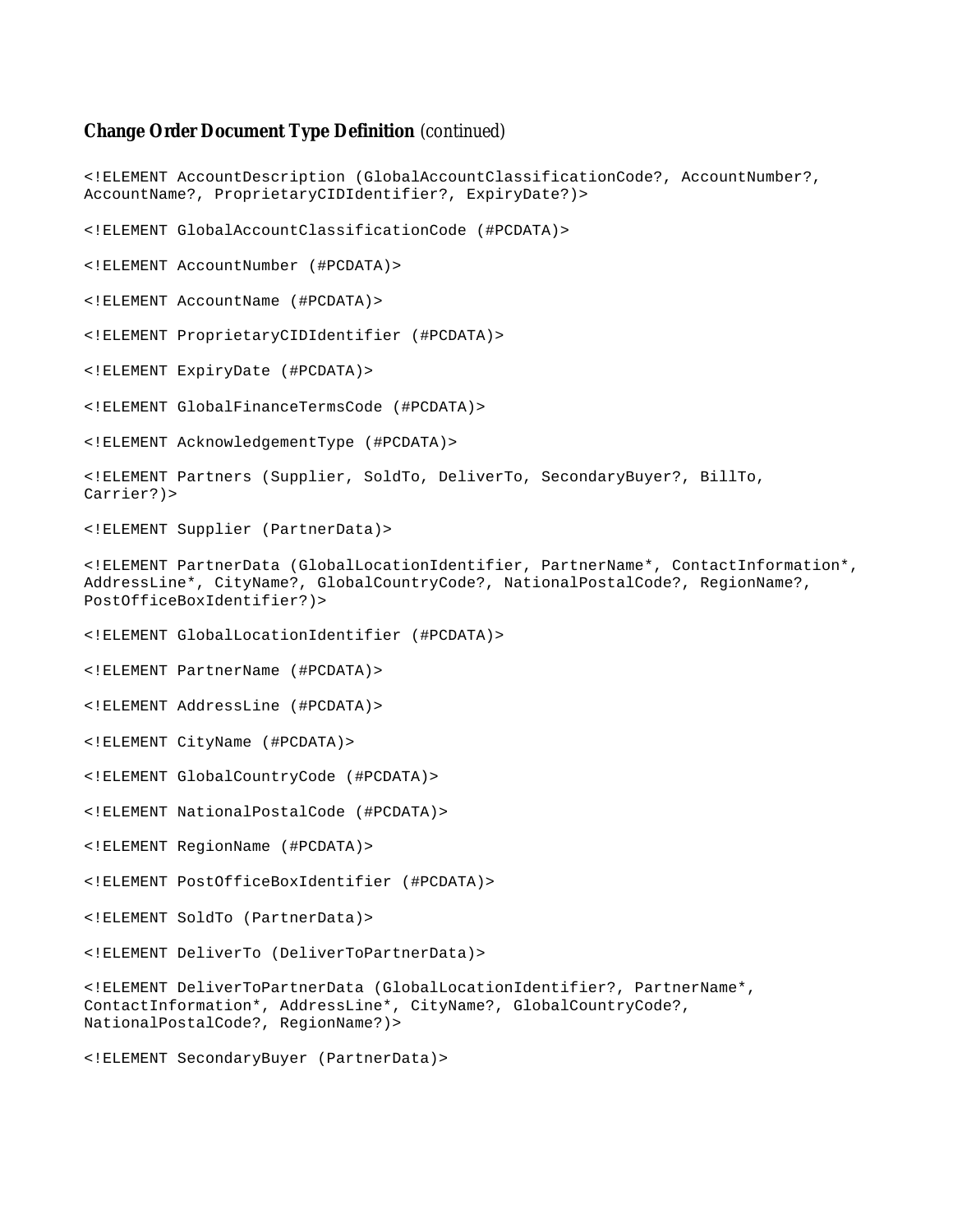**Change Order Document Type Definition** *(continued)*

```
<!ELEMENT AccountDescription (GlobalAccountClassificationCode?, AccountNumber?,
AccountName?, ProprietaryCIDIdentifier?, ExpiryDate?)>

<!ELEMENT GlobalAccountClassificationCode (#PCDATA)>

<!ELEMENT AccountNumber (#PCDATA)>

<!ELEMENT AccountName (#PCDATA)>

<!ELEMENT ProprietaryCIDIdentifier (#PCDATA)>

<!ELEMENT ExpiryDate (#PCDATA)>

<!ELEMENT GlobalFinanceTermsCode (#PCDATA)>

<!ELEMENT AcknowledgementType (#PCDATA)>

<!ELEMENT Partners (Supplier, SoldTo, DeliverTo, SecondaryBuyer?, BillTo,
Carrier?)>

<!ELEMENT Supplier (PartnerData)>

<!ELEMENT PartnerData (GlobalLocationIdentifier, PartnerName*, ContactInformation*,
AddressLine*, CityName?, GlobalCountryCode?, NationalPostalCode?, RegionName?,
PostOfficeBoxIdentifier?)>

<!ELEMENT GlobalLocationIdentifier (#PCDATA)>

<!ELEMENT PartnerName (#PCDATA)>

<!ELEMENT AddressLine (#PCDATA)>

<!ELEMENT CityName (#PCDATA)>

<!ELEMENT GlobalCountryCode (#PCDATA)>

<!ELEMENT NationalPostalCode (#PCDATA)>

<!ELEMENT RegionName (#PCDATA)>

<!ELEMENT PostOfficeBoxIdentifier (#PCDATA)>

<!ELEMENT SoldTo (PartnerData)>

<!ELEMENT DeliverTo (DeliverToPartnerData)>

<!ELEMENT DeliverToPartnerData (GlobalLocationIdentifier?, PartnerName*,
ContactInformation*, AddressLine*, CityName?, GlobalCountryCode?,
NationalPostalCode?, RegionName?)>

<!ELEMENT SecondaryBuyer (PartnerData)>
```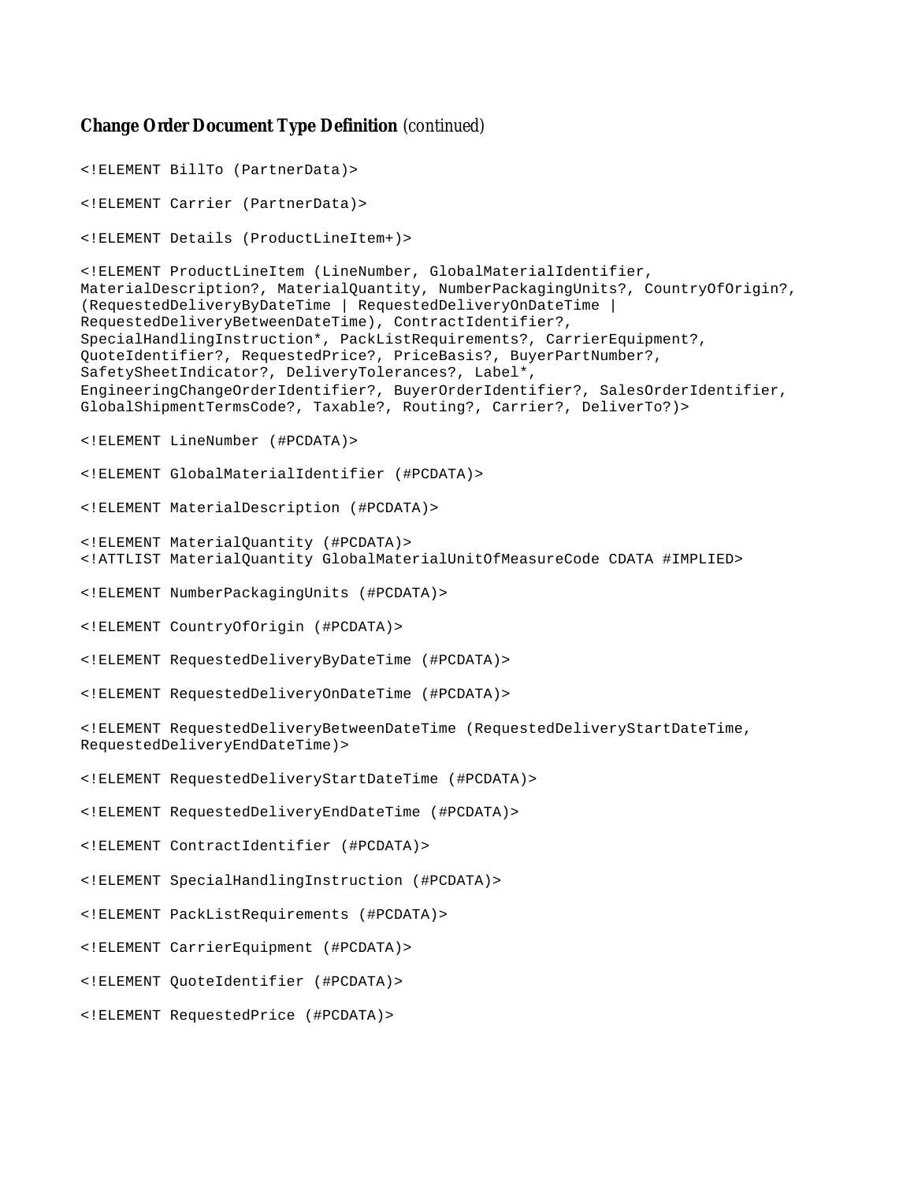**Change Order Document Type Definition** *(continued)*

```
<!ELEMENT BillTo (PartnerData)>

<!ELEMENT Carrier (PartnerData)>

<!ELEMENT Details (ProductLineItem+)>

<!ELEMENT ProductLineItem (LineNumber, GlobalMaterialIdentifier,
MaterialDescription?, MaterialQuantity, NumberPackagingUnits?, CountryOfOrigin?,
(RequestedDeliveryByDateTime | RequestedDeliveryOnDateTime |
RequestedDeliveryBetweenDateTime), ContractIdentifier?,
SpecialHandlingInstruction*, PackListRequirements?, CarrierEquipment?,
QuoteIdentifier?, RequestedPrice?, PriceBasis?, BuyerPartNumber?,
SafetySheetIndicator?, DeliveryTolerances?, Label*,
EngineeringChangeOrderIdentifier?, BuyerOrderIdentifier?, SalesOrderIdentifier,
GlobalShipmentTermsCode?, Taxable?, Routing?, Carrier?, DeliverTo?)>

<!ELEMENT LineNumber (#PCDATA)>

<!ELEMENT GlobalMaterialIdentifier (#PCDATA)>

<!ELEMENT MaterialDescription (#PCDATA)>

<!ELEMENT MaterialQuantity (#PCDATA)>
<!ATTLIST MaterialQuantity GlobalMaterialUnitOfMeasureCode CDATA #IMPLIED>

<!ELEMENT NumberPackagingUnits (#PCDATA)>

<!ELEMENT CountryOfOrigin (#PCDATA)>

<!ELEMENT RequestedDeliveryByDateTime (#PCDATA)>

<!ELEMENT RequestedDeliveryOnDateTime (#PCDATA)>

<!ELEMENT RequestedDeliveryBetweenDateTime (RequestedDeliveryStartDateTime,
RequestedDeliveryEndDateTime)>

<!ELEMENT RequestedDeliveryStartDateTime (#PCDATA)>

<!ELEMENT RequestedDeliveryEndDateTime (#PCDATA)>

<!ELEMENT ContractIdentifier (#PCDATA)>

<!ELEMENT SpecialHandlingInstruction (#PCDATA)>

<!ELEMENT PackListRequirements (#PCDATA)>

<!ELEMENT CarrierEquipment (#PCDATA)>

<!ELEMENT QuoteIdentifier (#PCDATA)>

<!ELEMENT RequestedPrice (#PCDATA)>
```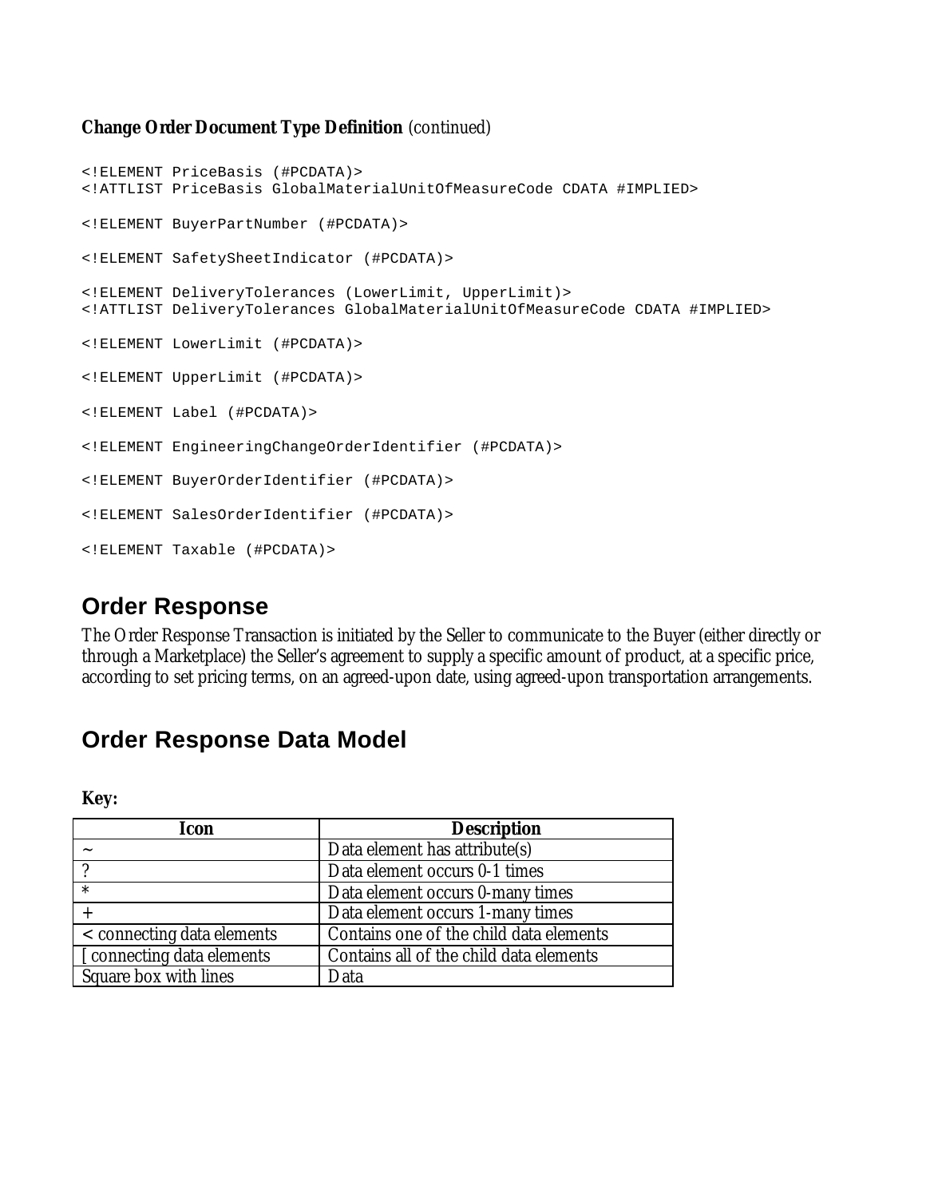**Change Order Document Type Definition** *(continued)*

```
<!ELEMENT PriceBasis (#PCDATA)>
<!ATTLIST PriceBasis GlobalMaterialUnitOfMeasureCode CDATA #IMPLIED>

<!ELEMENT BuyerPartNumber (#PCDATA)>

<!ELEMENT SafetySheetIndicator (#PCDATA)>

<!ELEMENT DeliveryTolerances (LowerLimit, UpperLimit)>
<!ATTLIST DeliveryTolerances GlobalMaterialUnitOfMeasureCode CDATA #IMPLIED>

<!ELEMENT LowerLimit (#PCDATA)>

<!ELEMENT UpperLimit (#PCDATA)>

<!ELEMENT Label (#PCDATA)>

<!ELEMENT EngineeringChangeOrderIdentifier (#PCDATA)>

<!ELEMENT BuyerOrderIdentifier (#PCDATA)>

<!ELEMENT SalesOrderIdentifier (#PCDATA)>

<!ELEMENT Taxable (#PCDATA)>
```

## Order Response

The Order Response Transaction is initiated by the Seller to communicate to the Buyer (either directly or through a Marketplace) the Seller's agreement to supply a specific amount of product, at a specific price, according to set pricing terms, on an agreed-upon date, using agreed-upon transportation arrangements.

## Order Response Data Model

**Key:**

| Icon | Description |
|---|---|
| ~ | Data element has attribute(s) |
| ? | Data element occurs 0-1 times |
| * | Data element occurs 0-many times |
| + | Data element occurs 1-many times |
| < connecting data elements | Contains one of the child data elements |
| [ connecting data elements | Contains all of the child data elements |
| Square box with lines | Data |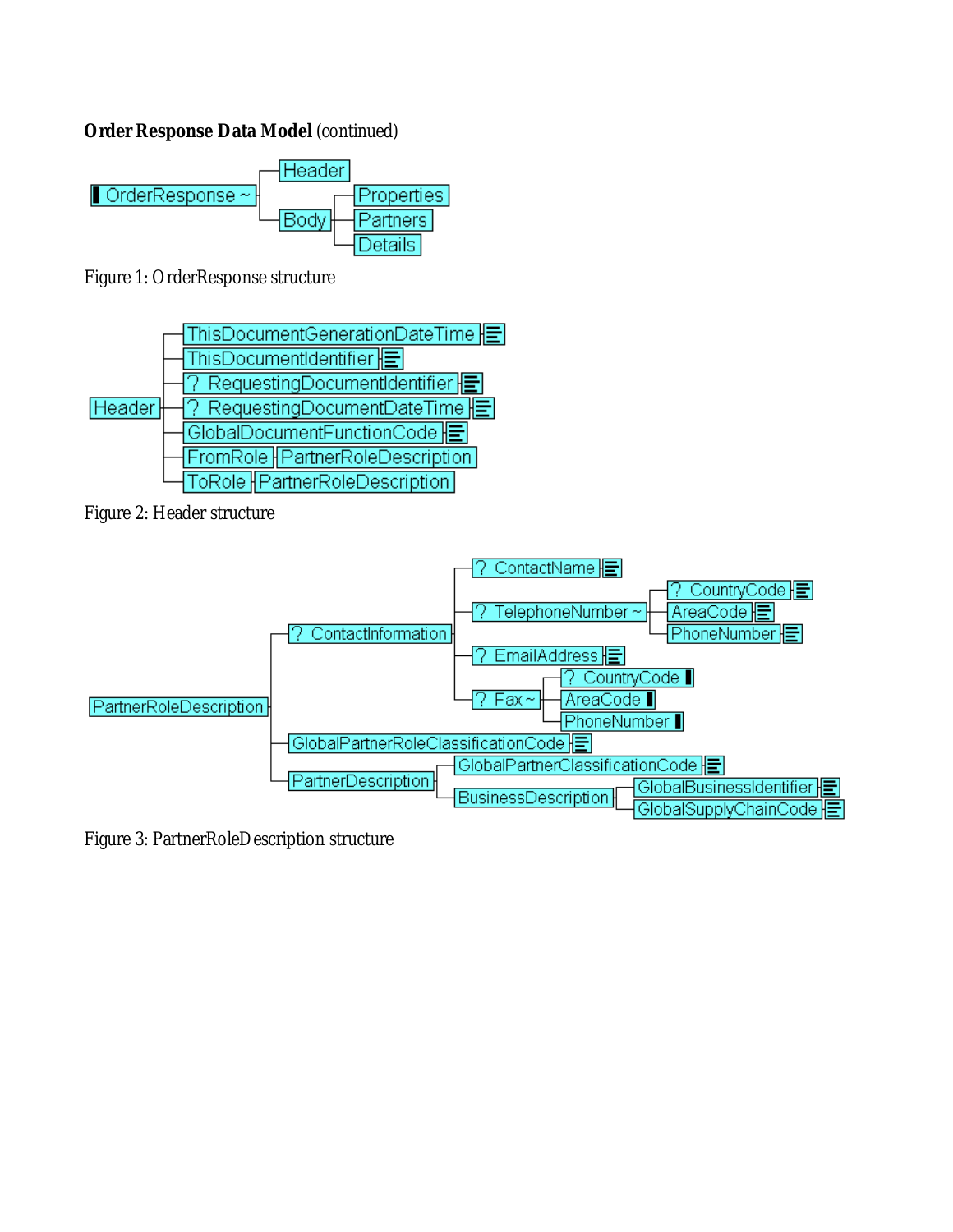**Order Response Data Model** (continued)

```
OrderResponse ~
├── Header
└── Body
    ├── Properties
    ├── Partners
    └── Details
```

Figure 1: OrderResponse structure

```
Header
├── ThisDocumentGenerationDateTime
├── ThisDocumentIdentifier
├── ? RequestingDocumentIdentifier
├── ? RequestingDocumentDateTime
├── GlobalDocumentFunctionCode
├── FromRole ── PartnerRoleDescription
└── ToRole ── PartnerRoleDescription
```

Figure 2: Header structure

```
PartnerRoleDescription
├── ? ContactInformation
│   ├── ? ContactName
│   ├── ? TelephoneNumber ~
│   │   ├── ? CountryCode
│   │   ├── AreaCode
│   │   └── PhoneNumber
│   ├── ? EmailAddress
│   └── ? Fax ~
│       ├── ? CountryCode
│       ├── AreaCode
│       └── PhoneNumber
├── GlobalPartnerRoleClassificationCode
└── PartnerDescription
    ├── GlobalPartnerClassificationCode
    └── BusinessDescription
        ├── GlobalBusinessIdentifier
        └── GlobalSupplyChainCode
```

Figure 3: PartnerRoleDescription structure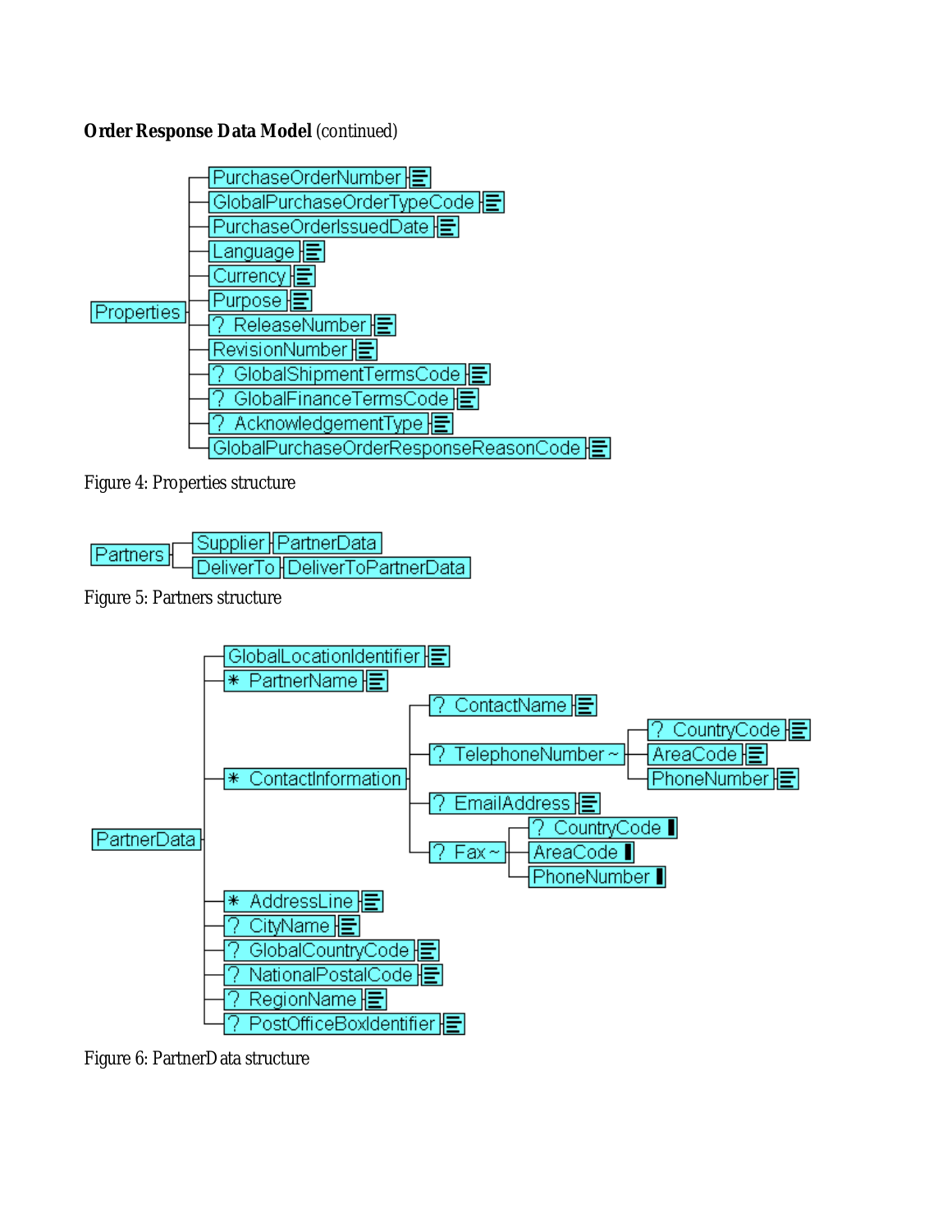**Order Response Data Model** (continued)

```
Properties
├── PurchaseOrderNumber
├── GlobalPurchaseOrderTypeCode
├── PurchaseOrderIssuedDate
├── Language
├── Currency
├── Purpose
├── ? ReleaseNumber
├── RevisionNumber
├── ? GlobalShipmentTermsCode
├── ? GlobalFinanceTermsCode
├── ? AcknowledgementType
└── GlobalPurchaseOrderResponseReasonCode
```

Figure 4: Properties structure

```
Partners
├── Supplier ── PartnerData
└── DeliverTo ── DeliverToPartnerData
```

Figure 5: Partners structure

```
PartnerData
├── GlobalLocationIdentifier
├── * PartnerName
├── * ContactInformation
│   ├── ? ContactName
│   ├── ? TelephoneNumber ~
│   │   ├── ? CountryCode
│   │   ├── AreaCode
│   │   └── PhoneNumber
│   ├── ? EmailAddress
│   └── ? Fax ~
│       ├── ? CountryCode
│       ├── AreaCode
│       └── PhoneNumber
├── * AddressLine
├── ? CityName
├── ? GlobalCountryCode
├── ? NationalPostalCode
├── ? RegionName
└── ? PostOfficeBoxIdentifier
```

Figure 6: PartnerData structure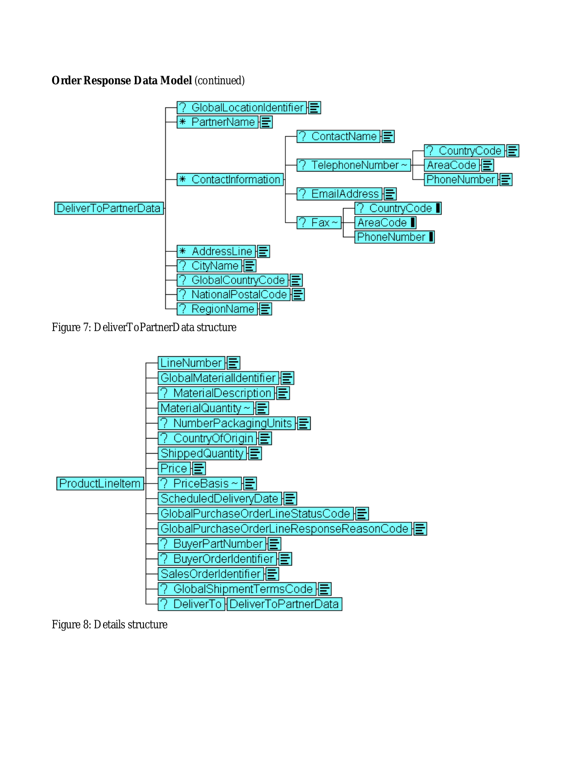**Order Response Data Model** (continued)

```
DeliverToPartnerData
├── ? GlobalLocationIdentifier
├── * PartnerName
├── * ContactInformation
│   ├── ? ContactName
│   ├── ? TelephoneNumber ~
│   │   ├── ? CountryCode
│   │   ├── AreaCode
│   │   └── PhoneNumber
│   ├── ? EmailAddress
│   └── ? Fax ~
│       ├── ? CountryCode
│       ├── AreaCode
│       └── PhoneNumber
├── * AddressLine
├── ? CityName
├── ? GlobalCountryCode
├── ? NationalPostalCode
└── ? RegionName
```

Figure 7: DeliverToPartnerData structure

```
ProductLineItem
├── LineNumber
├── GlobalMaterialIdentifier
├── ? MaterialDescription
├── MaterialQuantity ~
├── ? NumberPackagingUnits
├── ? CountryOfOrigin
├── ShippedQuantity
├── Price
├── ? PriceBasis ~
├── ScheduledDeliveryDate
├── GlobalPurchaseOrderLineStatusCode
├── GlobalPurchaseOrderLineResponseReasonCode
├── ? BuyerPartNumber
├── ? BuyerOrderIdentifier
├── SalesOrderIdentifier
├── ? GlobalShipmentTermsCode
└── ? DeliverTo  DeliverToPartnerData
```

Figure 8: Details structure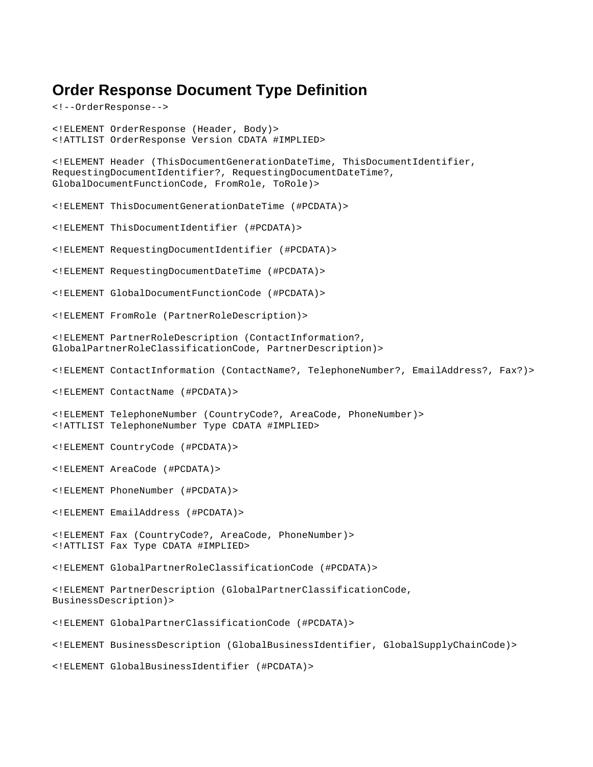## Order Response Document Type Definition

```
<!--OrderResponse-->

<!ELEMENT OrderResponse (Header, Body)>
<!ATTLIST OrderResponse Version CDATA #IMPLIED>

<!ELEMENT Header (ThisDocumentGenerationDateTime, ThisDocumentIdentifier,
RequestingDocumentIdentifier?, RequestingDocumentDateTime?,
GlobalDocumentFunctionCode, FromRole, ToRole)>

<!ELEMENT ThisDocumentGenerationDateTime (#PCDATA)>

<!ELEMENT ThisDocumentIdentifier (#PCDATA)>

<!ELEMENT RequestingDocumentIdentifier (#PCDATA)>

<!ELEMENT RequestingDocumentDateTime (#PCDATA)>

<!ELEMENT GlobalDocumentFunctionCode (#PCDATA)>

<!ELEMENT FromRole (PartnerRoleDescription)>

<!ELEMENT PartnerRoleDescription (ContactInformation?,
GlobalPartnerRoleClassificationCode, PartnerDescription)>

<!ELEMENT ContactInformation (ContactName?, TelephoneNumber?, EmailAddress?, Fax?)>

<!ELEMENT ContactName (#PCDATA)>

<!ELEMENT TelephoneNumber (CountryCode?, AreaCode, PhoneNumber)>
<!ATTLIST TelephoneNumber Type CDATA #IMPLIED>

<!ELEMENT CountryCode (#PCDATA)>

<!ELEMENT AreaCode (#PCDATA)>

<!ELEMENT PhoneNumber (#PCDATA)>

<!ELEMENT EmailAddress (#PCDATA)>

<!ELEMENT Fax (CountryCode?, AreaCode, PhoneNumber)>
<!ATTLIST Fax Type CDATA #IMPLIED>

<!ELEMENT GlobalPartnerRoleClassificationCode (#PCDATA)>

<!ELEMENT PartnerDescription (GlobalPartnerClassificationCode,
BusinessDescription)>

<!ELEMENT GlobalPartnerClassificationCode (#PCDATA)>

<!ELEMENT BusinessDescription (GlobalBusinessIdentifier, GlobalSupplyChainCode)>

<!ELEMENT GlobalBusinessIdentifier (#PCDATA)>
```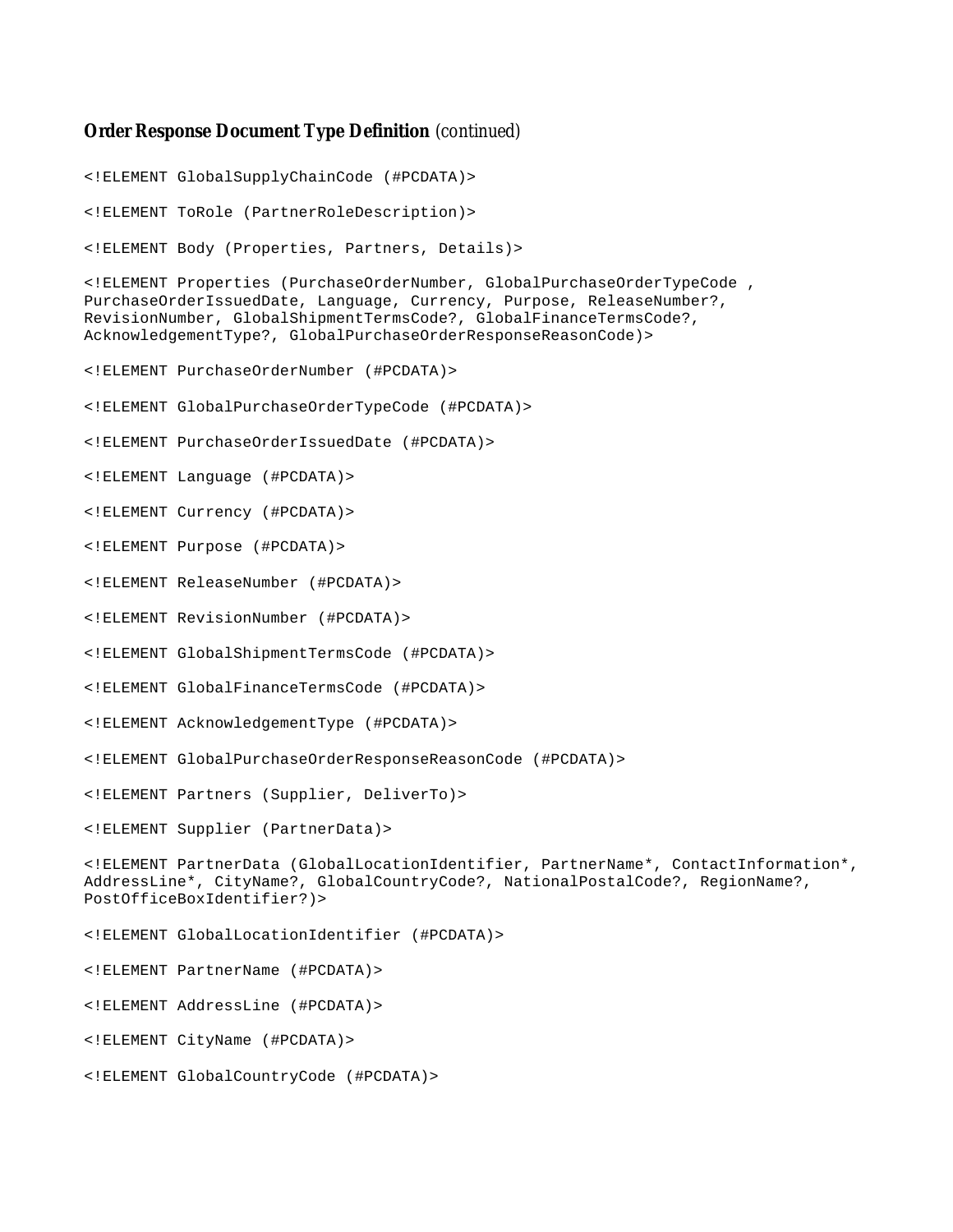**Order Response Document Type Definition** *(continued)*

```
<!ELEMENT GlobalSupplyChainCode (#PCDATA)>

<!ELEMENT ToRole (PartnerRoleDescription)>

<!ELEMENT Body (Properties, Partners, Details)>

<!ELEMENT Properties (PurchaseOrderNumber, GlobalPurchaseOrderTypeCode ,
PurchaseOrderIssuedDate, Language, Currency, Purpose, ReleaseNumber?,
RevisionNumber, GlobalShipmentTermsCode?, GlobalFinanceTermsCode?,
AcknowledgementType?, GlobalPurchaseOrderResponseReasonCode)>

<!ELEMENT PurchaseOrderNumber (#PCDATA)>

<!ELEMENT GlobalPurchaseOrderTypeCode (#PCDATA)>

<!ELEMENT PurchaseOrderIssuedDate (#PCDATA)>

<!ELEMENT Language (#PCDATA)>

<!ELEMENT Currency (#PCDATA)>

<!ELEMENT Purpose (#PCDATA)>

<!ELEMENT ReleaseNumber (#PCDATA)>

<!ELEMENT RevisionNumber (#PCDATA)>

<!ELEMENT GlobalShipmentTermsCode (#PCDATA)>

<!ELEMENT GlobalFinanceTermsCode (#PCDATA)>

<!ELEMENT AcknowledgementType (#PCDATA)>

<!ELEMENT GlobalPurchaseOrderResponseReasonCode (#PCDATA)>

<!ELEMENT Partners (Supplier, DeliverTo)>

<!ELEMENT Supplier (PartnerData)>

<!ELEMENT PartnerData (GlobalLocationIdentifier, PartnerName*, ContactInformation*,
AddressLine*, CityName?, GlobalCountryCode?, NationalPostalCode?, RegionName?,
PostOfficeBoxIdentifier?)>

<!ELEMENT GlobalLocationIdentifier (#PCDATA)>

<!ELEMENT PartnerName (#PCDATA)>

<!ELEMENT AddressLine (#PCDATA)>

<!ELEMENT CityName (#PCDATA)>

<!ELEMENT GlobalCountryCode (#PCDATA)>
```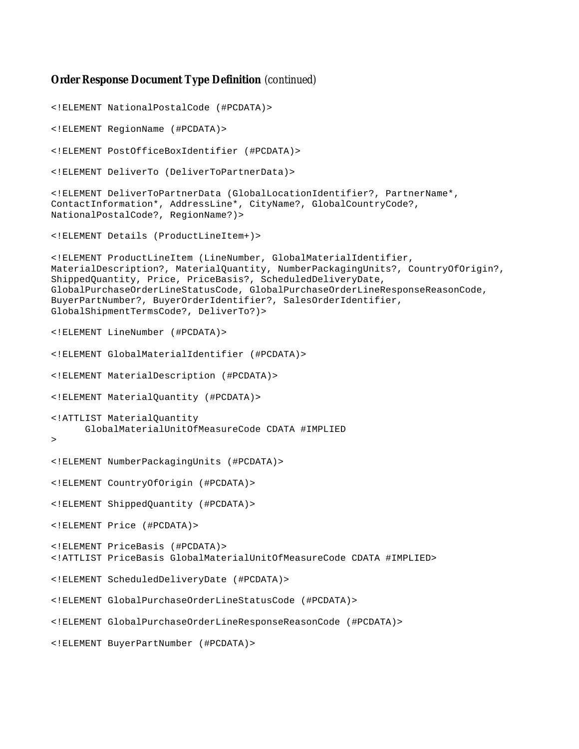**Order Response Document Type Definition** *(continued)*

```
<!ELEMENT NationalPostalCode (#PCDATA)>

<!ELEMENT RegionName (#PCDATA)>

<!ELEMENT PostOfficeBoxIdentifier (#PCDATA)>

<!ELEMENT DeliverTo (DeliverToPartnerData)>

<!ELEMENT DeliverToPartnerData (GlobalLocationIdentifier?, PartnerName*,
ContactInformation*, AddressLine*, CityName?, GlobalCountryCode?,
NationalPostalCode?, RegionName?)>

<!ELEMENT Details (ProductLineItem+)>

<!ELEMENT ProductLineItem (LineNumber, GlobalMaterialIdentifier,
MaterialDescription?, MaterialQuantity, NumberPackagingUnits?, CountryOfOrigin?,
ShippedQuantity, Price, PriceBasis?, ScheduledDeliveryDate,
GlobalPurchaseOrderLineStatusCode, GlobalPurchaseOrderLineResponseReasonCode,
BuyerPartNumber?, BuyerOrderIdentifier?, SalesOrderIdentifier,
GlobalShipmentTermsCode?, DeliverTo?)>

<!ELEMENT LineNumber (#PCDATA)>

<!ELEMENT GlobalMaterialIdentifier (#PCDATA)>

<!ELEMENT MaterialDescription (#PCDATA)>

<!ELEMENT MaterialQuantity (#PCDATA)>

<!ATTLIST MaterialQuantity
      GlobalMaterialUnitOfMeasureCode CDATA #IMPLIED
>

<!ELEMENT NumberPackagingUnits (#PCDATA)>

<!ELEMENT CountryOfOrigin (#PCDATA)>

<!ELEMENT ShippedQuantity (#PCDATA)>

<!ELEMENT Price (#PCDATA)>

<!ELEMENT PriceBasis (#PCDATA)>
<!ATTLIST PriceBasis GlobalMaterialUnitOfMeasureCode CDATA #IMPLIED>

<!ELEMENT ScheduledDeliveryDate (#PCDATA)>

<!ELEMENT GlobalPurchaseOrderLineStatusCode (#PCDATA)>

<!ELEMENT GlobalPurchaseOrderLineResponseReasonCode (#PCDATA)>

<!ELEMENT BuyerPartNumber (#PCDATA)>
```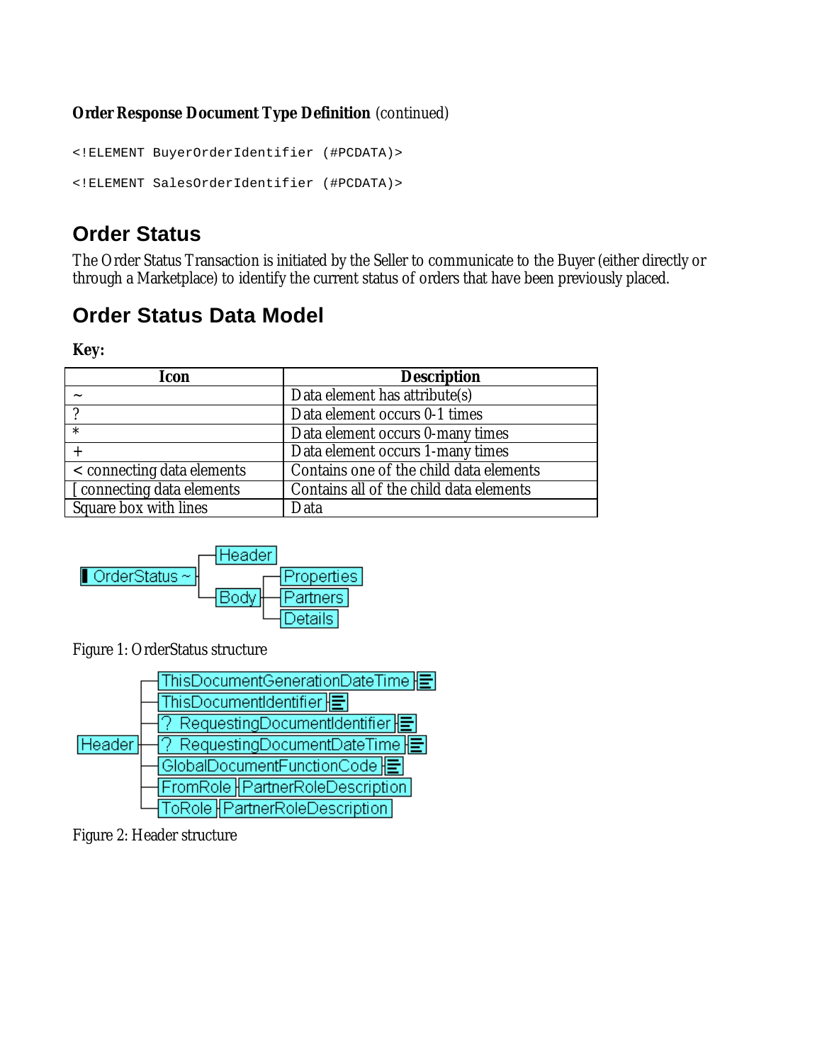**Order Response Document Type Definition** (continued)

```
<!ELEMENT BuyerOrderIdentifier (#PCDATA)>

<!ELEMENT SalesOrderIdentifier (#PCDATA)>
```

## Order Status

The Order Status Transaction is initiated by the Seller to communicate to the Buyer (either directly or through a Marketplace) to identify the current status of orders that have been previously placed.

## Order Status Data Model

**Key:**

| Icon | Description |
| --- | --- |
| ~ | Data element has attribute(s) |
| ? | Data element occurs 0-1 times |
| * | Data element occurs 0-many times |
| + | Data element occurs 1-many times |
| < connecting data elements | Contains one of the child data elements |
| [ connecting data elements | Contains all of the child data elements |
| Square box with lines | Data |

Figure 1: OrderStatus structure

Figure 2: Header structure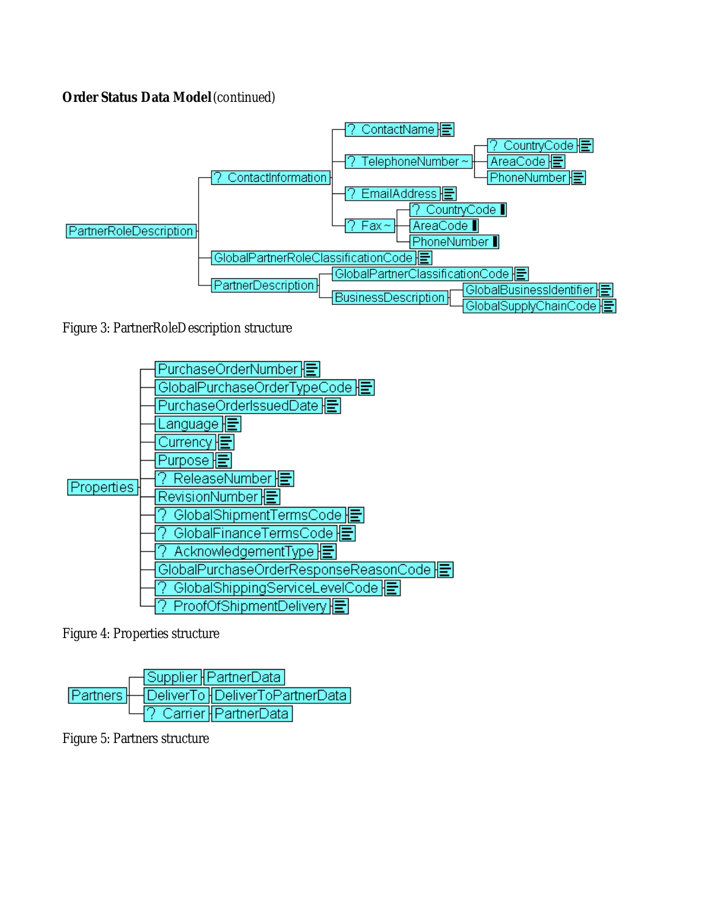**Order Status Data Model** (continued)

```
PartnerRoleDescription
├── ? ContactInformation
│   ├── ? ContactName
│   ├── ? TelephoneNumber ~
│   │   ├── ? CountryCode
│   │   ├── AreaCode
│   │   └── PhoneNumber
│   ├── ? EmailAddress
│   └── ? Fax ~
│       ├── ? CountryCode
│       ├── AreaCode
│       └── PhoneNumber
├── GlobalPartnerRoleClassificationCode
└── PartnerDescription
    ├── GlobalPartnerClassificationCode
    └── BusinessDescription
        ├── GlobalBusinessIdentifier
        └── GlobalSupplyChainCode
```

Figure 3: PartnerRoleDescription structure

```
Properties
├── PurchaseOrderNumber
├── GlobalPurchaseOrderTypeCode
├── PurchaseOrderIssuedDate
├── Language
├── Currency
├── Purpose
├── ? ReleaseNumber
├── RevisionNumber
├── ? GlobalShipmentTermsCode
├── ? GlobalFinanceTermsCode
├── ? AcknowledgementType
├── GlobalPurchaseOrderResponseReasonCode
├── ? GlobalShippingServiceLevelCode
└── ? ProofOfShipmentDelivery
```

Figure 4: Properties structure

```
Partners
├── Supplier ─ PartnerData
├── DeliverTo ─ DeliverToPartnerData
└── ? Carrier ─ PartnerData
```

Figure 5: Partners structure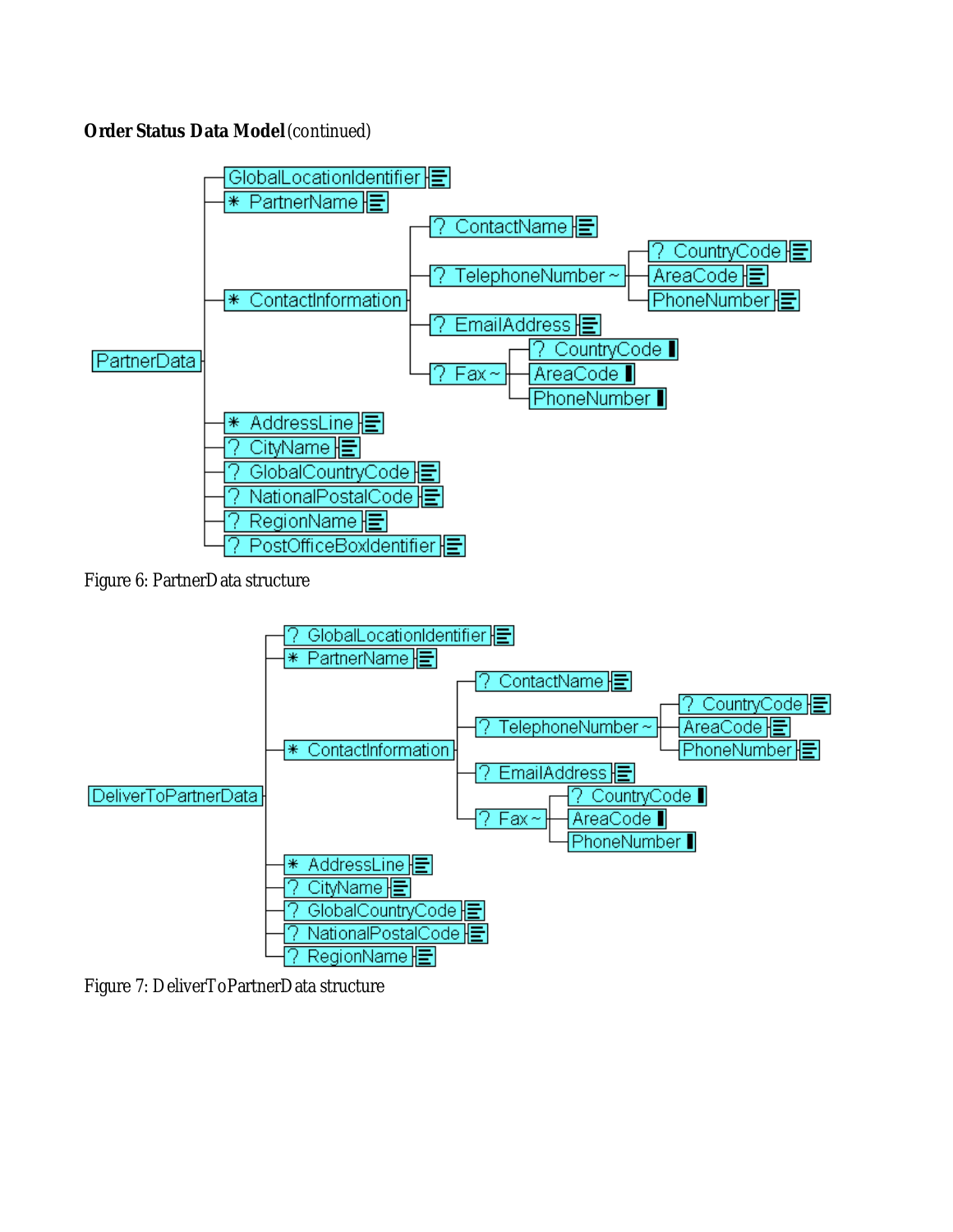**Order Status Data Model** (continued)

```
PartnerData
├── GlobalLocationIdentifier
├── * PartnerName
├── * ContactInformation
│   ├── ? ContactName
│   ├── ? TelephoneNumber ~
│   │   ├── ? CountryCode
│   │   ├── AreaCode
│   │   └── PhoneNumber
│   ├── ? EmailAddress
│   └── ? Fax ~
│       ├── ? CountryCode
│       ├── AreaCode
│       └── PhoneNumber
├── * AddressLine
├── ? CityName
├── ? GlobalCountryCode
├── ? NationalPostalCode
├── ? RegionName
└── ? PostOfficeBoxIdentifier
```

Figure 6: PartnerData structure

```
DeliverToPartnerData
├── ? GlobalLocationIdentifier
├── * PartnerName
├── * ContactInformation
│   ├── ? ContactName
│   ├── ? TelephoneNumber ~
│   │   ├── ? CountryCode
│   │   ├── AreaCode
│   │   └── PhoneNumber
│   ├── ? EmailAddress
│   └── ? Fax ~
│       ├── ? CountryCode
│       ├── AreaCode
│       └── PhoneNumber
├── * AddressLine
├── ? CityName
├── ? GlobalCountryCode
├── ? NationalPostalCode
└── ? RegionName
```

Figure 7: DeliverToPartnerData structure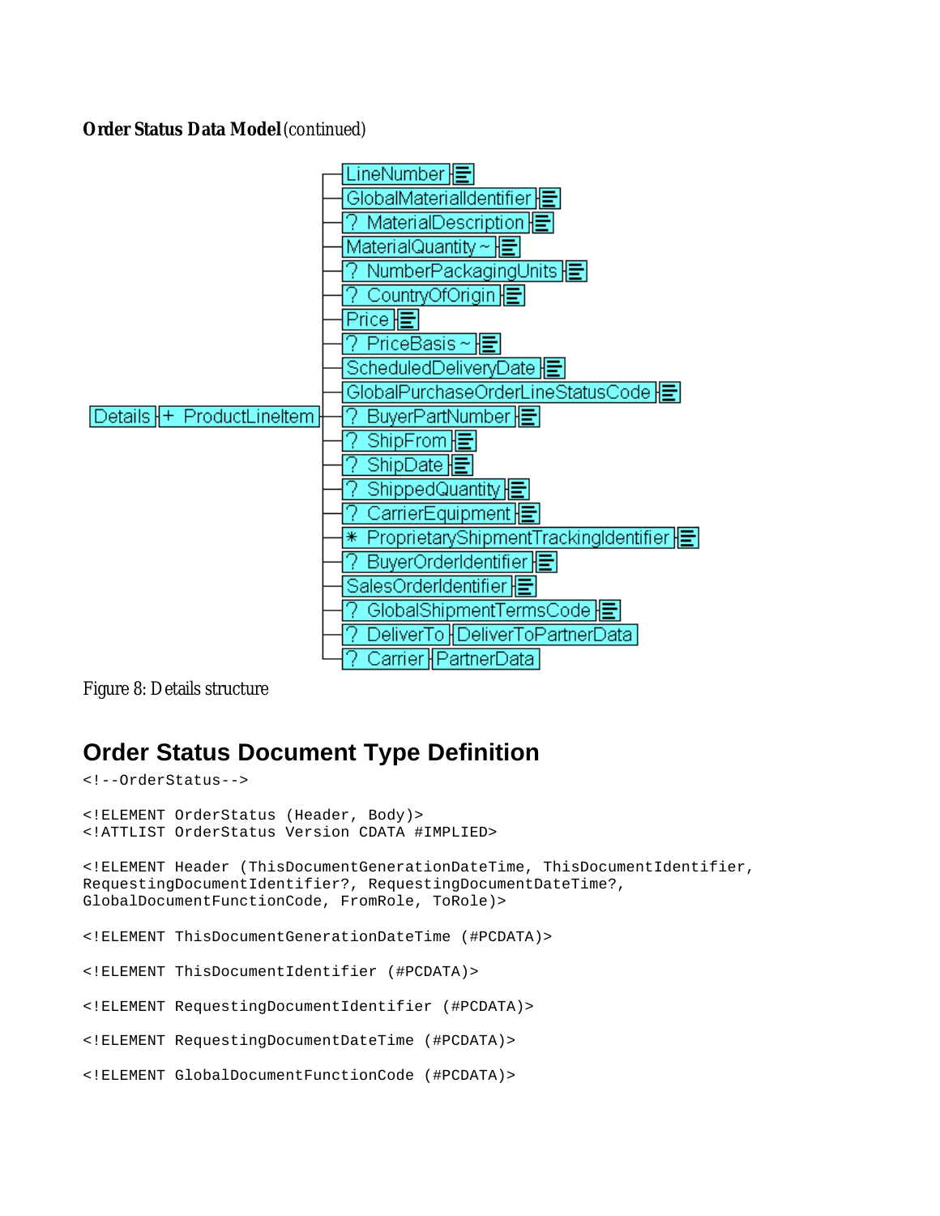**Order Status Data Model** (continued)

```
Details + ProductLineItem
    LineNumber
    GlobalMaterialIdentifier
    ? MaterialDescription
    MaterialQuantity ~
    ? NumberPackagingUnits
    ? CountryOfOrigin
    Price
    ? PriceBasis ~
    ScheduledDeliveryDate
    GlobalPurchaseOrderLineStatusCode
    ? BuyerPartNumber
    ? ShipFrom
    ? ShipDate
    ? ShippedQuantity
    ? CarrierEquipment
    * ProprietaryShipmentTrackingIdentifier
    ? BuyerOrderIdentifier
    SalesOrderIdentifier
    ? GlobalShipmentTermsCode
    ? DeliverTo DeliverToPartnerData
    ? Carrier PartnerData
```

Figure 8: Details structure

## Order Status Document Type Definition

```
<!--OrderStatus-->

<!ELEMENT OrderStatus (Header, Body)>
<!ATTLIST OrderStatus Version CDATA #IMPLIED>

<!ELEMENT Header (ThisDocumentGenerationDateTime, ThisDocumentIdentifier,
RequestingDocumentIdentifier?, RequestingDocumentDateTime?,
GlobalDocumentFunctionCode, FromRole, ToRole)>

<!ELEMENT ThisDocumentGenerationDateTime (#PCDATA)>

<!ELEMENT ThisDocumentIdentifier (#PCDATA)>

<!ELEMENT RequestingDocumentIdentifier (#PCDATA)>

<!ELEMENT RequestingDocumentDateTime (#PCDATA)>

<!ELEMENT GlobalDocumentFunctionCode (#PCDATA)>
```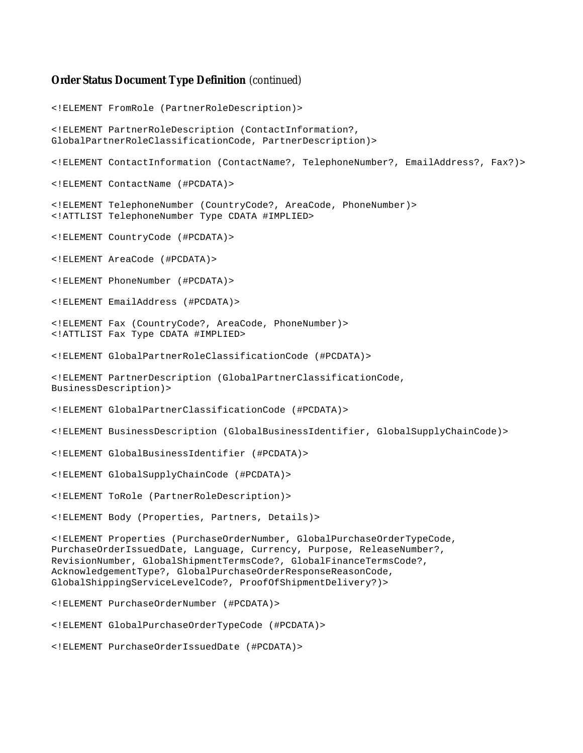**Order Status Document Type Definition** *(continued)*

```
<!ELEMENT FromRole (PartnerRoleDescription)>

<!ELEMENT PartnerRoleDescription (ContactInformation?,
GlobalPartnerRoleClassificationCode, PartnerDescription)>

<!ELEMENT ContactInformation (ContactName?, TelephoneNumber?, EmailAddress?, Fax?)>

<!ELEMENT ContactName (#PCDATA)>

<!ELEMENT TelephoneNumber (CountryCode?, AreaCode, PhoneNumber)>
<!ATTLIST TelephoneNumber Type CDATA #IMPLIED>

<!ELEMENT CountryCode (#PCDATA)>

<!ELEMENT AreaCode (#PCDATA)>

<!ELEMENT PhoneNumber (#PCDATA)>

<!ELEMENT EmailAddress (#PCDATA)>

<!ELEMENT Fax (CountryCode?, AreaCode, PhoneNumber)>
<!ATTLIST Fax Type CDATA #IMPLIED>

<!ELEMENT GlobalPartnerRoleClassificationCode (#PCDATA)>

<!ELEMENT PartnerDescription (GlobalPartnerClassificationCode,
BusinessDescription)>

<!ELEMENT GlobalPartnerClassificationCode (#PCDATA)>

<!ELEMENT BusinessDescription (GlobalBusinessIdentifier, GlobalSupplyChainCode)>

<!ELEMENT GlobalBusinessIdentifier (#PCDATA)>

<!ELEMENT GlobalSupplyChainCode (#PCDATA)>

<!ELEMENT ToRole (PartnerRoleDescription)>

<!ELEMENT Body (Properties, Partners, Details)>

<!ELEMENT Properties (PurchaseOrderNumber, GlobalPurchaseOrderTypeCode,
PurchaseOrderIssuedDate, Language, Currency, Purpose, ReleaseNumber?,
RevisionNumber, GlobalShipmentTermsCode?, GlobalFinanceTermsCode?,
AcknowledgementType?, GlobalPurchaseOrderResponseReasonCode,
GlobalShippingServiceLevelCode?, ProofOfShipmentDelivery?)>

<!ELEMENT PurchaseOrderNumber (#PCDATA)>

<!ELEMENT GlobalPurchaseOrderTypeCode (#PCDATA)>

<!ELEMENT PurchaseOrderIssuedDate (#PCDATA)>
```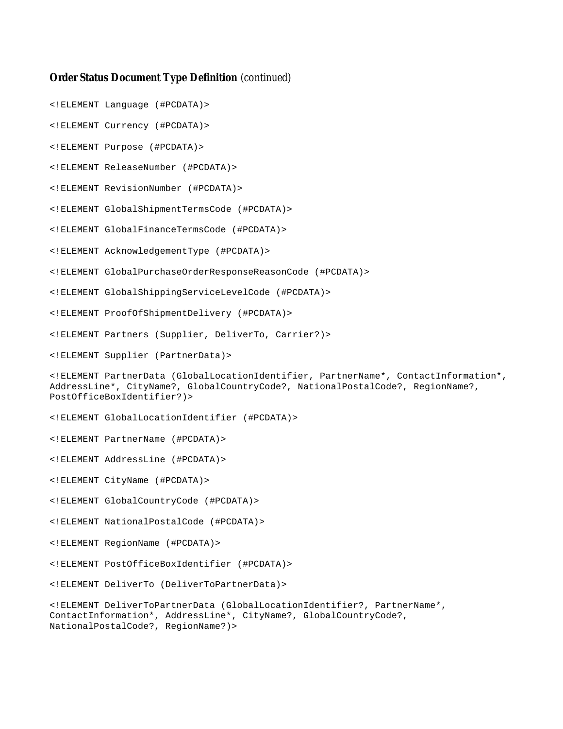**Order Status Document Type Definition** *(continued)*

```
<!ELEMENT Language (#PCDATA)>

<!ELEMENT Currency (#PCDATA)>

<!ELEMENT Purpose (#PCDATA)>

<!ELEMENT ReleaseNumber (#PCDATA)>

<!ELEMENT RevisionNumber (#PCDATA)>

<!ELEMENT GlobalShipmentTermsCode (#PCDATA)>

<!ELEMENT GlobalFinanceTermsCode (#PCDATA)>

<!ELEMENT AcknowledgementType (#PCDATA)>

<!ELEMENT GlobalPurchaseOrderResponseReasonCode (#PCDATA)>

<!ELEMENT GlobalShippingServiceLevelCode (#PCDATA)>

<!ELEMENT ProofOfShipmentDelivery (#PCDATA)>

<!ELEMENT Partners (Supplier, DeliverTo, Carrier?)>

<!ELEMENT Supplier (PartnerData)>

<!ELEMENT PartnerData (GlobalLocationIdentifier, PartnerName*, ContactInformation*,
AddressLine*, CityName?, GlobalCountryCode?, NationalPostalCode?, RegionName?,
PostOfficeBoxIdentifier?)>

<!ELEMENT GlobalLocationIdentifier (#PCDATA)>

<!ELEMENT PartnerName (#PCDATA)>

<!ELEMENT AddressLine (#PCDATA)>

<!ELEMENT CityName (#PCDATA)>

<!ELEMENT GlobalCountryCode (#PCDATA)>

<!ELEMENT NationalPostalCode (#PCDATA)>

<!ELEMENT RegionName (#PCDATA)>

<!ELEMENT PostOfficeBoxIdentifier (#PCDATA)>

<!ELEMENT DeliverTo (DeliverToPartnerData)>

<!ELEMENT DeliverToPartnerData (GlobalLocationIdentifier?, PartnerName*,
ContactInformation*, AddressLine*, CityName?, GlobalCountryCode?,
NationalPostalCode?, RegionName?)>
```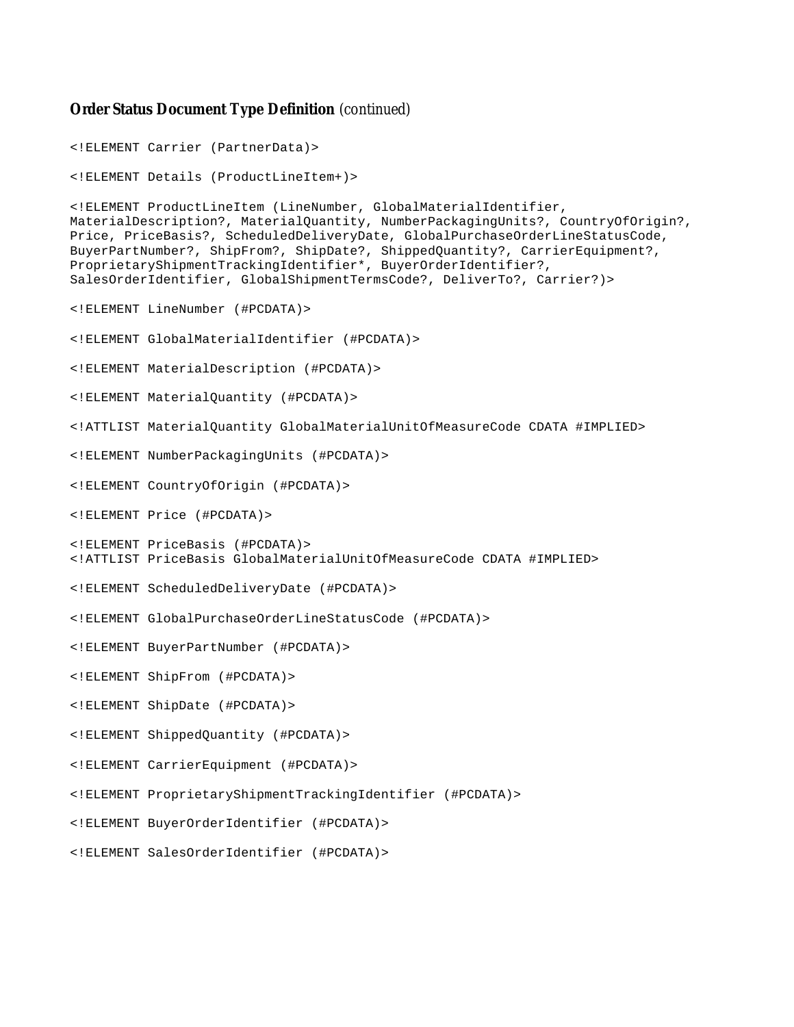**Order Status Document Type Definition** *(continued)*

```
<!ELEMENT Carrier (PartnerData)>

<!ELEMENT Details (ProductLineItem+)>

<!ELEMENT ProductLineItem (LineNumber, GlobalMaterialIdentifier,
MaterialDescription?, MaterialQuantity, NumberPackagingUnits?, CountryOfOrigin?,
Price, PriceBasis?, ScheduledDeliveryDate, GlobalPurchaseOrderLineStatusCode,
BuyerPartNumber?, ShipFrom?, ShipDate?, ShippedQuantity?, CarrierEquipment?,
ProprietaryShipmentTrackingIdentifier*, BuyerOrderIdentifier?,
SalesOrderIdentifier, GlobalShipmentTermsCode?, DeliverTo?, Carrier?)>

<!ELEMENT LineNumber (#PCDATA)>

<!ELEMENT GlobalMaterialIdentifier (#PCDATA)>

<!ELEMENT MaterialDescription (#PCDATA)>

<!ELEMENT MaterialQuantity (#PCDATA)>

<!ATTLIST MaterialQuantity GlobalMaterialUnitOfMeasureCode CDATA #IMPLIED>

<!ELEMENT NumberPackagingUnits (#PCDATA)>

<!ELEMENT CountryOfOrigin (#PCDATA)>

<!ELEMENT Price (#PCDATA)>

<!ELEMENT PriceBasis (#PCDATA)>
<!ATTLIST PriceBasis GlobalMaterialUnitOfMeasureCode CDATA #IMPLIED>

<!ELEMENT ScheduledDeliveryDate (#PCDATA)>

<!ELEMENT GlobalPurchaseOrderLineStatusCode (#PCDATA)>

<!ELEMENT BuyerPartNumber (#PCDATA)>

<!ELEMENT ShipFrom (#PCDATA)>

<!ELEMENT ShipDate (#PCDATA)>

<!ELEMENT ShippedQuantity (#PCDATA)>

<!ELEMENT CarrierEquipment (#PCDATA)>

<!ELEMENT ProprietaryShipmentTrackingIdentifier (#PCDATA)>

<!ELEMENT BuyerOrderIdentifier (#PCDATA)>

<!ELEMENT SalesOrderIdentifier (#PCDATA)>
```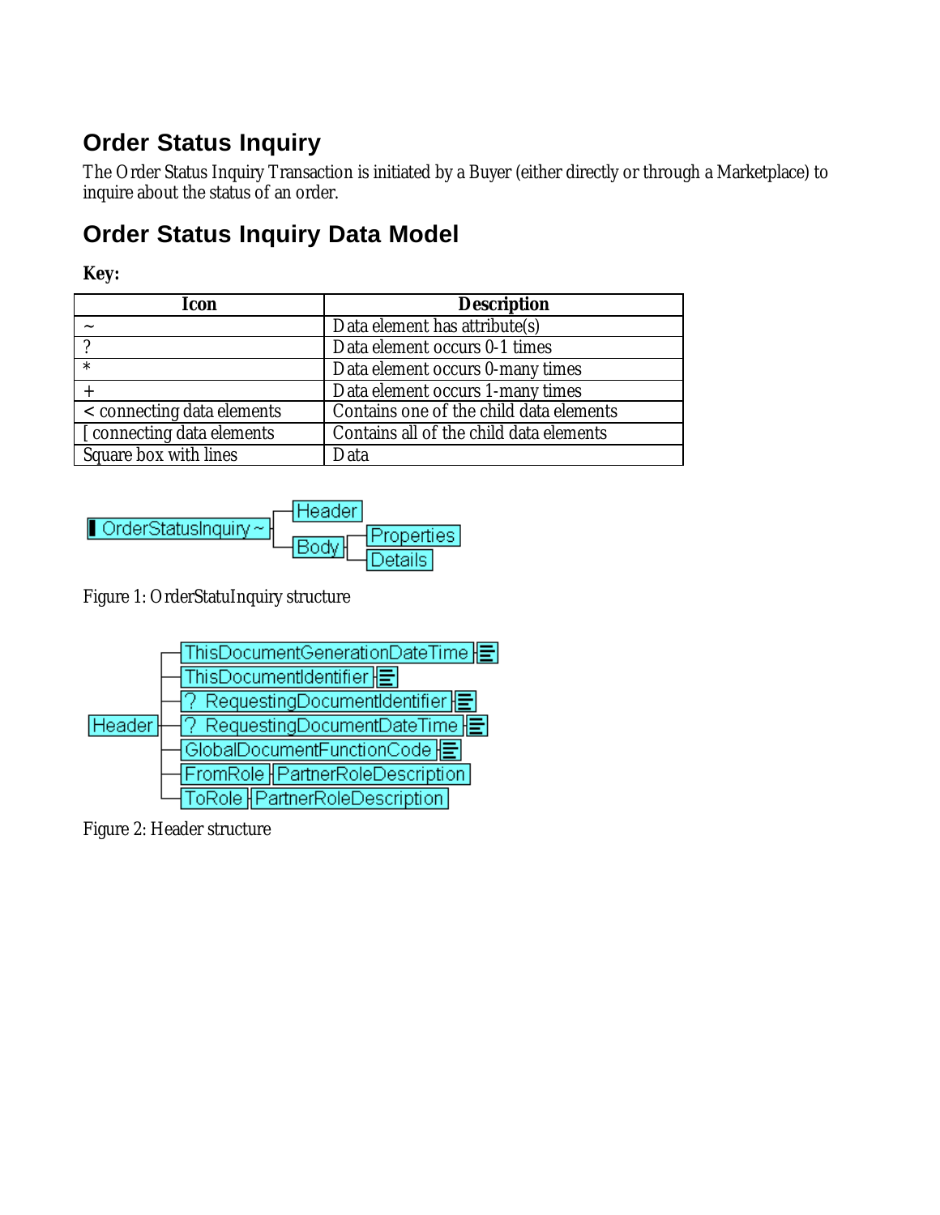## Order Status Inquiry

The Order Status Inquiry Transaction is initiated by a Buyer (either directly or through a Marketplace) to inquire about the status of an order.

## Order Status Inquiry Data Model

**Key:**

| Icon | Description |
|---|---|
| ~ | Data element has attribute(s) |
| ? | Data element occurs 0-1 times |
| * | Data element occurs 0-many times |
| + | Data element occurs 1-many times |
| < connecting data elements | Contains one of the child data elements |
| [ connecting data elements | Contains all of the child data elements |
| Square box with lines | Data |

```
OrderStatusInquiry ~
├── Header
└── Body
    ├── Properties
    └── Details
```

Figure 1: OrderStatuInquiry structure

```
Header
├── ThisDocumentGenerationDateTime
├── ThisDocumentIdentifier
├── ? RequestingDocumentIdentifier
├── ? RequestingDocumentDateTime
├── GlobalDocumentFunctionCode
├── FromRole ── PartnerRoleDescription
└── ToRole ── PartnerRoleDescription
```

Figure 2: Header structure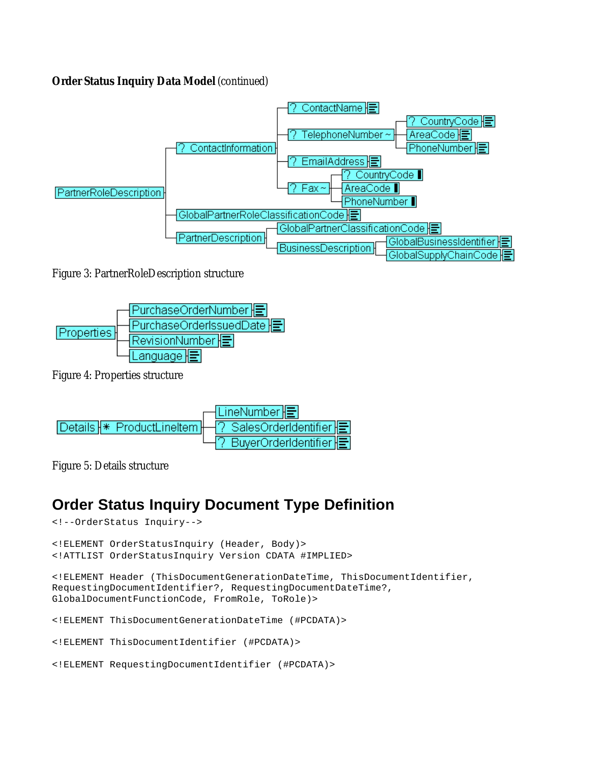**Order Status Inquiry Data Model** (continued)

Figure 3: PartnerRoleDescription structure

Figure 4: Properties structure

Figure 5: Details structure

## Order Status Inquiry Document Type Definition

```
<!--OrderStatus Inquiry-->

<!ELEMENT OrderStatusInquiry (Header, Body)>
<!ATTLIST OrderStatusInquiry Version CDATA #IMPLIED>

<!ELEMENT Header (ThisDocumentGenerationDateTime, ThisDocumentIdentifier,
RequestingDocumentIdentifier?, RequestingDocumentDateTime?,
GlobalDocumentFunctionCode, FromRole, ToRole)>

<!ELEMENT ThisDocumentGenerationDateTime (#PCDATA)>

<!ELEMENT ThisDocumentIdentifier (#PCDATA)>

<!ELEMENT RequestingDocumentIdentifier (#PCDATA)>
```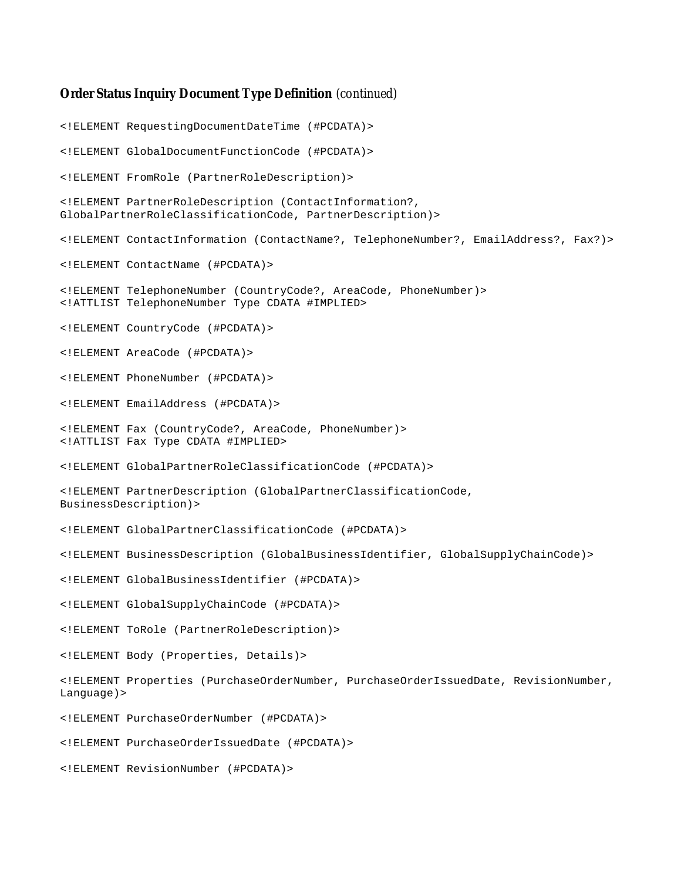**Order Status Inquiry Document Type Definition** *(continued)*

```
<!ELEMENT RequestingDocumentDateTime (#PCDATA)>

<!ELEMENT GlobalDocumentFunctionCode (#PCDATA)>

<!ELEMENT FromRole (PartnerRoleDescription)>

<!ELEMENT PartnerRoleDescription (ContactInformation?,
GlobalPartnerRoleClassificationCode, PartnerDescription)>

<!ELEMENT ContactInformation (ContactName?, TelephoneNumber?, EmailAddress?, Fax?)>

<!ELEMENT ContactName (#PCDATA)>

<!ELEMENT TelephoneNumber (CountryCode?, AreaCode, PhoneNumber)>
<!ATTLIST TelephoneNumber Type CDATA #IMPLIED>

<!ELEMENT CountryCode (#PCDATA)>

<!ELEMENT AreaCode (#PCDATA)>

<!ELEMENT PhoneNumber (#PCDATA)>

<!ELEMENT EmailAddress (#PCDATA)>

<!ELEMENT Fax (CountryCode?, AreaCode, PhoneNumber)>
<!ATTLIST Fax Type CDATA #IMPLIED>

<!ELEMENT GlobalPartnerRoleClassificationCode (#PCDATA)>

<!ELEMENT PartnerDescription (GlobalPartnerClassificationCode,
BusinessDescription)>

<!ELEMENT GlobalPartnerClassificationCode (#PCDATA)>

<!ELEMENT BusinessDescription (GlobalBusinessIdentifier, GlobalSupplyChainCode)>

<!ELEMENT GlobalBusinessIdentifier (#PCDATA)>

<!ELEMENT GlobalSupplyChainCode (#PCDATA)>

<!ELEMENT ToRole (PartnerRoleDescription)>

<!ELEMENT Body (Properties, Details)>

<!ELEMENT Properties (PurchaseOrderNumber, PurchaseOrderIssuedDate, RevisionNumber,
Language)>

<!ELEMENT PurchaseOrderNumber (#PCDATA)>

<!ELEMENT PurchaseOrderIssuedDate (#PCDATA)>

<!ELEMENT RevisionNumber (#PCDATA)>
```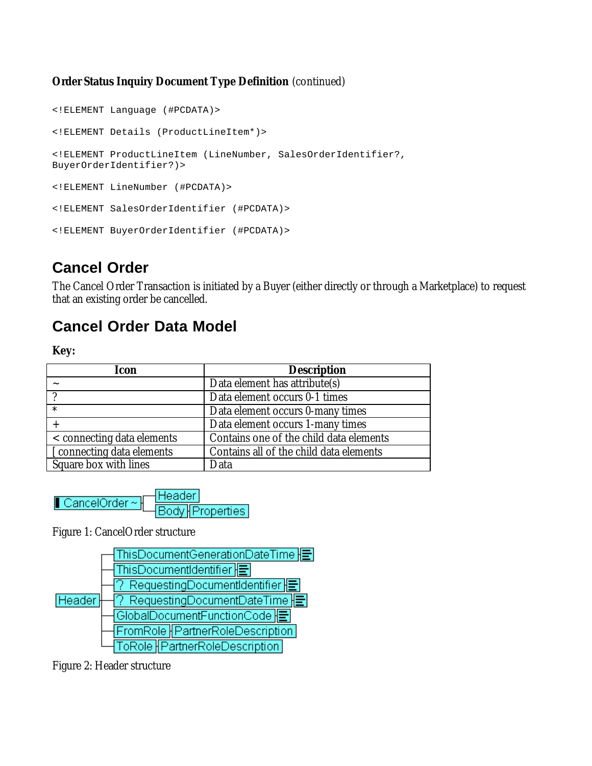**Order Status Inquiry Document Type Definition** (continued)

```
<!ELEMENT Language (#PCDATA)>

<!ELEMENT Details (ProductLineItem*)>

<!ELEMENT ProductLineItem (LineNumber, SalesOrderIdentifier?,
BuyerOrderIdentifier?)>

<!ELEMENT LineNumber (#PCDATA)>

<!ELEMENT SalesOrderIdentifier (#PCDATA)>

<!ELEMENT BuyerOrderIdentifier (#PCDATA)>
```

## Cancel Order

The Cancel Order Transaction is initiated by a Buyer (either directly or through a Marketplace) to request that an existing order be cancelled.

## Cancel Order Data Model

**Key:**

| Icon | Description |
|---|---|
| ~ | Data element has attribute(s) |
| ? | Data element occurs 0-1 times |
| * | Data element occurs 0-many times |
| + | Data element occurs 1-many times |
| < connecting data elements | Contains one of the child data elements |
| [ connecting data elements | Contains all of the child data elements |
| Square box with lines | Data |

Figure 1: CancelOrder structure

Figure 2: Header structure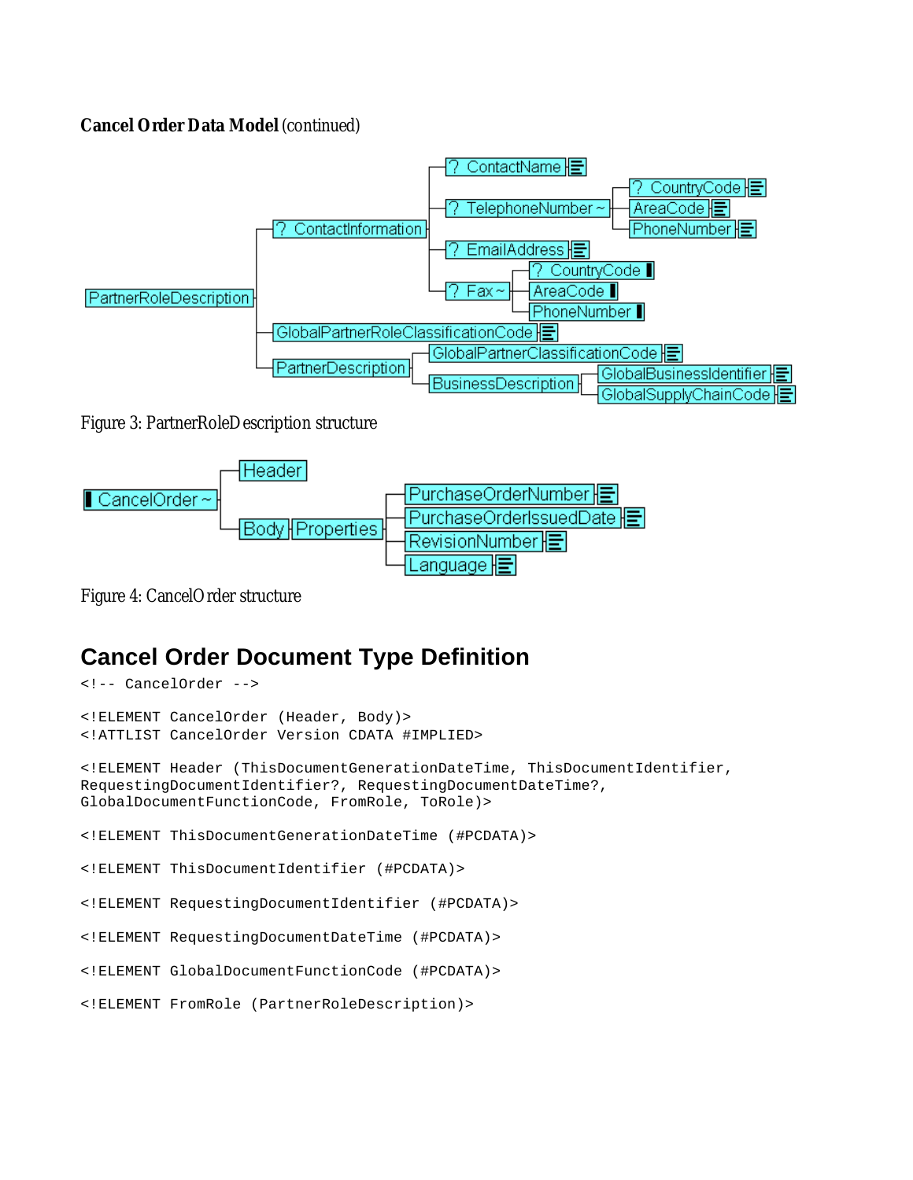**Cancel Order Data Model** (continued)

Figure 3: PartnerRoleDescription structure

Figure 4: CancelOrder structure

## Cancel Order Document Type Definition

```
<!-- CancelOrder -->

<!ELEMENT CancelOrder (Header, Body)>
<!ATTLIST CancelOrder Version CDATA #IMPLIED>

<!ELEMENT Header (ThisDocumentGenerationDateTime, ThisDocumentIdentifier,
RequestingDocumentIdentifier?, RequestingDocumentDateTime?,
GlobalDocumentFunctionCode, FromRole, ToRole)>

<!ELEMENT ThisDocumentGenerationDateTime (#PCDATA)>

<!ELEMENT ThisDocumentIdentifier (#PCDATA)>

<!ELEMENT RequestingDocumentIdentifier (#PCDATA)>

<!ELEMENT RequestingDocumentDateTime (#PCDATA)>

<!ELEMENT GlobalDocumentFunctionCode (#PCDATA)>

<!ELEMENT FromRole (PartnerRoleDescription)>
```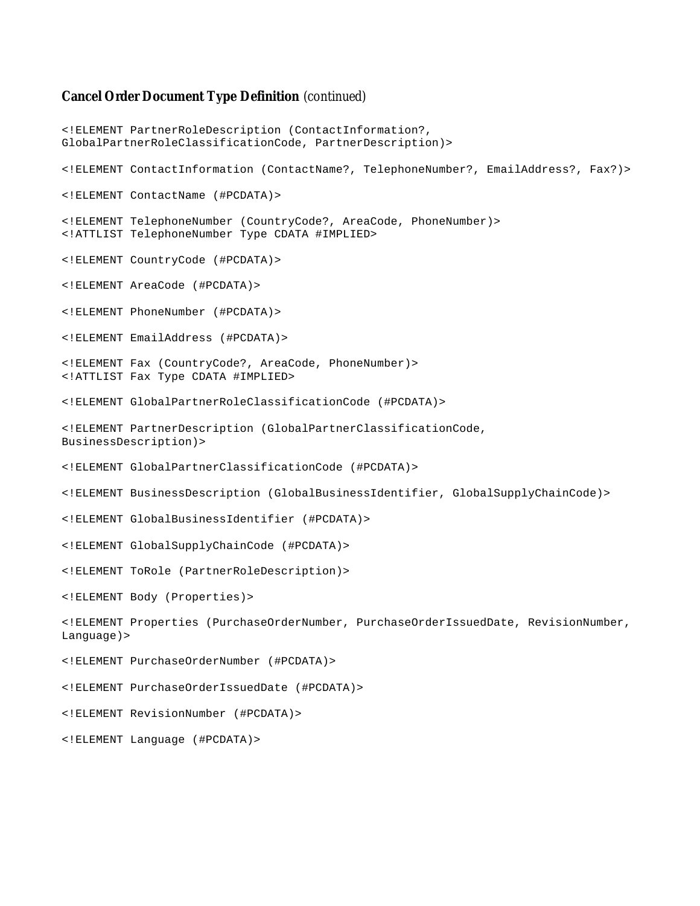**Cancel Order Document Type Definition** *(continued)*

```
<!ELEMENT PartnerRoleDescription (ContactInformation?,
GlobalPartnerRoleClassificationCode, PartnerDescription)>

<!ELEMENT ContactInformation (ContactName?, TelephoneNumber?, EmailAddress?, Fax?)>

<!ELEMENT ContactName (#PCDATA)>

<!ELEMENT TelephoneNumber (CountryCode?, AreaCode, PhoneNumber)>
<!ATTLIST TelephoneNumber Type CDATA #IMPLIED>

<!ELEMENT CountryCode (#PCDATA)>

<!ELEMENT AreaCode (#PCDATA)>

<!ELEMENT PhoneNumber (#PCDATA)>

<!ELEMENT EmailAddress (#PCDATA)>

<!ELEMENT Fax (CountryCode?, AreaCode, PhoneNumber)>
<!ATTLIST Fax Type CDATA #IMPLIED>

<!ELEMENT GlobalPartnerRoleClassificationCode (#PCDATA)>

<!ELEMENT PartnerDescription (GlobalPartnerClassificationCode,
BusinessDescription)>

<!ELEMENT GlobalPartnerClassificationCode (#PCDATA)>

<!ELEMENT BusinessDescription (GlobalBusinessIdentifier, GlobalSupplyChainCode)>

<!ELEMENT GlobalBusinessIdentifier (#PCDATA)>

<!ELEMENT GlobalSupplyChainCode (#PCDATA)>

<!ELEMENT ToRole (PartnerRoleDescription)>

<!ELEMENT Body (Properties)>

<!ELEMENT Properties (PurchaseOrderNumber, PurchaseOrderIssuedDate, RevisionNumber,
Language)>

<!ELEMENT PurchaseOrderNumber (#PCDATA)>

<!ELEMENT PurchaseOrderIssuedDate (#PCDATA)>

<!ELEMENT RevisionNumber (#PCDATA)>

<!ELEMENT Language (#PCDATA)>
```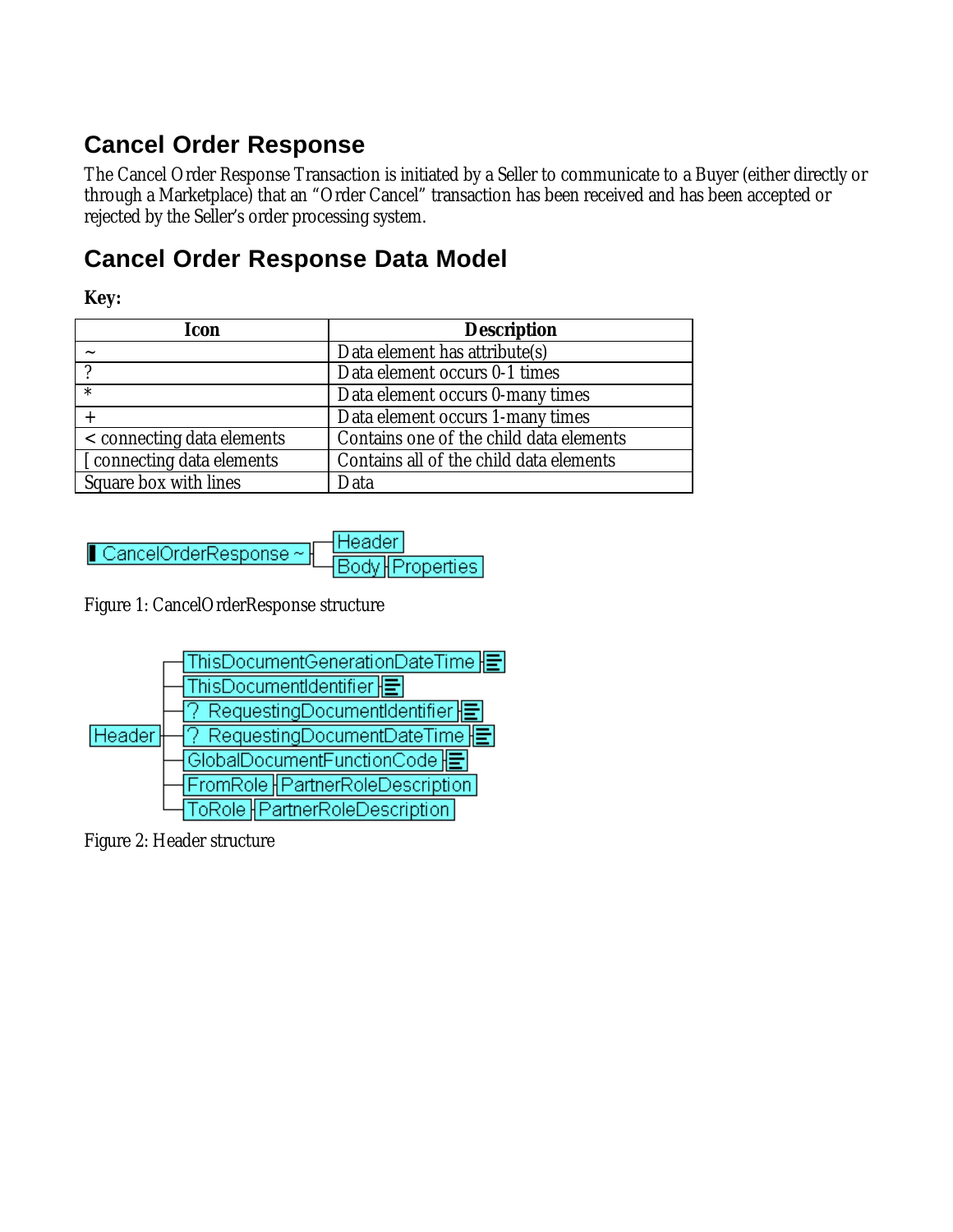## Cancel Order Response

The Cancel Order Response Transaction is initiated by a Seller to communicate to a Buyer (either directly or through a Marketplace) that an "Order Cancel" transaction has been received and has been accepted or rejected by the Seller's order processing system.

## Cancel Order Response Data Model

**Key:**

| Icon | Description |
|---|---|
| ~ | Data element has attribute(s) |
| ? | Data element occurs 0-1 times |
| * | Data element occurs 0-many times |
| + | Data element occurs 1-many times |
| < connecting data elements | Contains one of the child data elements |
| [ connecting data elements | Contains all of the child data elements |
| Square box with lines | Data |

Figure 1: CancelOrderResponse structure

Figure 2: Header structure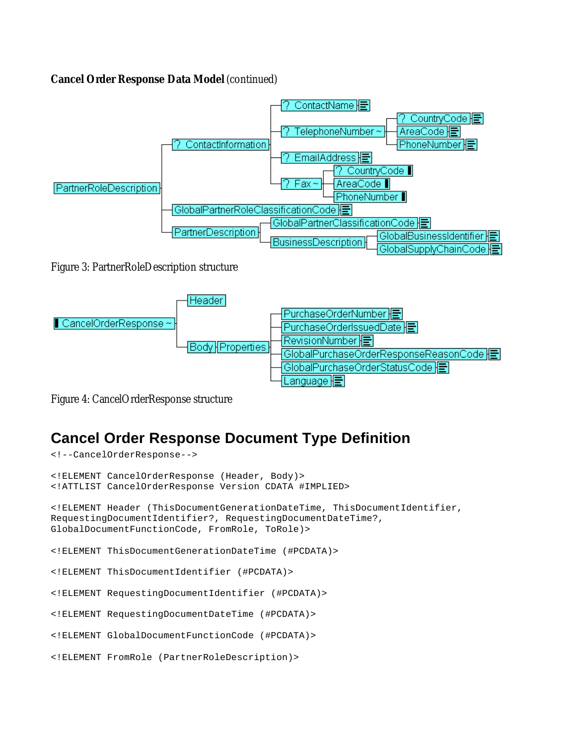**Cancel Order Response Data Model** (continued)

Figure 3: PartnerRoleDescription structure

Figure 4: CancelOrderResponse structure

## Cancel Order Response Document Type Definition

```
<!--CancelOrderResponse-->

<!ELEMENT CancelOrderResponse (Header, Body)>
<!ATTLIST CancelOrderResponse Version CDATA #IMPLIED>

<!ELEMENT Header (ThisDocumentGenerationDateTime, ThisDocumentIdentifier,
RequestingDocumentIdentifier?, RequestingDocumentDateTime?,
GlobalDocumentFunctionCode, FromRole, ToRole)>

<!ELEMENT ThisDocumentGenerationDateTime (#PCDATA)>

<!ELEMENT ThisDocumentIdentifier (#PCDATA)>

<!ELEMENT RequestingDocumentIdentifier (#PCDATA)>

<!ELEMENT RequestingDocumentDateTime (#PCDATA)>

<!ELEMENT GlobalDocumentFunctionCode (#PCDATA)>

<!ELEMENT FromRole (PartnerRoleDescription)>
```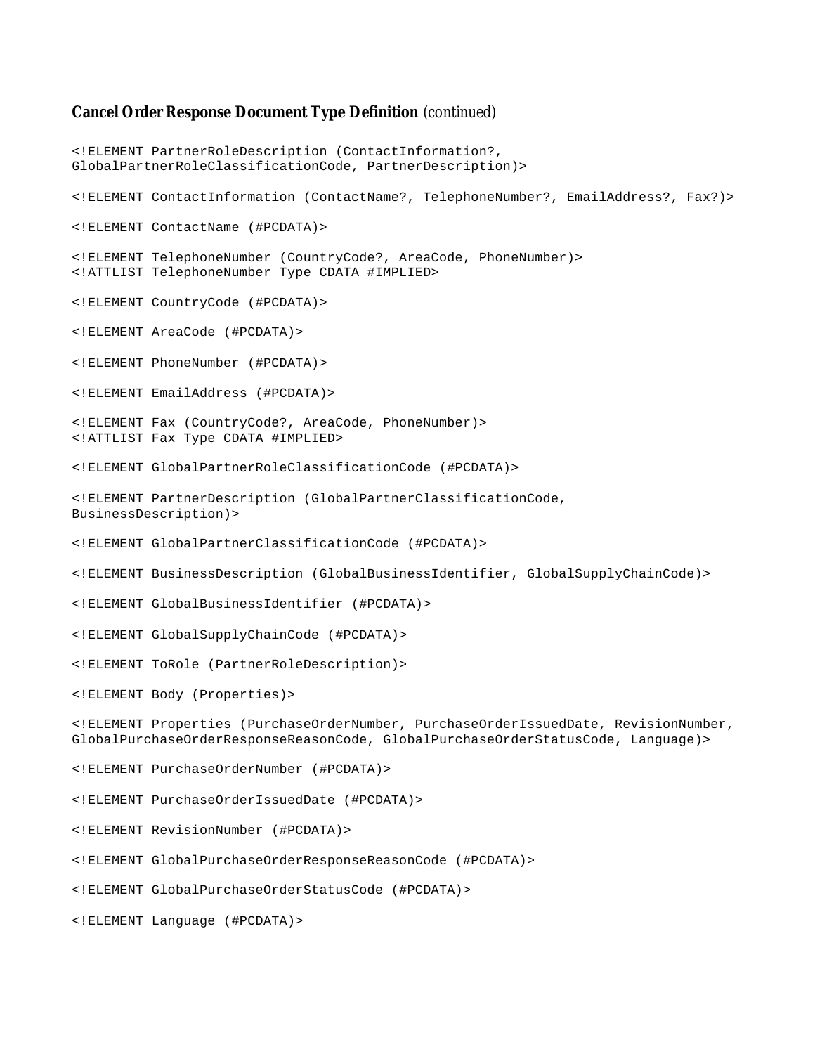**Cancel Order Response Document Type Definition** *(continued)*

```
<!ELEMENT PartnerRoleDescription (ContactInformation?,
GlobalPartnerRoleClassificationCode, PartnerDescription)>

<!ELEMENT ContactInformation (ContactName?, TelephoneNumber?, EmailAddress?, Fax?)>

<!ELEMENT ContactName (#PCDATA)>

<!ELEMENT TelephoneNumber (CountryCode?, AreaCode, PhoneNumber)>
<!ATTLIST TelephoneNumber Type CDATA #IMPLIED>

<!ELEMENT CountryCode (#PCDATA)>

<!ELEMENT AreaCode (#PCDATA)>

<!ELEMENT PhoneNumber (#PCDATA)>

<!ELEMENT EmailAddress (#PCDATA)>

<!ELEMENT Fax (CountryCode?, AreaCode, PhoneNumber)>
<!ATTLIST Fax Type CDATA #IMPLIED>

<!ELEMENT GlobalPartnerRoleClassificationCode (#PCDATA)>

<!ELEMENT PartnerDescription (GlobalPartnerClassificationCode,
BusinessDescription)>

<!ELEMENT GlobalPartnerClassificationCode (#PCDATA)>

<!ELEMENT BusinessDescription (GlobalBusinessIdentifier, GlobalSupplyChainCode)>

<!ELEMENT GlobalBusinessIdentifier (#PCDATA)>

<!ELEMENT GlobalSupplyChainCode (#PCDATA)>

<!ELEMENT ToRole (PartnerRoleDescription)>

<!ELEMENT Body (Properties)>

<!ELEMENT Properties (PurchaseOrderNumber, PurchaseOrderIssuedDate, RevisionNumber,
GlobalPurchaseOrderResponseReasonCode, GlobalPurchaseOrderStatusCode, Language)>

<!ELEMENT PurchaseOrderNumber (#PCDATA)>

<!ELEMENT PurchaseOrderIssuedDate (#PCDATA)>

<!ELEMENT RevisionNumber (#PCDATA)>

<!ELEMENT GlobalPurchaseOrderResponseReasonCode (#PCDATA)>

<!ELEMENT GlobalPurchaseOrderStatusCode (#PCDATA)>

<!ELEMENT Language (#PCDATA)>
```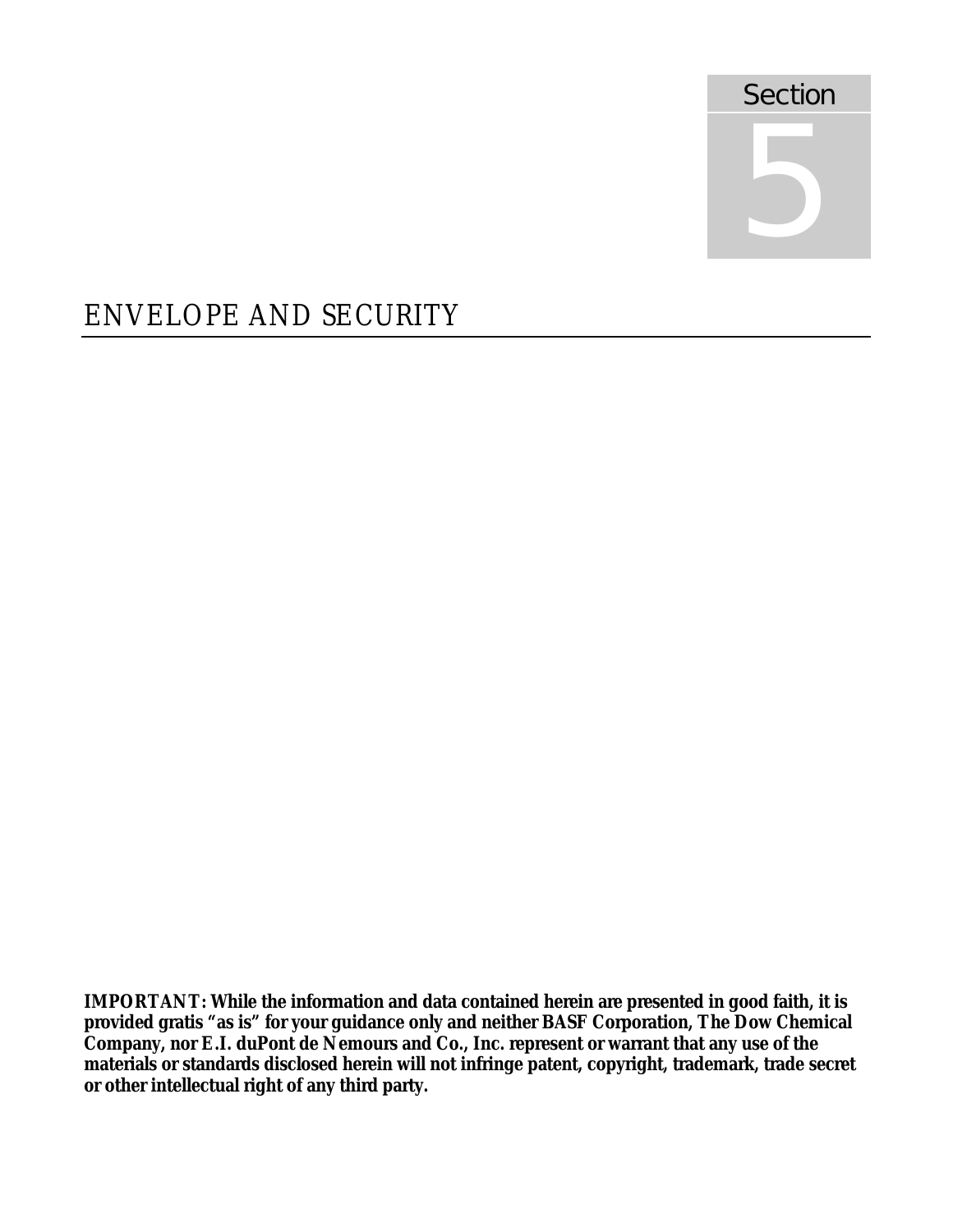Section

5

# ENVELOPE AND SECURITY

**IMPORTANT: While the information and data contained herein are presented in good faith, it is provided gratis "as is" for your guidance only and neither BASF Corporation, The Dow Chemical Company, nor E.I. duPont de Nemours and Co., Inc. represent or warrant that any use of the materials or standards disclosed herein will not infringe patent, copyright, trademark, trade secret or other intellectual right of any third party.**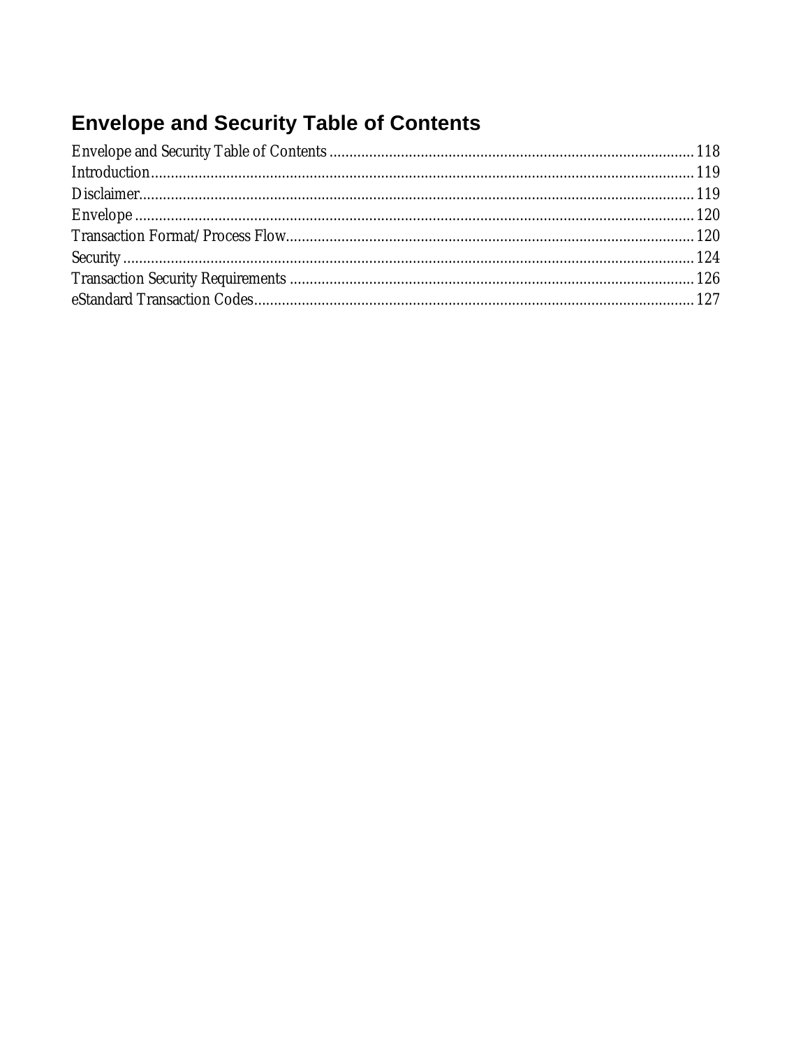# Envelope and Security Table of Contents

Envelope and Security Table of Contents ........................................................................................ 118
Introduction........................................................................................................................................ 119
Disclaimer.......................................................................................................................................... 119
Envelope ........................................................................................................................................... 120
Transaction Format/Process Flow..................................................................................................... 120
Security ............................................................................................................................................. 124
Transaction Security Requirements .................................................................................................. 126
eStandard Transaction Codes........................................................................................................... 127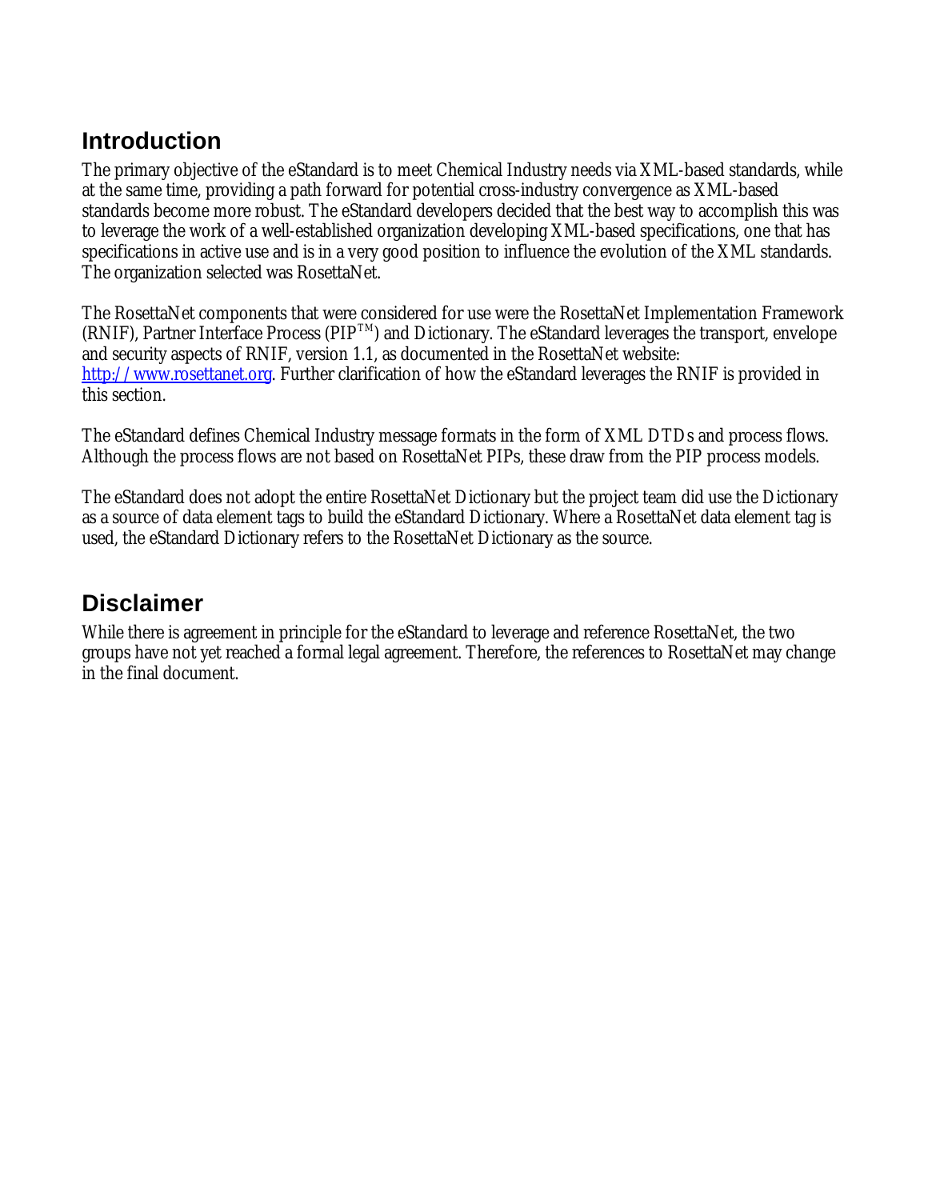## Introduction

The primary objective of the eStandard is to meet Chemical Industry needs via XML-based standards, while at the same time, providing a path forward for potential cross-industry convergence as XML-based standards become more robust. The eStandard developers decided that the best way to accomplish this was to leverage the work of a well-established organization developing XML-based specifications, one that has specifications in active use and is in a very good position to influence the evolution of the XML standards. The organization selected was RosettaNet.

The RosettaNet components that were considered for use were the RosettaNet Implementation Framework (RNIF), Partner Interface Process (PIP™) and Dictionary. The eStandard leverages the transport, envelope and security aspects of RNIF, version 1.1, as documented in the RosettaNet website: [http://www.rosettanet.org](http://www.rosettanet.org). Further clarification of how the eStandard leverages the RNIF is provided in this section.

The eStandard defines Chemical Industry message formats in the form of XML DTDs and process flows. Although the process flows are not based on RosettaNet PIPs, these draw from the PIP process models.

The eStandard does not adopt the entire RosettaNet Dictionary but the project team did use the Dictionary as a source of data element tags to build the eStandard Dictionary. Where a RosettaNet data element tag is used, the eStandard Dictionary refers to the RosettaNet Dictionary as the source.

## Disclaimer

While there is agreement in principle for the eStandard to leverage and reference RosettaNet, the two groups have not yet reached a formal legal agreement. Therefore, the references to RosettaNet may change in the final document.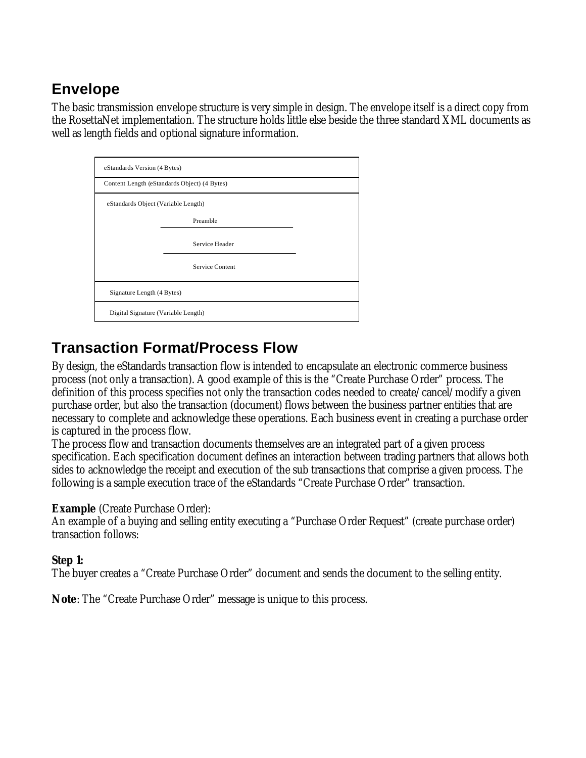## Envelope

The basic transmission envelope structure is very simple in design. The envelope itself is a direct copy from the RosettaNet implementation. The structure holds little else beside the three standard XML documents as well as length fields and optional signature information.

| eStandards Version (4 Bytes) |
| --- |
| Content Length (eStandards Object) (4 Bytes) |
| eStandards Object (Variable Length)<br>Preamble<br>Service Header<br>Service Content |
| Signature Length (4 Bytes) |
| Digital Signature (Variable Length) |

## Transaction Format/Process Flow

By design, the eStandards transaction flow is intended to encapsulate an electronic commerce business process (not only a transaction). A good example of this is the "Create Purchase Order" process. The definition of this process specifies not only the transaction codes needed to create/cancel/modify a given purchase order, but also the transaction (document) flows between the business partner entities that are necessary to complete and acknowledge these operations. Each business event in creating a purchase order is captured in the process flow.

The process flow and transaction documents themselves are an integrated part of a given process specification. Each specification document defines an interaction between trading partners that allows both sides to acknowledge the receipt and execution of the sub transactions that comprise a given process. The following is a sample execution trace of the eStandards "Create Purchase Order" transaction.

**Example** (Create Purchase Order):
An example of a buying and selling entity executing a "Purchase Order Request" (create purchase order) transaction follows:

**Step 1:**
The buyer creates a "Create Purchase Order" document and sends the document to the selling entity.

**Note**: The "Create Purchase Order" message is unique to this process.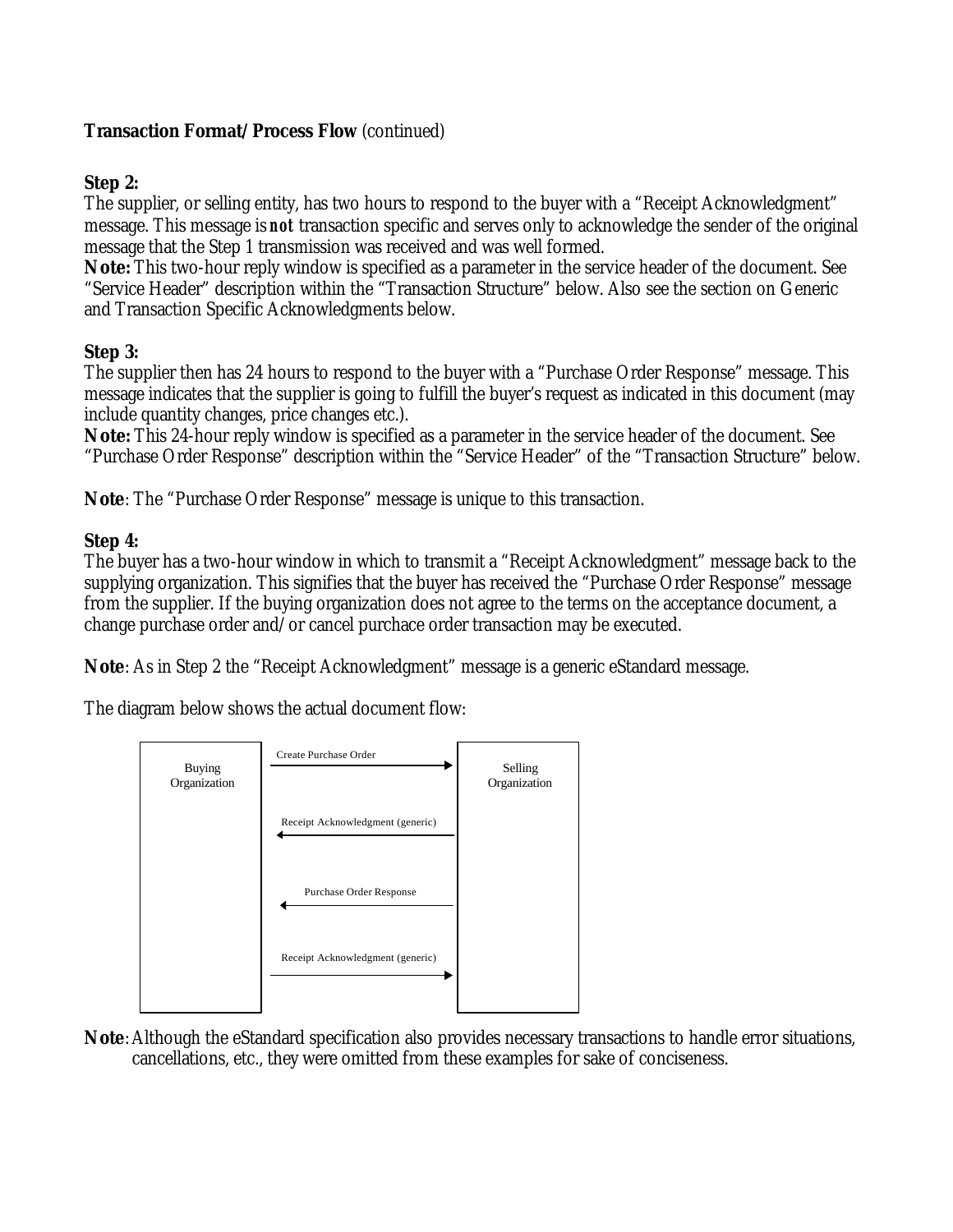**Transaction Format/Process Flow** (continued)

**Step 2:**
The supplier, or selling entity, has two hours to respond to the buyer with a "Receipt Acknowledgment" message. This message is ***not*** transaction specific and serves only to acknowledge the sender of the original message that the Step 1 transmission was received and was well formed.
**Note:** This two-hour reply window is specified as a parameter in the service header of the document. See "Service Header" description within the "Transaction Structure" below. Also see the section on Generic and Transaction Specific Acknowledgments below.

**Step 3:**
The supplier then has 24 hours to respond to the buyer with a "Purchase Order Response" message. This message indicates that the supplier is going to fulfill the buyer's request as indicated in this document (may include quantity changes, price changes etc.).
**Note:** This 24-hour reply window is specified as a parameter in the service header of the document. See "Purchase Order Response" description within the "Service Header" of the "Transaction Structure" below.

**Note**: The "Purchase Order Response" message is unique to this transaction.

**Step 4:**
The buyer has a two-hour window in which to transmit a "Receipt Acknowledgment" message back to the supplying organization. This signifies that the buyer has received the "Purchase Order Response" message from the supplier. If the buying organization does not agree to the terms on the acceptance document, a change purchase order and/or cancel purchace order transaction may be executed.

**Note**: As in Step 2 the "Receipt Acknowledgment" message is a generic eStandard message.

The diagram below shows the actual document flow:

| Buying Organization | Message | Selling Organization |
|---|---|---|
| → | Create Purchase Order | → |
| ← | Receipt Acknowledgment (generic) | ← |
| ← | Purchase Order Response | ← |
| → | Receipt Acknowledgment (generic) | → |

**Note**: Although the eStandard specification also provides necessary transactions to handle error situations, cancellations, etc., they were omitted from these examples for sake of conciseness.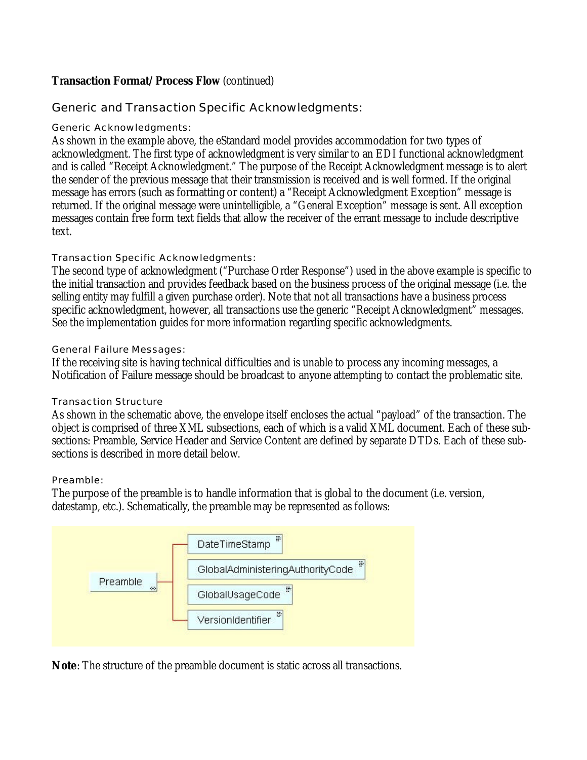**Transaction Format/Process Flow** (continued)

## Generic and Transaction Specific Acknowledgments:

### Generic Acknowledgments:

As shown in the example above, the eStandard model provides accommodation for two types of acknowledgment. The first type of acknowledgment is very similar to an EDI functional acknowledgment and is called "Receipt Acknowledgment." The purpose of the Receipt Acknowledgment message is to alert the sender of the previous message that their transmission is received and is well formed. If the original message has errors (such as formatting or content) a "Receipt Acknowledgment Exception" message is returned. If the original message were unintelligible, a "General Exception" message is sent. All exception messages contain free form text fields that allow the receiver of the errant message to include descriptive text.

### Transaction Specific Acknowledgments:

The second type of acknowledgment ("Purchase Order Response") used in the above example is specific to the initial transaction and provides feedback based on the business process of the original message (i.e. the selling entity may fulfill a given purchase order). Note that not all transactions have a business process specific acknowledgment, however, all transactions use the generic "Receipt Acknowledgment" messages. See the implementation guides for more information regarding specific acknowledgments.

### General Failure Messages:

If the receiving site is having technical difficulties and is unable to process any incoming messages, a Notification of Failure message should be broadcast to anyone attempting to contact the problematic site.

### Transaction Structure

As shown in the schematic above, the envelope itself encloses the actual "payload" of the transaction. The object is comprised of three XML subsections, each of which is a valid XML document. Each of these sub-sections: Preamble, Service Header and Service Content are defined by separate DTDs. Each of these sub-sections is described in more detail below.

### Preamble:

The purpose of the preamble is to handle information that is global to the document (i.e. version, datestamp, etc.). Schematically, the preamble may be represented as follows:

- Preamble
  - DateTimeStamp
  - GlobalAdministeringAuthorityCode
  - GlobalUsageCode
  - VersionIdentifier

**Note**: The structure of the preamble document is static across all transactions.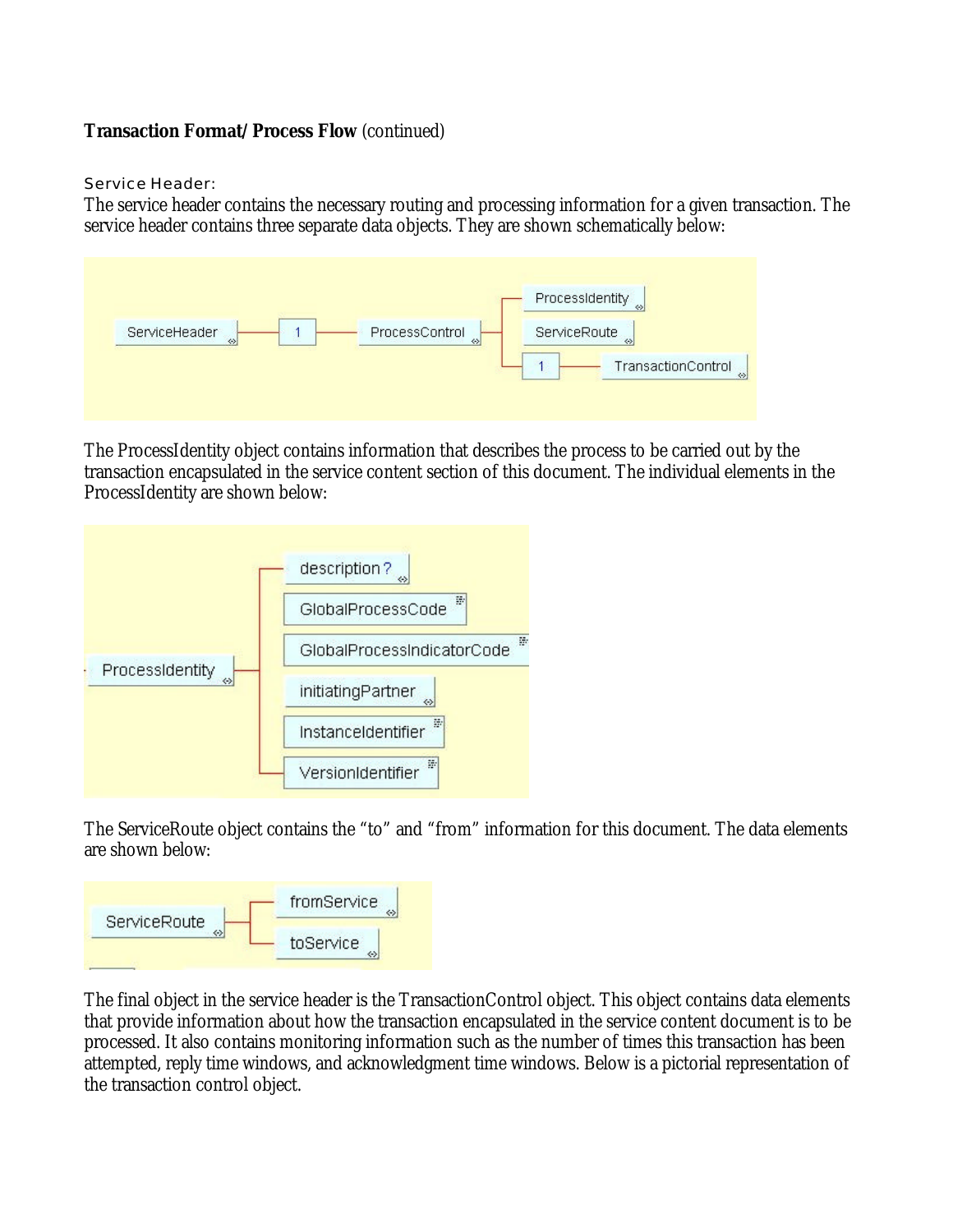**Transaction Format/ Process Flow** (continued)

Service Header:

The service header contains the necessary routing and processing information for a given transaction. The service header contains three separate data objects. They are shown schematically below:

The ProcessIdentity object contains information that describes the process to be carried out by the transaction encapsulated in the service content section of this document. The individual elements in the ProcessIdentity are shown below:

The ServiceRoute object contains the "to" and "from" information for this document. The data elements are shown below:

The final object in the service header is the TransactionControl object. This object contains data elements that provide information about how the transaction encapsulated in the service content document is to be processed. It also contains monitoring information such as the number of times this transaction has been attempted, reply time windows, and acknowledgment time windows. Below is a pictorial representation of the transaction control object.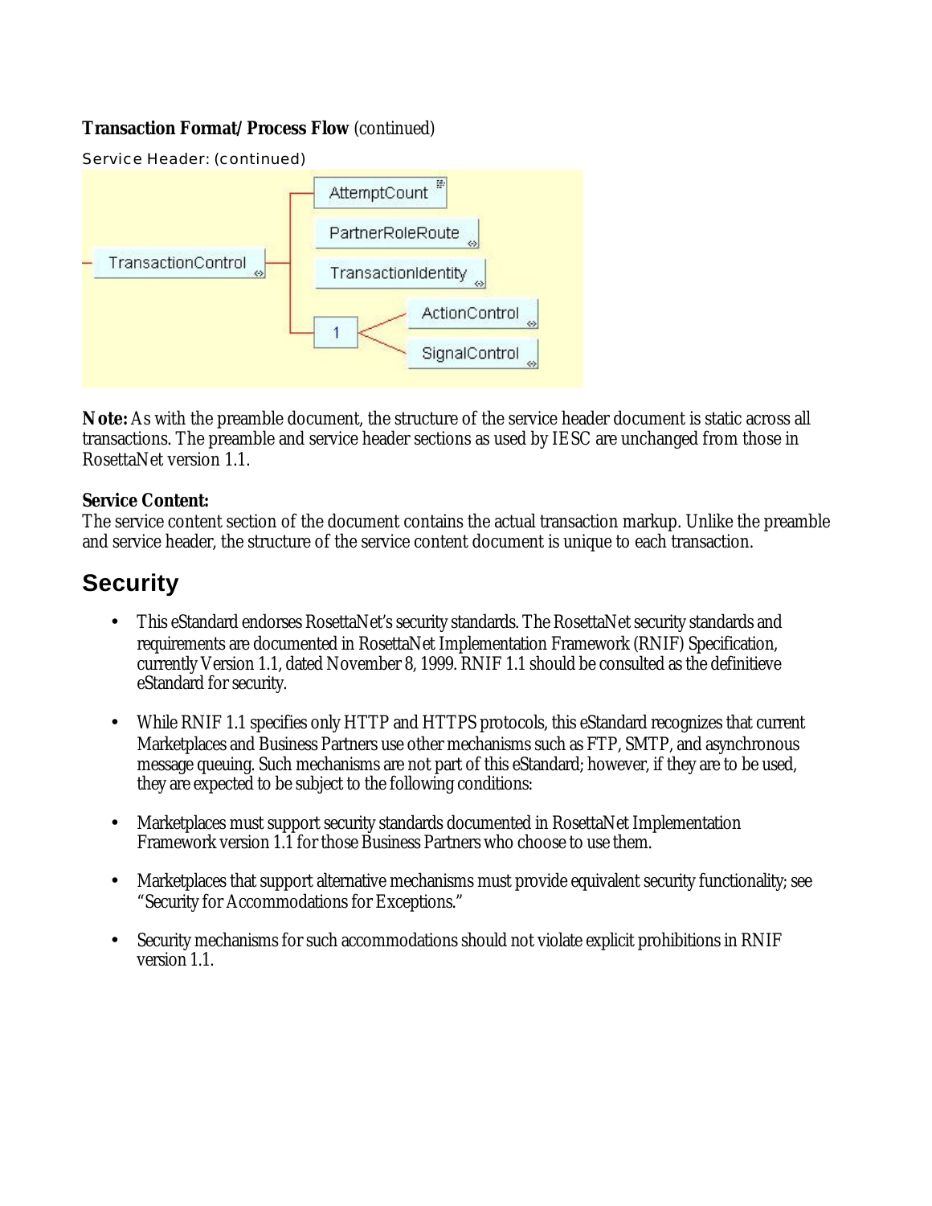**Transaction Format/Process Flow** (continued)

Service Header: (continued)

**Note:** As with the preamble document, the structure of the service header document is static across all transactions. The preamble and service header sections as used by IESC are unchanged from those in RosettaNet version 1.1.

**Service Content:**
The service content section of the document contains the actual transaction markup. Unlike the preamble and service header, the structure of the service content document is unique to each transaction.

# Security

- This eStandard endorses RosettaNet's security standards. The RosettaNet security standards and requirements are documented in RosettaNet Implementation Framework (RNIF) Specification, currently Version 1.1, dated November 8, 1999. RNIF 1.1 should be consulted as the definitieve eStandard for security.

- While RNIF 1.1 specifies only HTTP and HTTPS protocols, this eStandard recognizes that current Marketplaces and Business Partners use other mechanisms such as FTP, SMTP, and asynchronous message queuing. Such mechanisms are not part of this eStandard; however, if they are to be used, they are expected to be subject to the following conditions:

- Marketplaces must support security standards documented in RosettaNet Implementation Framework version 1.1 for those Business Partners who choose to use them.

- Marketplaces that support alternative mechanisms must provide equivalent security functionality; see "Security for Accommodations for Exceptions."

- Security mechanisms for such accommodations should not violate explicit prohibitions in RNIF version 1.1.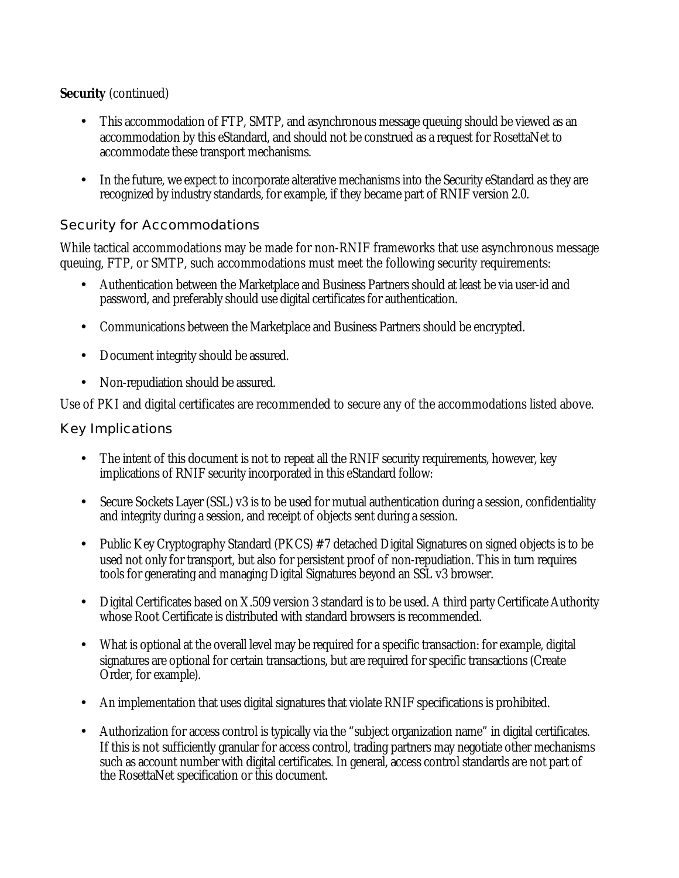**Security** (continued)

- This accommodation of FTP, SMTP, and asynchronous message queuing should be viewed as an accommodation by this eStandard, and should not be construed as a request for RosettaNet to accommodate these transport mechanisms.

- In the future, we expect to incorporate alterative mechanisms into the Security eStandard as they are recognized by industry standards, for example, if they became part of RNIF version 2.0.

## Security for Accommodations

While tactical accommodations may be made for non-RNIF frameworks that use asynchronous message queuing, FTP, or SMTP, such accommodations must meet the following security requirements:

- Authentication between the Marketplace and Business Partners should at least be via user-id and password, and preferably should use digital certificates for authentication.

- Communications between the Marketplace and Business Partners should be encrypted.

- Document integrity should be assured.

- Non-repudiation should be assured.

Use of PKI and digital certificates are recommended to secure any of the accommodations listed above.

## Key Implications

- The intent of this document is not to repeat all the RNIF security requirements, however, key implications of RNIF security incorporated in this eStandard follow:

- Secure Sockets Layer (SSL) v3 is to be used for mutual authentication during a session, confidentiality and integrity during a session, and receipt of objects sent during a session.

- Public Key Cryptography Standard (PKCS) #7 detached Digital Signatures on signed objects is to be used not only for transport, but also for persistent proof of non-repudiation. This in turn requires tools for generating and managing Digital Signatures beyond an SSL v3 browser.

- Digital Certificates based on X.509 version 3 standard is to be used. A third party Certificate Authority whose Root Certificate is distributed with standard browsers is recommended.

- What is optional at the overall level may be required for a specific transaction: for example, digital signatures are optional for certain transactions, but are required for specific transactions (Create Order, for example).

- An implementation that uses digital signatures that violate RNIF specifications is prohibited.

- Authorization for access control is typically via the "subject organization name" in digital certificates. If this is not sufficiently granular for access control, trading partners may negotiate other mechanisms such as account number with digital certificates. In general, access control standards are not part of the RosettaNet specification or this document.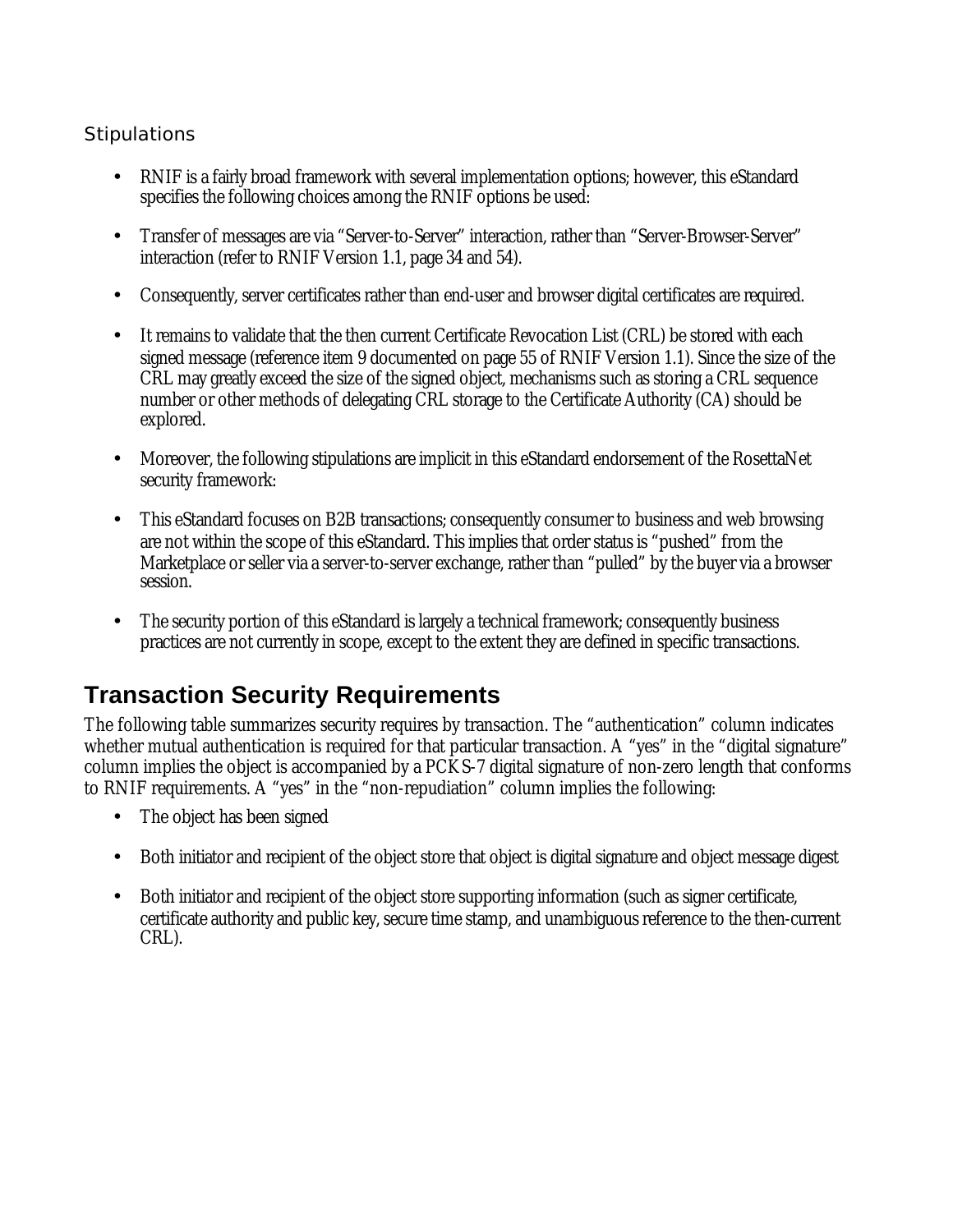### Stipulations

- RNIF is a fairly broad framework with several implementation options; however, this eStandard specifies the following choices among the RNIF options be used:
- Transfer of messages are via "Server-to-Server" interaction, rather than "Server-Browser-Server" interaction (refer to RNIF Version 1.1, page 34 and 54).
- Consequently, server certificates rather than end-user and browser digital certificates are required.
- It remains to validate that the then current Certificate Revocation List (CRL) be stored with each signed message (reference item 9 documented on page 55 of RNIF Version 1.1). Since the size of the CRL may greatly exceed the size of the signed object, mechanisms such as storing a CRL sequence number or other methods of delegating CRL storage to the Certificate Authority (CA) should be explored.
- Moreover, the following stipulations are implicit in this eStandard endorsement of the RosettaNet security framework:
- This eStandard focuses on B2B transactions; consequently consumer to business and web browsing are not within the scope of this eStandard. This implies that order status is "pushed" from the Marketplace or seller via a server-to-server exchange, rather than "pulled" by the buyer via a browser session.
- The security portion of this eStandard is largely a technical framework; consequently business practices are not currently in scope, except to the extent they are defined in specific transactions.

## Transaction Security Requirements

The following table summarizes security requires by transaction. The "authentication" column indicates whether mutual authentication is required for that particular transaction. A "yes" in the "digital signature" column implies the object is accompanied by a PCKS-7 digital signature of non-zero length that conforms to RNIF requirements. A "yes" in the "non-repudiation" column implies the following:

- The object has been signed
- Both initiator and recipient of the object store that object is digital signature and object message digest
- Both initiator and recipient of the object store supporting information (such as signer certificate, certificate authority and public key, secure time stamp, and unambiguous reference to the then-current CRL).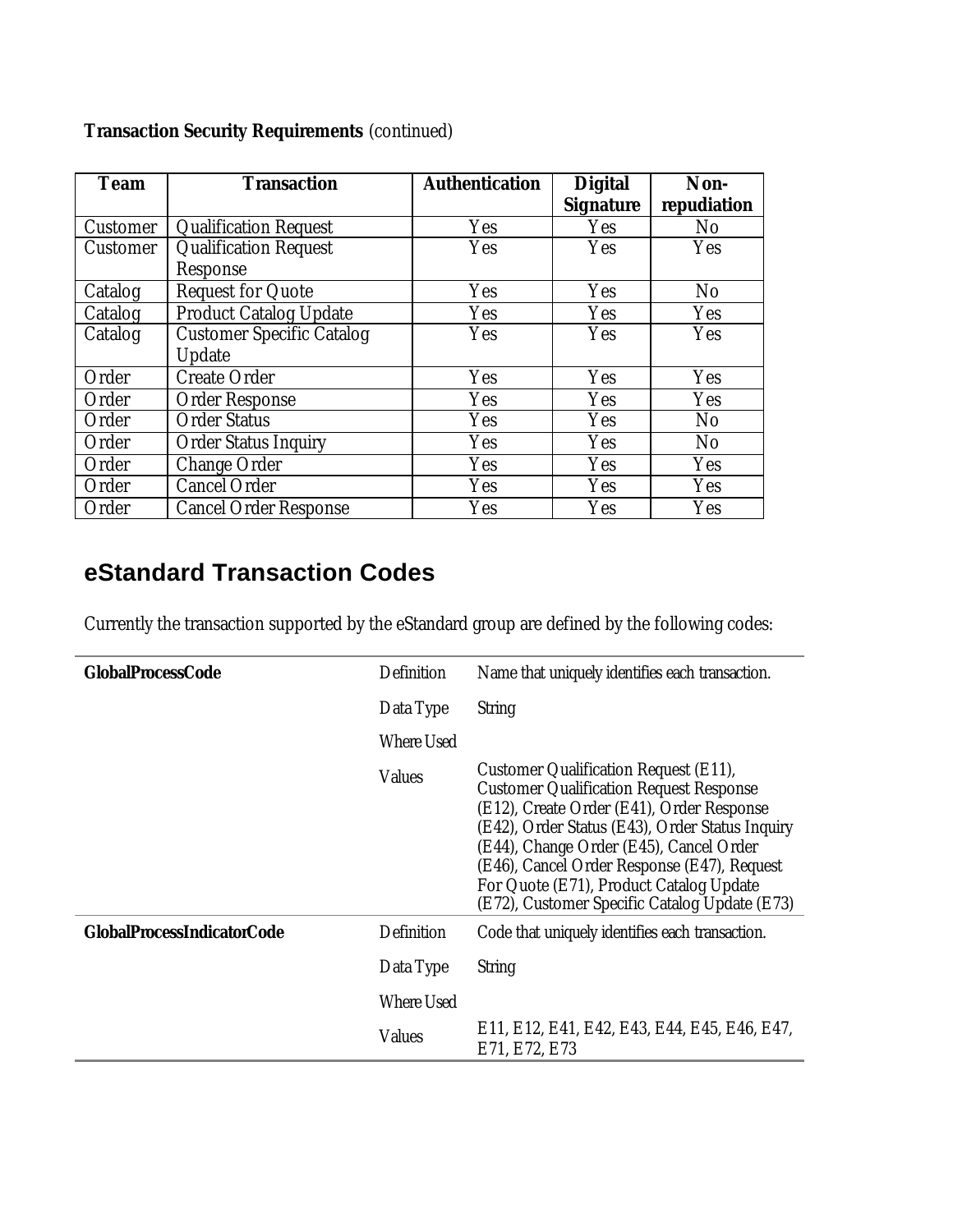**Transaction Security Requirements** (continued)

| Team | Transaction | Authentication | Digital Signature | Non-repudiation |
| --- | --- | --- | --- | --- |
| Customer | Qualification Request | Yes | Yes | No |
| Customer | Qualification Request Response | Yes | Yes | Yes |
| Catalog | Request for Quote | Yes | Yes | No |
| Catalog | Product Catalog Update | Yes | Yes | Yes |
| Catalog | Customer Specific Catalog Update | Yes | Yes | Yes |
| Order | Create Order | Yes | Yes | Yes |
| Order | Order Response | Yes | Yes | Yes |
| Order | Order Status | Yes | Yes | No |
| Order | Order Status Inquiry | Yes | Yes | No |
| Order | Change Order | Yes | Yes | Yes |
| Order | Cancel Order | Yes | Yes | Yes |
| Order | Cancel Order Response | Yes | Yes | Yes |

## eStandard Transaction Codes

Currently the transaction supported by the eStandard group are defined by the following codes:

| | | |
| --- | --- | --- |
| **GlobalProcessCode** | Definition | Name that uniquely identifies each transaction. |
| | Data Type | String |
| | Where Used | |
| | Values | Customer Qualification Request (E11), Customer Qualification Request Response (E12), Create Order (E41), Order Response (E42), Order Status (E43), Order Status Inquiry (E44), Change Order (E45), Cancel Order (E46), Cancel Order Response (E47), Request For Quote (E71), Product Catalog Update (E72), Customer Specific Catalog Update (E73) |
| **GlobalProcessIndicatorCode** | Definition | Code that uniquely identifies each transaction. |
| | Data Type | String |
| | Where Used | |
| | Values | E11, E12, E41, E42, E43, E44, E45, E46, E47, E71, E72, E73 |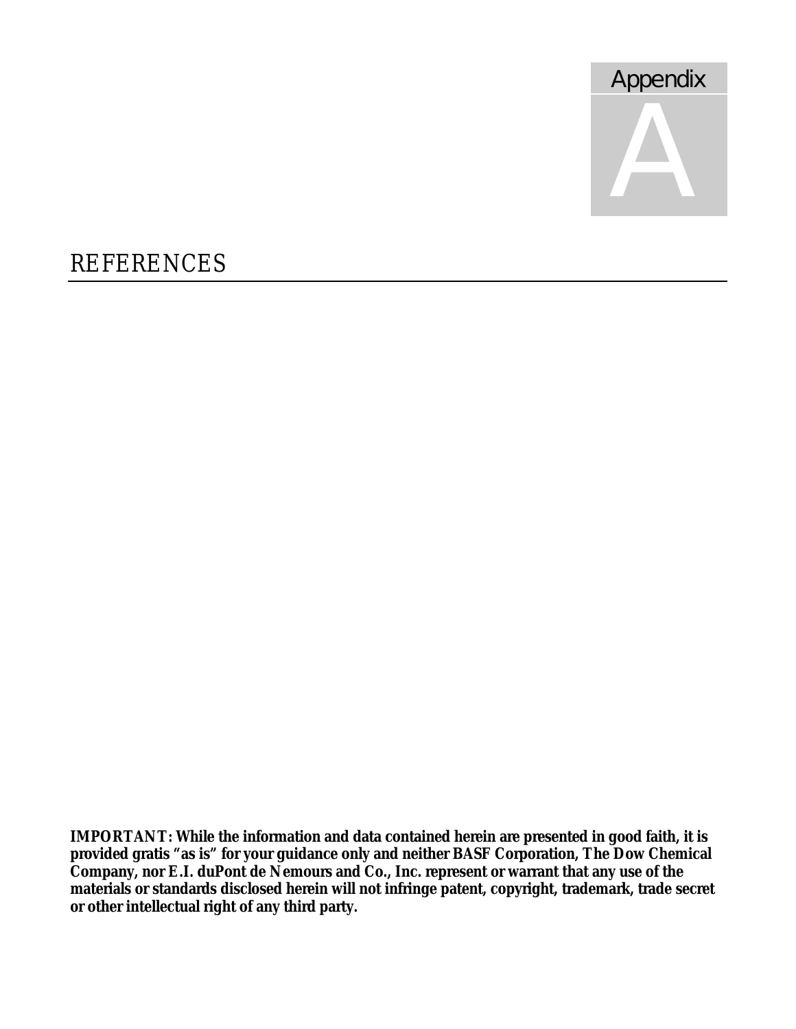Appendix

A

# REFERENCES

**IMPORTANT: While the information and data contained herein are presented in good faith, it is provided gratis "as is" for your guidance only and neither BASF Corporation, The Dow Chemical Company, nor E.I. duPont de Nemours and Co., Inc. represent or warrant that any use of the materials or standards disclosed herein will not infringe patent, copyright, trademark, trade secret or other intellectual right of any third party.**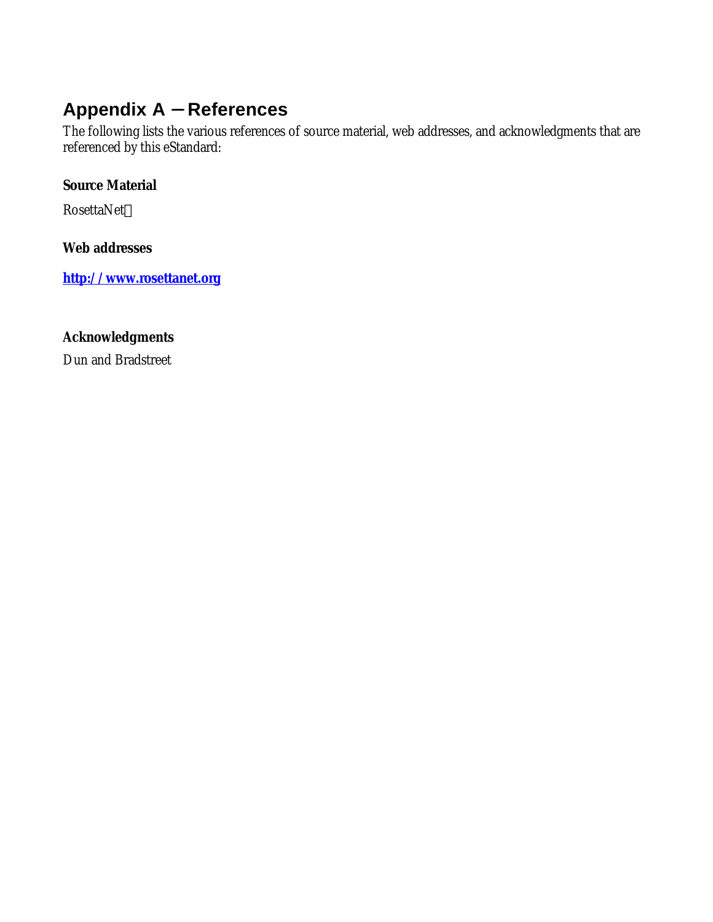# Appendix A – References

The following lists the various references of source material, web addresses, and acknowledgments that are referenced by this eStandard:

**Source Material**

RosettaNet

**Web addresses**

**http://www.rosettanet.org**

**Acknowledgments**

Dun and Bradstreet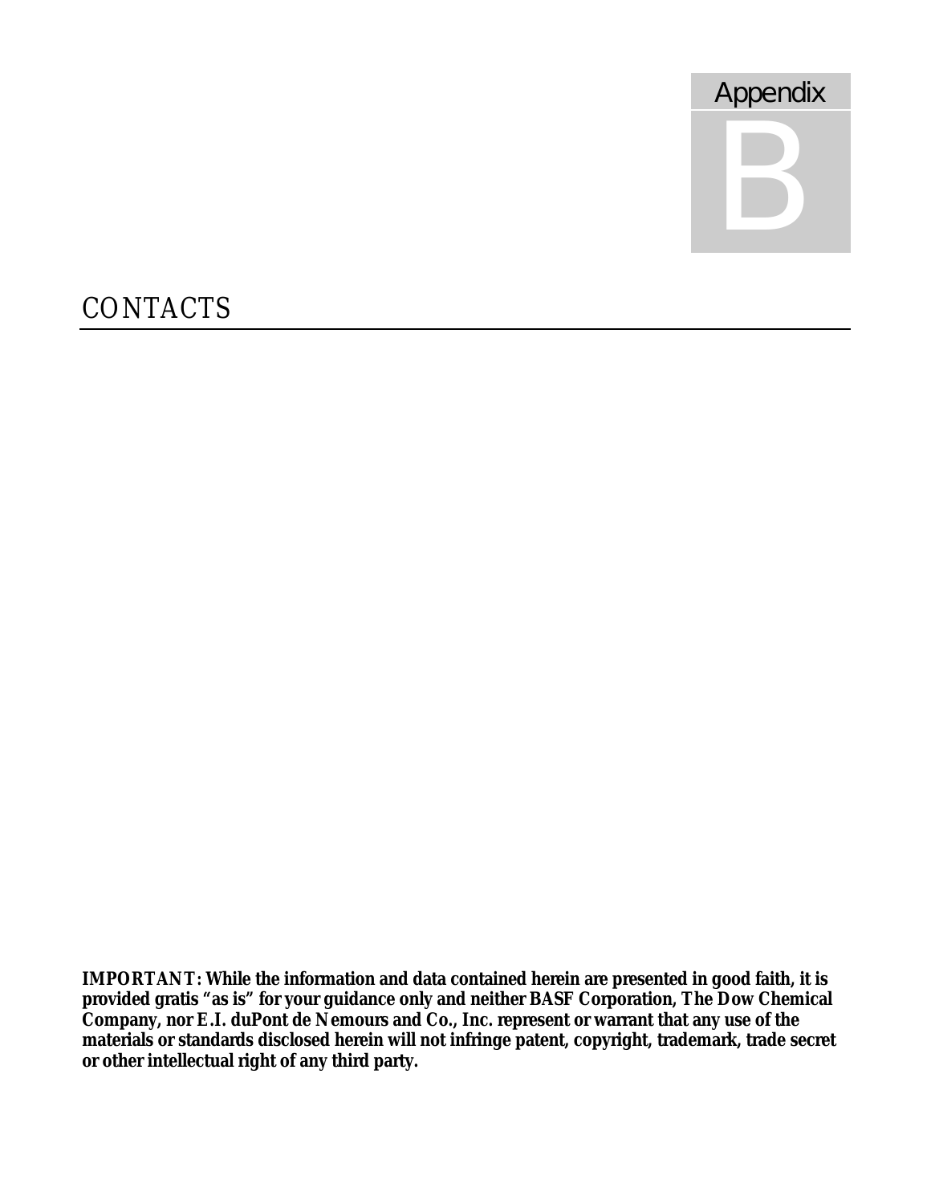# Appendix B

## CONTACTS

**IMPORTANT: While the information and data contained herein are presented in good faith, it is provided gratis "as is" for your guidance only and neither BASF Corporation, The Dow Chemical Company, nor E.I. duPont de Nemours and Co., Inc. represent or warrant that any use of the materials or standards disclosed herein will not infringe patent, copyright, trademark, trade secret or other intellectual right of any third party.**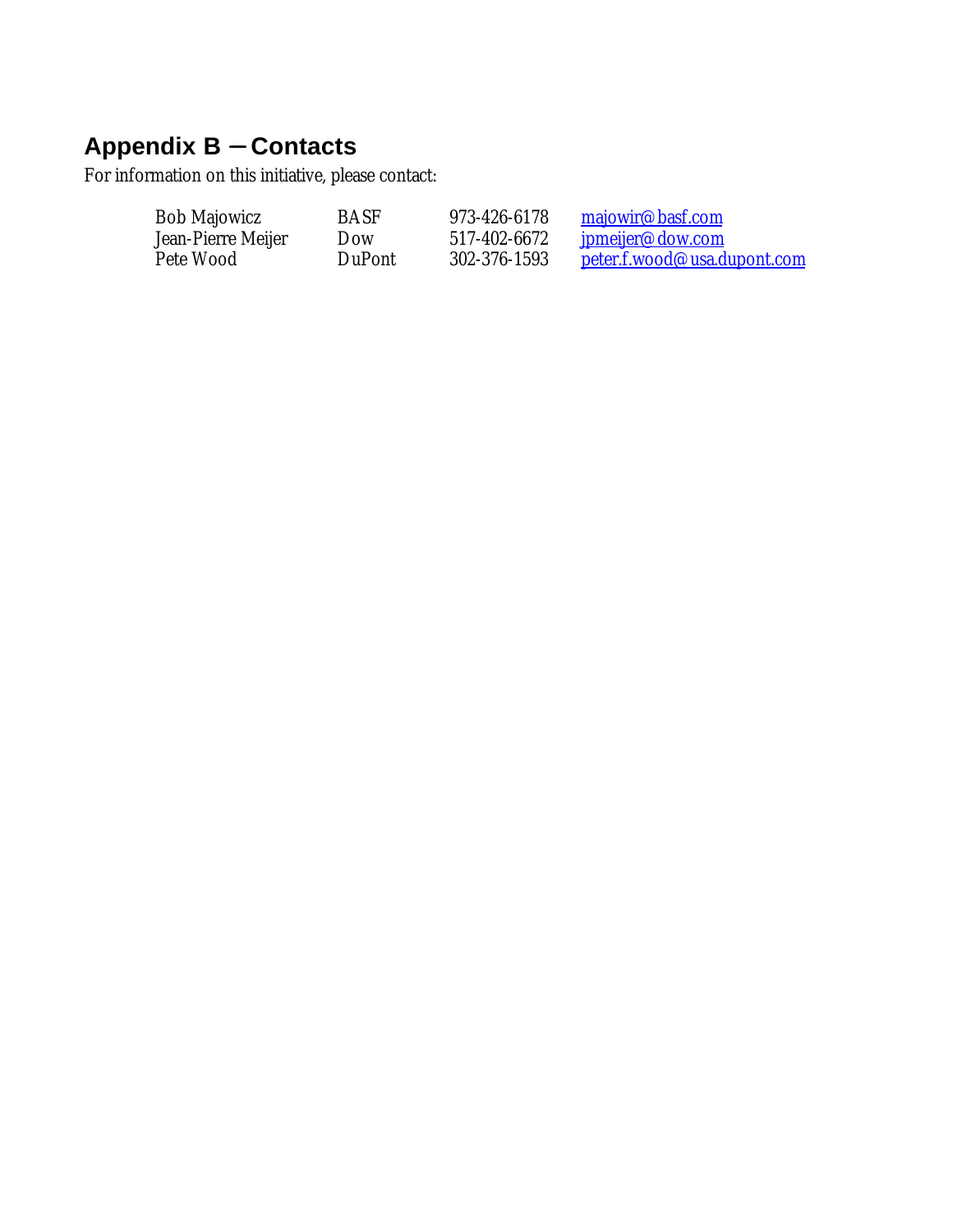## Appendix B – Contacts

For information on this initiative, please contact:

| | | | |
|---|---|---|---|
| Bob Majowicz | BASF | 973-426-6178 | majowir@basf.com |
| Jean-Pierre Meijer | Dow | 517-402-6672 | jpmeijer@dow.com |
| Pete Wood | DuPont | 302-376-1593 | peter.f.wood@usa.dupont.com |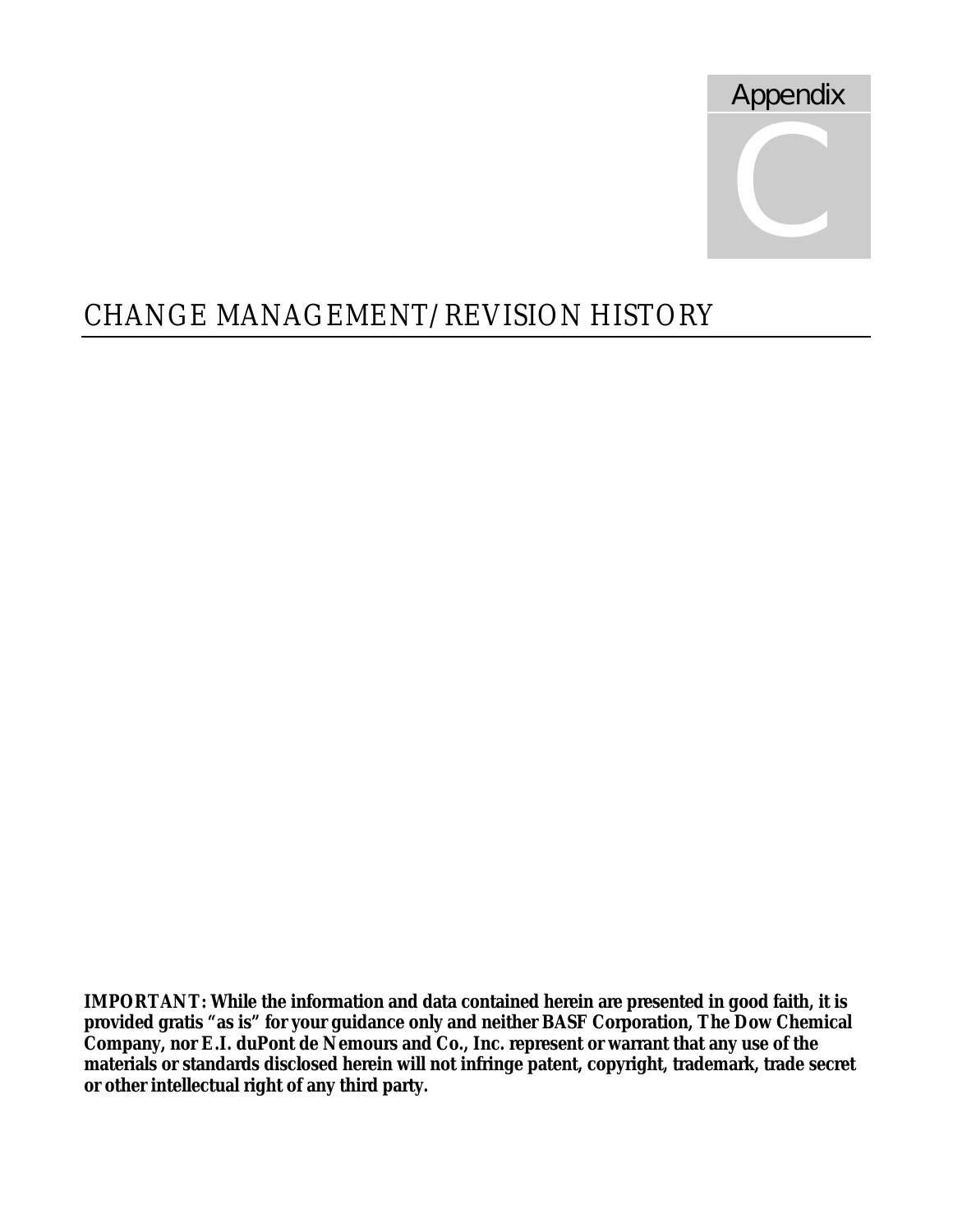Appendix

C

# CHANGE MANAGEMENT/REVISION HISTORY

**IMPORTANT: While the information and data contained herein are presented in good faith, it is provided gratis "as is" for your guidance only and neither BASF Corporation, The Dow Chemical Company, nor E.I. duPont de Nemours and Co., Inc. represent or warrant that any use of the materials or standards disclosed herein will not infringe patent, copyright, trademark, trade secret or other intellectual right of any third party.**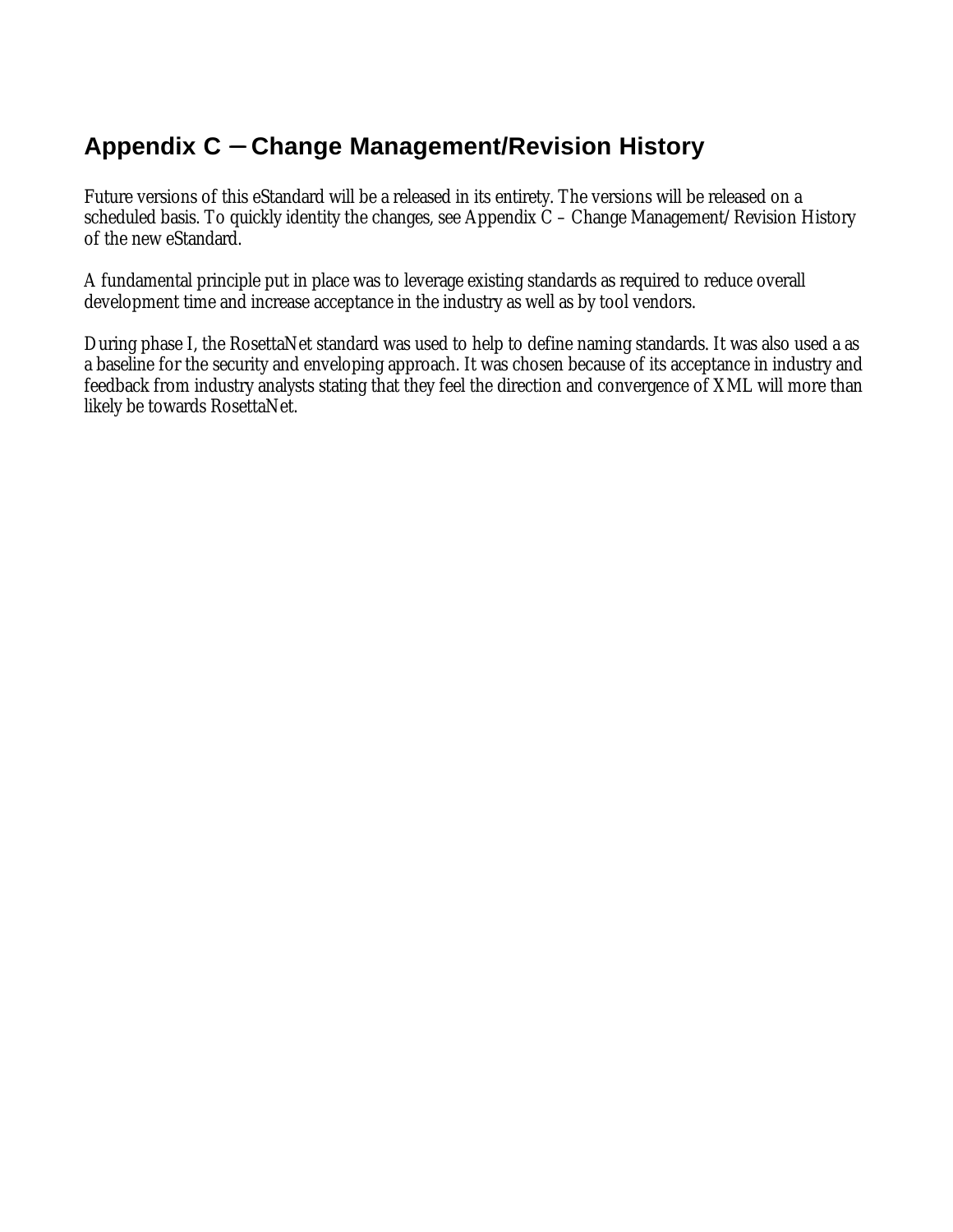## Appendix C – Change Management/Revision History

Future versions of this eStandard will be a released in its entirety. The versions will be released on a scheduled basis. To quickly identity the changes, see Appendix C – Change Management/Revision History of the new eStandard.

A fundamental principle put in place was to leverage existing standards as required to reduce overall development time and increase acceptance in the industry as well as by tool vendors.

During phase I, the RosettaNet standard was used to help to define naming standards. It was also used a as a baseline for the security and enveloping approach. It was chosen because of its acceptance in industry and feedback from industry analysts stating that they feel the direction and convergence of XML will more than likely be towards RosettaNet.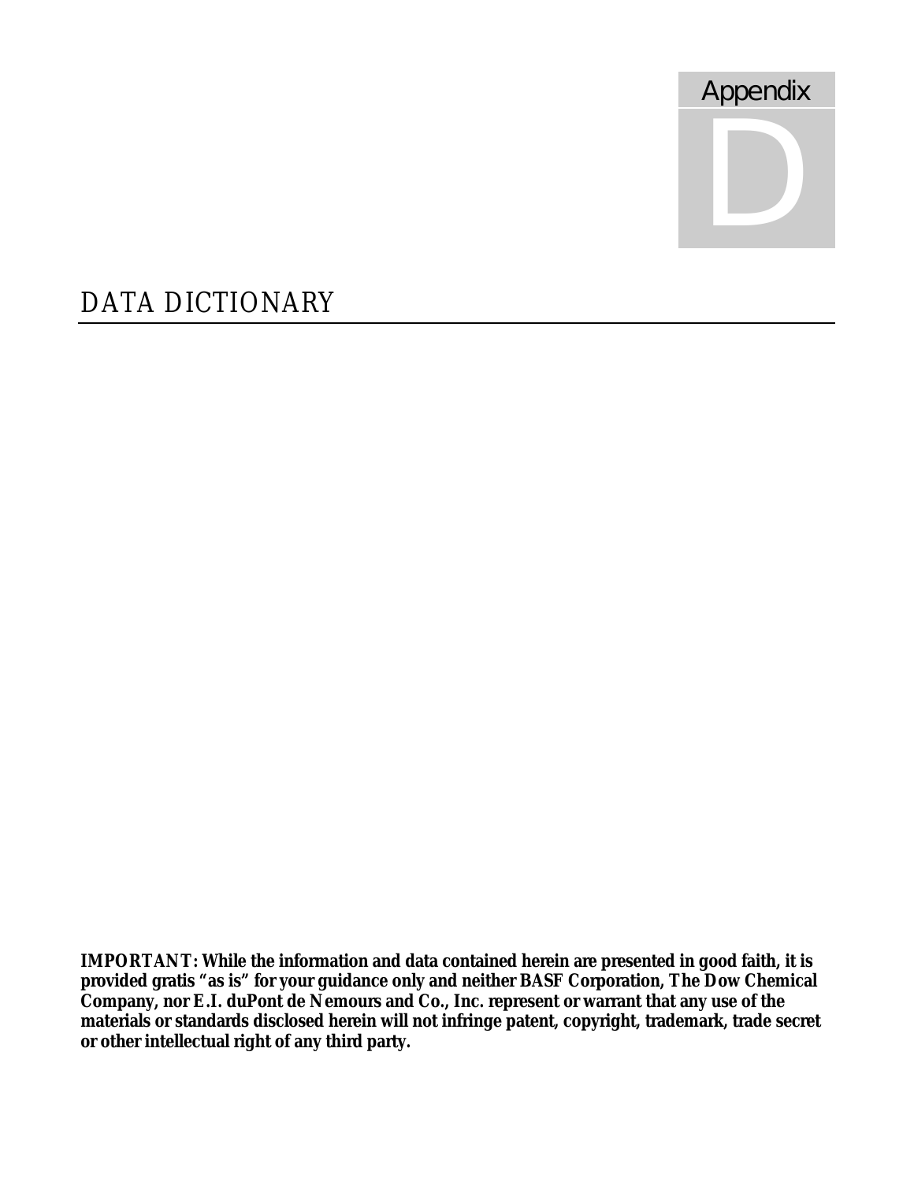# Appendix D

## DATA DICTIONARY

**IMPORTANT: While the information and data contained herein are presented in good faith, it is provided gratis "as is" for your guidance only and neither BASF Corporation, The Dow Chemical Company, nor E.I. duPont de Nemours and Co., Inc. represent or warrant that any use of the materials or standards disclosed herein will not infringe patent, copyright, trademark, trade secret or other intellectual right of any third party.**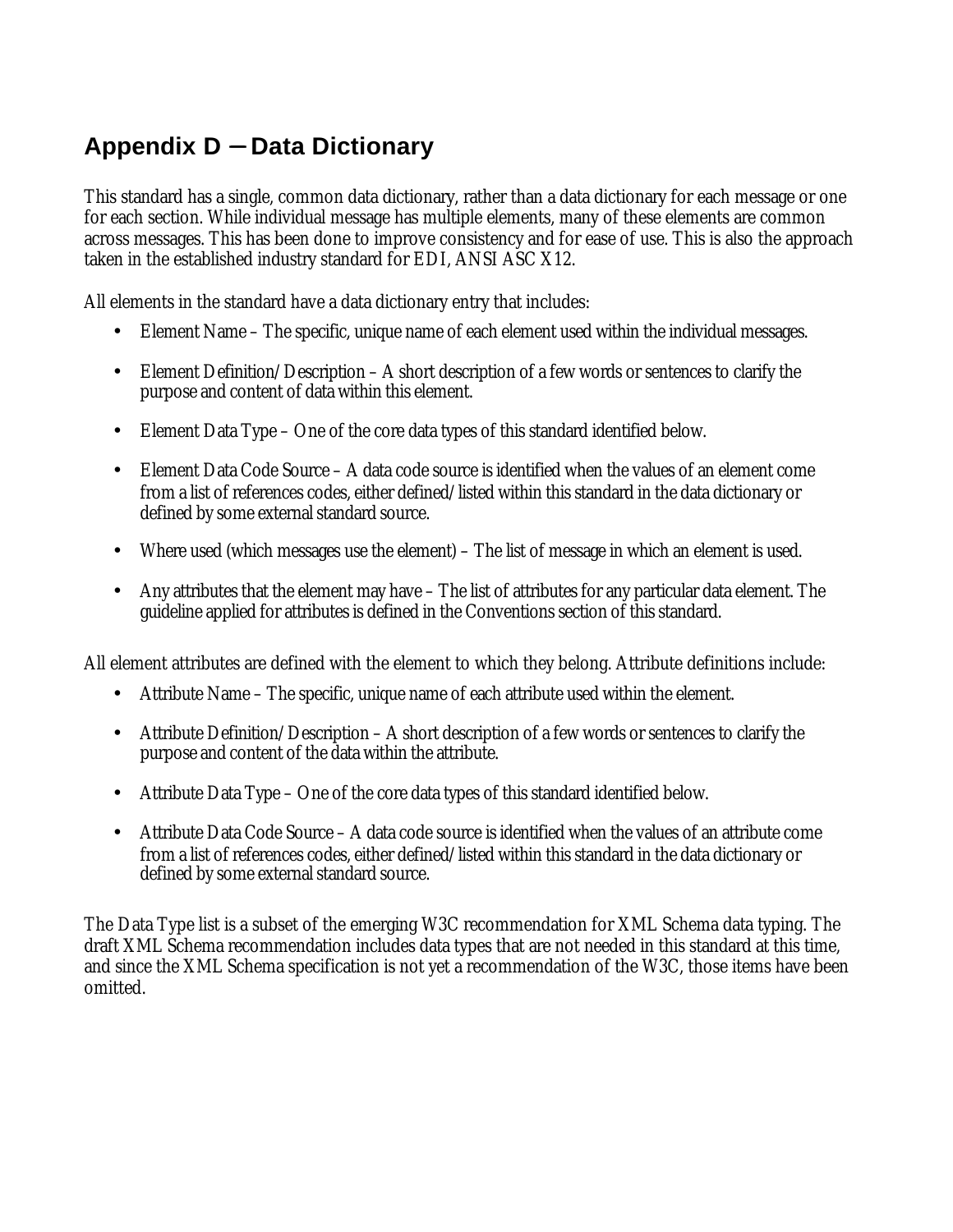# Appendix D ─ Data Dictionary

This standard has a single, common data dictionary, rather than a data dictionary for each message or one for each section. While individual message has multiple elements, many of these elements are common across messages. This has been done to improve consistency and for ease of use. This is also the approach taken in the established industry standard for EDI, ANSI ASC X12.

All elements in the standard have a data dictionary entry that includes:

- Element Name – The specific, unique name of each element used within the individual messages.
- Element Definition/Description – A short description of a few words or sentences to clarify the purpose and content of data within this element.
- Element Data Type – One of the core data types of this standard identified below.
- Element Data Code Source – A data code source is identified when the values of an element come from a list of references codes, either defined/listed within this standard in the data dictionary or defined by some external standard source.
- Where used (which messages use the element) – The list of message in which an element is used.
- Any attributes that the element may have – The list of attributes for any particular data element. The guideline applied for attributes is defined in the Conventions section of this standard.

All element attributes are defined with the element to which they belong. Attribute definitions include:

- Attribute Name – The specific, unique name of each attribute used within the element.
- Attribute Definition/Description – A short description of a few words or sentences to clarify the purpose and content of the data within the attribute.
- Attribute Data Type – One of the core data types of this standard identified below.
- Attribute Data Code Source – A data code source is identified when the values of an attribute come from a list of references codes, either defined/listed within this standard in the data dictionary or defined by some external standard source.

The Data Type list is a subset of the emerging W3C recommendation for XML Schema data typing. The draft XML Schema recommendation includes data types that are not needed in this standard at this time, and since the XML Schema specification is not yet a recommendation of the W3C, those items have been omitted.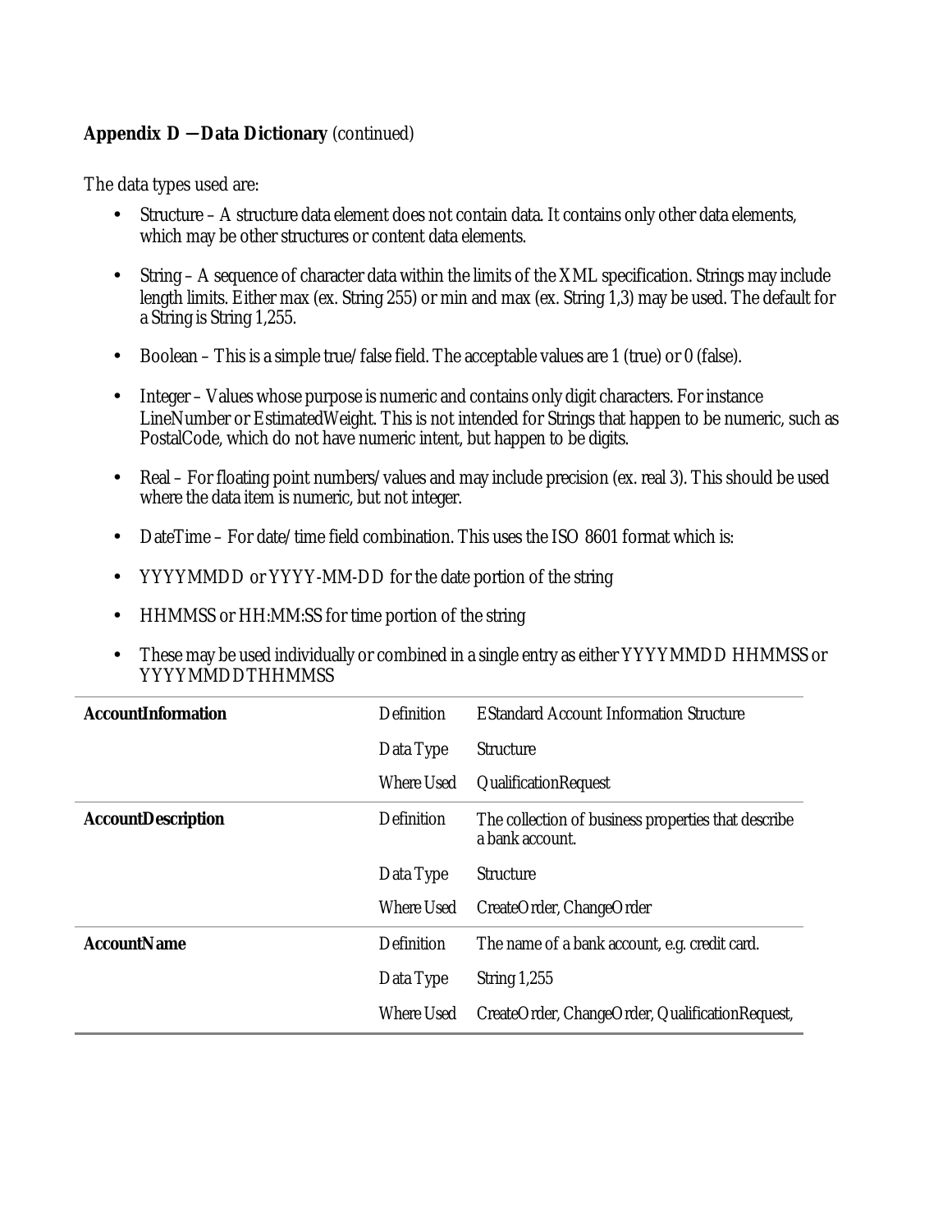**Appendix D —Data Dictionary** (continued)

The data types used are:

- Structure – A structure data element does not contain data. It contains only other data elements, which may be other structures or content data elements.
- String – A sequence of character data within the limits of the XML specification. Strings may include length limits. Either max (ex. String 255) or min and max (ex. String 1,3) may be used. The default for a String is String 1,255.
- Boolean – This is a simple true/false field. The acceptable values are 1 (true) or 0 (false).
- Integer – Values whose purpose is numeric and contains only digit characters. For instance LineNumber or EstimatedWeight. This is not intended for Strings that happen to be numeric, such as PostalCode, which do not have numeric intent, but happen to be digits.
- Real – For floating point numbers/values and may include precision (ex. real 3). This should be used where the data item is numeric, but not integer.
- DateTime – For date/time field combination. This uses the ISO 8601 format which is:
- YYYYMMDD or YYYY-MM-DD for the date portion of the string
- HHMMSS or HH:MM:SS for time portion of the string
- These may be used individually or combined in a single entry as either YYYYMMDD HHMMSS or YYYYMMDDTHHMMSS

| | | |
|---|---|---|
| **AccountInformation** | Definition | EStandard Account Information Structure |
| | Data Type | Structure |
| | Where Used | QualificationRequest |
| **AccountDescription** | Definition | The collection of business properties that describe a bank account. |
| | Data Type | Structure |
| | Where Used | CreateOrder, ChangeOrder |
| **AccountName** | Definition | The name of a bank account, e.g. credit card. |
| | Data Type | String 1,255 |
| | Where Used | CreateOrder, ChangeOrder, QualificationRequest, |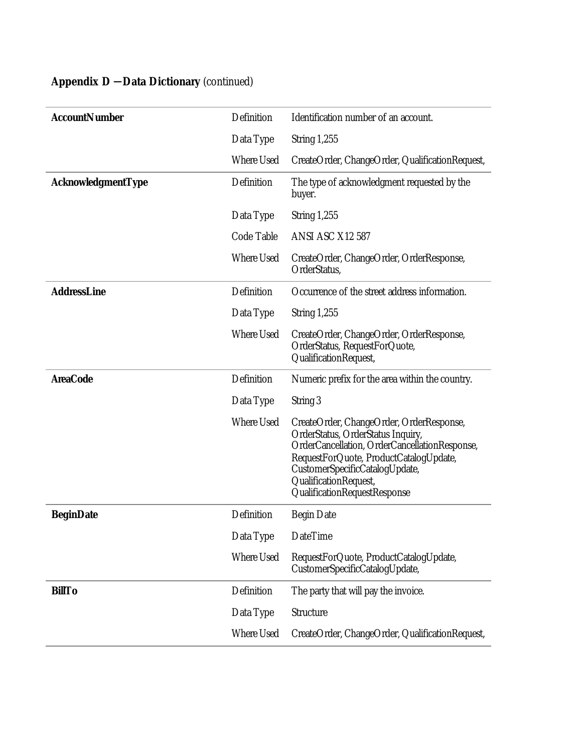## Appendix D — Data Dictionary *(continued)*

| | | |
|---|---|---|
| **AccountNumber** | Definition | Identification number of an account. |
| | Data Type | String 1,255 |
| | Where Used | CreateOrder, ChangeOrder, QualificationRequest, |
| **AcknowledgmentType** | Definition | The type of acknowledgment requested by the buyer. |
| | Data Type | String 1,255 |
| | Code Table | ANSI ASC X12 587 |
| | Where Used | CreateOrder, ChangeOrder, OrderResponse, OrderStatus, |
| **AddressLine** | Definition | Occurrence of the street address information. |
| | Data Type | String 1,255 |
| | Where Used | CreateOrder, ChangeOrder, OrderResponse, OrderStatus, RequestForQuote, QualificationRequest, |
| **AreaCode** | Definition | Numeric prefix for the area within the country. |
| | Data Type | String 3 |
| | Where Used | CreateOrder, ChangeOrder, OrderResponse, OrderStatus, OrderStatus Inquiry, OrderCancellation, OrderCancellationResponse, RequestForQuote, ProductCatalogUpdate, CustomerSpecificCatalogUpdate, QualificationRequest, QualificationRequestResponse |
| **BeginDate** | Definition | Begin Date |
| | Data Type | DateTime |
| | Where Used | RequestForQuote, ProductCatalogUpdate, CustomerSpecificCatalogUpdate, |
| **BillTo** | Definition | The party that will pay the invoice. |
| | Data Type | Structure |
| | Where Used | CreateOrder, ChangeOrder, QualificationRequest, |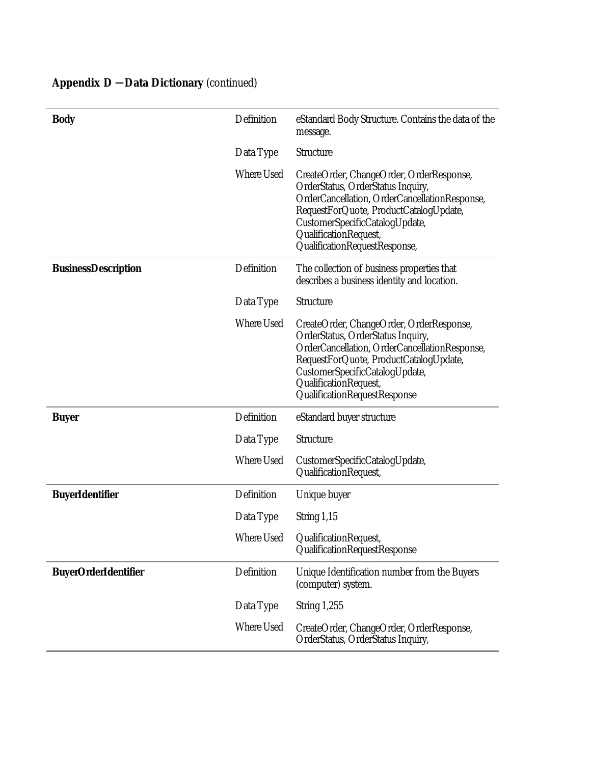## Appendix D — Data Dictionary *(continued)*

| Term | Attribute | Value |
|---|---|---|
| **Body** | Definition | eStandard Body Structure. Contains the data of the message. |
| | Data Type | Structure |
| | Where Used | CreateOrder, ChangeOrder, OrderResponse, OrderStatus, OrderStatus Inquiry, OrderCancellation, OrderCancellationResponse, RequestForQuote, ProductCatalogUpdate, CustomerSpecificCatalogUpdate, QualificationRequest, QualificationRequestResponse, |
| **BusinessDescription** | Definition | The collection of business properties that describes a business identity and location. |
| | Data Type | Structure |
| | Where Used | CreateOrder, ChangeOrder, OrderResponse, OrderStatus, OrderStatus Inquiry, OrderCancellation, OrderCancellationResponse, RequestForQuote, ProductCatalogUpdate, CustomerSpecificCatalogUpdate, QualificationRequest, QualificationRequestResponse |
| **Buyer** | Definition | eStandard buyer structure |
| | Data Type | Structure |
| | Where Used | CustomerSpecificCatalogUpdate, QualificationRequest, |
| **BuyerIdentifier** | Definition | Unique buyer |
| | Data Type | String 1,15 |
| | Where Used | QualificationRequest, QualificationRequestResponse |
| **BuyerOrderIdentifier** | Definition | Unique Identification number from the Buyers (computer) system. |
| | Data Type | String 1,255 |
| | Where Used | CreateOrder, ChangeOrder, OrderResponse, OrderStatus, OrderStatus Inquiry, |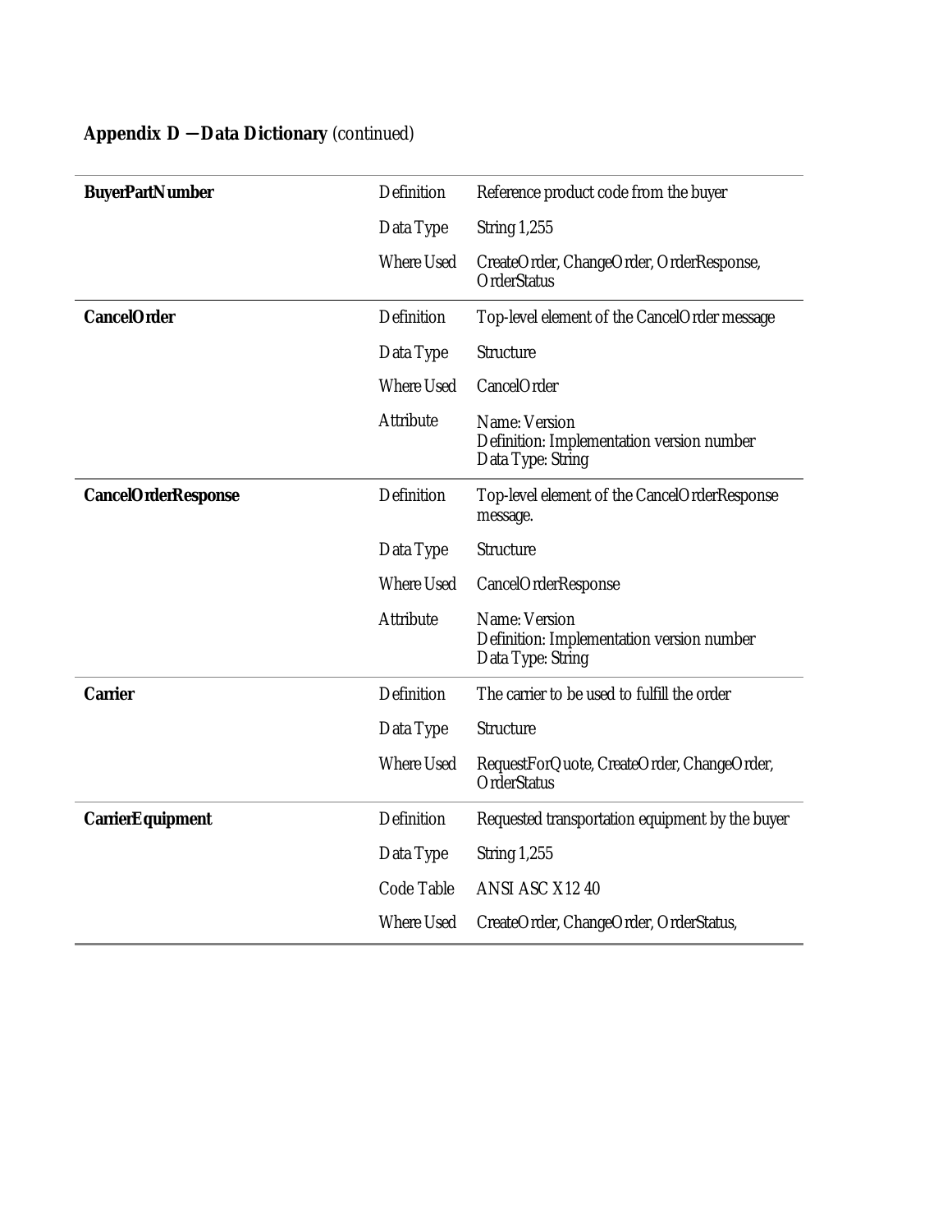**Appendix D — Data Dictionary** *(continued)*

| | | |
|---|---|---|
| **BuyerPartNumber** | Definition | Reference product code from the buyer |
| | Data Type | String 1,255 |
| | Where Used | CreateOrder, ChangeOrder, OrderResponse, OrderStatus |
| **CancelOrder** | Definition | Top-level element of the CancelOrder message |
| | Data Type | Structure |
| | Where Used | CancelOrder |
| | Attribute | Name: Version<br>Definition: Implementation version number<br>Data Type: String |
| **CancelOrderResponse** | Definition | Top-level element of the CancelOrderResponse message. |
| | Data Type | Structure |
| | Where Used | CancelOrderResponse |
| | Attribute | Name: Version<br>Definition: Implementation version number<br>Data Type: String |
| **Carrier** | Definition | The carrier to be used to fulfill the order |
| | Data Type | Structure |
| | Where Used | RequestForQuote, CreateOrder, ChangeOrder, OrderStatus |
| **CarrierEquipment** | Definition | Requested transportation equipment by the buyer |
| | Data Type | String 1,255 |
| | Code Table | ANSI ASC X12 40 |
| | Where Used | CreateOrder, ChangeOrder, OrderStatus, |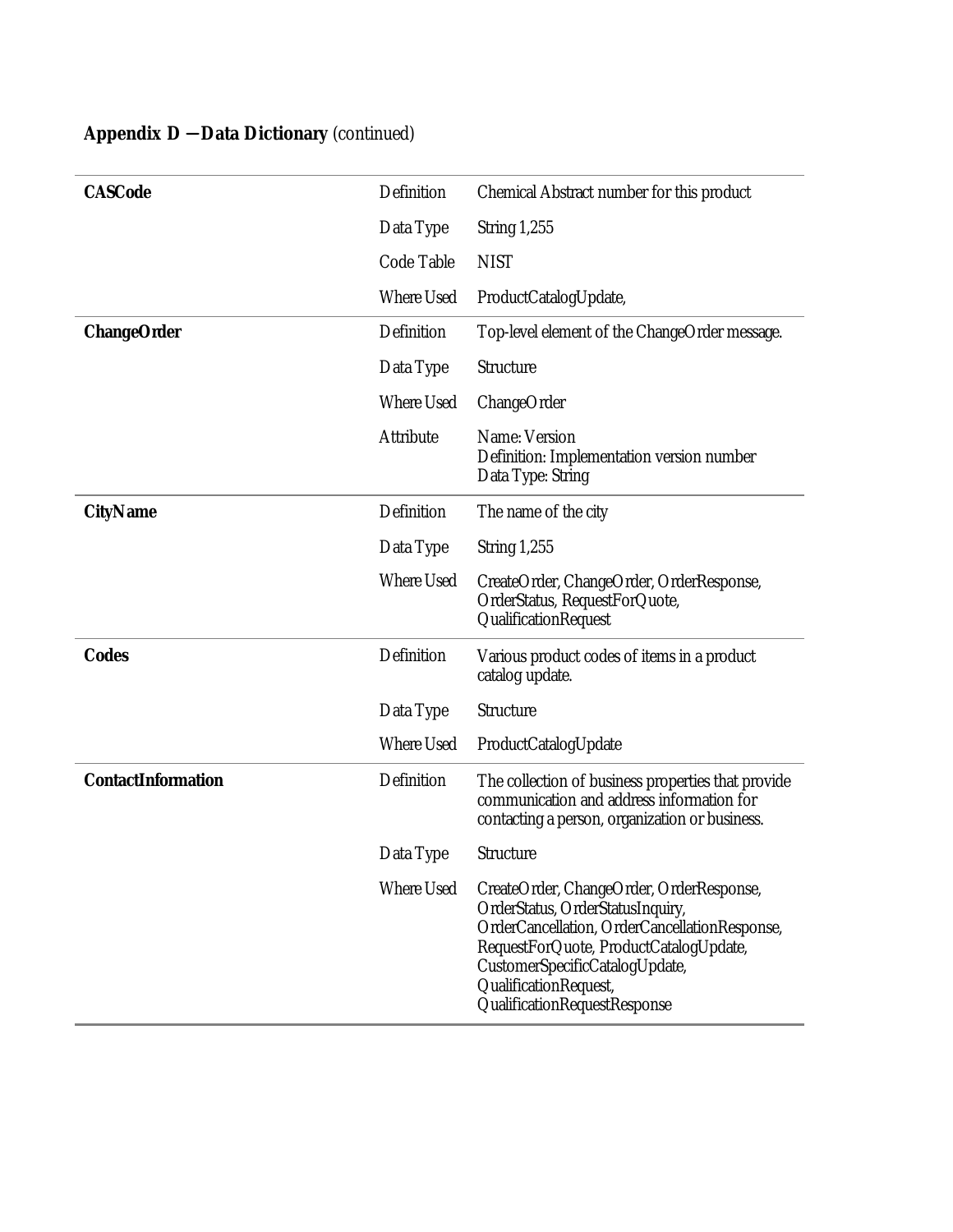**Appendix D — Data Dictionary** *(continued)*

| | | |
|---|---|---|
| **CASCode** | Definition | Chemical Abstract number for this product |
| | Data Type | String 1,255 |
| | Code Table | NIST |
| | Where Used | ProductCatalogUpdate, |
| **ChangeOrder** | Definition | Top-level element of the ChangeOrder message. |
| | Data Type | Structure |
| | Where Used | ChangeOrder |
| | Attribute | Name: Version<br>Definition: Implementation version number<br>Data Type: String |
| **CityName** | Definition | The name of the city |
| | Data Type | String 1,255 |
| | Where Used | CreateOrder, ChangeOrder, OrderResponse, OrderStatus, RequestForQuote, QualificationRequest |
| **Codes** | Definition | Various product codes of items in a product catalog update. |
| | Data Type | Structure |
| | Where Used | ProductCatalogUpdate |
| **ContactInformation** | Definition | The collection of business properties that provide communication and address information for contacting a person, organization or business. |
| | Data Type | Structure |
| | Where Used | CreateOrder, ChangeOrder, OrderResponse, OrderStatus, OrderStatusInquiry, OrderCancellation, OrderCancellationResponse, RequestForQuote, ProductCatalogUpdate, CustomerSpecificCatalogUpdate, QualificationRequest, QualificationRequestResponse |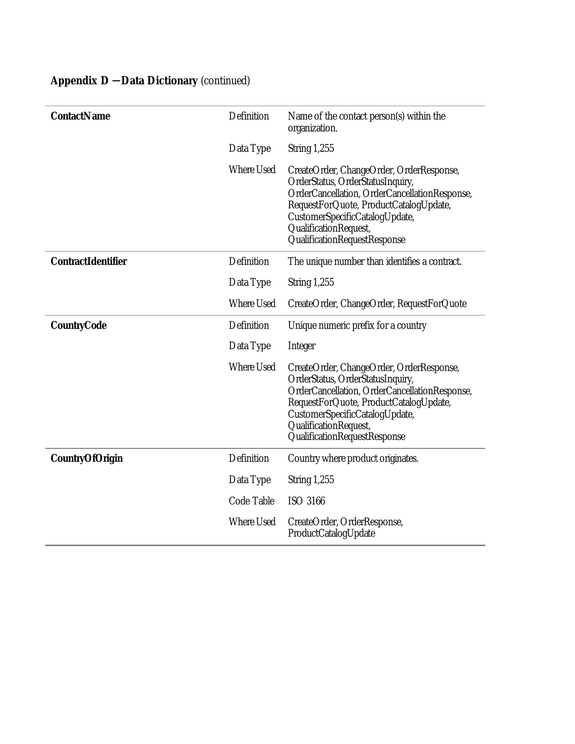## Appendix D — Data Dictionary *(continued)*

| | | |
|---|---|---|
| **ContactName** | Definition | Name of the contact person(s) within the organization. |
| | Data Type | String 1,255 |
| | Where Used | CreateOrder, ChangeOrder, OrderResponse, OrderStatus, OrderStatusInquiry, OrderCancellation, OrderCancellationResponse, RequestForQuote, ProductCatalogUpdate, CustomerSpecificCatalogUpdate, QualificationRequest, QualificationRequestResponse |
| **ContractIdentifier** | Definition | The unique number than identifies a contract. |
| | Data Type | String 1,255 |
| | Where Used | CreateOrder, ChangeOrder, RequestForQuote |
| **CountryCode** | Definition | Unique numeric prefix for a country |
| | Data Type | Integer |
| | Where Used | CreateOrder, ChangeOrder, OrderResponse, OrderStatus, OrderStatusInquiry, OrderCancellation, OrderCancellationResponse, RequestForQuote, ProductCatalogUpdate, CustomerSpecificCatalogUpdate, QualificationRequest, QualificationRequestResponse |
| **CountryOfOrigin** | Definition | Country where product originates. |
| | Data Type | String 1,255 |
| | Code Table | ISO 3166 |
| | Where Used | CreateOrder, OrderResponse, ProductCatalogUpdate |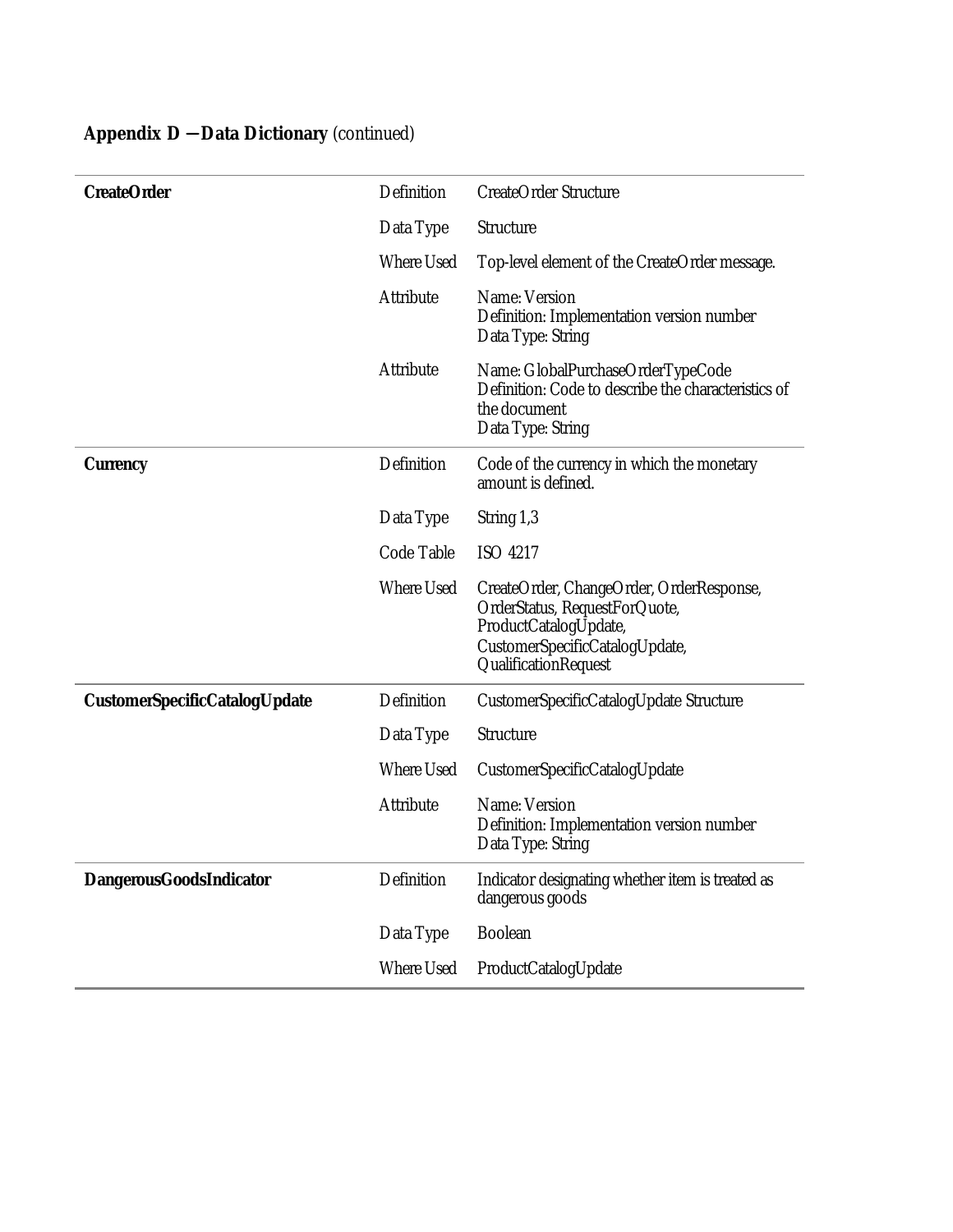## Appendix D — Data Dictionary *(continued)*

| | | |
|---|---|---|
| **CreateOrder** | Definition | CreateOrder Structure |
| | Data Type | Structure |
| | Where Used | Top-level element of the CreateOrder message. |
| | Attribute | Name: Version<br>Definition: Implementation version number<br>Data Type: String |
| | Attribute | Name: GlobalPurchaseOrderTypeCode<br>Definition: Code to describe the characteristics of the document<br>Data Type: String |
| **Currency** | Definition | Code of the currency in which the monetary amount is defined. |
| | Data Type | String 1,3 |
| | Code Table | ISO 4217 |
| | Where Used | CreateOrder, ChangeOrder, OrderResponse, OrderStatus, RequestForQuote, ProductCatalogUpdate, CustomerSpecificCatalogUpdate, QualificationRequest |
| **CustomerSpecificCatalogUpdate** | Definition | CustomerSpecificCatalogUpdate Structure |
| | Data Type | Structure |
| | Where Used | CustomerSpecificCatalogUpdate |
| | Attribute | Name: Version<br>Definition: Implementation version number<br>Data Type: String |
| **DangerousGoodsIndicator** | Definition | Indicator designating whether item is treated as dangerous goods |
| | Data Type | Boolean |
| | Where Used | ProductCatalogUpdate |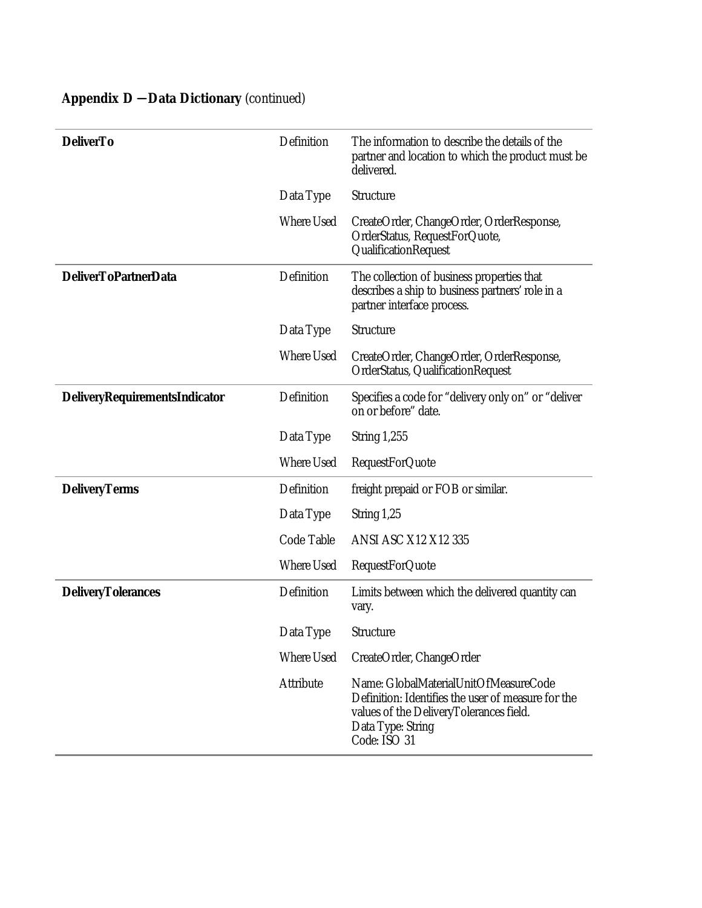**Appendix D — Data Dictionary** *(continued)*

| | | |
|---|---|---|
| **DeliverTo** | Definition | The information to describe the details of the partner and location to which the product must be delivered. |
| | Data Type | Structure |
| | Where Used | CreateOrder, ChangeOrder, OrderResponse, OrderStatus, RequestForQuote, QualificationRequest |
| **DeliverToPartnerData** | Definition | The collection of business properties that describes a ship to business partners' role in a partner interface process. |
| | Data Type | Structure |
| | Where Used | CreateOrder, ChangeOrder, OrderResponse, OrderStatus, QualificationRequest |
| **DeliveryRequirementsIndicator** | Definition | Specifies a code for "delivery only on" or "deliver on or before" date. |
| | Data Type | String 1,255 |
| | Where Used | RequestForQuote |
| **DeliveryTerms** | Definition | freight prepaid or FOB or similar. |
| | Data Type | String 1,25 |
| | Code Table | ANSI ASC X12 X12 335 |
| | Where Used | RequestForQuote |
| **DeliveryTolerances** | Definition | Limits between which the delivered quantity can vary. |
| | Data Type | Structure |
| | Where Used | CreateOrder, ChangeOrder |
| | Attribute | Name: GlobalMaterialUnitOfMeasureCode<br>Definition: Identifies the user of measure for the values of the DeliveryTolerances field.<br>Data Type: String<br>Code: ISO 31 |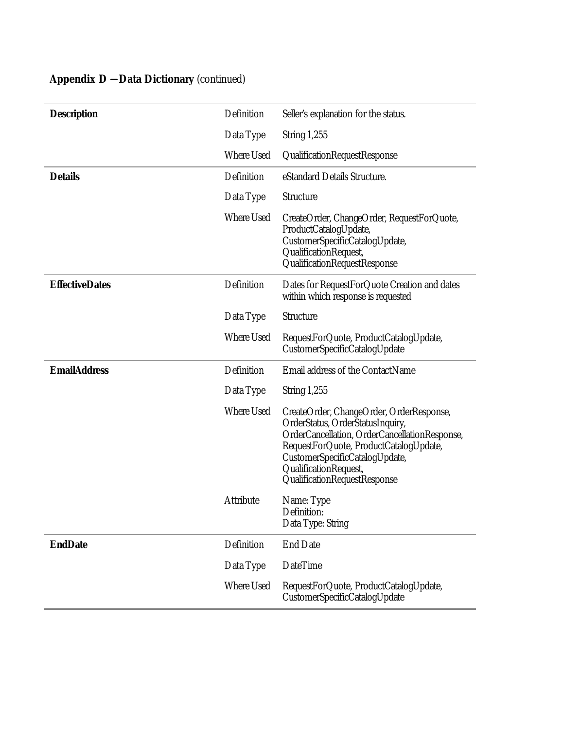## Appendix D — Data Dictionary *(continued)*

| | | |
|---|---|---|
| **Description** | Definition | Seller's explanation for the status. |
| | Data Type | String 1,255 |
| | Where Used | QualificationRequestResponse |
| **Details** | Definition | eStandard Details Structure. |
| | Data Type | Structure |
| | Where Used | CreateOrder, ChangeOrder, RequestForQuote, ProductCatalogUpdate, CustomerSpecificCatalogUpdate, QualificationRequest, QualificationRequestResponse |
| **EffectiveDates** | Definition | Dates for RequestForQuote Creation and dates within which response is requested |
| | Data Type | Structure |
| | Where Used | RequestForQuote, ProductCatalogUpdate, CustomerSpecificCatalogUpdate |
| **EmailAddress** | Definition | Email address of the ContactName |
| | Data Type | String 1,255 |
| | Where Used | CreateOrder, ChangeOrder, OrderResponse, OrderStatus, OrderStatusInquiry, OrderCancellation, OrderCancellationResponse, RequestForQuote, ProductCatalogUpdate, CustomerSpecificCatalogUpdate, QualificationRequest, QualificationRequestResponse |
| | Attribute | Name: Type<br>Definition:<br>Data Type: String |
| **EndDate** | Definition | End Date |
| | Data Type | DateTime |
| | Where Used | RequestForQuote, ProductCatalogUpdate, CustomerSpecificCatalogUpdate |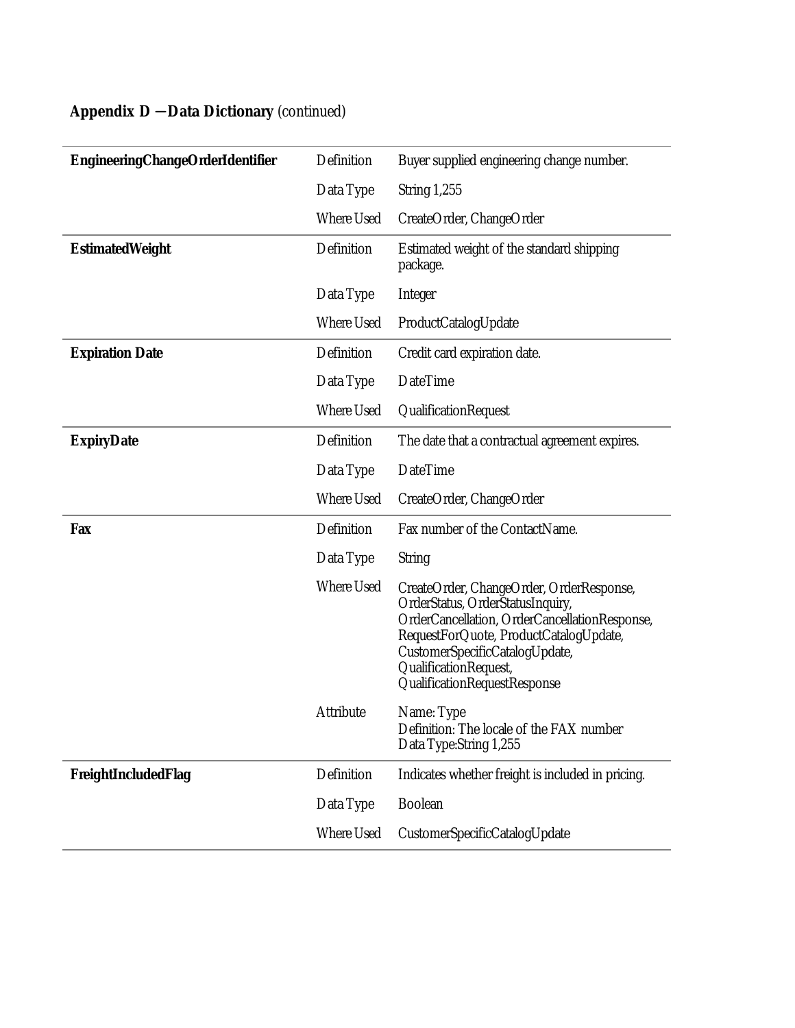## Appendix D — Data Dictionary (continued)

| | | |
|---|---|---|
| **EngineeringChangeOrderIdentifier** | Definition | Buyer supplied engineering change number. |
| | Data Type | String 1,255 |
| | Where Used | CreateOrder, ChangeOrder |
| **EstimatedWeight** | Definition | Estimated weight of the standard shipping package. |
| | Data Type | Integer |
| | Where Used | ProductCatalogUpdate |
| **Expiration Date** | Definition | Credit card expiration date. |
| | Data Type | DateTime |
| | Where Used | QualificationRequest |
| **ExpiryDate** | Definition | The date that a contractual agreement expires. |
| | Data Type | DateTime |
| | Where Used | CreateOrder, ChangeOrder |
| **Fax** | Definition | Fax number of the ContactName. |
| | Data Type | String |
| | Where Used | CreateOrder, ChangeOrder, OrderResponse, OrderStatus, OrderStatusInquiry, OrderCancellation, OrderCancellationResponse, RequestForQuote, ProductCatalogUpdate, CustomerSpecificCatalogUpdate, QualificationRequest, QualificationRequestResponse |
| | Attribute | Name: Type<br>Definition: The locale of the FAX number<br>Data Type:String 1,255 |
| **FreightIncludedFlag** | Definition | Indicates whether freight is included in pricing. |
| | Data Type | Boolean |
| | Where Used | CustomerSpecificCatalogUpdate |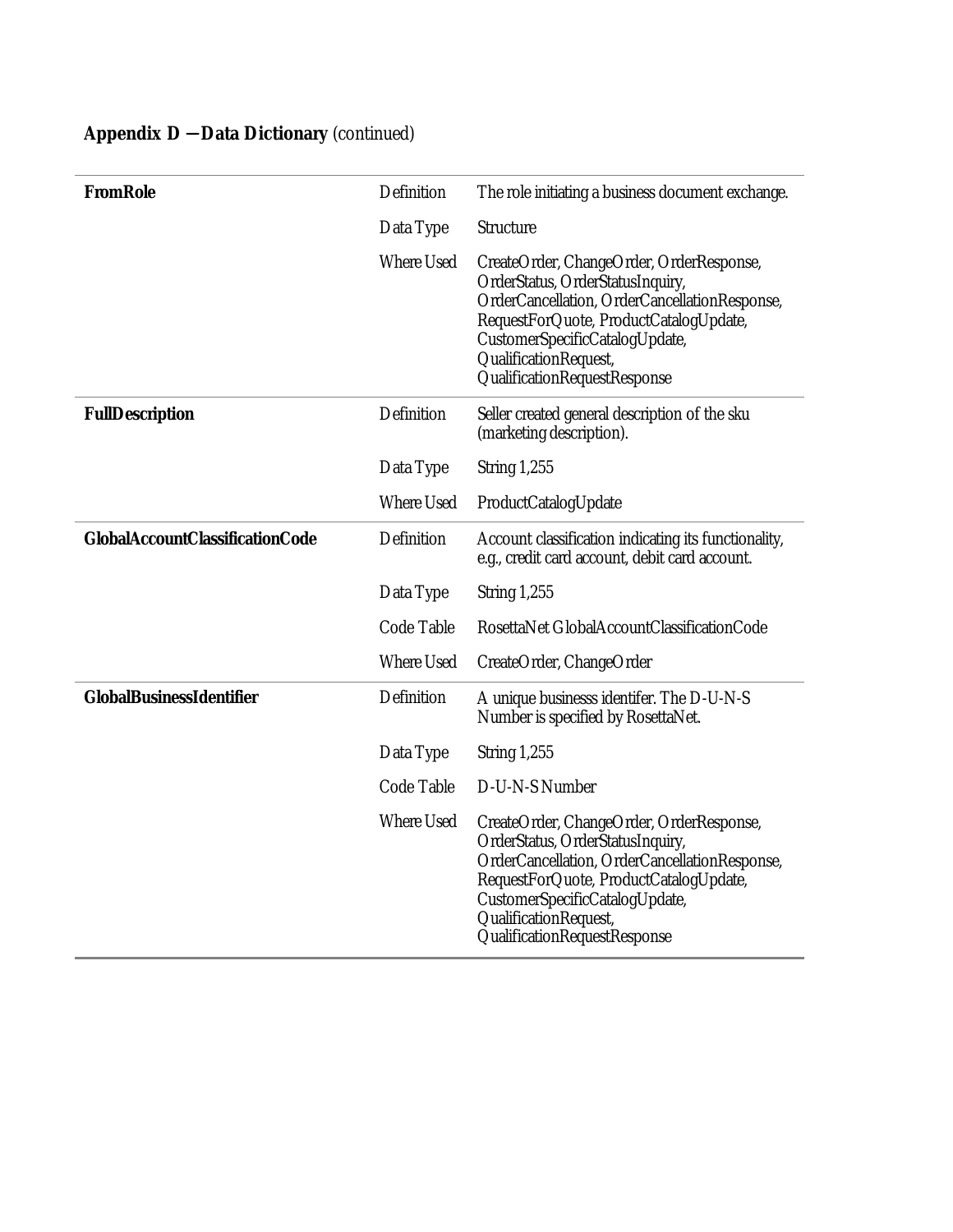## Appendix D — Data Dictionary *(continued)*

| | | |
|---|---|---|
| **FromRole** | Definition | The role initiating a business document exchange. |
| | Data Type | Structure |
| | Where Used | CreateOrder, ChangeOrder, OrderResponse, OrderStatus, OrderStatusInquiry, OrderCancellation, OrderCancellationResponse, RequestForQuote, ProductCatalogUpdate, CustomerSpecificCatalogUpdate, QualificationRequest, QualificationRequestResponse |
| **FullDescription** | Definition | Seller created general description of the sku (marketing description). |
| | Data Type | String 1,255 |
| | Where Used | ProductCatalogUpdate |
| **GlobalAccountClassificationCode** | Definition | Account classification indicating its functionality, e.g., credit card account, debit card account. |
| | Data Type | String 1,255 |
| | Code Table | RosettaNet GlobalAccountClassificationCode |
| | Where Used | CreateOrder, ChangeOrder |
| **GlobalBusinessIdentifier** | Definition | A unique businesss identifer. The D-U-N-S Number is specified by RosettaNet. |
| | Data Type | String 1,255 |
| | Code Table | D-U-N-S Number |
| | Where Used | CreateOrder, ChangeOrder, OrderResponse, OrderStatus, OrderStatusInquiry, OrderCancellation, OrderCancellationResponse, RequestForQuote, ProductCatalogUpdate, CustomerSpecificCatalogUpdate, QualificationRequest, QualificationRequestResponse |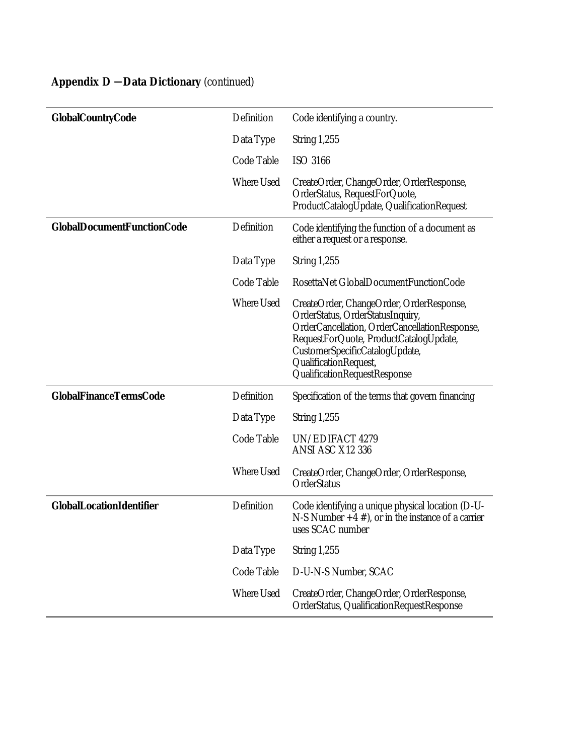## Appendix D — Data Dictionary *(continued)*

| | | |
|---|---|---|
| **GlobalCountryCode** | Definition | Code identifying a country. |
| | Data Type | String 1,255 |
| | Code Table | ISO 3166 |
| | Where Used | CreateOrder, ChangeOrder, OrderResponse, OrderStatus, RequestForQuote, ProductCatalogUpdate, QualificationRequest |
| **GlobalDocumentFunctionCode** | Definition | Code identifying the function of a document as either a request or a response. |
| | Data Type | String 1,255 |
| | Code Table | RosettaNet GlobalDocumentFunctionCode |
| | Where Used | CreateOrder, ChangeOrder, OrderResponse, OrderStatus, OrderStatusInquiry, OrderCancellation, OrderCancellationResponse, RequestForQuote, ProductCatalogUpdate, CustomerSpecificCatalogUpdate, QualificationRequest, QualificationRequestResponse |
| **GlobalFinanceTermsCode** | Definition | Specification of the terms that govern financing |
| | Data Type | String 1,255 |
| | Code Table | UN/EDIFACT 4279<br>ANSI ASC X12 336 |
| | Where Used | CreateOrder, ChangeOrder, OrderResponse, OrderStatus |
| **GlobalLocationIdentifier** | Definition | Code identifying a unique physical location (D-U-N-S Number +4 #), or in the instance of a carrier uses SCAC number |
| | Data Type | String 1,255 |
| | Code Table | D-U-N-S Number, SCAC |
| | Where Used | CreateOrder, ChangeOrder, OrderResponse, OrderStatus, QualificationRequestResponse |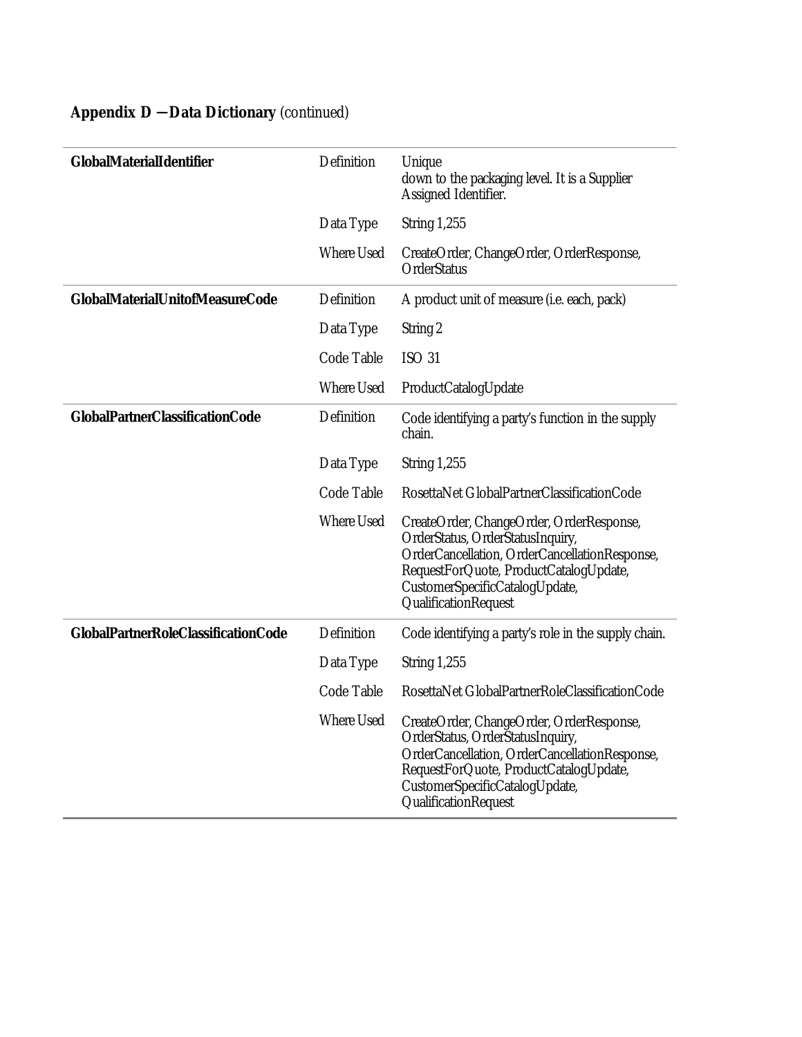## Appendix D — Data Dictionary *(continued)*

| | | |
|---|---|---|
| **GlobalMaterialIdentifier** | Definition | Unique<br>down to the packaging level. It is a Supplier Assigned Identifier. |
| | Data Type | String 1,255 |
| | Where Used | CreateOrder, ChangeOrder, OrderResponse, OrderStatus |
| **GlobalMaterialUnitofMeasureCode** | Definition | A product unit of measure (i.e. each, pack) |
| | Data Type | String 2 |
| | Code Table | ISO 31 |
| | Where Used | ProductCatalogUpdate |
| **GlobalPartnerClassificationCode** | Definition | Code identifying a party's function in the supply chain. |
| | Data Type | String 1,255 |
| | Code Table | RosettaNet GlobalPartnerClassificationCode |
| | Where Used | CreateOrder, ChangeOrder, OrderResponse, OrderStatus, OrderStatusInquiry, OrderCancellation, OrderCancellationResponse, RequestForQuote, ProductCatalogUpdate, CustomerSpecificCatalogUpdate, QualificationRequest |
| **GlobalPartnerRoleClassificationCode** | Definition | Code identifying a party's role in the supply chain. |
| | Data Type | String 1,255 |
| | Code Table | RosettaNet GlobalPartnerRoleClassificationCode |
| | Where Used | CreateOrder, ChangeOrder, OrderResponse, OrderStatus, OrderStatusInquiry, OrderCancellation, OrderCancellationResponse, RequestForQuote, ProductCatalogUpdate, CustomerSpecificCatalogUpdate, QualificationRequest |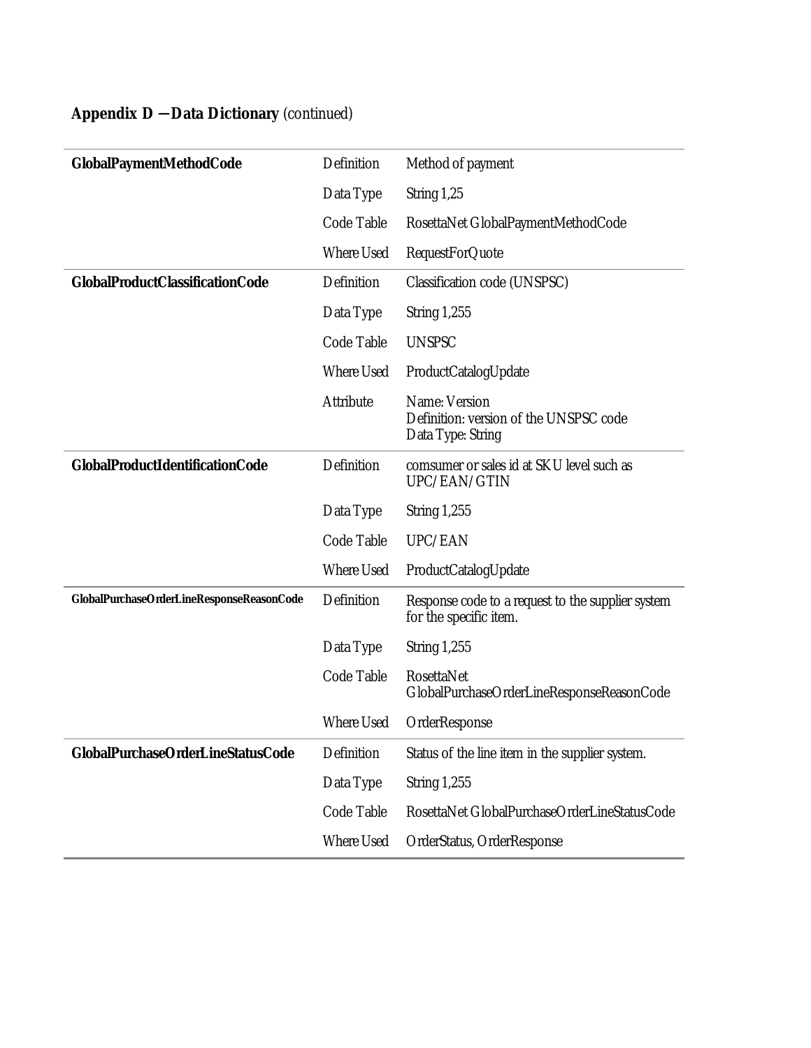**Appendix D —Data Dictionary** *(continued)*

| | | |
|---|---|---|
| **GlobalPaymentMethodCode** | Definition | Method of payment |
| | Data Type | String 1,25 |
| | Code Table | RosettaNet GlobalPaymentMethodCode |
| | Where Used | RequestForQuote |
| **GlobalProductClassificationCode** | Definition | Classification code (UNSPSC) |
| | Data Type | String 1,255 |
| | Code Table | UNSPSC |
| | Where Used | ProductCatalogUpdate |
| | Attribute | Name: Version<br>Definition: version of the UNSPSC code<br>Data Type: String |
| **GlobalProductIdentificationCode** | Definition | comsumer or sales id at SKU level such as UPC/EAN/GTIN |
| | Data Type | String 1,255 |
| | Code Table | UPC/EAN |
| | Where Used | ProductCatalogUpdate |
| **GlobalPurchaseOrderLineResponseReasonCode** | Definition | Response code to a request to the supplier system for the specific item. |
| | Data Type | String 1,255 |
| | Code Table | RosettaNet GlobalPurchaseOrderLineResponseReasonCode |
| | Where Used | OrderResponse |
| **GlobalPurchaseOrderLineStatusCode** | Definition | Status of the line item in the supplier system. |
| | Data Type | String 1,255 |
| | Code Table | RosettaNet GlobalPurchaseOrderLineStatusCode |
| | Where Used | OrderStatus, OrderResponse |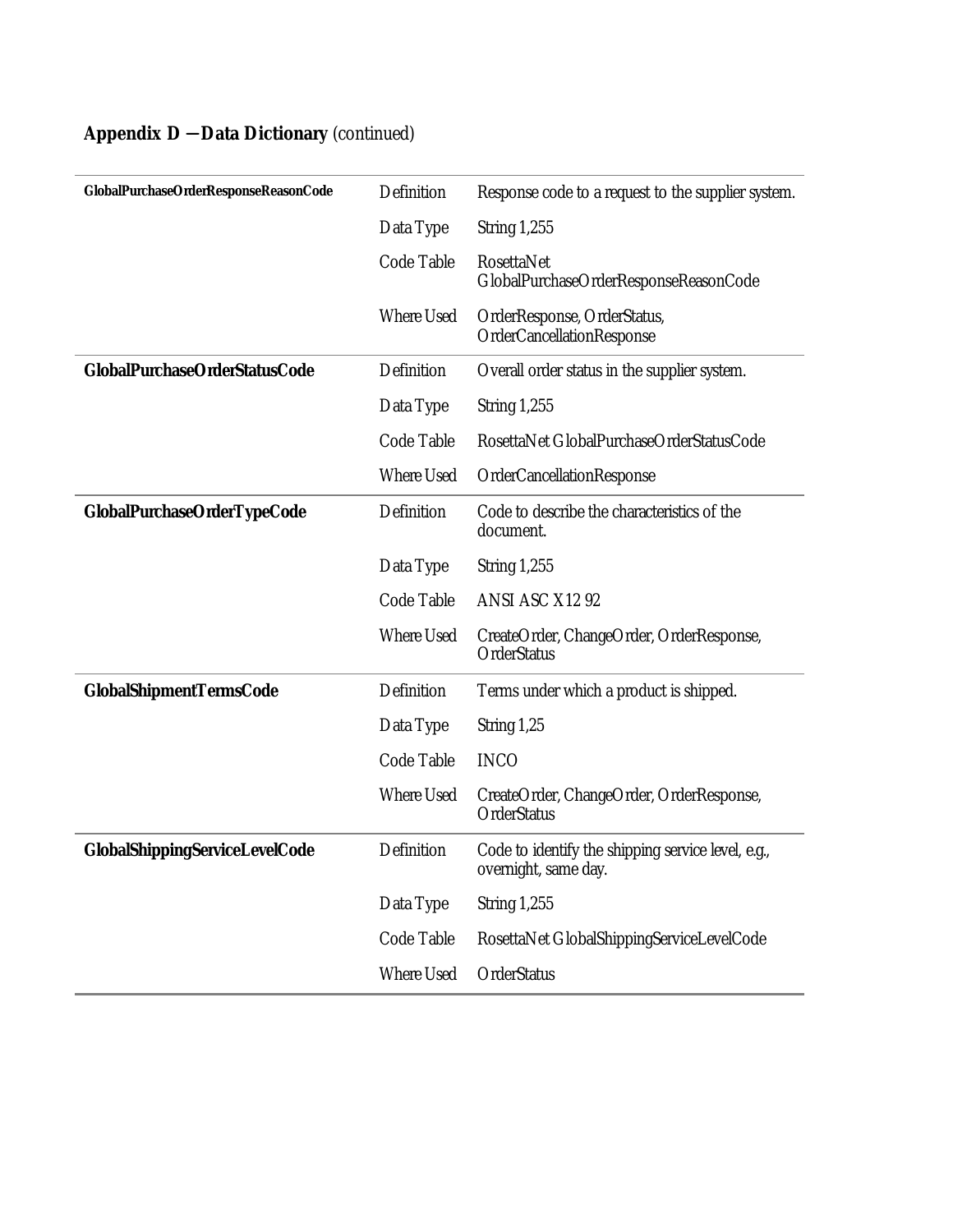## Appendix D — Data Dictionary *(continued)*

| | | |
|---|---|---|
| **GlobalPurchaseOrderResponseReasonCode** | Definition | Response code to a request to the supplier system. |
| | Data Type | String 1,255 |
| | Code Table | RosettaNet GlobalPurchaseOrderResponseReasonCode |
| | Where Used | OrderResponse, OrderStatus, OrderCancellationResponse |
| **GlobalPurchaseOrderStatusCode** | Definition | Overall order status in the supplier system. |
| | Data Type | String 1,255 |
| | Code Table | RosettaNet GlobalPurchaseOrderStatusCode |
| | Where Used | OrderCancellationResponse |
| **GlobalPurchaseOrderTypeCode** | Definition | Code to describe the characteristics of the document. |
| | Data Type | String 1,255 |
| | Code Table | ANSI ASC X12 92 |
| | Where Used | CreateOrder, ChangeOrder, OrderResponse, OrderStatus |
| **GlobalShipmentTermsCode** | Definition | Terms under which a product is shipped. |
| | Data Type | String 1,25 |
| | Code Table | INCO |
| | Where Used | CreateOrder, ChangeOrder, OrderResponse, OrderStatus |
| **GlobalShippingServiceLevelCode** | Definition | Code to identify the shipping service level, e.g., overnight, same day. |
| | Data Type | String 1,255 |
| | Code Table | RosettaNet GlobalShippingServiceLevelCode |
| | Where Used | OrderStatus |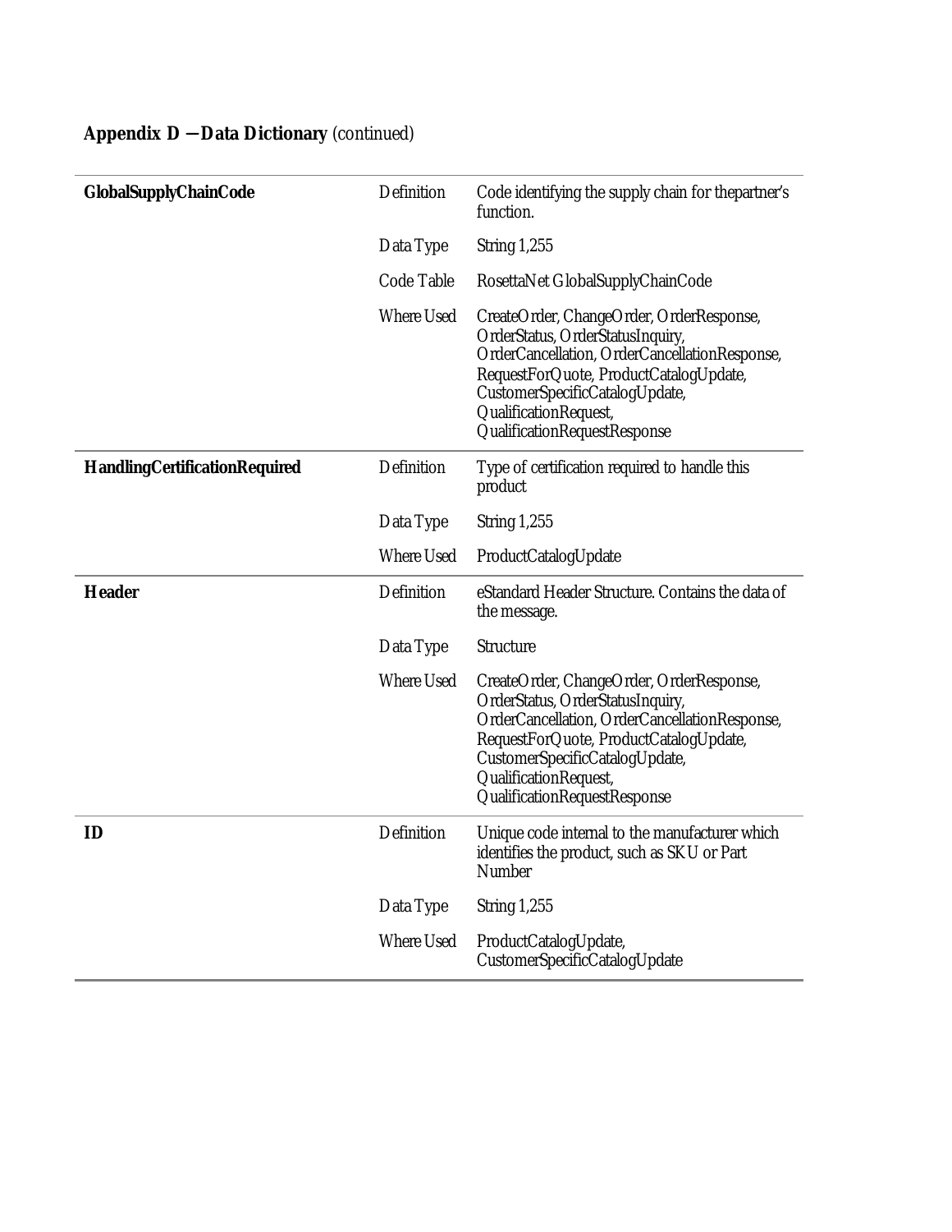## Appendix D — Data Dictionary (continued)

| | | |
|---|---|---|
| **GlobalSupplyChainCode** | Definition | Code identifying the supply chain for thepartner's function. |
| | Data Type | String 1,255 |
| | Code Table | RosettaNet GlobalSupplyChainCode |
| | Where Used | CreateOrder, ChangeOrder, OrderResponse, OrderStatus, OrderStatusInquiry, OrderCancellation, OrderCancellationResponse, RequestForQuote, ProductCatalogUpdate, CustomerSpecificCatalogUpdate, QualificationRequest, QualificationRequestResponse |
| **HandlingCertificationRequired** | Definition | Type of certification required to handle this product |
| | Data Type | String 1,255 |
| | Where Used | ProductCatalogUpdate |
| **Header** | Definition | eStandard Header Structure. Contains the data of the message. |
| | Data Type | Structure |
| | Where Used | CreateOrder, ChangeOrder, OrderResponse, OrderStatus, OrderStatusInquiry, OrderCancellation, OrderCancellationResponse, RequestForQuote, ProductCatalogUpdate, CustomerSpecificCatalogUpdate, QualificationRequest, QualificationRequestResponse |
| **ID** | Definition | Unique code internal to the manufacturer which identifies the product, such as SKU or Part Number |
| | Data Type | String 1,255 |
| | Where Used | ProductCatalogUpdate, CustomerSpecificCatalogUpdate |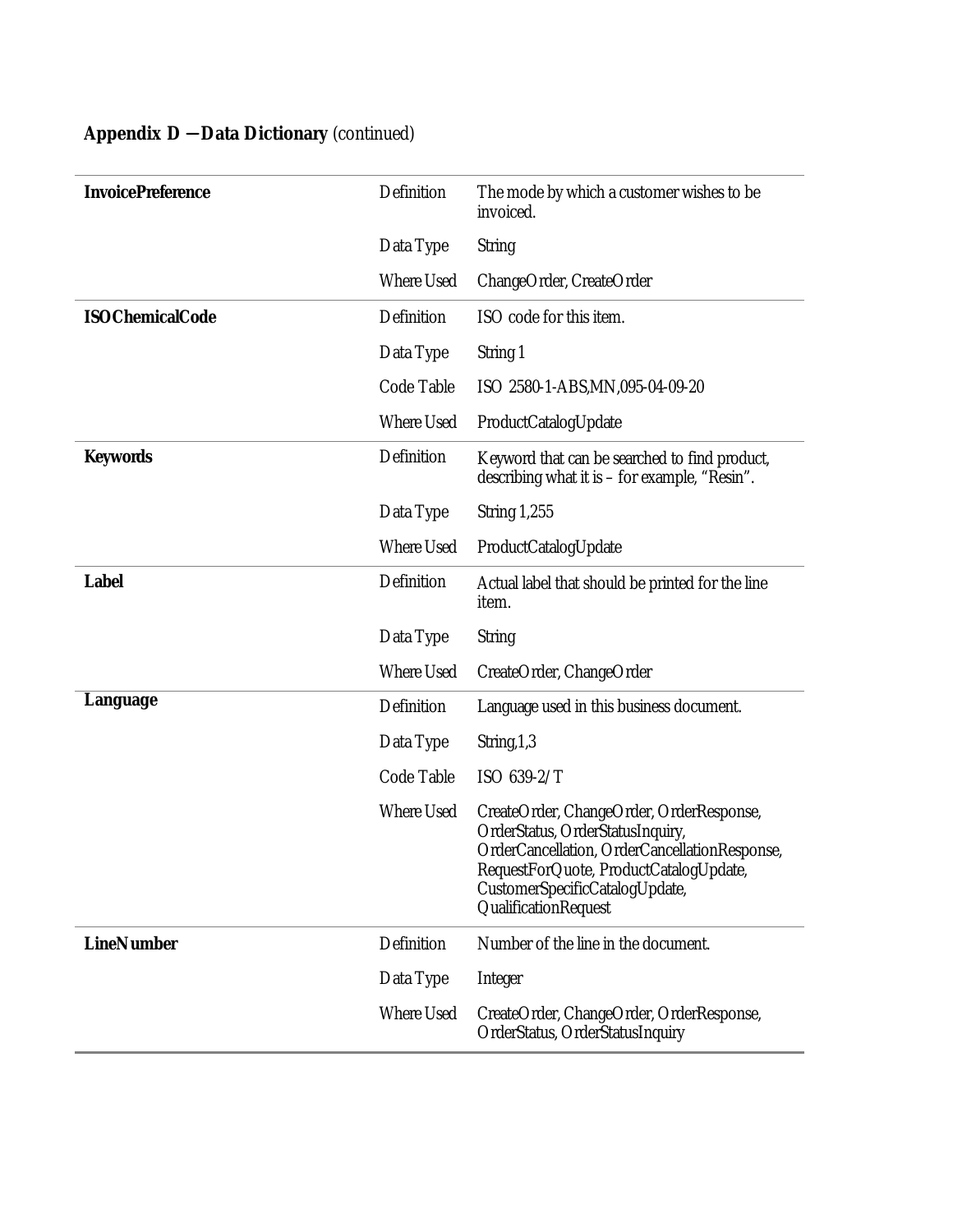## Appendix D — Data Dictionary (continued)

| | | |
|---|---|---|
| **InvoicePreference** | Definition | The mode by which a customer wishes to be invoiced. |
| | Data Type | String |
| | Where Used | ChangeOrder, CreateOrder |
| **ISOChemicalCode** | Definition | ISO code for this item. |
| | Data Type | String 1 |
| | Code Table | ISO 2580-1-ABS,MN,095-04-09-20 |
| | Where Used | ProductCatalogUpdate |
| **Keywords** | Definition | Keyword that can be searched to find product, describing what it is – for example, "Resin". |
| | Data Type | String 1,255 |
| | Where Used | ProductCatalogUpdate |
| **Label** | Definition | Actual label that should be printed for the line item. |
| | Data Type | String |
| | Where Used | CreateOrder, ChangeOrder |
| **Language** | Definition | Language used in this business document. |
| | Data Type | String,1,3 |
| | Code Table | ISO 639-2/T |
| | Where Used | CreateOrder, ChangeOrder, OrderResponse, OrderStatus, OrderStatusInquiry, OrderCancellation, OrderCancellationResponse, RequestForQuote, ProductCatalogUpdate, CustomerSpecificCatalogUpdate, QualificationRequest |
| **LineNumber** | Definition | Number of the line in the document. |
| | Data Type | Integer |
| | Where Used | CreateOrder, ChangeOrder, OrderResponse, OrderStatus, OrderStatusInquiry |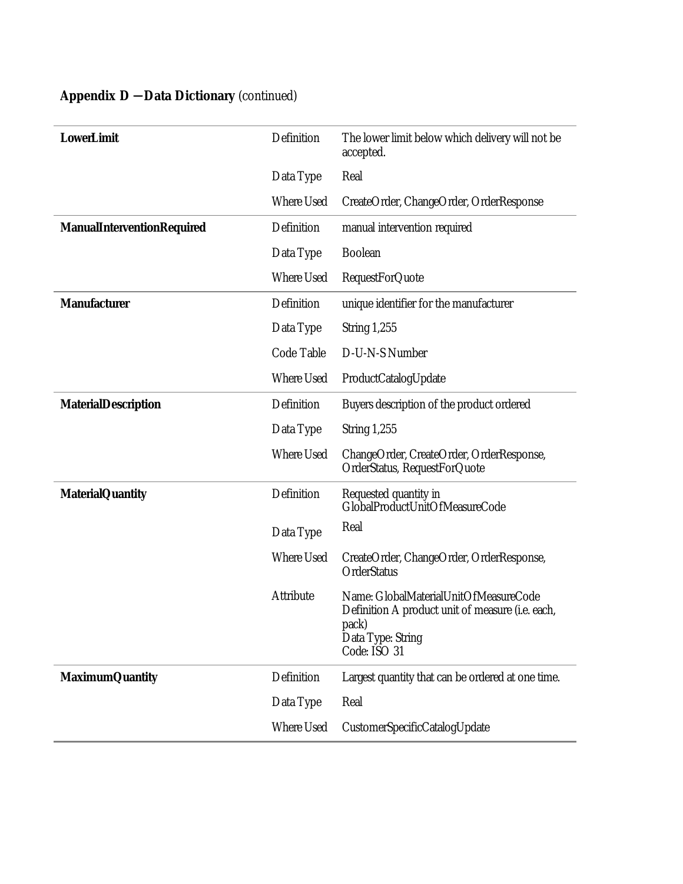## Appendix D — Data Dictionary (continued)

| | | |
|---|---|---|
| **LowerLimit** | Definition | The lower limit below which delivery will not be accepted. |
| | Data Type | Real |
| | Where Used | CreateOrder, ChangeOrder, OrderResponse |
| **ManualInterventionRequired** | Definition | manual intervention required |
| | Data Type | Boolean |
| | Where Used | RequestForQuote |
| **Manufacturer** | Definition | unique identifier for the manufacturer |
| | Data Type | String 1,255 |
| | Code Table | D-U-N-S Number |
| | Where Used | ProductCatalogUpdate |
| **MaterialDescription** | Definition | Buyers description of the product ordered |
| | Data Type | String 1,255 |
| | Where Used | ChangeOrder, CreateOrder, OrderResponse, OrderStatus, RequestForQuote |
| **MaterialQuantity** | Definition | Requested quantity in GlobalProductUnitOfMeasureCode |
| | Data Type | Real |
| | Where Used | CreateOrder, ChangeOrder, OrderResponse, OrderStatus |
| | Attribute | Name: GlobalMaterialUnitOfMeasureCode<br>Definition A product unit of measure (i.e. each, pack)<br>Data Type: String<br>Code: ISO 31 |
| **MaximumQuantity** | Definition | Largest quantity that can be ordered at one time. |
| | Data Type | Real |
| | Where Used | CustomerSpecificCatalogUpdate |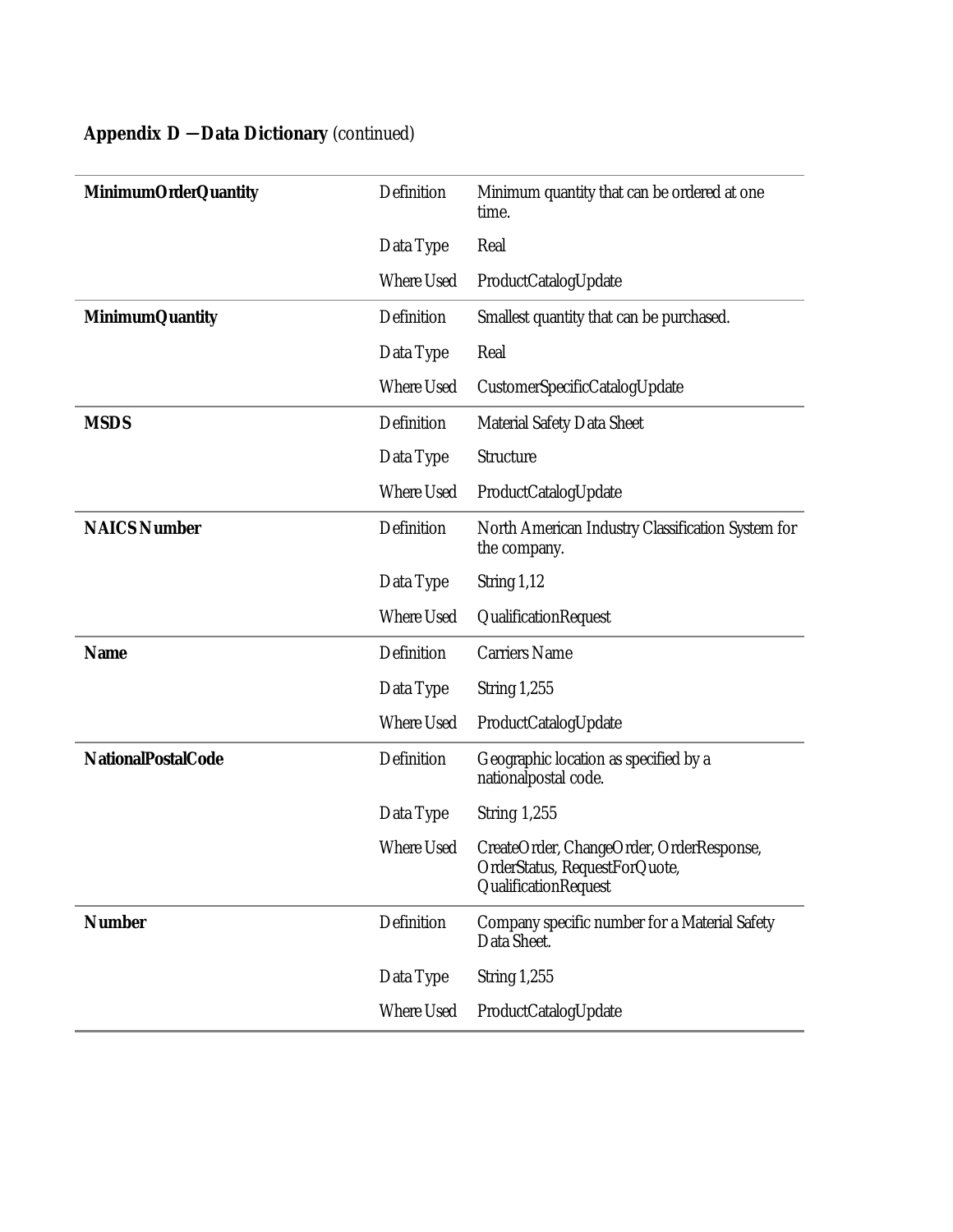## Appendix D — Data Dictionary (continued)

| | | |
|---|---|---|
| **MinimumOrderQuantity** | Definition | Minimum quantity that can be ordered at one time. |
| | Data Type | Real |
| | Where Used | ProductCatalogUpdate |
| **MinimumQuantity** | Definition | Smallest quantity that can be purchased. |
| | Data Type | Real |
| | Where Used | CustomerSpecificCatalogUpdate |
| **MSDS** | Definition | Material Safety Data Sheet |
| | Data Type | Structure |
| | Where Used | ProductCatalogUpdate |
| **NAICS Number** | Definition | North American Industry Classification System for the company. |
| | Data Type | String 1,12 |
| | Where Used | QualificationRequest |
| **Name** | Definition | Carriers Name |
| | Data Type | String 1,255 |
| | Where Used | ProductCatalogUpdate |
| **NationalPostalCode** | Definition | Geographic location as specified by a nationalpostal code. |
| | Data Type | String 1,255 |
| | Where Used | CreateOrder, ChangeOrder, OrderResponse, OrderStatus, RequestForQuote, QualificationRequest |
| **Number** | Definition | Company specific number for a Material Safety Data Sheet. |
| | Data Type | String 1,255 |
| | Where Used | ProductCatalogUpdate |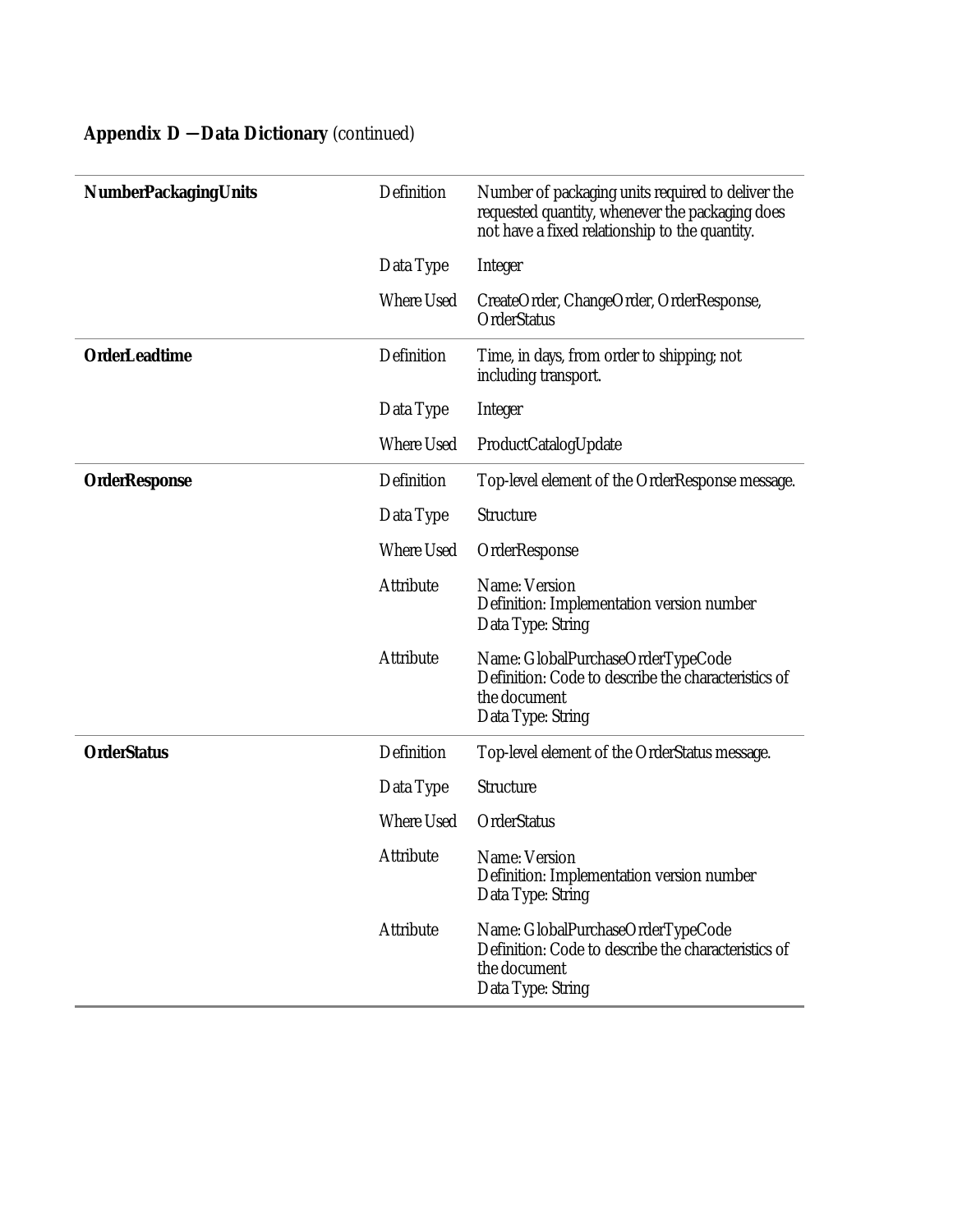## Appendix D — Data Dictionary *(continued)*

| | | |
|---|---|---|
| **NumberPackagingUnits** | Definition | Number of packaging units required to deliver the requested quantity, whenever the packaging does not have a fixed relationship to the quantity. |
| | Data Type | Integer |
| | Where Used | CreateOrder, ChangeOrder, OrderResponse, OrderStatus |
| **OrderLeadtime** | Definition | Time, in days, from order to shipping; not including transport. |
| | Data Type | Integer |
| | Where Used | ProductCatalogUpdate |
| **OrderResponse** | Definition | Top-level element of the OrderResponse message. |
| | Data Type | Structure |
| | Where Used | OrderResponse |
| | Attribute | Name: Version<br>Definition: Implementation version number<br>Data Type: String |
| | Attribute | Name: GlobalPurchaseOrderTypeCode<br>Definition: Code to describe the characteristics of the document<br>Data Type: String |
| **OrderStatus** | Definition | Top-level element of the OrderStatus message. |
| | Data Type | Structure |
| | Where Used | OrderStatus |
| | Attribute | Name: Version<br>Definition: Implementation version number<br>Data Type: String |
| | Attribute | Name: GlobalPurchaseOrderTypeCode<br>Definition: Code to describe the characteristics of the document<br>Data Type: String |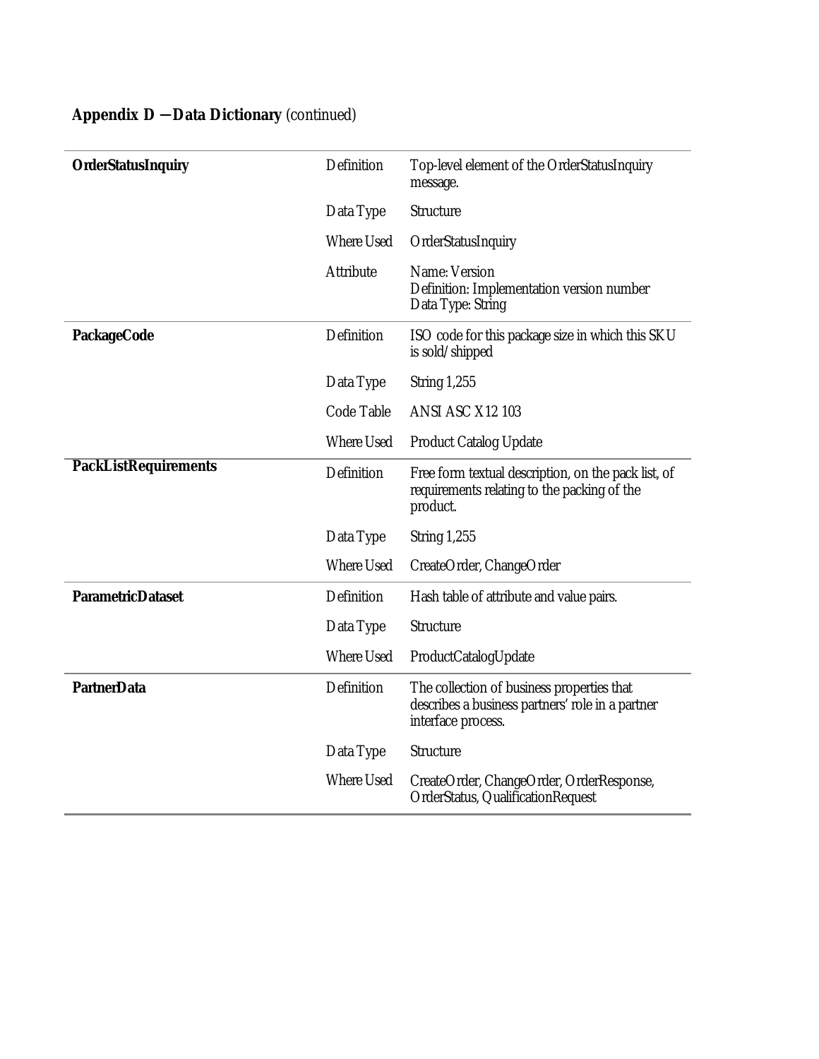## Appendix D — Data Dictionary *(continued)*

| Element | Property | Value |
|---|---|---|
| **OrderStatusInquiry** | Definition | Top-level element of the OrderStatusInquiry message. |
| | Data Type | Structure |
| | Where Used | OrderStatusInquiry |
| | Attribute | Name: Version<br>Definition: Implementation version number<br>Data Type: String |
| **PackageCode** | Definition | ISO code for this package size in which this SKU is sold/shipped |
| | Data Type | String 1,255 |
| | Code Table | ANSI ASC X12 103 |
| | Where Used | Product Catalog Update |
| **PackListRequirements** | Definition | Free form textual description, on the pack list, of requirements relating to the packing of the product. |
| | Data Type | String 1,255 |
| | Where Used | CreateOrder, ChangeOrder |
| **ParametricDataset** | Definition | Hash table of attribute and value pairs. |
| | Data Type | Structure |
| | Where Used | ProductCatalogUpdate |
| **PartnerData** | Definition | The collection of business properties that describes a business partners' role in a partner interface process. |
| | Data Type | Structure |
| | Where Used | CreateOrder, ChangeOrder, OrderResponse, OrderStatus, QualificationRequest |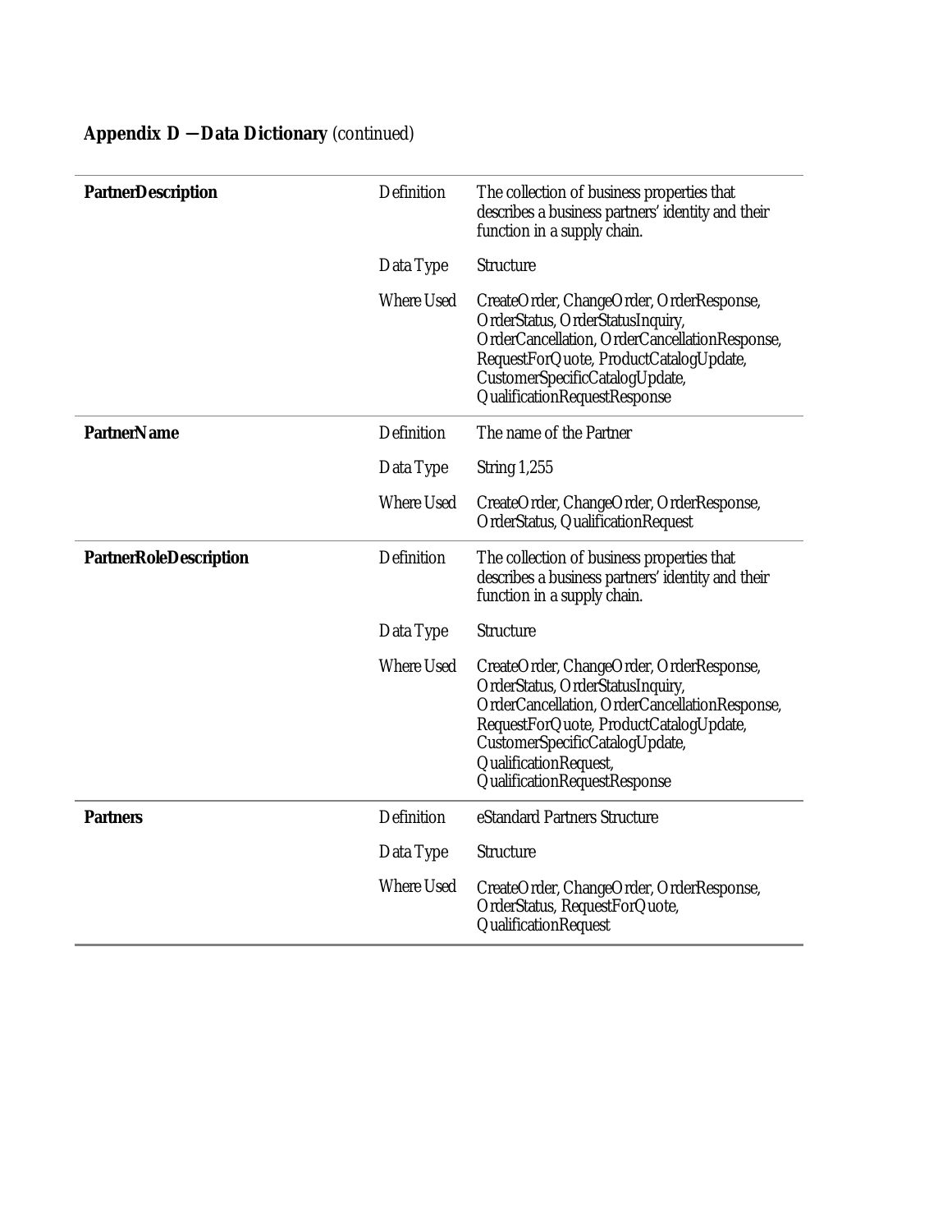## Appendix D — Data Dictionary *(continued)*

| | | |
|---|---|---|
| **PartnerDescription** | Definition | The collection of business properties that describes a business partners' identity and their function in a supply chain. |
| | Data Type | Structure |
| | Where Used | CreateOrder, ChangeOrder, OrderResponse, OrderStatus, OrderStatusInquiry, OrderCancellation, OrderCancellationResponse, RequestForQuote, ProductCatalogUpdate, CustomerSpecificCatalogUpdate, QualificationRequestResponse |
| **PartnerName** | Definition | The name of the Partner |
| | Data Type | String 1,255 |
| | Where Used | CreateOrder, ChangeOrder, OrderResponse, OrderStatus, QualificationRequest |
| **PartnerRoleDescription** | Definition | The collection of business properties that describes a business partners' identity and their function in a supply chain. |
| | Data Type | Structure |
| | Where Used | CreateOrder, ChangeOrder, OrderResponse, OrderStatus, OrderStatusInquiry, OrderCancellation, OrderCancellationResponse, RequestForQuote, ProductCatalogUpdate, CustomerSpecificCatalogUpdate, QualificationRequest, QualificationRequestResponse |
| **Partners** | Definition | eStandard Partners Structure |
| | Data Type | Structure |
| | Where Used | CreateOrder, ChangeOrder, OrderResponse, OrderStatus, RequestForQuote, QualificationRequest |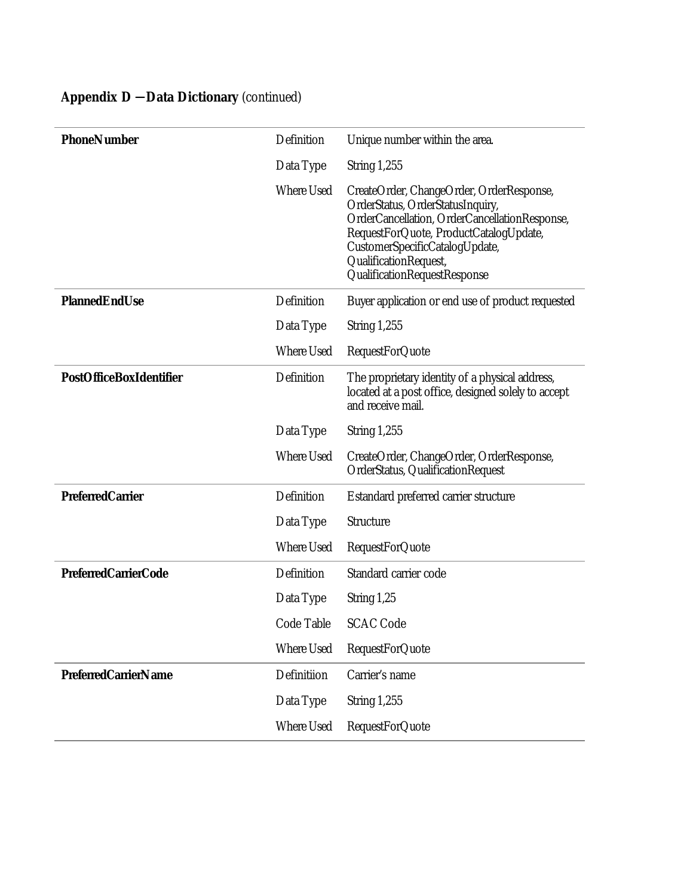## Appendix D — Data Dictionary *(continued)*

| | | |
|---|---|---|
| **PhoneNumber** | Definition | Unique number within the area. |
| | Data Type | String 1,255 |
| | Where Used | CreateOrder, ChangeOrder, OrderResponse, OrderStatus, OrderStatusInquiry, OrderCancellation, OrderCancellationResponse, RequestForQuote, ProductCatalogUpdate, CustomerSpecificCatalogUpdate, QualificationRequest, QualificationRequestResponse |
| **PlannedEndUse** | Definition | Buyer application or end use of product requested |
| | Data Type | String 1,255 |
| | Where Used | RequestForQuote |
| **PostOfficeBoxIdentifier** | Definition | The proprietary identity of a physical address, located at a post office, designed solely to accept and receive mail. |
| | Data Type | String 1,255 |
| | Where Used | CreateOrder, ChangeOrder, OrderResponse, OrderStatus, QualificationRequest |
| **PreferredCarrier** | Definition | Estandard preferred carrier structure |
| | Data Type | Structure |
| | Where Used | RequestForQuote |
| **PreferredCarrierCode** | Definition | Standard carrier code |
| | Data Type | String 1,25 |
| | Code Table | SCAC Code |
| | Where Used | RequestForQuote |
| **PreferredCarrierName** | Definitiion | Carrier's name |
| | Data Type | String 1,255 |
| | Where Used | RequestForQuote |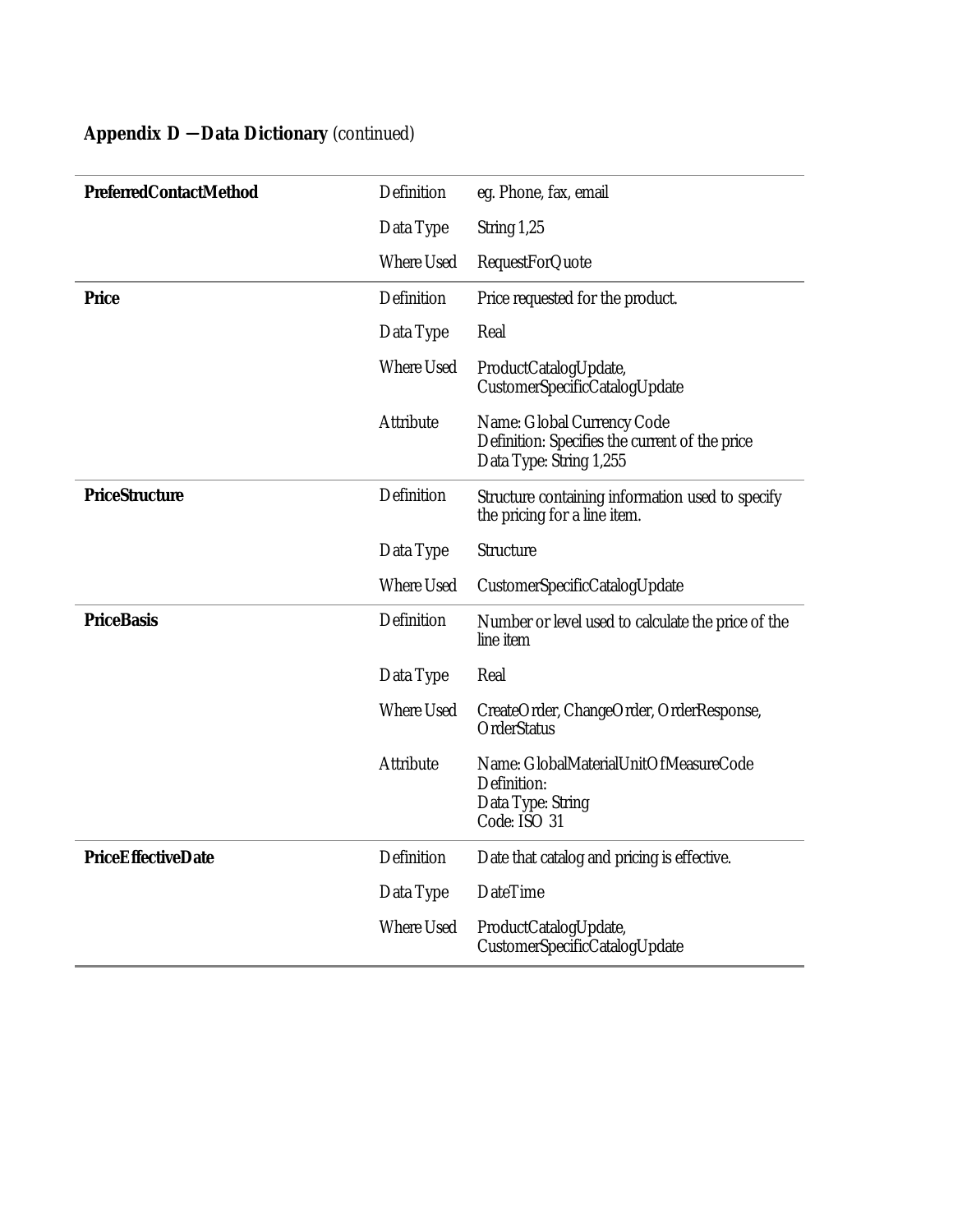## Appendix D — Data Dictionary *(continued)*

| | | |
|---|---|---|
| **PreferredContactMethod** | Definition | eg. Phone, fax, email |
| | Data Type | String 1,25 |
| | Where Used | RequestForQuote |
| **Price** | Definition | Price requested for the product. |
| | Data Type | Real |
| | Where Used | ProductCatalogUpdate, CustomerSpecificCatalogUpdate |
| | Attribute | Name: Global Currency Code<br>Definition: Specifies the current of the price<br>Data Type: String 1,255 |
| **PriceStructure** | Definition | Structure containing information used to specify the pricing for a line item. |
| | Data Type | Structure |
| | Where Used | CustomerSpecificCatalogUpdate |
| **PriceBasis** | Definition | Number or level used to calculate the price of the line item |
| | Data Type | Real |
| | Where Used | CreateOrder, ChangeOrder, OrderResponse, OrderStatus |
| | Attribute | Name: GlobalMaterialUnitOfMeasureCode<br>Definition:<br>Data Type: String<br>Code: ISO 31 |
| **PriceEffectiveDate** | Definition | Date that catalog and pricing is effective. |
| | Data Type | DateTime |
| | Where Used | ProductCatalogUpdate, CustomerSpecificCatalogUpdate |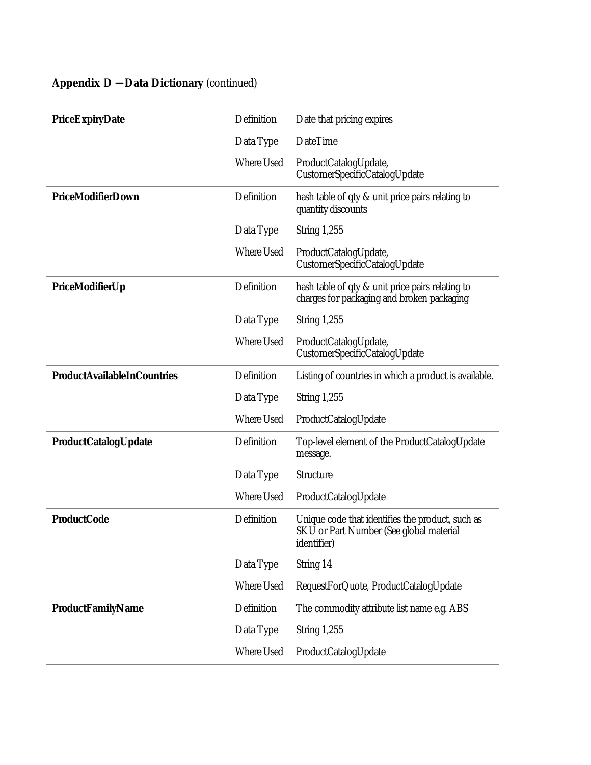**Appendix D — Data Dictionary** *(continued)*

| | | |
|---|---|---|
| **PriceExpiryDate** | Definition | Date that pricing expires |
| | Data Type | DateTime |
| | Where Used | ProductCatalogUpdate, CustomerSpecificCatalogUpdate |
| **PriceModifierDown** | Definition | hash table of qty & unit price pairs relating to quantity discounts |
| | Data Type | String 1,255 |
| | Where Used | ProductCatalogUpdate, CustomerSpecificCatalogUpdate |
| **PriceModifierUp** | Definition | hash table of qty & unit price pairs relating to charges for packaging and broken packaging |
| | Data Type | String 1,255 |
| | Where Used | ProductCatalogUpdate, CustomerSpecificCatalogUpdate |
| **ProductAvailableInCountries** | Definition | Listing of countries in which a product is available. |
| | Data Type | String 1,255 |
| | Where Used | ProductCatalogUpdate |
| **ProductCatalogUpdate** | Definition | Top-level element of the ProductCatalogUpdate message. |
| | Data Type | Structure |
| | Where Used | ProductCatalogUpdate |
| **ProductCode** | Definition | Unique code that identifies the product, such as SKU or Part Number (See global material identifier) |
| | Data Type | String 14 |
| | Where Used | RequestForQuote, ProductCatalogUpdate |
| **ProductFamilyName** | Definition | The commodity attribute list name e.g. ABS |
| | Data Type | String 1,255 |
| | Where Used | ProductCatalogUpdate |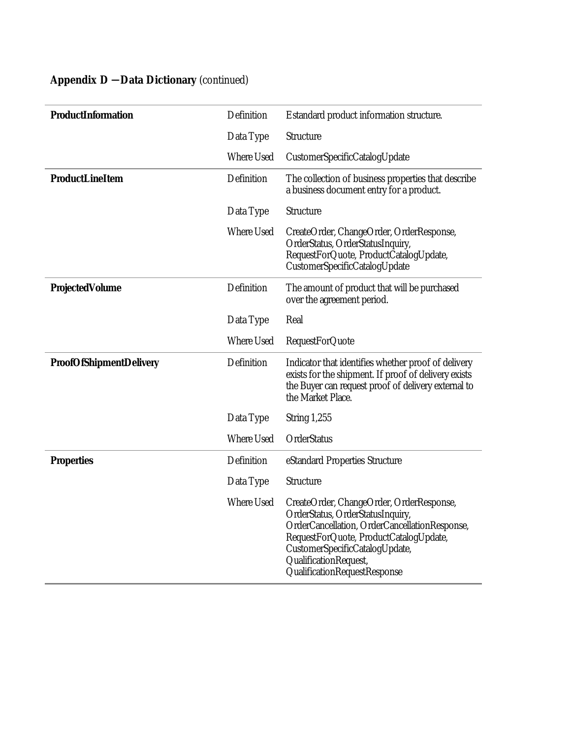**Appendix D — Data Dictionary** *(continued)*

| | | |
|---|---|---|
| **ProductInformation** | Definition | Estandard product information structure. |
| | Data Type | Structure |
| | Where Used | CustomerSpecificCatalogUpdate |
| **ProductLineItem** | Definition | The collection of business properties that describe a business document entry for a product. |
| | Data Type | Structure |
| | Where Used | CreateOrder, ChangeOrder, OrderResponse, OrderStatus, OrderStatusInquiry, RequestForQuote, ProductCatalogUpdate, CustomerSpecificCatalogUpdate |
| **ProjectedVolume** | Definition | The amount of product that will be purchased over the agreement period. |
| | Data Type | Real |
| | Where Used | RequestForQuote |
| **ProofOfShipmentDelivery** | Definition | Indicator that identifies whether proof of delivery exists for the shipment. If proof of delivery exists the Buyer can request proof of delivery external to the Market Place. |
| | Data Type | String 1,255 |
| | Where Used | OrderStatus |
| **Properties** | Definition | eStandard Properties Structure |
| | Data Type | Structure |
| | Where Used | CreateOrder, ChangeOrder, OrderResponse, OrderStatus, OrderStatusInquiry, OrderCancellation, OrderCancellationResponse, RequestForQuote, ProductCatalogUpdate, CustomerSpecificCatalogUpdate, QualificationRequest, QualificationRequestResponse |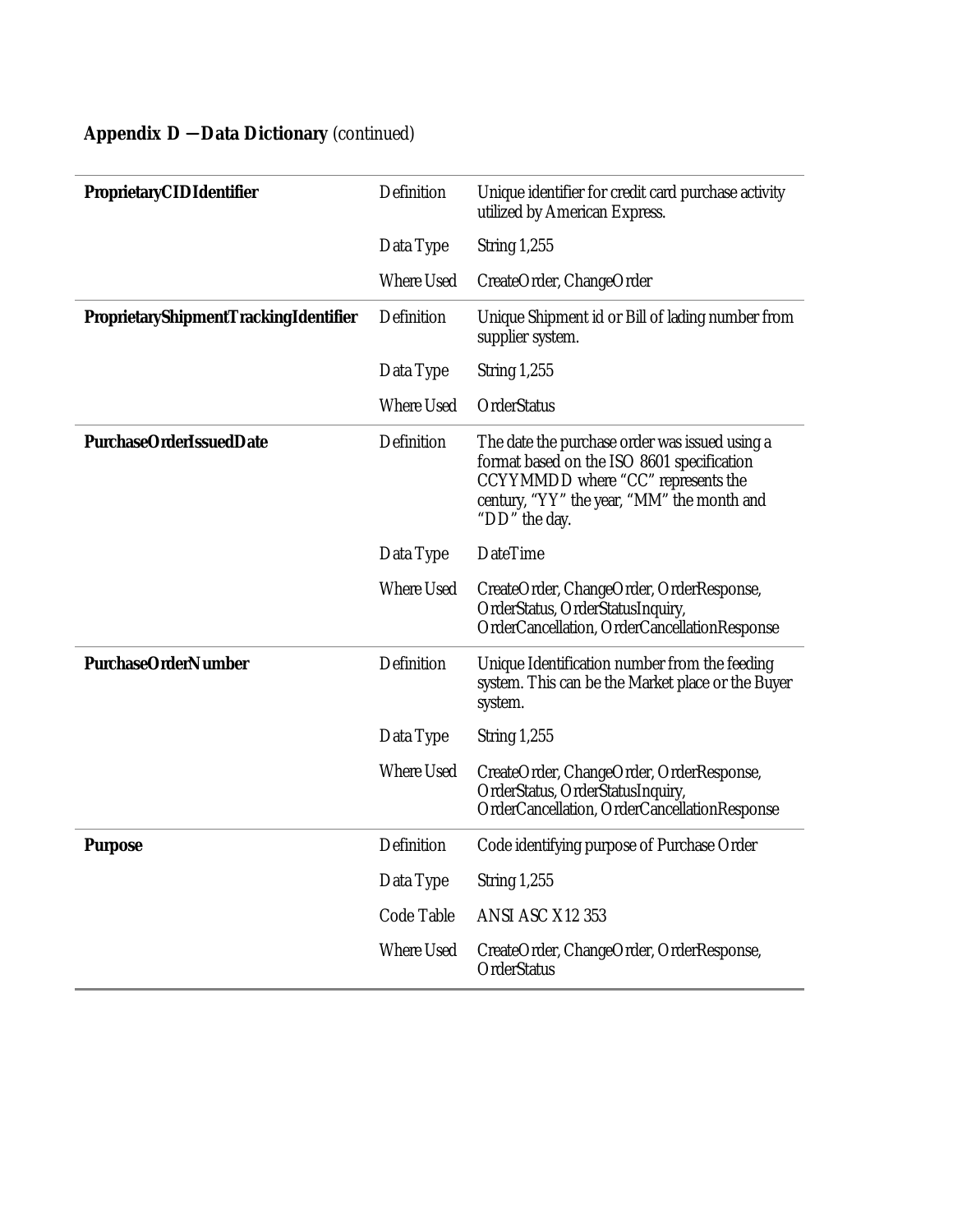## Appendix D — Data Dictionary *(continued)*

| | | |
|---|---|---|
| **ProprietaryCIDIdentifier** | Definition | Unique identifier for credit card purchase activity utilized by American Express. |
| | Data Type | String 1,255 |
| | Where Used | CreateOrder, ChangeOrder |
| **ProprietaryShipmentTrackingIdentifier** | Definition | Unique Shipment id or Bill of lading number from supplier system. |
| | Data Type | String 1,255 |
| | Where Used | OrderStatus |
| **PurchaseOrderIssuedDate** | Definition | The date the purchase order was issued using a format based on the ISO 8601 specification CCYYMMDD where "CC" represents the century, "YY" the year, "MM" the month and "DD" the day. |
| | Data Type | DateTime |
| | Where Used | CreateOrder, ChangeOrder, OrderResponse, OrderStatus, OrderStatusInquiry, OrderCancellation, OrderCancellationResponse |
| **PurchaseOrderNumber** | Definition | Unique Identification number from the feeding system. This can be the Market place or the Buyer system. |
| | Data Type | String 1,255 |
| | Where Used | CreateOrder, ChangeOrder, OrderResponse, OrderStatus, OrderStatusInquiry, OrderCancellation, OrderCancellationResponse |
| **Purpose** | Definition | Code identifying purpose of Purchase Order |
| | Data Type | String 1,255 |
| | Code Table | ANSI ASC X12 353 |
| | Where Used | CreateOrder, ChangeOrder, OrderResponse, OrderStatus |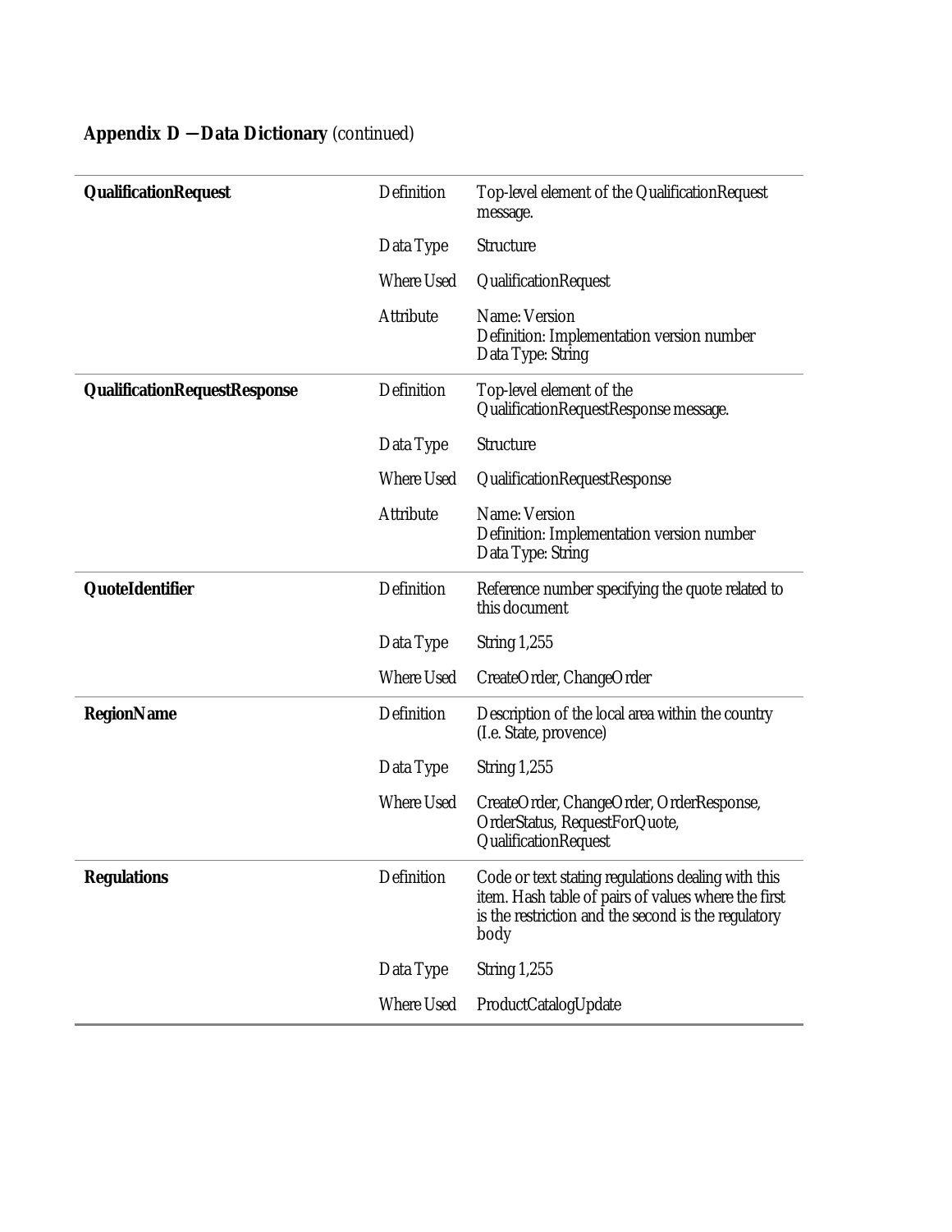## Appendix D — Data Dictionary *(continued)*

| | | |
|---|---|---|
| **QualificationRequest** | Definition | Top-level element of the QualificationRequest message. |
| | Data Type | Structure |
| | Where Used | QualificationRequest |
| | Attribute | Name: Version<br>Definition: Implementation version number<br>Data Type: String |
| **QualificationRequestResponse** | Definition | Top-level element of the QualificationRequestResponse message. |
| | Data Type | Structure |
| | Where Used | QualificationRequestResponse |
| | Attribute | Name: Version<br>Definition: Implementation version number<br>Data Type: String |
| **QuoteIdentifier** | Definition | Reference number specifying the quote related to this document |
| | Data Type | String 1,255 |
| | Where Used | CreateOrder, ChangeOrder |
| **RegionName** | Definition | Description of the local area within the country (I.e. State, provence) |
| | Data Type | String 1,255 |
| | Where Used | CreateOrder, ChangeOrder, OrderResponse, OrderStatus, RequestForQuote, QualificationRequest |
| **Regulations** | Definition | Code or text stating regulations dealing with this item. Hash table of pairs of values where the first is the restriction and the second is the regulatory body |
| | Data Type | String 1,255 |
| | Where Used | ProductCatalogUpdate |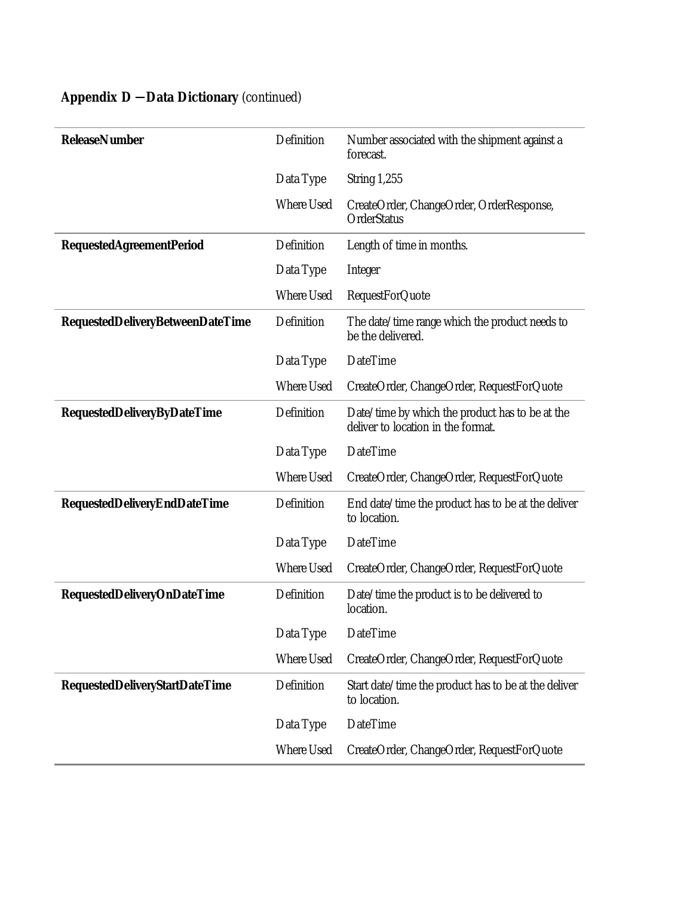**Appendix D — Data Dictionary** *(continued)*

| Term | Attribute | Value |
|---|---|---|
| **ReleaseNumber** | Definition | Number associated with the shipment against a forecast. |
| | Data Type | String 1,255 |
| | Where Used | CreateOrder, ChangeOrder, OrderResponse, OrderStatus |
| **RequestedAgreementPeriod** | Definition | Length of time in months. |
| | Data Type | Integer |
| | Where Used | RequestForQuote |
| **RequestedDeliveryBetweenDateTime** | Definition | The date/time range which the product needs to be the delivered. |
| | Data Type | DateTime |
| | Where Used | CreateOrder, ChangeOrder, RequestForQuote |
| **RequestedDeliveryByDateTime** | Definition | Date/time by which the product has to be at the deliver to location in the format. |
| | Data Type | DateTime |
| | Where Used | CreateOrder, ChangeOrder, RequestForQuote |
| **RequestedDeliveryEndDateTime** | Definition | End date/time the product has to be at the deliver to location. |
| | Data Type | DateTime |
| | Where Used | CreateOrder, ChangeOrder, RequestForQuote |
| **RequestedDeliveryOnDateTime** | Definition | Date/time the product is to be delivered to location. |
| | Data Type | DateTime |
| | Where Used | CreateOrder, ChangeOrder, RequestForQuote |
| **RequestedDeliveryStartDateTime** | Definition | Start date/time the product has to be at the deliver to location. |
| | Data Type | DateTime |
| | Where Used | CreateOrder, ChangeOrder, RequestForQuote |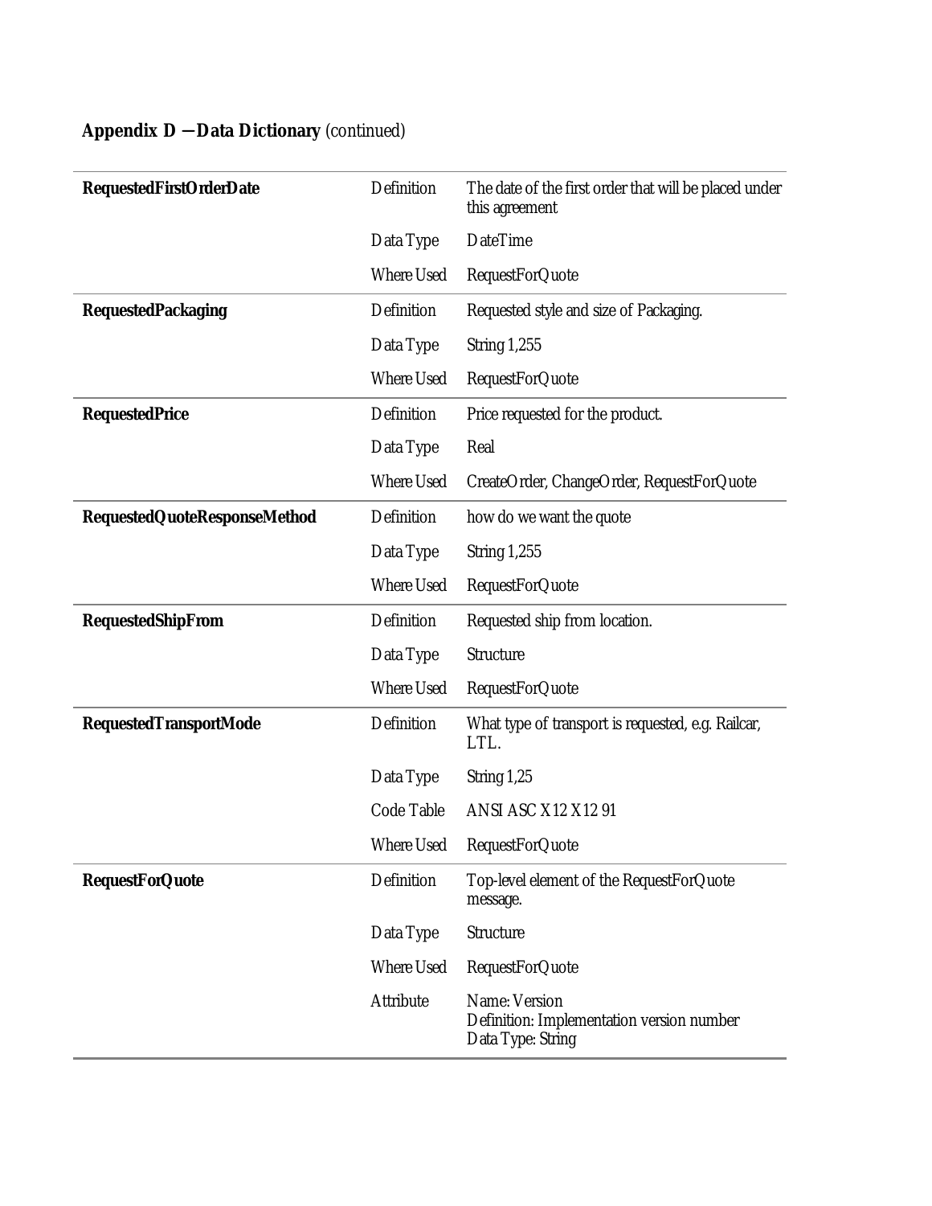**Appendix D — Data Dictionary** *(continued)*

| | | |
|---|---|---|
| **RequestedFirstOrderDate** | Definition | The date of the first order that will be placed under this agreement |
| | Data Type | DateTime |
| | Where Used | RequestForQuote |
| **RequestedPackaging** | Definition | Requested style and size of Packaging. |
| | Data Type | String 1,255 |
| | Where Used | RequestForQuote |
| **RequestedPrice** | Definition | Price requested for the product. |
| | Data Type | Real |
| | Where Used | CreateOrder, ChangeOrder, RequestForQuote |
| **RequestedQuoteResponseMethod** | Definition | how do we want the quote |
| | Data Type | String 1,255 |
| | Where Used | RequestForQuote |
| **RequestedShipFrom** | Definition | Requested ship from location. |
| | Data Type | Structure |
| | Where Used | RequestForQuote |
| **RequestedTransportMode** | Definition | What type of transport is requested, e.g. Railcar, LTL. |
| | Data Type | String 1,25 |
| | Code Table | ANSI ASC X12 X12 91 |
| | Where Used | RequestForQuote |
| **RequestForQuote** | Definition | Top-level element of the RequestForQuote message. |
| | Data Type | Structure |
| | Where Used | RequestForQuote |
| | Attribute | Name: Version<br>Definition: Implementation version number<br>Data Type: String |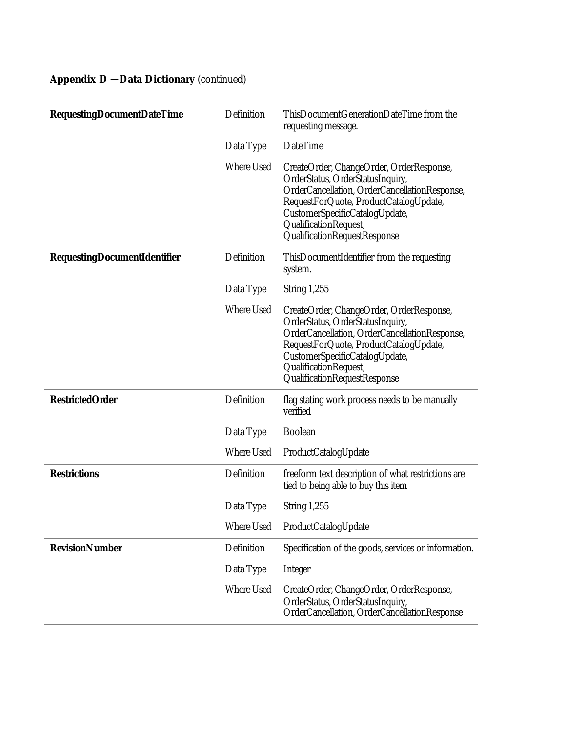**Appendix D — Data Dictionary** *(continued)*

| | | |
|---|---|---|
| **RequestingDocumentDateTime** | Definition | ThisDocumentGenerationDateTime from the requesting message. |
| | Data Type | DateTime |
| | Where Used | CreateOrder, ChangeOrder, OrderResponse, OrderStatus, OrderStatusInquiry, OrderCancellation, OrderCancellationResponse, RequestForQuote, ProductCatalogUpdate, CustomerSpecificCatalogUpdate, QualificationRequest, QualificationRequestResponse |
| **RequestingDocumentIdentifier** | Definition | ThisDocumentIdentifier from the requesting system. |
| | Data Type | String 1,255 |
| | Where Used | CreateOrder, ChangeOrder, OrderResponse, OrderStatus, OrderStatusInquiry, OrderCancellation, OrderCancellationResponse, RequestForQuote, ProductCatalogUpdate, CustomerSpecificCatalogUpdate, QualificationRequest, QualificationRequestResponse |
| **RestrictedOrder** | Definition | flag stating work process needs to be manually verified |
| | Data Type | Boolean |
| | Where Used | ProductCatalogUpdate |
| **Restrictions** | Definition | freeform text description of what restrictions are tied to being able to buy this item |
| | Data Type | String 1,255 |
| | Where Used | ProductCatalogUpdate |
| **RevisionNumber** | Definition | Specification of the goods, services or information. |
| | Data Type | Integer |
| | Where Used | CreateOrder, ChangeOrder, OrderResponse, OrderStatus, OrderStatusInquiry, OrderCancellation, OrderCancellationResponse |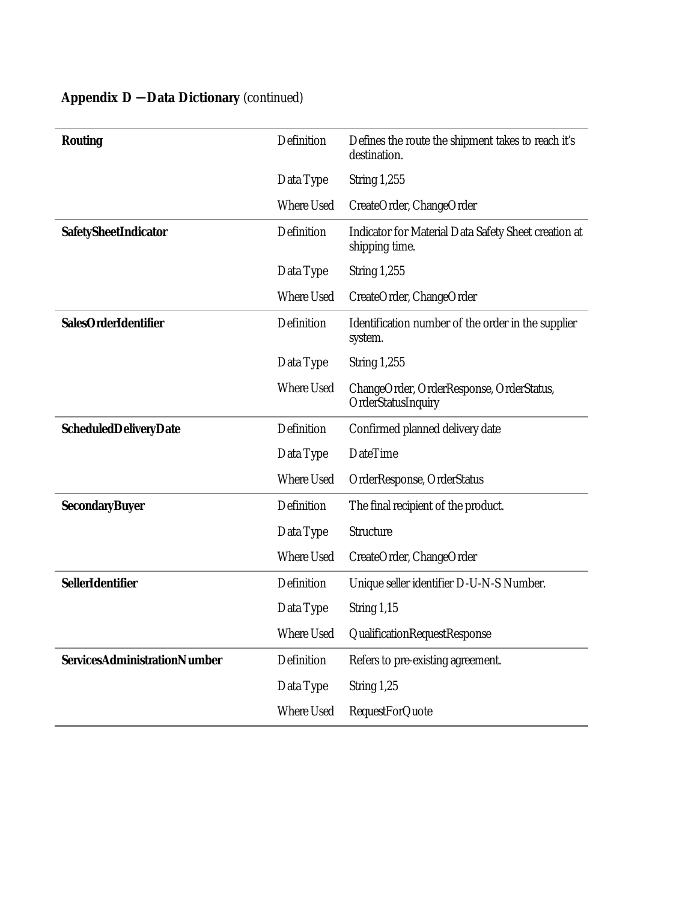**Appendix D — Data Dictionary** *(continued)*

| | | |
|---|---|---|
| **Routing** | Definition | Defines the route the shipment takes to reach it's destination. |
| | Data Type | String 1,255 |
| | Where Used | CreateOrder, ChangeOrder |
| **SafetySheetIndicator** | Definition | Indicator for Material Data Safety Sheet creation at shipping time. |
| | Data Type | String 1,255 |
| | Where Used | CreateOrder, ChangeOrder |
| **SalesOrderIdentifier** | Definition | Identification number of the order in the supplier system. |
| | Data Type | String 1,255 |
| | Where Used | ChangeOrder, OrderResponse, OrderStatus, OrderStatusInquiry |
| **ScheduledDeliveryDate** | Definition | Confirmed planned delivery date |
| | Data Type | DateTime |
| | Where Used | OrderResponse, OrderStatus |
| **SecondaryBuyer** | Definition | The final recipient of the product. |
| | Data Type | Structure |
| | Where Used | CreateOrder, ChangeOrder |
| **SellerIdentifier** | Definition | Unique seller identifier D-U-N-S Number. |
| | Data Type | String 1,15 |
| | Where Used | QualificationRequestResponse |
| **ServicesAdministrationNumber** | Definition | Refers to pre-existing agreement. |
| | Data Type | String 1,25 |
| | Where Used | RequestForQuote |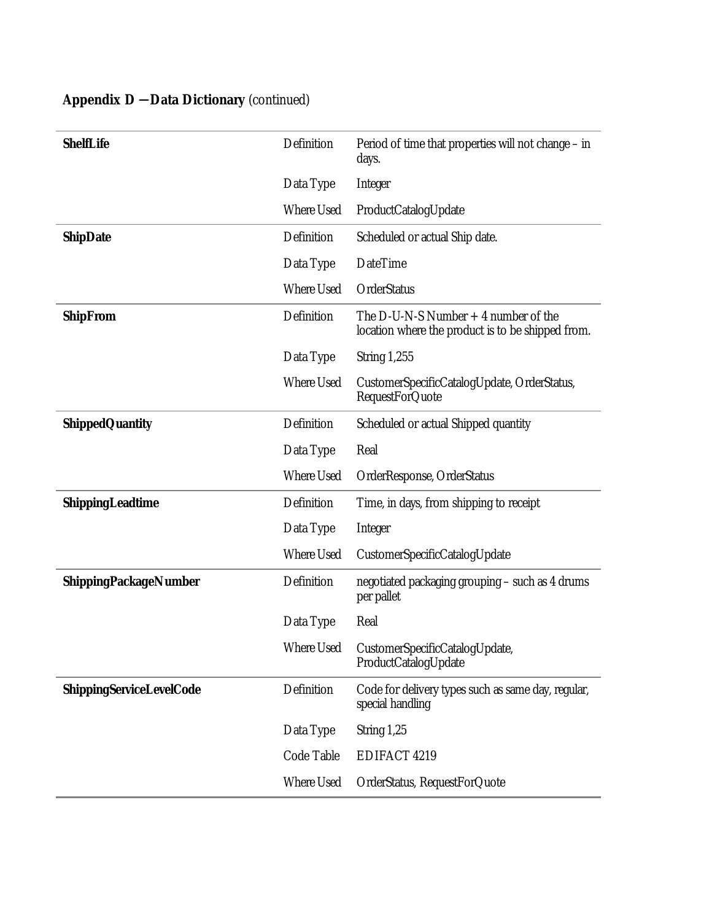**Appendix D — Data Dictionary** *(continued)*

| | | |
|---|---|---|
| **ShelfLife** | Definition | Period of time that properties will not change – in days. |
| | Data Type | Integer |
| | Where Used | ProductCatalogUpdate |
| **ShipDate** | Definition | Scheduled or actual Ship date. |
| | Data Type | DateTime |
| | Where Used | OrderStatus |
| **ShipFrom** | Definition | The D-U-N-S Number + 4 number of the location where the product is to be shipped from. |
| | Data Type | String 1,255 |
| | Where Used | CustomerSpecificCatalogUpdate, OrderStatus, RequestForQuote |
| **ShippedQuantity** | Definition | Scheduled or actual Shipped quantity |
| | Data Type | Real |
| | Where Used | OrderResponse, OrderStatus |
| **ShippingLeadtime** | Definition | Time, in days, from shipping to receipt |
| | Data Type | Integer |
| | Where Used | CustomerSpecificCatalogUpdate |
| **ShippingPackageNumber** | Definition | negotiated packaging grouping – such as 4 drums per pallet |
| | Data Type | Real |
| | Where Used | CustomerSpecificCatalogUpdate, ProductCatalogUpdate |
| **ShippingServiceLevelCode** | Definition | Code for delivery types such as same day, regular, special handling |
| | Data Type | String 1,25 |
| | Code Table | EDIFACT 4219 |
| | Where Used | OrderStatus, RequestForQuote |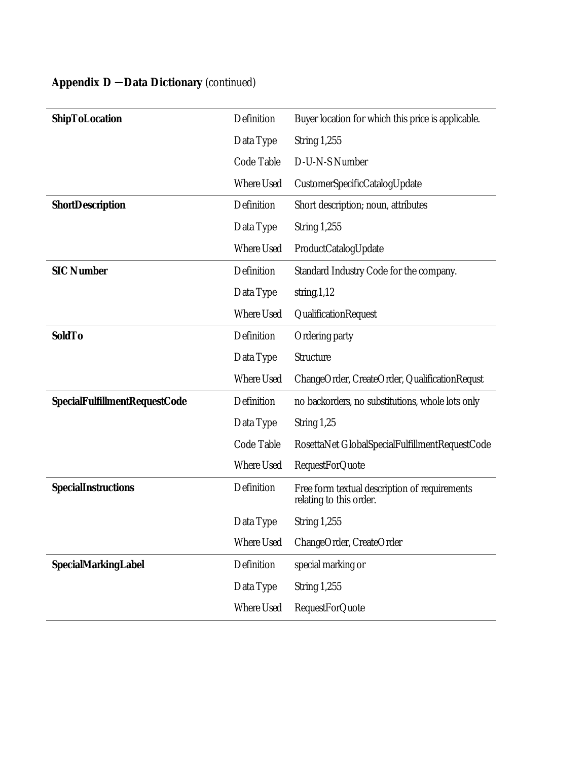**Appendix D — Data Dictionary** (continued)

| | | |
|---|---|---|
| **ShipToLocation** | Definition | Buyer location for which this price is applicable. |
| | Data Type | String 1,255 |
| | Code Table | D-U-N-S Number |
| | Where Used | CustomerSpecificCatalogUpdate |
| **ShortDescription** | Definition | Short description; noun, attributes |
| | Data Type | String 1,255 |
| | Where Used | ProductCatalogUpdate |
| **SIC Number** | Definition | Standard Industry Code for the company. |
| | Data Type | string,1,12 |
| | Where Used | QualificationRequest |
| **SoldTo** | Definition | Ordering party |
| | Data Type | Structure |
| | Where Used | ChangeOrder, CreateOrder, QualificationRequst |
| **SpecialFulfillmentRequestCode** | Definition | no backorders, no substitutions, whole lots only |
| | Data Type | String 1,25 |
| | Code Table | RosettaNet GlobalSpecialFulfillmentRequestCode |
| | Where Used | RequestForQuote |
| **SpecialInstructions** | Definition | Free form textual description of requirements relating to this order. |
| | Data Type | String 1,255 |
| | Where Used | ChangeOrder, CreateOrder |
| **SpecialMarkingLabel** | Definition | special marking or |
| | Data Type | String 1,255 |
| | Where Used | RequestForQuote |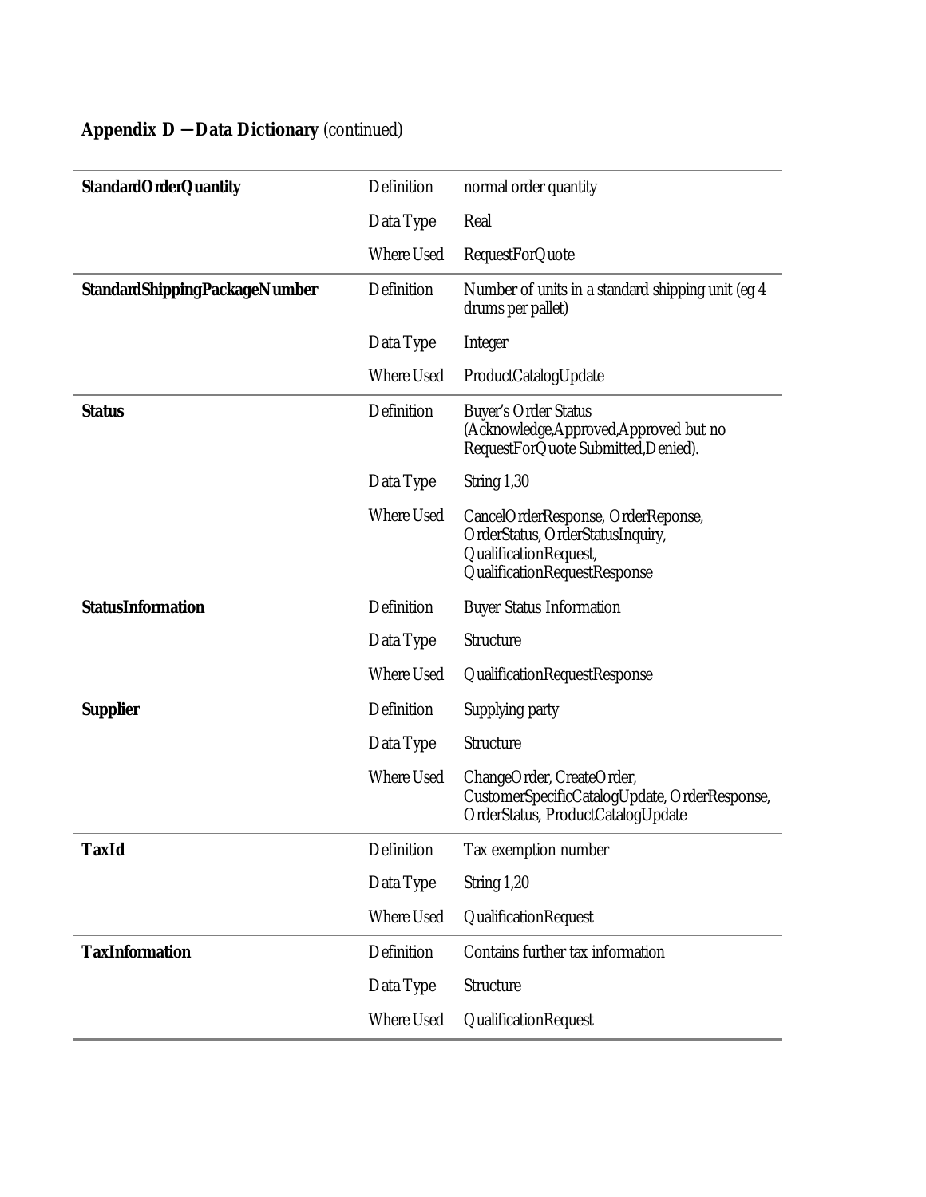**Appendix D — Data Dictionary** *(continued)*

| | | |
|---|---|---|
| **StandardOrderQuantity** | Definition | normal order quantity |
| | Data Type | Real |
| | Where Used | RequestForQuote |
| **StandardShippingPackageNumber** | Definition | Number of units in a standard shipping unit (eg 4 drums per pallet) |
| | Data Type | Integer |
| | Where Used | ProductCatalogUpdate |
| **Status** | Definition | Buyer's Order Status (Acknowledge,Approved,Approved but no RequestForQuote Submitted,Denied). |
| | Data Type | String 1,30 |
| | Where Used | CancelOrderResponse, OrderReponse, OrderStatus, OrderStatusInquiry, QualificationRequest, QualificationRequestResponse |
| **StatusInformation** | Definition | Buyer Status Information |
| | Data Type | Structure |
| | Where Used | QualificationRequestResponse |
| **Supplier** | Definition | Supplying party |
| | Data Type | Structure |
| | Where Used | ChangeOrder, CreateOrder, CustomerSpecificCatalogUpdate, OrderResponse, OrderStatus, ProductCatalogUpdate |
| **TaxId** | Definition | Tax exemption number |
| | Data Type | String 1,20 |
| | Where Used | QualificationRequest |
| **TaxInformation** | Definition | Contains further tax information |
| | Data Type | Structure |
| | Where Used | QualificationRequest |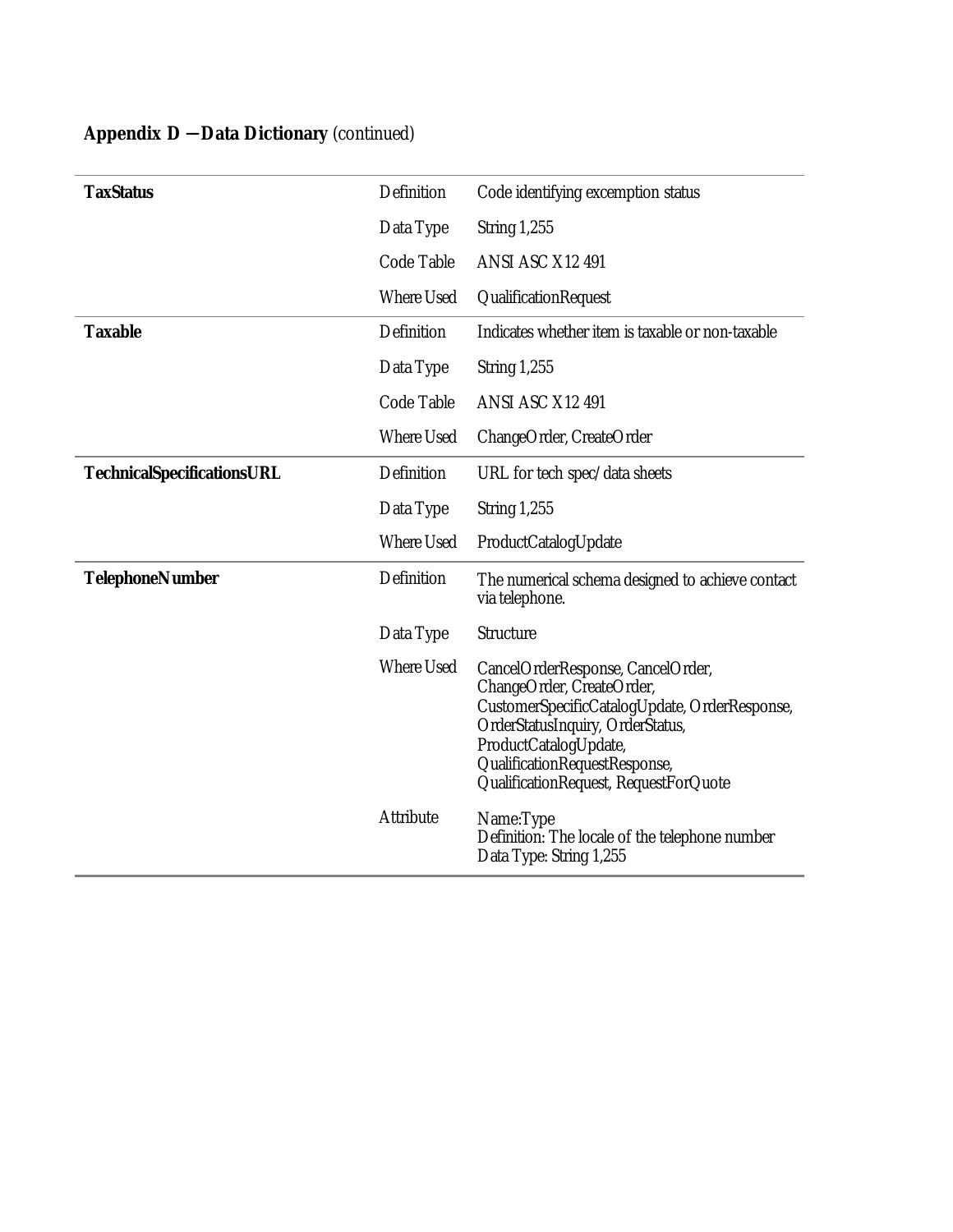**Appendix D — Data Dictionary** *(continued)*

| | | |
|---|---|---|
| **TaxStatus** | Definition | Code identifying excemption status |
| | Data Type | String 1,255 |
| | Code Table | ANSI ASC X12 491 |
| | Where Used | QualificationRequest |
| **Taxable** | Definition | Indicates whether item is taxable or non-taxable |
| | Data Type | String 1,255 |
| | Code Table | ANSI ASC X12 491 |
| | Where Used | ChangeOrder, CreateOrder |
| **TechnicalSpecificationsURL** | Definition | URL for tech spec/data sheets |
| | Data Type | String 1,255 |
| | Where Used | ProductCatalogUpdate |
| **TelephoneNumber** | Definition | The numerical schema designed to achieve contact via telephone. |
| | Data Type | Structure |
| | Where Used | CancelOrderResponse, CancelOrder, ChangeOrder, CreateOrder, CustomerSpecificCatalogUpdate, OrderResponse, OrderStatusInquiry, OrderStatus, ProductCatalogUpdate, QualificationRequestResponse, QualificationRequest, RequestForQuote |
| | Attribute | Name:Type<br>Definition: The locale of the telephone number<br>Data Type: String 1,255 |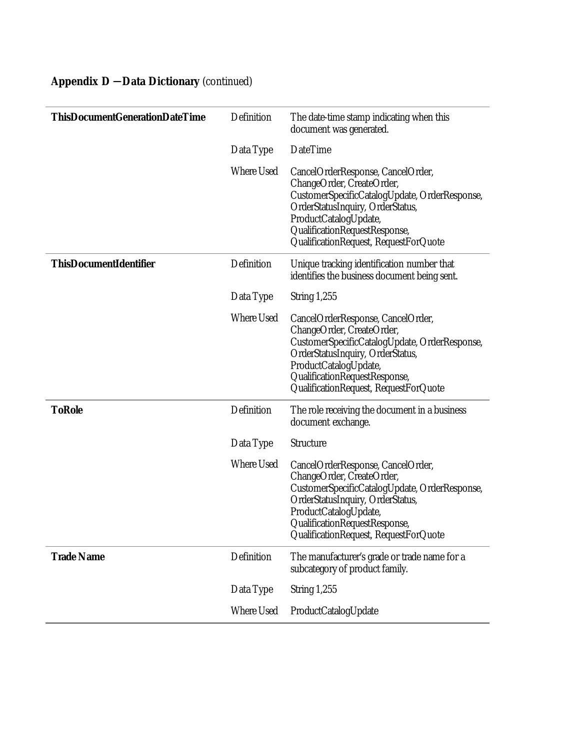**Appendix D — Data Dictionary** *(continued)*

| | | |
|---|---|---|
| **ThisDocumentGenerationDateTime** | Definition | The date-time stamp indicating when this document was generated. |
| | Data Type | DateTime |
| | Where Used | CancelOrderResponse, CancelOrder, ChangeOrder, CreateOrder, CustomerSpecificCatalogUpdate, OrderResponse, OrderStatusInquiry, OrderStatus, ProductCatalogUpdate, QualificationRequestResponse, QualificationRequest, RequestForQuote |
| **ThisDocumentIdentifier** | Definition | Unique tracking identification number that identifies the business document being sent. |
| | Data Type | String 1,255 |
| | Where Used | CancelOrderResponse, CancelOrder, ChangeOrder, CreateOrder, CustomerSpecificCatalogUpdate, OrderResponse, OrderStatusInquiry, OrderStatus, ProductCatalogUpdate, QualificationRequestResponse, QualificationRequest, RequestForQuote |
| **ToRole** | Definition | The role receiving the document in a business document exchange. |
| | Data Type | Structure |
| | Where Used | CancelOrderResponse, CancelOrder, ChangeOrder, CreateOrder, CustomerSpecificCatalogUpdate, OrderResponse, OrderStatusInquiry, OrderStatus, ProductCatalogUpdate, QualificationRequestResponse, QualificationRequest, RequestForQuote |
| **Trade Name** | Definition | The manufacturer's grade or trade name for a subcategory of product family. |
| | Data Type | String 1,255 |
| | Where Used | ProductCatalogUpdate |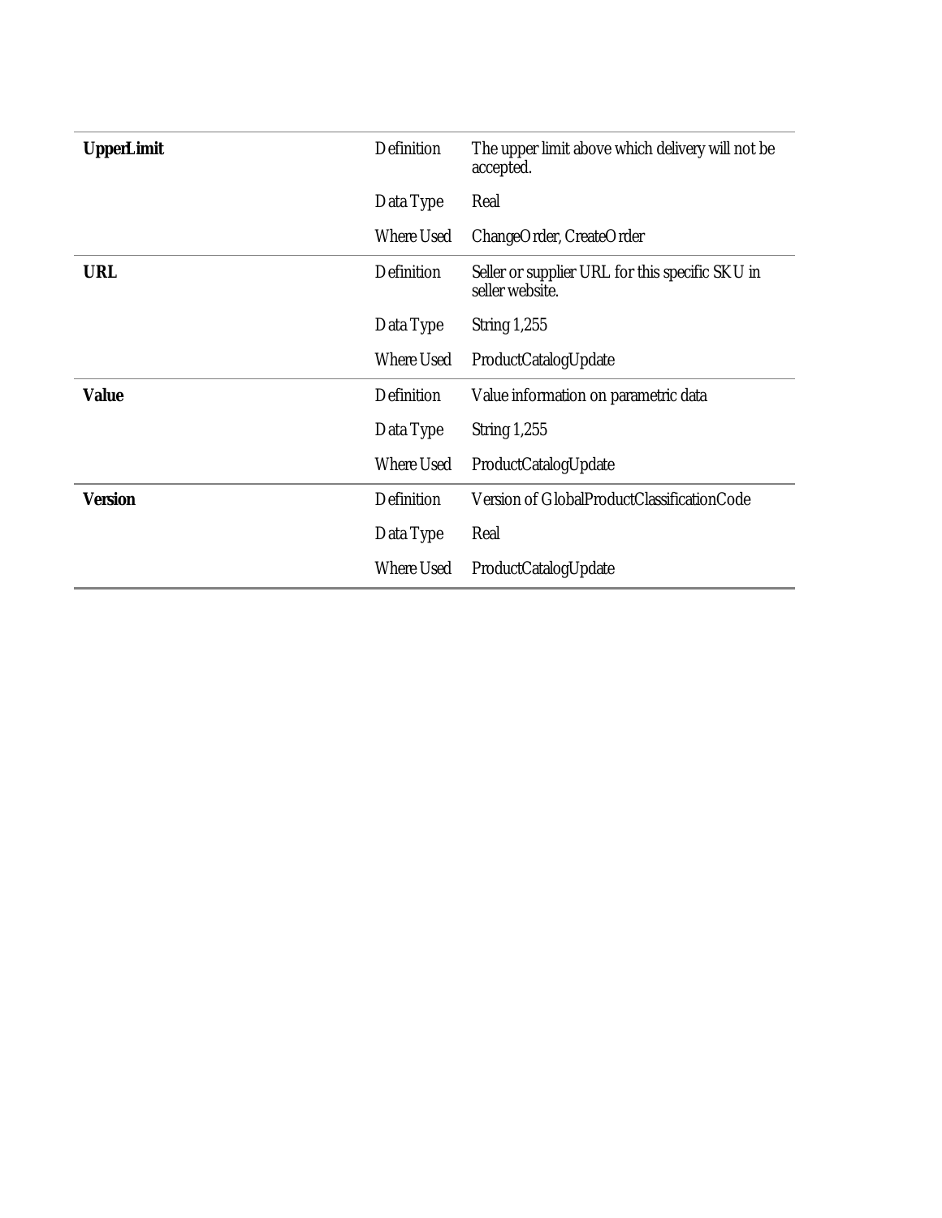| | | |
|---|---|---|
| **UpperLimit** | Definition | The upper limit above which delivery will not be accepted. |
| | Data Type | Real |
| | Where Used | ChangeOrder, CreateOrder |
| **URL** | Definition | Seller or supplier URL for this specific SKU in seller website. |
| | Data Type | String 1,255 |
| | Where Used | ProductCatalogUpdate |
| **Value** | Definition | Value information on parametric data |
| | Data Type | String 1,255 |
| | Where Used | ProductCatalogUpdate |
| **Version** | Definition | Version of GlobalProductClassificationCode |
| | Data Type | Real |
| | Where Used | ProductCatalogUpdate |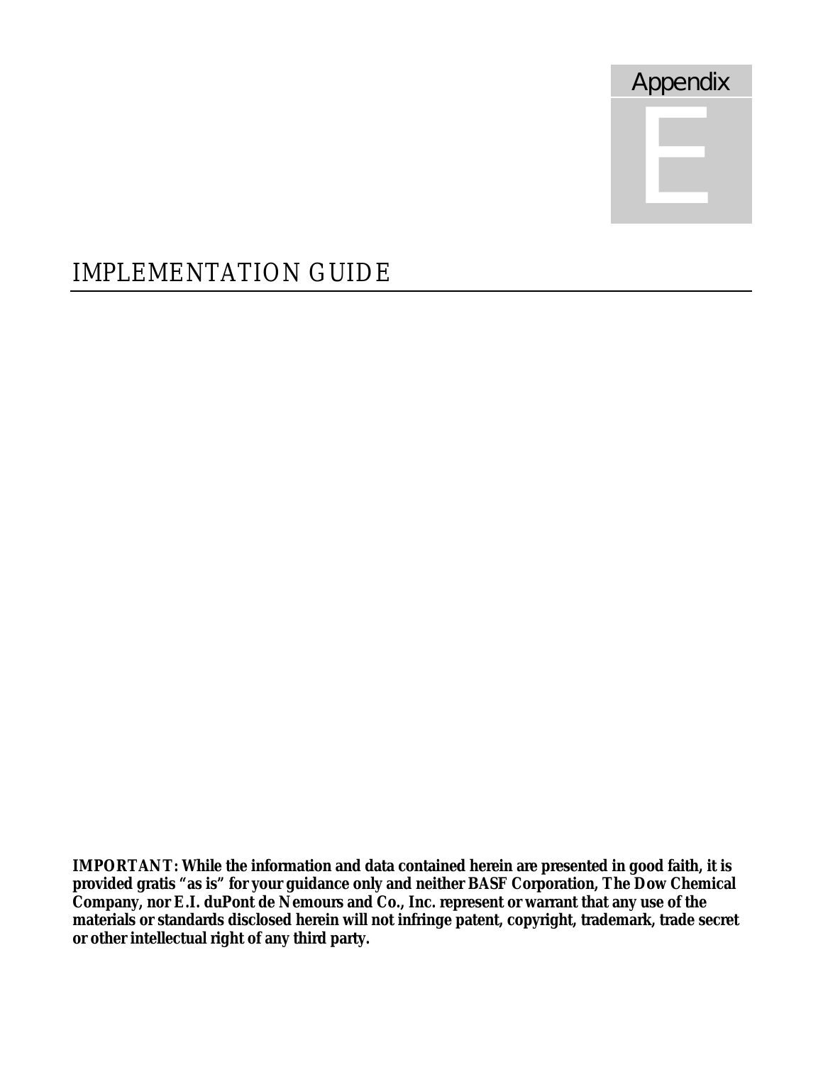# Appendix E

## IMPLEMENTATION GUIDE

**IMPORTANT: While the information and data contained herein are presented in good faith, it is provided gratis "as is" for your guidance only and neither BASF Corporation, The Dow Chemical Company, nor E.I. duPont de Nemours and Co., Inc. represent or warrant that any use of the materials or standards disclosed herein will not infringe patent, copyright, trademark, trade secret or other intellectual right of any third party.**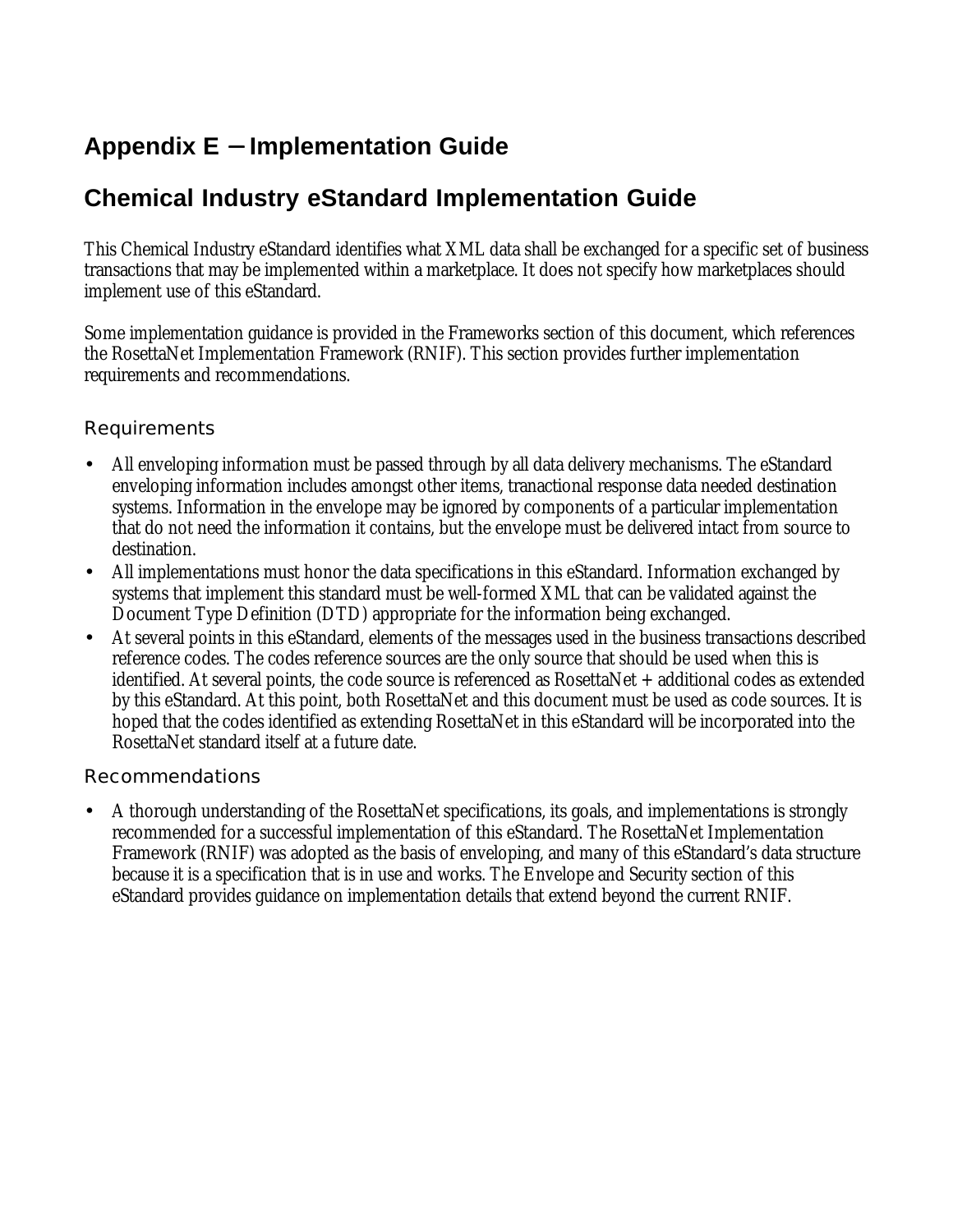# Appendix E – Implementation Guide

## Chemical Industry eStandard Implementation Guide

This Chemical Industry eStandard identifies what XML data shall be exchanged for a specific set of business transactions that may be implemented within a marketplace. It does not specify how marketplaces should implement use of this eStandard.

Some implementation guidance is provided in the Frameworks section of this document, which references the RosettaNet Implementation Framework (RNIF). This section provides further implementation requirements and recommendations.

### Requirements

- All enveloping information must be passed through by all data delivery mechanisms. The eStandard enveloping information includes amongst other items, tranactional response data needed destination systems. Information in the envelope may be ignored by components of a particular implementation that do not need the information it contains, but the envelope must be delivered intact from source to destination.
- All implementations must honor the data specifications in this eStandard. Information exchanged by systems that implement this standard must be well-formed XML that can be validated against the Document Type Definition (DTD) appropriate for the information being exchanged.
- At several points in this eStandard, elements of the messages used in the business transactions described reference codes. The codes reference sources are the only source that should be used when this is identified. At several points, the code source is referenced as RosettaNet + additional codes as extended by this eStandard. At this point, both RosettaNet and this document must be used as code sources. It is hoped that the codes identified as extending RosettaNet in this eStandard will be incorporated into the RosettaNet standard itself at a future date.

### Recommendations

- A thorough understanding of the RosettaNet specifications, its goals, and implementations is strongly recommended for a successful implementation of this eStandard. The RosettaNet Implementation Framework (RNIF) was adopted as the basis of enveloping, and many of this eStandard's data structure because it is a specification that is in use and works. The Envelope and Security section of this eStandard provides guidance on implementation details that extend beyond the current RNIF.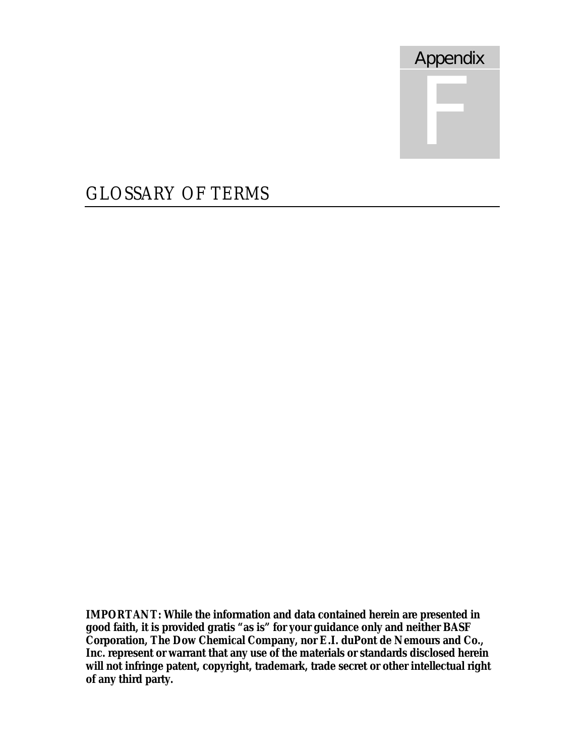# Appendix F

## GLOSSARY OF TERMS

**IMPORTANT: While the information and data contained herein are presented in good faith, it is provided gratis "as is" for your guidance only and neither BASF Corporation, The Dow Chemical Company, nor E.I. duPont de Nemours and Co., Inc. represent or warrant that any use of the materials or standards disclosed herein will not infringe patent, copyright, trademark, trade secret or other intellectual right of any third party.**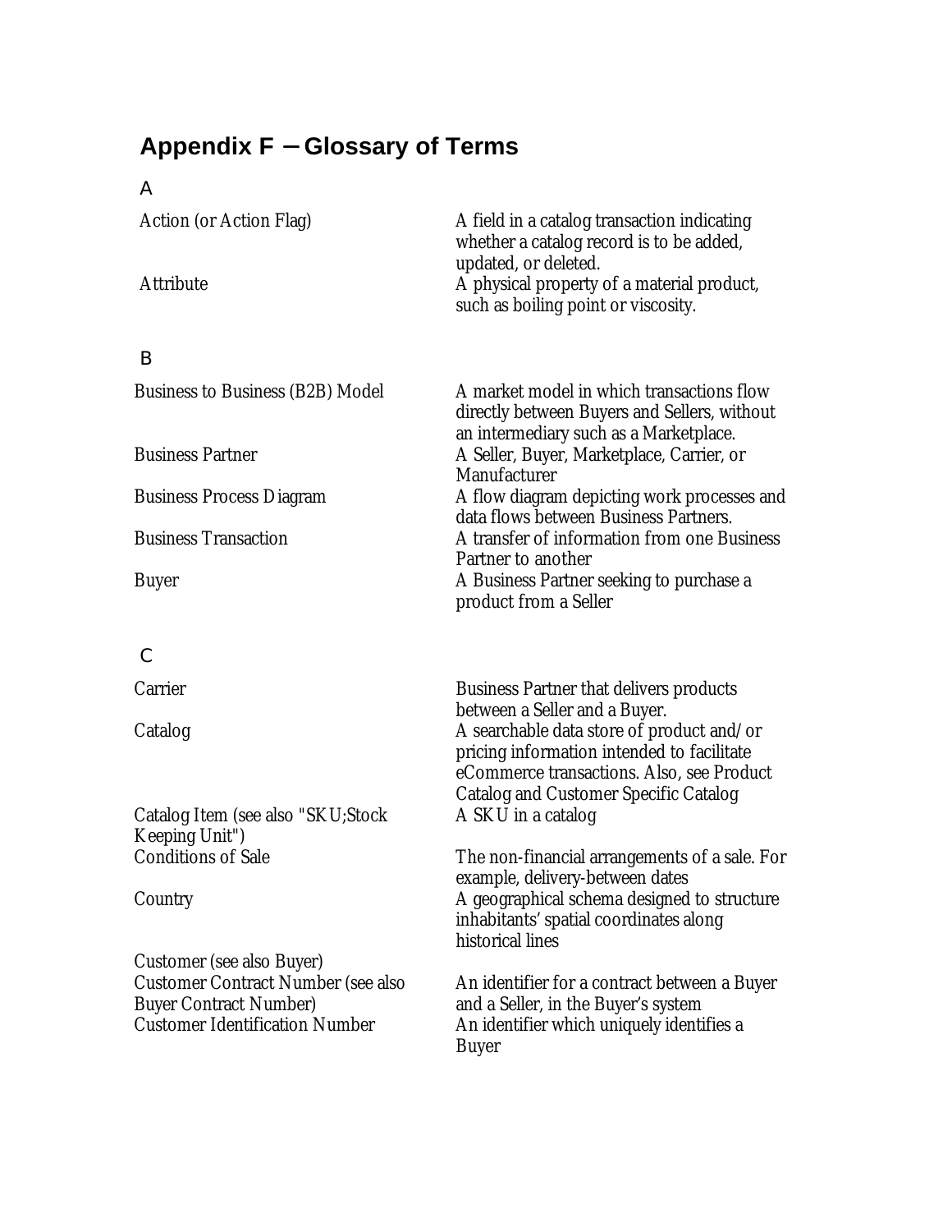## Appendix F – Glossary of Terms

### A

| Term | Definition |
| --- | --- |
| Action (or Action Flag) | A field in a catalog transaction indicating whether a catalog record is to be added, updated, or deleted. |
| Attribute | A physical property of a material product, such as boiling point or viscosity. |

### B

| Term | Definition |
| --- | --- |
| Business to Business (B2B) Model | A market model in which transactions flow directly between Buyers and Sellers, without an intermediary such as a Marketplace. |
| Business Partner | A Seller, Buyer, Marketplace, Carrier, or Manufacturer |
| Business Process Diagram | A flow diagram depicting work processes and data flows between Business Partners. |
| Business Transaction | A transfer of information from one Business Partner to another |
| Buyer | A Business Partner seeking to purchase a product from a Seller |

### C

| Term | Definition |
| --- | --- |
| Carrier | Business Partner that delivers products between a Seller and a Buyer. |
| Catalog | A searchable data store of product and/or pricing information intended to facilitate eCommerce transactions. Also, see Product Catalog and Customer Specific Catalog |
| Catalog Item (see also "SKU;Stock Keeping Unit") | A SKU in a catalog |
| Conditions of Sale | The non-financial arrangements of a sale. For example, delivery-between dates |
| Country | A geographical schema designed to structure inhabitants' spatial coordinates along historical lines |
| Customer (see also Buyer) | |
| Customer Contract Number (see also Buyer Contract Number) | An identifier for a contract between a Buyer and a Seller, in the Buyer's system |
| Customer Identification Number | An identifier which uniquely identifies a Buyer |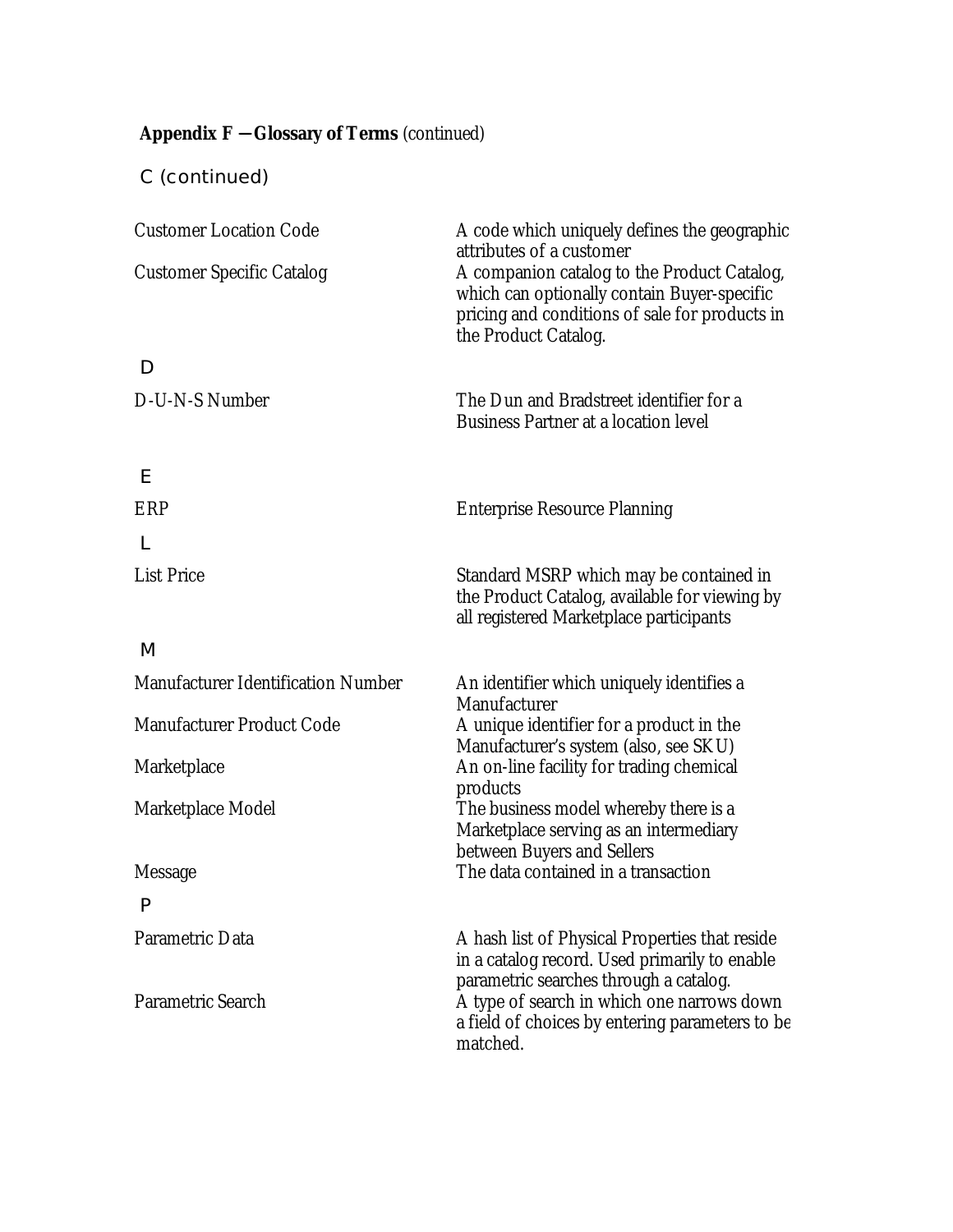**Appendix F — Glossary of Terms** *(continued)*

## C (continued)

| Term | Definition |
|---|---|
| Customer Location Code | A code which uniquely defines the geographic attributes of a customer |
| Customer Specific Catalog | A companion catalog to the Product Catalog, which can optionally contain Buyer-specific pricing and conditions of sale for products in the Product Catalog. |

## D

| Term | Definition |
|---|---|
| D-U-N-S Number | The Dun and Bradstreet identifier for a Business Partner at a location level |

## E

| Term | Definition |
|---|---|
| ERP | Enterprise Resource Planning |

## L

| Term | Definition |
|---|---|
| List Price | Standard MSRP which may be contained in the Product Catalog, available for viewing by all registered Marketplace participants |

## M

| Term | Definition |
|---|---|
| Manufacturer Identification Number | An identifier which uniquely identifies a Manufacturer |
| Manufacturer Product Code | A unique identifier for a product in the Manufacturer's system (also, see SKU) |
| Marketplace | An on-line facility for trading chemical products |
| Marketplace Model | The business model whereby there is a Marketplace serving as an intermediary between Buyers and Sellers |
| Message | The data contained in a transaction |

## P

| Term | Definition |
|---|---|
| Parametric Data | A hash list of Physical Properties that reside in a catalog record. Used primarily to enable parametric searches through a catalog. |
| Parametric Search | A type of search in which one narrows down a field of choices by entering parameters to be matched. |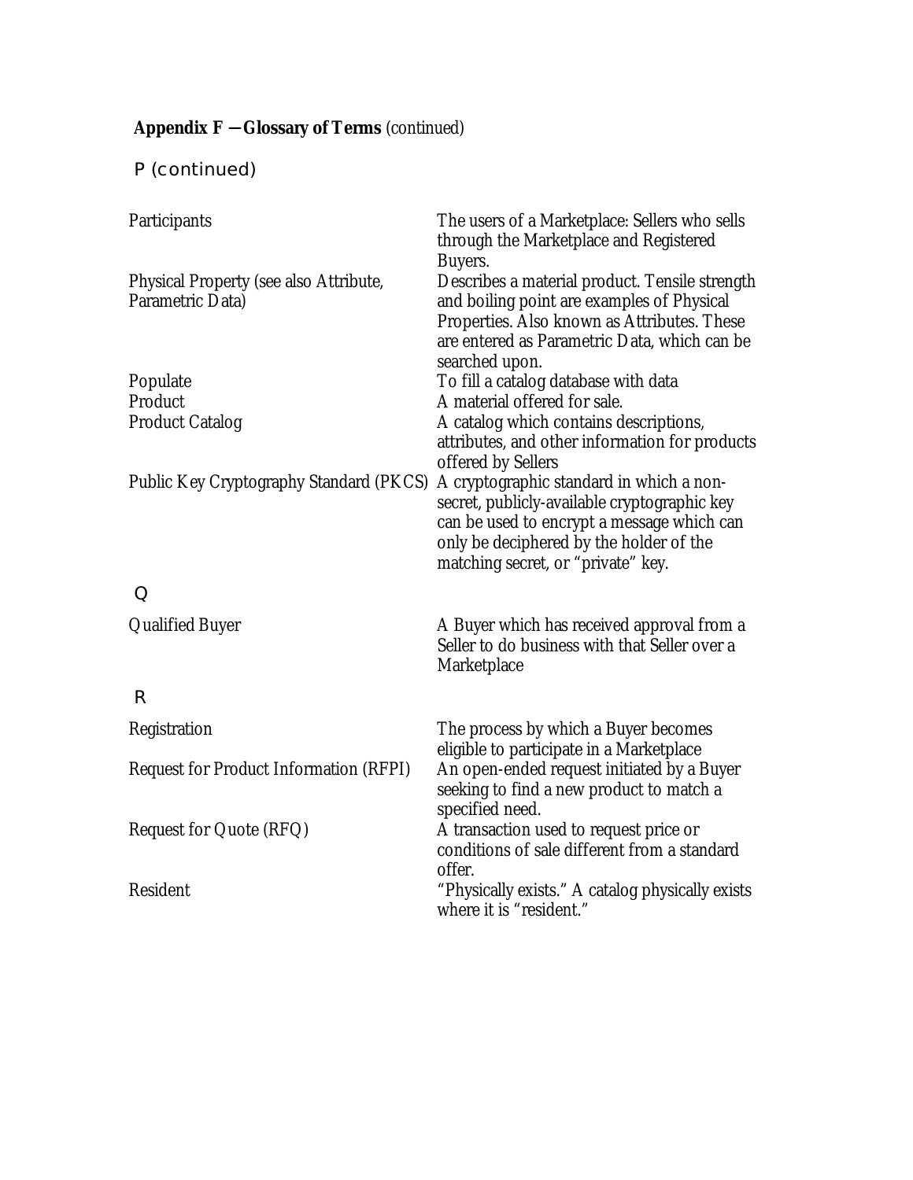**Appendix F —Glossary of Terms** *(continued)*

## P (continued)

| | |
|---|---|
| Participants | The users of a Marketplace: Sellers who sells through the Marketplace and Registered Buyers. |
| Physical Property (see also Attribute, Parametric Data) | Describes a material product. Tensile strength and boiling point are examples of Physical Properties. Also known as Attributes. These are entered as Parametric Data, which can be searched upon. |
| Populate | To fill a catalog database with data |
| Product | A material offered for sale. |
| Product Catalog | A catalog which contains descriptions, attributes, and other information for products offered by Sellers |
| Public Key Cryptography Standard (PKCS) | A cryptographic standard in which a non-secret, publicly-available cryptographic key can be used to encrypt a message which can only be deciphered by the holder of the matching secret, or "private" key. |

## Q

| | |
|---|---|
| Qualified Buyer | A Buyer which has received approval from a Seller to do business with that Seller over a Marketplace |

## R

| | |
|---|---|
| Registration | The process by which a Buyer becomes eligible to participate in a Marketplace |
| Request for Product Information (RFPI) | An open-ended request initiated by a Buyer seeking to find a new product to match a specified need. |
| Request for Quote (RFQ) | A transaction used to request price or conditions of sale different from a standard offer. |
| Resident | "Physically exists." A catalog physically exists where it is "resident." |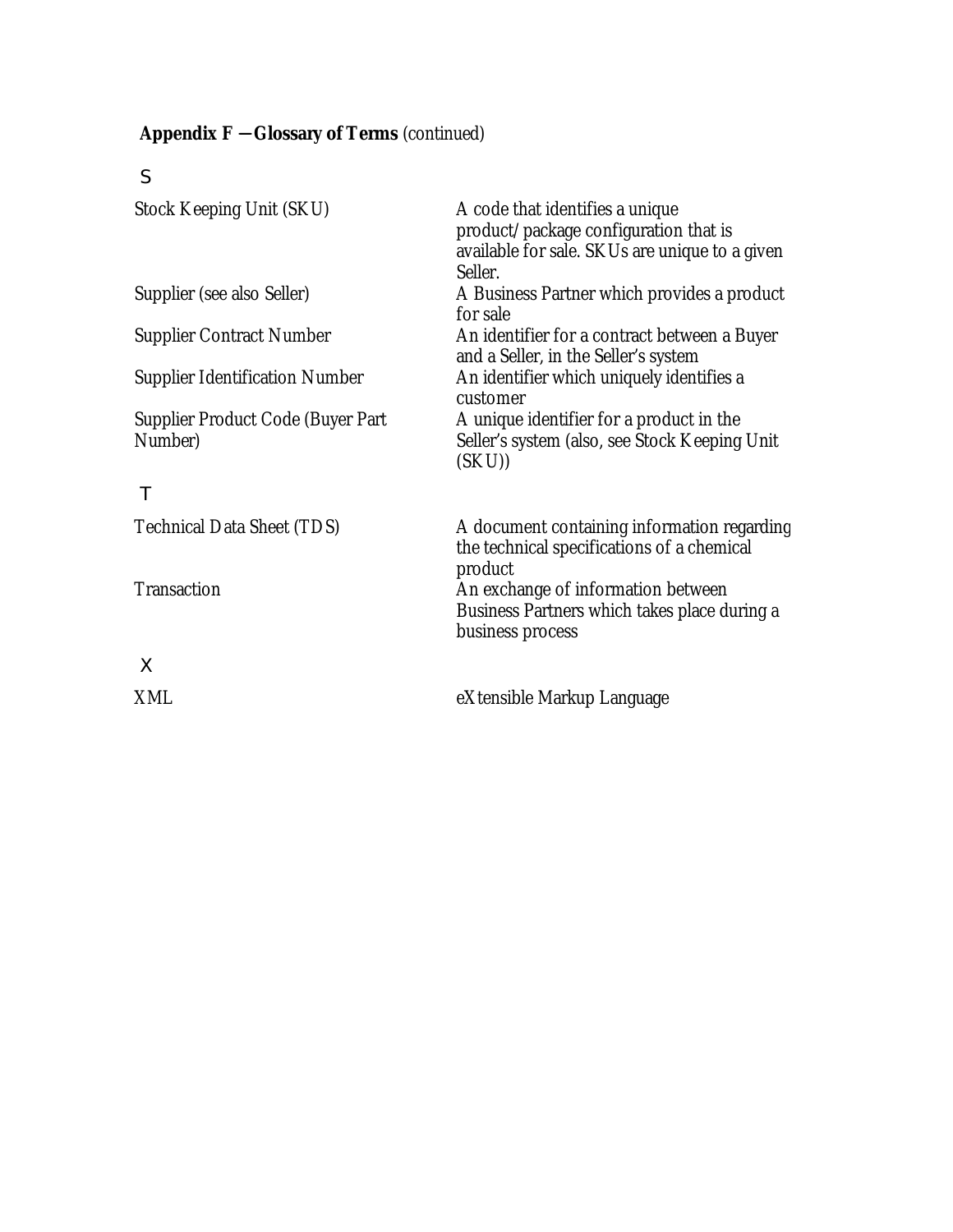**Appendix F — Glossary of Terms** *(continued)*

## S

| | |
|---|---|
| Stock Keeping Unit (SKU) | A code that identifies a unique product/package configuration that is available for sale. SKUs are unique to a given Seller. |
| Supplier (see also Seller) | A Business Partner which provides a product for sale |
| Supplier Contract Number | An identifier for a contract between a Buyer and a Seller, in the Seller's system |
| Supplier Identification Number | An identifier which uniquely identifies a customer |
| Supplier Product Code (Buyer Part Number) | A unique identifier for a product in the Seller's system (also, see Stock Keeping Unit (SKU)) |

## T

| | |
|---|---|
| Technical Data Sheet (TDS) | A document containing information regarding the technical specifications of a chemical product |
| Transaction | An exchange of information between Business Partners which takes place during a business process |

## X

| | |
|---|---|
| XML | eXtensible Markup Language |